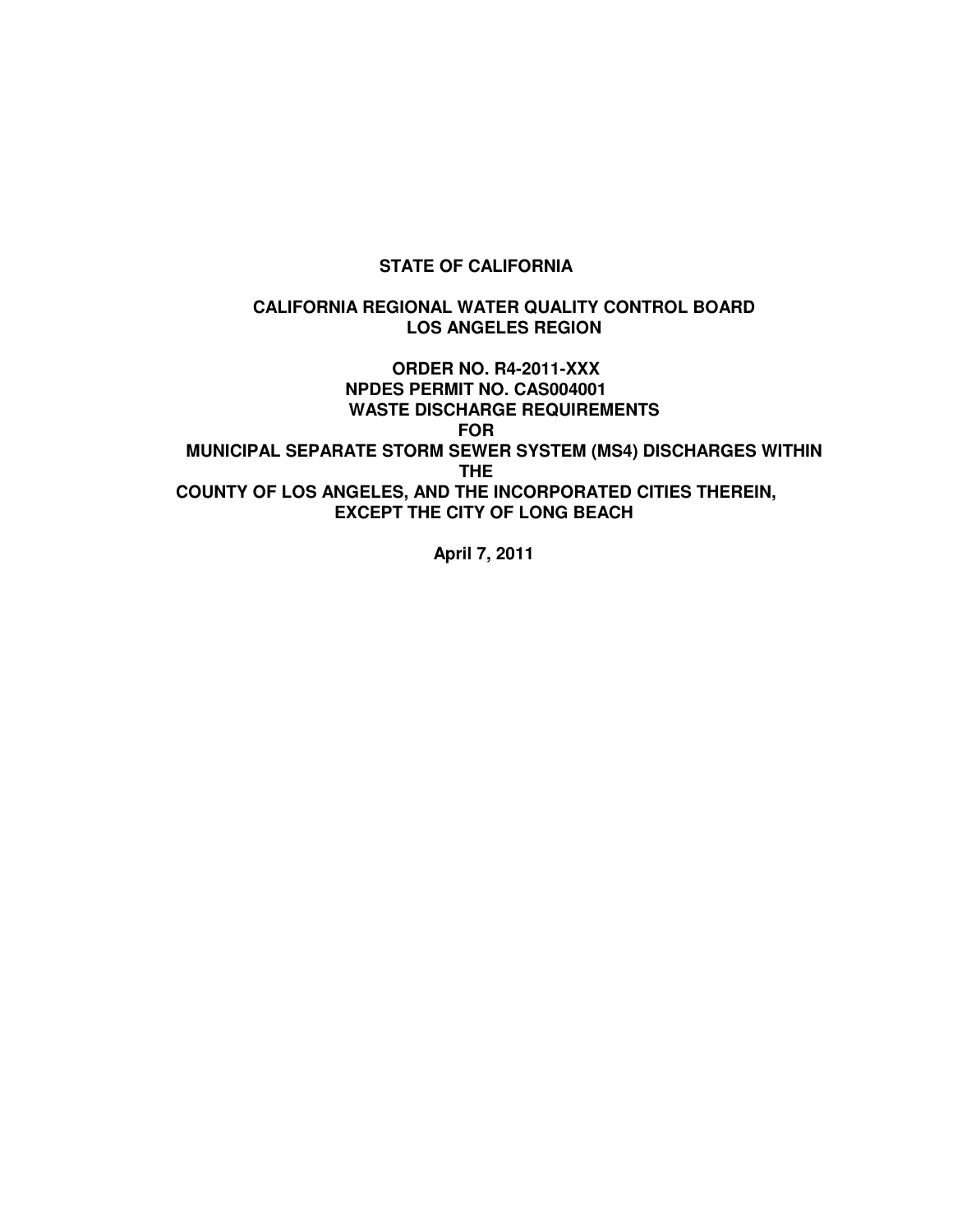**STATE OF CALIFORNIA**

**CALIFORNIA REGIONAL WATER QUALITY CONTROL BOARD**
**LOS ANGELES REGION**

**ORDER NO. R4-2011-XXX**
**NPDES PERMIT NO. CAS004001**
**WASTE DISCHARGE REQUIREMENTS**
**FOR**
**MUNICIPAL SEPARATE STORM SEWER SYSTEM (MS4) DISCHARGES WITHIN THE**
**COUNTY OF LOS ANGELES, AND THE INCORPORATED CITIES THEREIN, EXCEPT THE CITY OF LONG BEACH**

**April 7, 2011**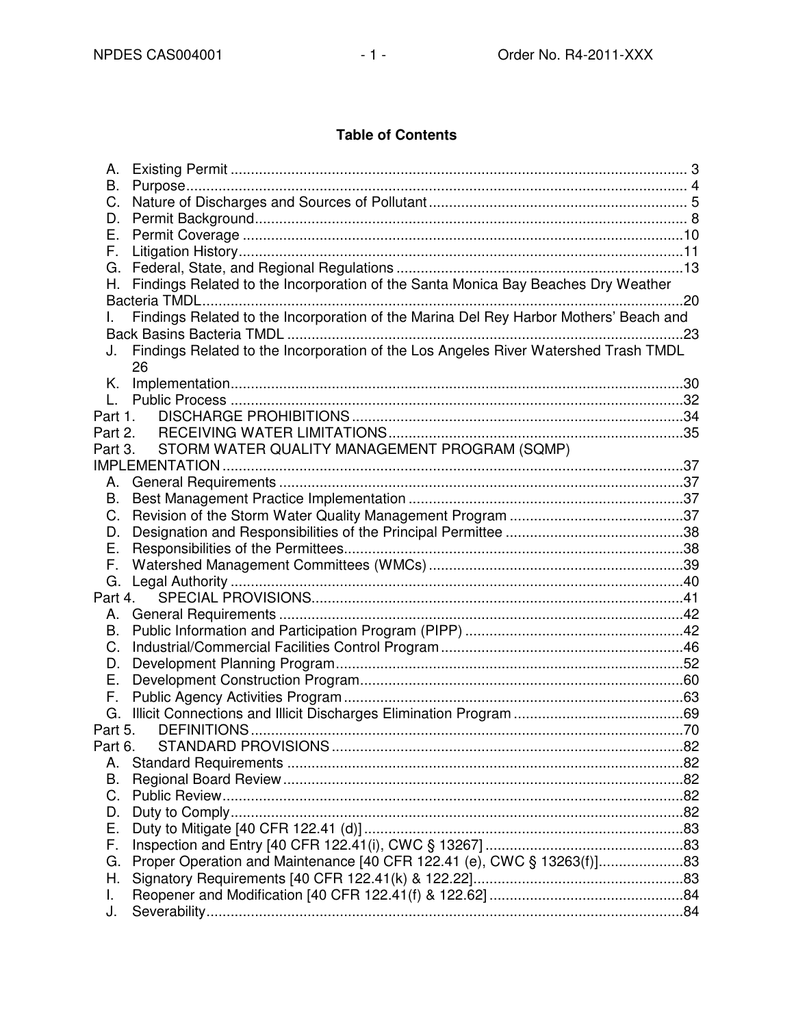## Table of Contents

A. Existing Permit .......... 3
B. Purpose .......... 4
C. Nature of Discharges and Sources of Pollutant .......... 5
D. Permit Background .......... 8
E. Permit Coverage .......... 10
F. Litigation History .......... 11
G. Federal, State, and Regional Regulations .......... 13
H. Findings Related to the Incorporation of the Santa Monica Bay Beaches Dry Weather Bacteria TMDL .......... 20
I. Findings Related to the Incorporation of the Marina Del Rey Harbor Mothers' Beach and Back Basins Bacteria TMDL .......... 23
J. Findings Related to the Incorporation of the Los Angeles River Watershed Trash TMDL 26
K. Implementation .......... 30
L. Public Process .......... 32

Part 1. DISCHARGE PROHIBITIONS .......... 34

Part 2. RECEIVING WATER LIMITATIONS .......... 35

Part 3. STORM WATER QUALITY MANAGEMENT PROGRAM (SQMP) IMPLEMENTATION .......... 37

A. General Requirements .......... 37
B. Best Management Practice Implementation .......... 37
C. Revision of the Storm Water Quality Management Program .......... 37
D. Designation and Responsibilities of the Principal Permittee .......... 38
E. Responsibilities of the Permittees .......... 38
F. Watershed Management Committees (WMCs) .......... 39
G. Legal Authority .......... 40

Part 4. SPECIAL PROVISIONS .......... 41

A. General Requirements .......... 42
B. Public Information and Participation Program (PIPP) .......... 42
C. Industrial/Commercial Facilities Control Program .......... 46
D. Development Planning Program .......... 52
E. Development Construction Program .......... 60
F. Public Agency Activities Program .......... 63
G. Illicit Connections and Illicit Discharges Elimination Program .......... 69

Part 5. DEFINITIONS .......... 70

Part 6. STANDARD PROVISIONS .......... 82

A. Standard Requirements .......... 82
B. Regional Board Review .......... 82
C. Public Review .......... 82
D. Duty to Comply .......... 82
E. Duty to Mitigate [40 CFR 122.41 (d)] .......... 83
F. Inspection and Entry [40 CFR 122.41(i), CWC § 13267] .......... 83
G. Proper Operation and Maintenance [40 CFR 122.41 (e), CWC § 13263(f)] .......... 83
H. Signatory Requirements [40 CFR 122.41(k) & 122.22] .......... 83
I. Reopener and Modification [40 CFR 122.41(f) & 122.62] .......... 84
J. Severability .......... 84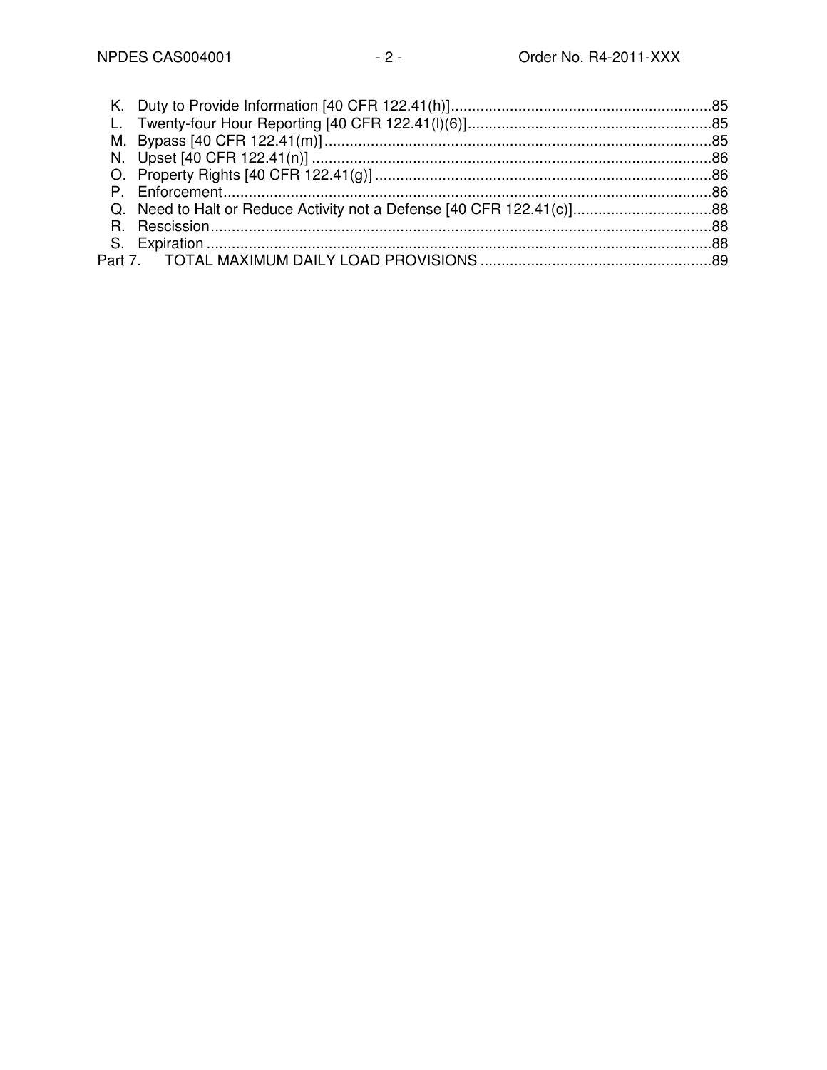K. Duty to Provide Information [40 CFR 122.41(h)] .......... 85
L. Twenty-four Hour Reporting [40 CFR 122.41(l)(6)] .......... 85
M. Bypass [40 CFR 122.41(m)] .......... 85
N. Upset [40 CFR 122.41(n)] .......... 86
O. Property Rights [40 CFR 122.41(g)] .......... 86
P. Enforcement .......... 86
Q. Need to Halt or Reduce Activity not a Defense [40 CFR 122.41(c)] .......... 88
R. Rescission .......... 88
S. Expiration .......... 88

Part 7. TOTAL MAXIMUM DAILY LOAD PROVISIONS .......... 89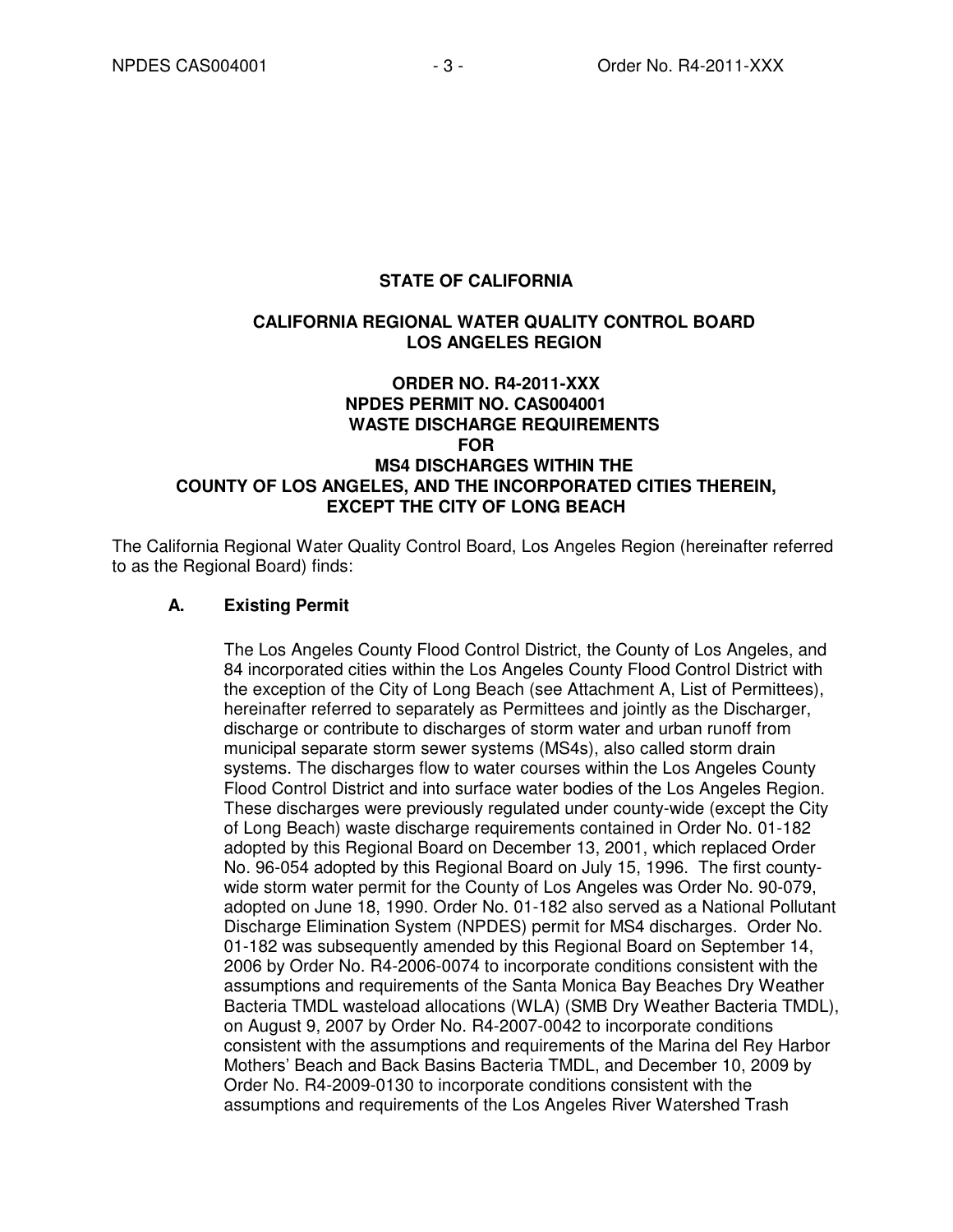**STATE OF CALIFORNIA**

**CALIFORNIA REGIONAL WATER QUALITY CONTROL BOARD**
**LOS ANGELES REGION**

**ORDER NO. R4-2011-XXX**
**NPDES PERMIT NO. CAS004001**
**WASTE DISCHARGE REQUIREMENTS**
**FOR**
**MS4 DISCHARGES WITHIN THE**
**COUNTY OF LOS ANGELES, AND THE INCORPORATED CITIES THEREIN,**
**EXCEPT THE CITY OF LONG BEACH**

The California Regional Water Quality Control Board, Los Angeles Region (hereinafter referred to as the Regional Board) finds:

## A. Existing Permit

The Los Angeles County Flood Control District, the County of Los Angeles, and 84 incorporated cities within the Los Angeles County Flood Control District with the exception of the City of Long Beach (see Attachment A, List of Permittees), hereinafter referred to separately as Permittees and jointly as the Discharger, discharge or contribute to discharges of storm water and urban runoff from municipal separate storm sewer systems (MS4s), also called storm drain systems. The discharges flow to water courses within the Los Angeles County Flood Control District and into surface water bodies of the Los Angeles Region. These discharges were previously regulated under county-wide (except the City of Long Beach) waste discharge requirements contained in Order No. 01-182 adopted by this Regional Board on December 13, 2001, which replaced Order No. 96-054 adopted by this Regional Board on July 15, 1996. The first county-wide storm water permit for the County of Los Angeles was Order No. 90-079, adopted on June 18, 1990. Order No. 01-182 also served as a National Pollutant Discharge Elimination System (NPDES) permit for MS4 discharges. Order No. 01-182 was subsequently amended by this Regional Board on September 14, 2006 by Order No. R4-2006-0074 to incorporate conditions consistent with the assumptions and requirements of the Santa Monica Bay Beaches Dry Weather Bacteria TMDL wasteload allocations (WLA) (SMB Dry Weather Bacteria TMDL), on August 9, 2007 by Order No. R4-2007-0042 to incorporate conditions consistent with the assumptions and requirements of the Marina del Rey Harbor Mothers' Beach and Back Basins Bacteria TMDL, and December 10, 2009 by Order No. R4-2009-0130 to incorporate conditions consistent with the assumptions and requirements of the Los Angeles River Watershed Trash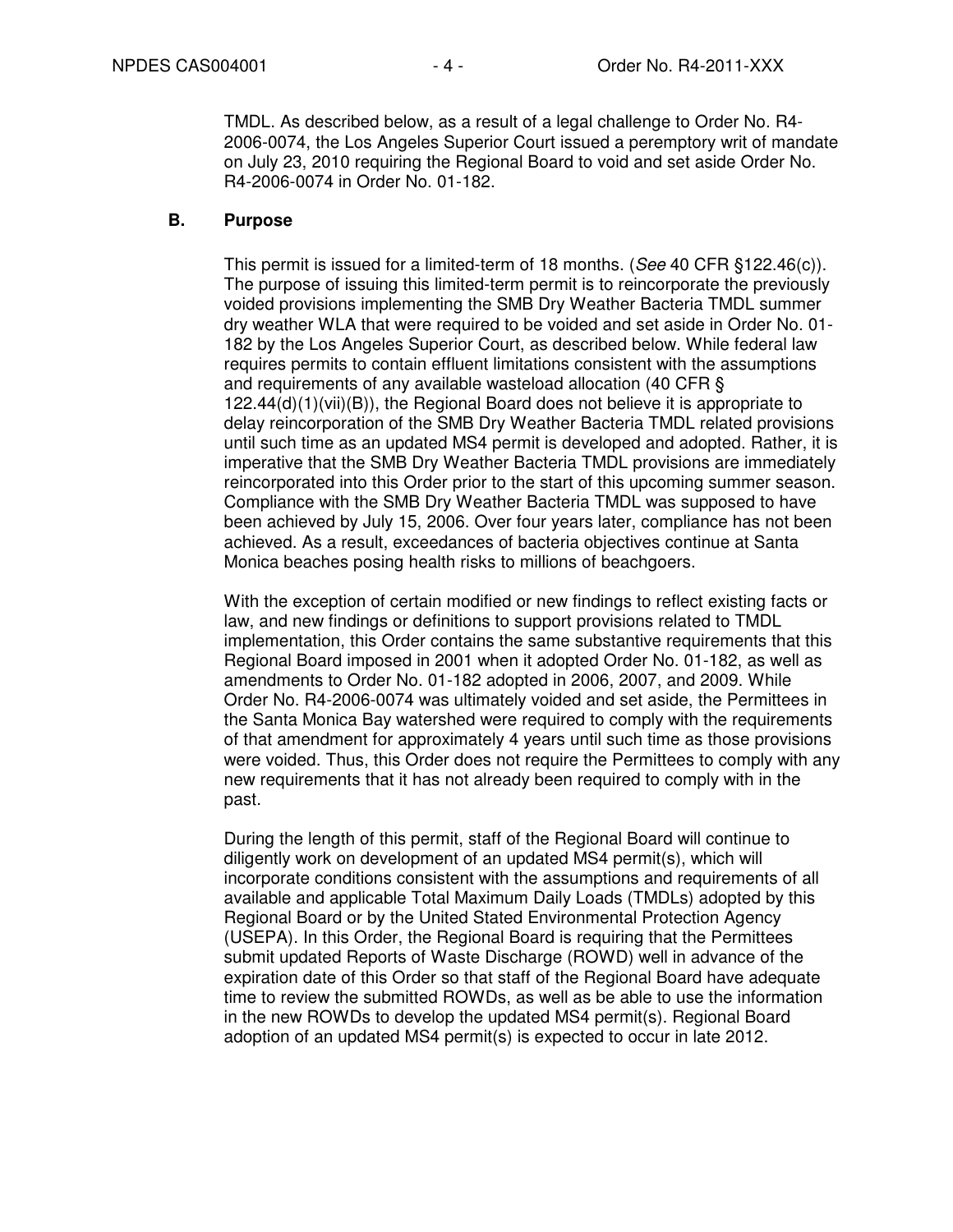TMDL. As described below, as a result of a legal challenge to Order No. R4-2006-0074, the Los Angeles Superior Court issued a peremptory writ of mandate on July 23, 2010 requiring the Regional Board to void and set aside Order No. R4-2006-0074 in Order No. 01-182.

**B. Purpose**

This permit is issued for a limited-term of 18 months. (*See* 40 CFR §122.46(c)). The purpose of issuing this limited-term permit is to reincorporate the previously voided provisions implementing the SMB Dry Weather Bacteria TMDL summer dry weather WLA that were required to be voided and set aside in Order No. 01-182 by the Los Angeles Superior Court, as described below. While federal law requires permits to contain effluent limitations consistent with the assumptions and requirements of any available wasteload allocation (40 CFR § 122.44(d)(1)(vii)(B)), the Regional Board does not believe it is appropriate to delay reincorporation of the SMB Dry Weather Bacteria TMDL related provisions until such time as an updated MS4 permit is developed and adopted. Rather, it is imperative that the SMB Dry Weather Bacteria TMDL provisions are immediately reincorporated into this Order prior to the start of this upcoming summer season. Compliance with the SMB Dry Weather Bacteria TMDL was supposed to have been achieved by July 15, 2006. Over four years later, compliance has not been achieved. As a result, exceedances of bacteria objectives continue at Santa Monica beaches posing health risks to millions of beachgoers.

With the exception of certain modified or new findings to reflect existing facts or law, and new findings or definitions to support provisions related to TMDL implementation, this Order contains the same substantive requirements that this Regional Board imposed in 2001 when it adopted Order No. 01-182, as well as amendments to Order No. 01-182 adopted in 2006, 2007, and 2009. While Order No. R4-2006-0074 was ultimately voided and set aside, the Permittees in the Santa Monica Bay watershed were required to comply with the requirements of that amendment for approximately 4 years until such time as those provisions were voided. Thus, this Order does not require the Permittees to comply with any new requirements that it has not already been required to comply with in the past.

During the length of this permit, staff of the Regional Board will continue to diligently work on development of an updated MS4 permit(s), which will incorporate conditions consistent with the assumptions and requirements of all available and applicable Total Maximum Daily Loads (TMDLs) adopted by this Regional Board or by the United Stated Environmental Protection Agency (USEPA). In this Order, the Regional Board is requiring that the Permittees submit updated Reports of Waste Discharge (ROWD) well in advance of the expiration date of this Order so that staff of the Regional Board have adequate time to review the submitted ROWDs, as well as be able to use the information in the new ROWDs to develop the updated MS4 permit(s). Regional Board adoption of an updated MS4 permit(s) is expected to occur in late 2012.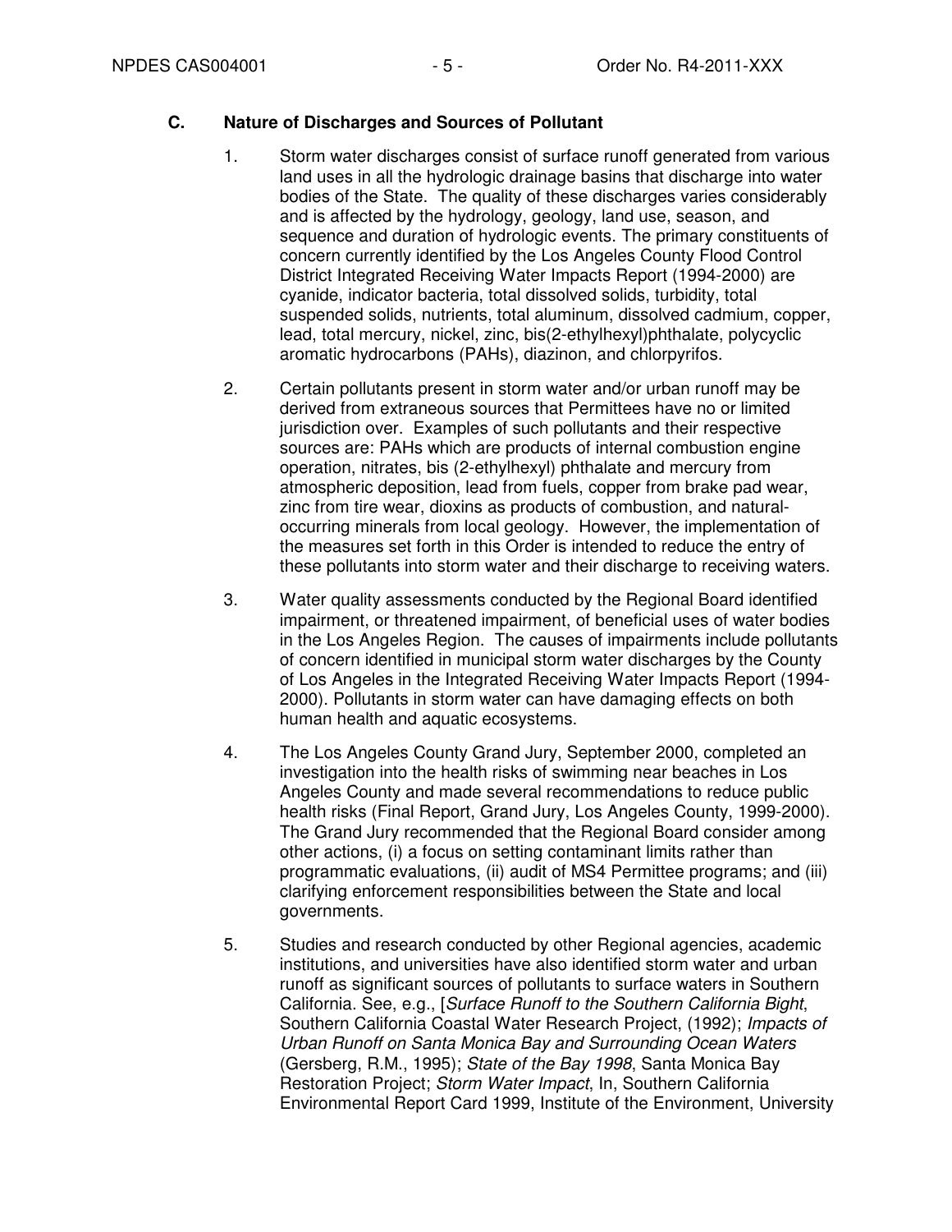### C. Nature of Discharges and Sources of Pollutant

1. Storm water discharges consist of surface runoff generated from various land uses in all the hydrologic drainage basins that discharge into water bodies of the State. The quality of these discharges varies considerably and is affected by the hydrology, geology, land use, season, and sequence and duration of hydrologic events. The primary constituents of concern currently identified by the Los Angeles County Flood Control District Integrated Receiving Water Impacts Report (1994-2000) are cyanide, indicator bacteria, total dissolved solids, turbidity, total suspended solids, nutrients, total aluminum, dissolved cadmium, copper, lead, total mercury, nickel, zinc, bis(2-ethylhexyl)phthalate, polycyclic aromatic hydrocarbons (PAHs), diazinon, and chlorpyrifos.

2. Certain pollutants present in storm water and/or urban runoff may be derived from extraneous sources that Permittees have no or limited jurisdiction over. Examples of such pollutants and their respective sources are: PAHs which are products of internal combustion engine operation, nitrates, bis (2-ethylhexyl) phthalate and mercury from atmospheric deposition, lead from fuels, copper from brake pad wear, zinc from tire wear, dioxins as products of combustion, and natural-occurring minerals from local geology. However, the implementation of the measures set forth in this Order is intended to reduce the entry of these pollutants into storm water and their discharge to receiving waters.

3. Water quality assessments conducted by the Regional Board identified impairment, or threatened impairment, of beneficial uses of water bodies in the Los Angeles Region. The causes of impairments include pollutants of concern identified in municipal storm water discharges by the County of Los Angeles in the Integrated Receiving Water Impacts Report (1994-2000). Pollutants in storm water can have damaging effects on both human health and aquatic ecosystems.

4. The Los Angeles County Grand Jury, September 2000, completed an investigation into the health risks of swimming near beaches in Los Angeles County and made several recommendations to reduce public health risks (Final Report, Grand Jury, Los Angeles County, 1999-2000). The Grand Jury recommended that the Regional Board consider among other actions, (i) a focus on setting contaminant limits rather than programmatic evaluations, (ii) audit of MS4 Permittee programs; and (iii) clarifying enforcement responsibilities between the State and local governments.

5. Studies and research conducted by other Regional agencies, academic institutions, and universities have also identified storm water and urban runoff as significant sources of pollutants to surface waters in Southern California. See, e.g., [*Surface Runoff to the Southern California Bight*, Southern California Coastal Water Research Project, (1992); *Impacts of Urban Runoff on Santa Monica Bay and Surrounding Ocean Waters* (Gersberg, R.M., 1995); *State of the Bay 1998*, Santa Monica Bay Restoration Project; *Storm Water Impact*, In, Southern California Environmental Report Card 1999, Institute of the Environment, University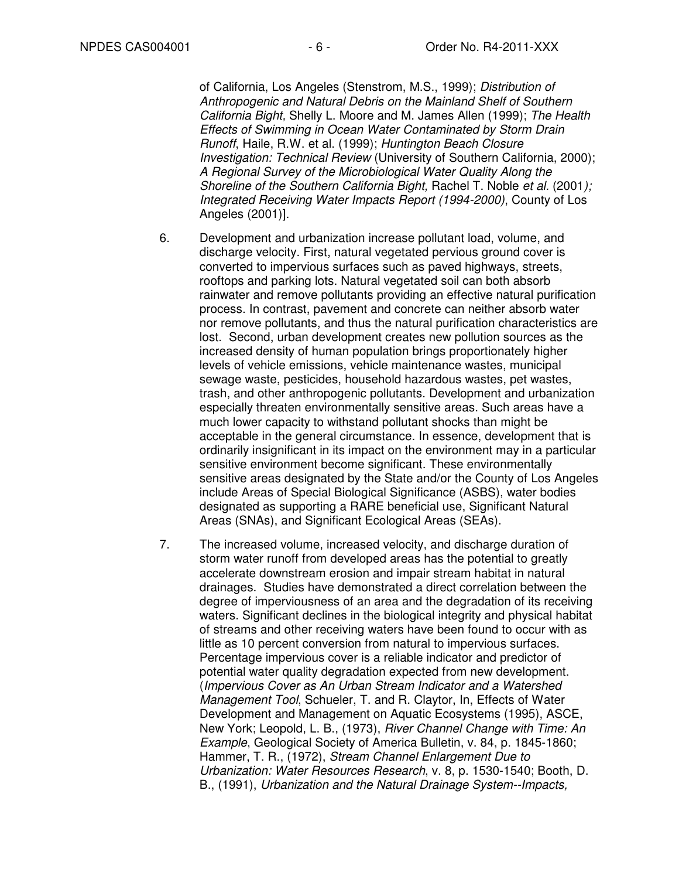of California, Los Angeles (Stenstrom, M.S., 1999); *Distribution of Anthropogenic and Natural Debris on the Mainland Shelf of Southern California Bight,* Shelly L. Moore and M. James Allen (1999); *The Health Effects of Swimming in Ocean Water Contaminated by Storm Drain Runoff,* Haile, R.W. et al. (1999); *Huntington Beach Closure Investigation: Technical Review* (University of Southern California, 2000); *A Regional Survey of the Microbiological Water Quality Along the Shoreline of the Southern California Bight,* Rachel T. Noble *et al.* (2001*); Integrated Receiving Water Impacts Report (1994-2000)*, County of Los Angeles (2001)].

6. Development and urbanization increase pollutant load, volume, and discharge velocity. First, natural vegetated pervious ground cover is converted to impervious surfaces such as paved highways, streets, rooftops and parking lots. Natural vegetated soil can both absorb rainwater and remove pollutants providing an effective natural purification process. In contrast, pavement and concrete can neither absorb water nor remove pollutants, and thus the natural purification characteristics are lost. Second, urban development creates new pollution sources as the increased density of human population brings proportionately higher levels of vehicle emissions, vehicle maintenance wastes, municipal sewage waste, pesticides, household hazardous wastes, pet wastes, trash, and other anthropogenic pollutants. Development and urbanization especially threaten environmentally sensitive areas. Such areas have a much lower capacity to withstand pollutant shocks than might be acceptable in the general circumstance. In essence, development that is ordinarily insignificant in its impact on the environment may in a particular sensitive environment become significant. These environmentally sensitive areas designated by the State and/or the County of Los Angeles include Areas of Special Biological Significance (ASBS), water bodies designated as supporting a RARE beneficial use, Significant Natural Areas (SNAs), and Significant Ecological Areas (SEAs).

7. The increased volume, increased velocity, and discharge duration of storm water runoff from developed areas has the potential to greatly accelerate downstream erosion and impair stream habitat in natural drainages. Studies have demonstrated a direct correlation between the degree of imperviousness of an area and the degradation of its receiving waters. Significant declines in the biological integrity and physical habitat of streams and other receiving waters have been found to occur with as little as 10 percent conversion from natural to impervious surfaces. Percentage impervious cover is a reliable indicator and predictor of potential water quality degradation expected from new development. (*Impervious Cover as An Urban Stream Indicator and a Watershed Management Tool*, Schueler, T. and R. Claytor, In, Effects of Water Development and Management on Aquatic Ecosystems (1995), ASCE, New York; Leopold, L. B., (1973), *River Channel Change with Time: An Example*, Geological Society of America Bulletin, v. 84, p. 1845-1860; Hammer, T. R., (1972), *Stream Channel Enlargement Due to Urbanization: Water Resources Research*, v. 8, p. 1530-1540; Booth, D. B., (1991), *Urbanization and the Natural Drainage System--Impacts,*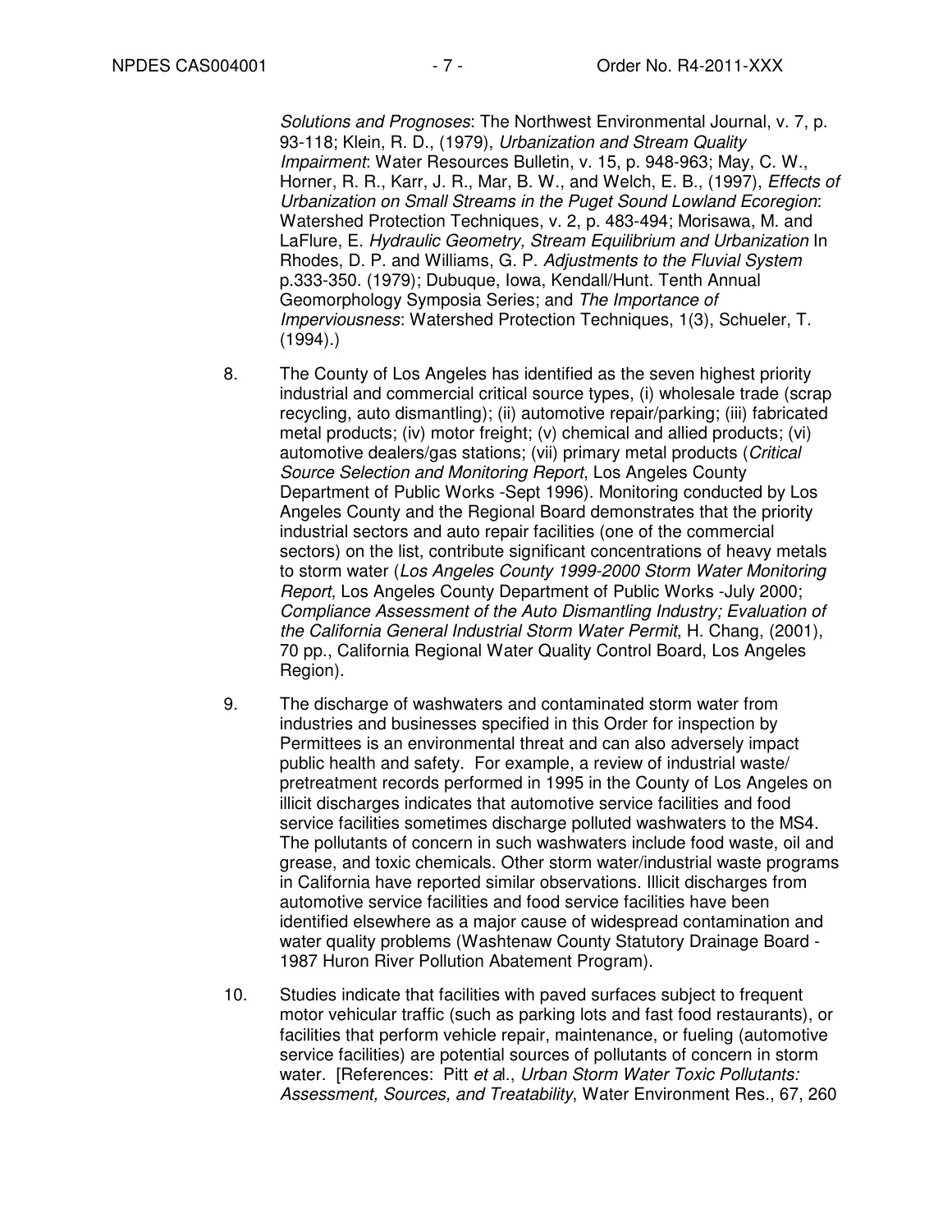*Solutions and Prognoses*: The Northwest Environmental Journal, v. 7, p. 93-118; Klein, R. D., (1979), *Urbanization and Stream Quality Impairment*: Water Resources Bulletin, v. 15, p. 948-963; May, C. W., Horner, R. R., Karr, J. R., Mar, B. W., and Welch, E. B., (1997), *Effects of Urbanization on Small Streams in the Puget Sound Lowland Ecoregion*: Watershed Protection Techniques, v. 2, p. 483-494; Morisawa, M. and LaFlure, E. *Hydraulic Geometry, Stream Equilibrium and Urbanization* In Rhodes, D. P. and Williams, G. P. *Adjustments to the Fluvial System* p.333-350. (1979); Dubuque, Iowa, Kendall/Hunt. Tenth Annual Geomorphology Symposia Series; and *The Importance of Imperviousness*: Watershed Protection Techniques, 1(3), Schueler, T. (1994).)

8. The County of Los Angeles has identified as the seven highest priority industrial and commercial critical source types, (i) wholesale trade (scrap recycling, auto dismantling); (ii) automotive repair/parking; (iii) fabricated metal products; (iv) motor freight; (v) chemical and allied products; (vi) automotive dealers/gas stations; (vii) primary metal products (*Critical Source Selection and Monitoring Report*, Los Angeles County Department of Public Works -Sept 1996). Monitoring conducted by Los Angeles County and the Regional Board demonstrates that the priority industrial sectors and auto repair facilities (one of the commercial sectors) on the list, contribute significant concentrations of heavy metals to storm water (*Los Angeles County 1999-2000 Storm Water Monitoring Report*, Los Angeles County Department of Public Works -July 2000; *Compliance Assessment of the Auto Dismantling Industry; Evaluation of the California General Industrial Storm Water Permit*, H. Chang, (2001), 70 pp., California Regional Water Quality Control Board, Los Angeles Region).

9. The discharge of washwaters and contaminated storm water from industries and businesses specified in this Order for inspection by Permittees is an environmental threat and can also adversely impact public health and safety. For example, a review of industrial waste/ pretreatment records performed in 1995 in the County of Los Angeles on illicit discharges indicates that automotive service facilities and food service facilities sometimes discharge polluted washwaters to the MS4. The pollutants of concern in such washwaters include food waste, oil and grease, and toxic chemicals. Other storm water/industrial waste programs in California have reported similar observations. Illicit discharges from automotive service facilities and food service facilities have been identified elsewhere as a major cause of widespread contamination and water quality problems (Washtenaw County Statutory Drainage Board - 1987 Huron River Pollution Abatement Program).

10. Studies indicate that facilities with paved surfaces subject to frequent motor vehicular traffic (such as parking lots and fast food restaurants), or facilities that perform vehicle repair, maintenance, or fueling (automotive service facilities) are potential sources of pollutants of concern in storm water. [References: Pitt *et a*l., *Urban Storm Water Toxic Pollutants: Assessment, Sources, and Treatability*, Water Environment Res., 67, 260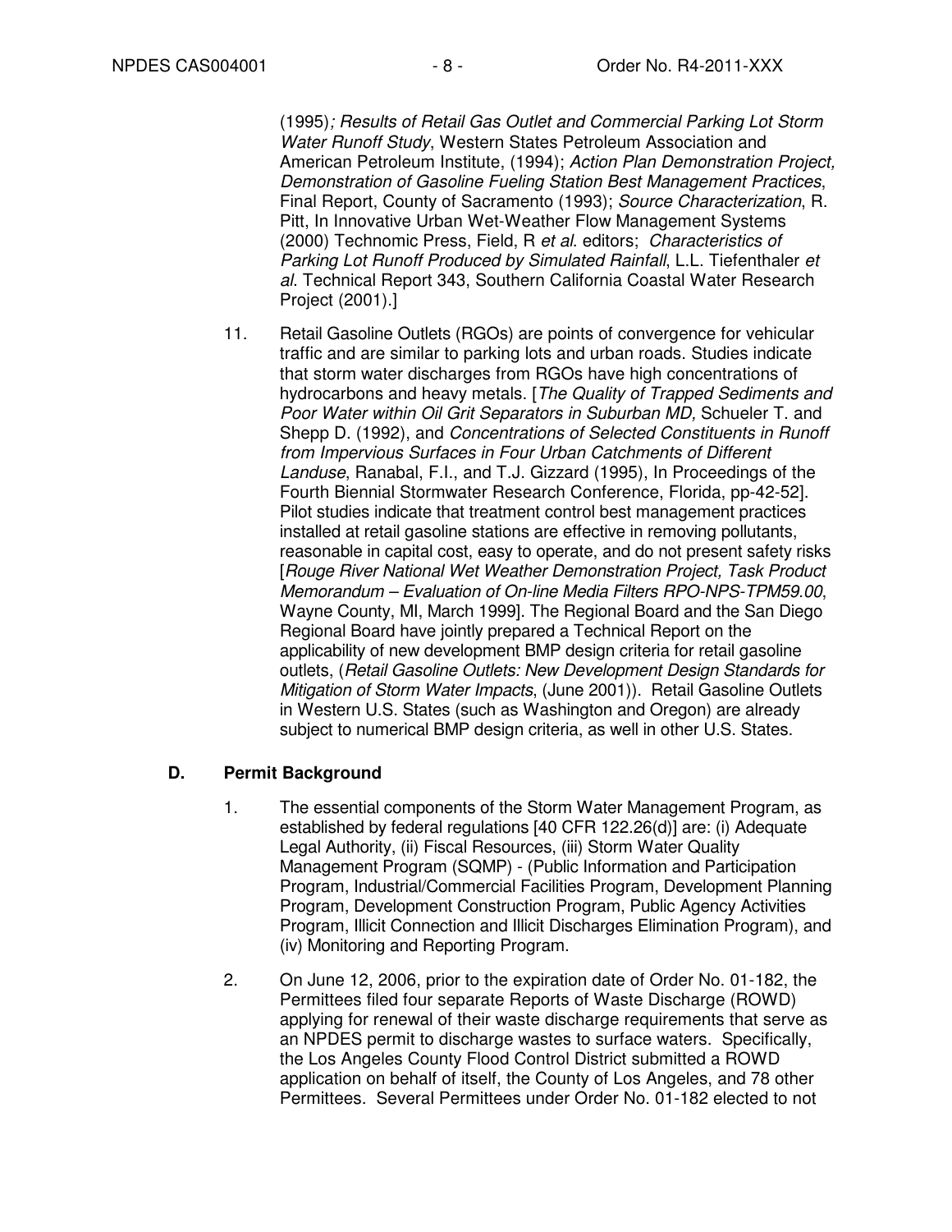(1995)*; Results of Retail Gas Outlet and Commercial Parking Lot Storm Water Runoff Study*, Western States Petroleum Association and American Petroleum Institute, (1994); *Action Plan Demonstration Project, Demonstration of Gasoline Fueling Station Best Management Practices*, Final Report, County of Sacramento (1993); *Source Characterization*, R. Pitt, In Innovative Urban Wet-Weather Flow Management Systems (2000) Technomic Press, Field, R *et al*. editors; *Characteristics of Parking Lot Runoff Produced by Simulated Rainfall*, L.L. Tiefenthaler *et al*. Technical Report 343, Southern California Coastal Water Research Project (2001).]

11. Retail Gasoline Outlets (RGOs) are points of convergence for vehicular traffic and are similar to parking lots and urban roads. Studies indicate that storm water discharges from RGOs have high concentrations of hydrocarbons and heavy metals. [*The Quality of Trapped Sediments and Poor Water within Oil Grit Separators in Suburban MD,* Schueler T. and Shepp D. (1992), and *Concentrations of Selected Constituents in Runoff from Impervious Surfaces in Four Urban Catchments of Different Landuse*, Ranabal, F.I., and T.J. Gizzard (1995), In Proceedings of the Fourth Biennial Stormwater Research Conference, Florida, pp-42-52]. Pilot studies indicate that treatment control best management practices installed at retail gasoline stations are effective in removing pollutants, reasonable in capital cost, easy to operate, and do not present safety risks [*Rouge River National Wet Weather Demonstration Project, Task Product Memorandum – Evaluation of On-line Media Filters RPO-NPS-TPM59.00*, Wayne County, MI, March 1999]. The Regional Board and the San Diego Regional Board have jointly prepared a Technical Report on the applicability of new development BMP design criteria for retail gasoline outlets, (*Retail Gasoline Outlets: New Development Design Standards for Mitigation of Storm Water Impacts*, (June 2001)). Retail Gasoline Outlets in Western U.S. States (such as Washington and Oregon) are already subject to numerical BMP design criteria, as well in other U.S. States.

## D. Permit Background

1. The essential components of the Storm Water Management Program, as established by federal regulations [40 CFR 122.26(d)] are: (i) Adequate Legal Authority, (ii) Fiscal Resources, (iii) Storm Water Quality Management Program (SQMP) - (Public Information and Participation Program, Industrial/Commercial Facilities Program, Development Planning Program, Development Construction Program, Public Agency Activities Program, Illicit Connection and Illicit Discharges Elimination Program), and (iv) Monitoring and Reporting Program.

2. On June 12, 2006, prior to the expiration date of Order No. 01-182, the Permittees filed four separate Reports of Waste Discharge (ROWD) applying for renewal of their waste discharge requirements that serve as an NPDES permit to discharge wastes to surface waters. Specifically, the Los Angeles County Flood Control District submitted a ROWD application on behalf of itself, the County of Los Angeles, and 78 other Permittees. Several Permittees under Order No. 01-182 elected to not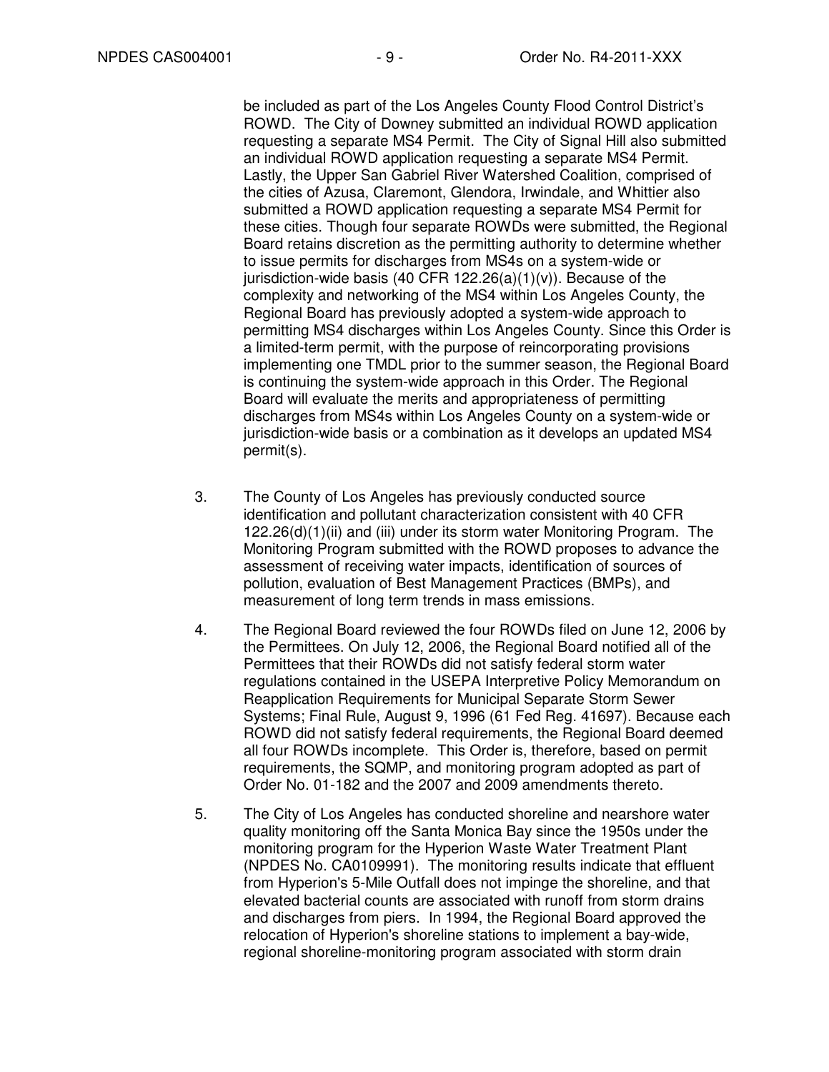be included as part of the Los Angeles County Flood Control District's ROWD. The City of Downey submitted an individual ROWD application requesting a separate MS4 Permit. The City of Signal Hill also submitted an individual ROWD application requesting a separate MS4 Permit. Lastly, the Upper San Gabriel River Watershed Coalition, comprised of the cities of Azusa, Claremont, Glendora, Irwindale, and Whittier also submitted a ROWD application requesting a separate MS4 Permit for these cities. Though four separate ROWDs were submitted, the Regional Board retains discretion as the permitting authority to determine whether to issue permits for discharges from MS4s on a system-wide or jurisdiction-wide basis (40 CFR 122.26(a)(1)(v)). Because of the complexity and networking of the MS4 within Los Angeles County, the Regional Board has previously adopted a system-wide approach to permitting MS4 discharges within Los Angeles County. Since this Order is a limited-term permit, with the purpose of reincorporating provisions implementing one TMDL prior to the summer season, the Regional Board is continuing the system-wide approach in this Order. The Regional Board will evaluate the merits and appropriateness of permitting discharges from MS4s within Los Angeles County on a system-wide or jurisdiction-wide basis or a combination as it develops an updated MS4 permit(s).

3. The County of Los Angeles has previously conducted source identification and pollutant characterization consistent with 40 CFR 122.26(d)(1)(ii) and (iii) under its storm water Monitoring Program. The Monitoring Program submitted with the ROWD proposes to advance the assessment of receiving water impacts, identification of sources of pollution, evaluation of Best Management Practices (BMPs), and measurement of long term trends in mass emissions.

4. The Regional Board reviewed the four ROWDs filed on June 12, 2006 by the Permittees. On July 12, 2006, the Regional Board notified all of the Permittees that their ROWDs did not satisfy federal storm water regulations contained in the USEPA Interpretive Policy Memorandum on Reapplication Requirements for Municipal Separate Storm Sewer Systems; Final Rule, August 9, 1996 (61 Fed Reg. 41697). Because each ROWD did not satisfy federal requirements, the Regional Board deemed all four ROWDs incomplete. This Order is, therefore, based on permit requirements, the SQMP, and monitoring program adopted as part of Order No. 01-182 and the 2007 and 2009 amendments thereto.

5. The City of Los Angeles has conducted shoreline and nearshore water quality monitoring off the Santa Monica Bay since the 1950s under the monitoring program for the Hyperion Waste Water Treatment Plant (NPDES No. CA0109991). The monitoring results indicate that effluent from Hyperion's 5-Mile Outfall does not impinge the shoreline, and that elevated bacterial counts are associated with runoff from storm drains and discharges from piers. In 1994, the Regional Board approved the relocation of Hyperion's shoreline stations to implement a bay-wide, regional shoreline-monitoring program associated with storm drain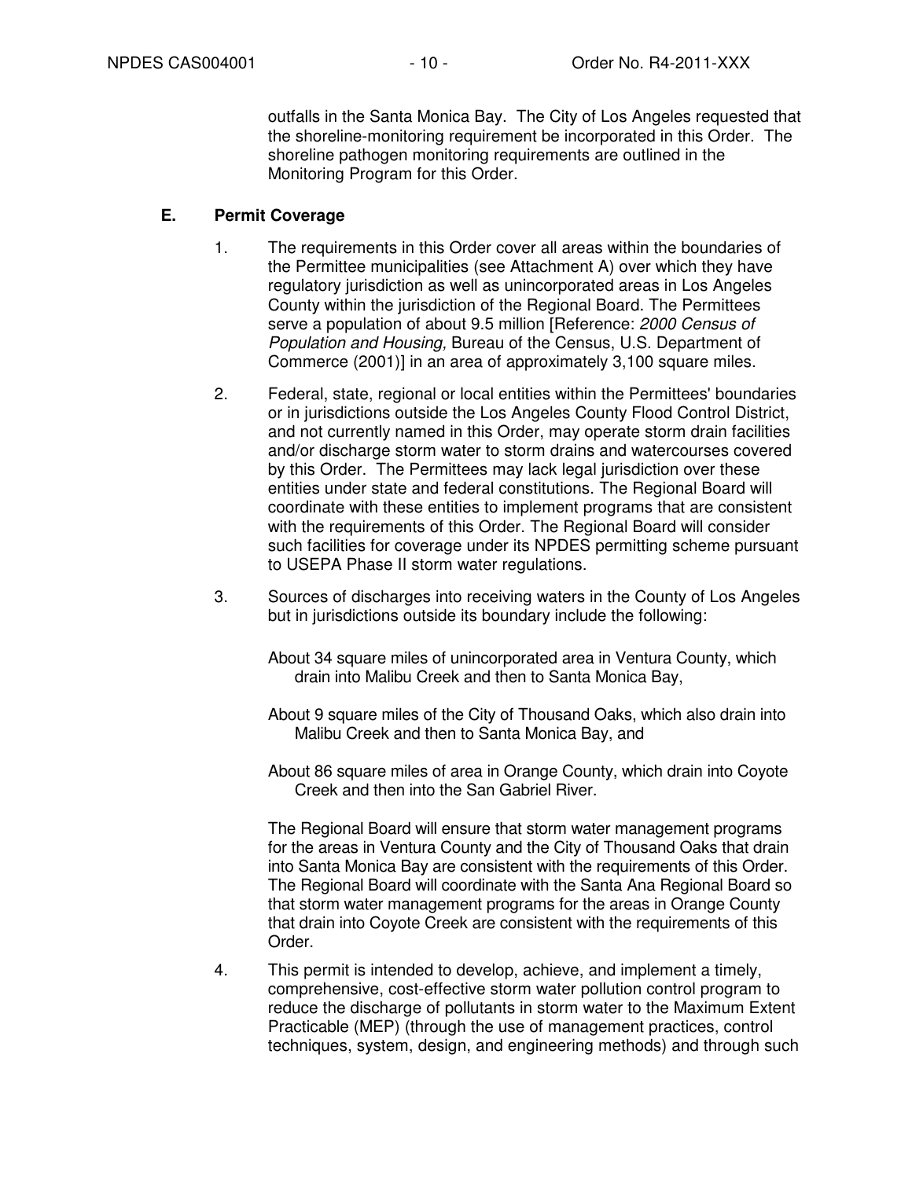outfalls in the Santa Monica Bay. The City of Los Angeles requested that the shoreline-monitoring requirement be incorporated in this Order. The shoreline pathogen monitoring requirements are outlined in the Monitoring Program for this Order.

## E. Permit Coverage

1. The requirements in this Order cover all areas within the boundaries of the Permittee municipalities (see Attachment A) over which they have regulatory jurisdiction as well as unincorporated areas in Los Angeles County within the jurisdiction of the Regional Board. The Permittees serve a population of about 9.5 million [Reference: *2000 Census of Population and Housing,* Bureau of the Census, U.S. Department of Commerce (2001)] in an area of approximately 3,100 square miles.

2. Federal, state, regional or local entities within the Permittees' boundaries or in jurisdictions outside the Los Angeles County Flood Control District, and not currently named in this Order, may operate storm drain facilities and/or discharge storm water to storm drains and watercourses covered by this Order. The Permittees may lack legal jurisdiction over these entities under state and federal constitutions. The Regional Board will coordinate with these entities to implement programs that are consistent with the requirements of this Order. The Regional Board will consider such facilities for coverage under its NPDES permitting scheme pursuant to USEPA Phase II storm water regulations.

3. Sources of discharges into receiving waters in the County of Los Angeles but in jurisdictions outside its boundary include the following:

   About 34 square miles of unincorporated area in Ventura County, which drain into Malibu Creek and then to Santa Monica Bay,

   About 9 square miles of the City of Thousand Oaks, which also drain into Malibu Creek and then to Santa Monica Bay, and

   About 86 square miles of area in Orange County, which drain into Coyote Creek and then into the San Gabriel River.

   The Regional Board will ensure that storm water management programs for the areas in Ventura County and the City of Thousand Oaks that drain into Santa Monica Bay are consistent with the requirements of this Order. The Regional Board will coordinate with the Santa Ana Regional Board so that storm water management programs for the areas in Orange County that drain into Coyote Creek are consistent with the requirements of this Order.

4. This permit is intended to develop, achieve, and implement a timely, comprehensive, cost-effective storm water pollution control program to reduce the discharge of pollutants in storm water to the Maximum Extent Practicable (MEP) (through the use of management practices, control techniques, system, design, and engineering methods) and through such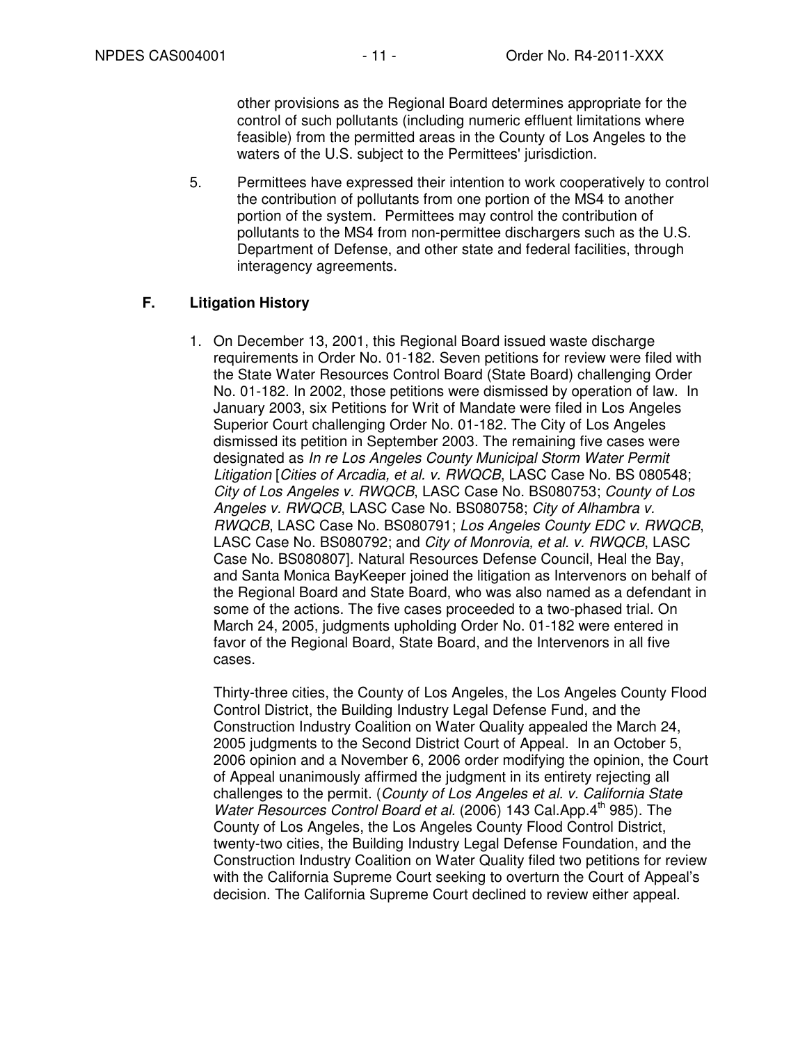other provisions as the Regional Board determines appropriate for the control of such pollutants (including numeric effluent limitations where feasible) from the permitted areas in the County of Los Angeles to the waters of the U.S. subject to the Permittees' jurisdiction.

5. Permittees have expressed their intention to work cooperatively to control the contribution of pollutants from one portion of the MS4 to another portion of the system. Permittees may control the contribution of pollutants to the MS4 from non-permittee dischargers such as the U.S. Department of Defense, and other state and federal facilities, through interagency agreements.

## F. Litigation History

1. On December 13, 2001, this Regional Board issued waste discharge requirements in Order No. 01-182. Seven petitions for review were filed with the State Water Resources Control Board (State Board) challenging Order No. 01-182. In 2002, those petitions were dismissed by operation of law. In January 2003, six Petitions for Writ of Mandate were filed in Los Angeles Superior Court challenging Order No. 01-182. The City of Los Angeles dismissed its petition in September 2003. The remaining five cases were designated as *In re Los Angeles County Municipal Storm Water Permit Litigation* [*Cities of Arcadia, et al. v. RWQCB*, LASC Case No. BS 080548; *City of Los Angeles v. RWQCB*, LASC Case No. BS080753; *County of Los Angeles v. RWQCB*, LASC Case No. BS080758; *City of Alhambra v. RWQCB*, LASC Case No. BS080791; *Los Angeles County EDC v. RWQCB*, LASC Case No. BS080792; and *City of Monrovia, et al. v. RWQCB*, LASC Case No. BS080807]. Natural Resources Defense Council, Heal the Bay, and Santa Monica BayKeeper joined the litigation as Intervenors on behalf of the Regional Board and State Board, who was also named as a defendant in some of the actions. The five cases proceeded to a two-phased trial. On March 24, 2005, judgments upholding Order No. 01-182 were entered in favor of the Regional Board, State Board, and the Intervenors in all five cases.

   Thirty-three cities, the County of Los Angeles, the Los Angeles County Flood Control District, the Building Industry Legal Defense Fund, and the Construction Industry Coalition on Water Quality appealed the March 24, 2005 judgments to the Second District Court of Appeal. In an October 5, 2006 opinion and a November 6, 2006 order modifying the opinion, the Court of Appeal unanimously affirmed the judgment in its entirety rejecting all challenges to the permit. (*County of Los Angeles et al. v. California State Water Resources Control Board et al.* (2006) 143 Cal.App.4th 985). The County of Los Angeles, the Los Angeles County Flood Control District, twenty-two cities, the Building Industry Legal Defense Foundation, and the Construction Industry Coalition on Water Quality filed two petitions for review with the California Supreme Court seeking to overturn the Court of Appeal's decision. The California Supreme Court declined to review either appeal.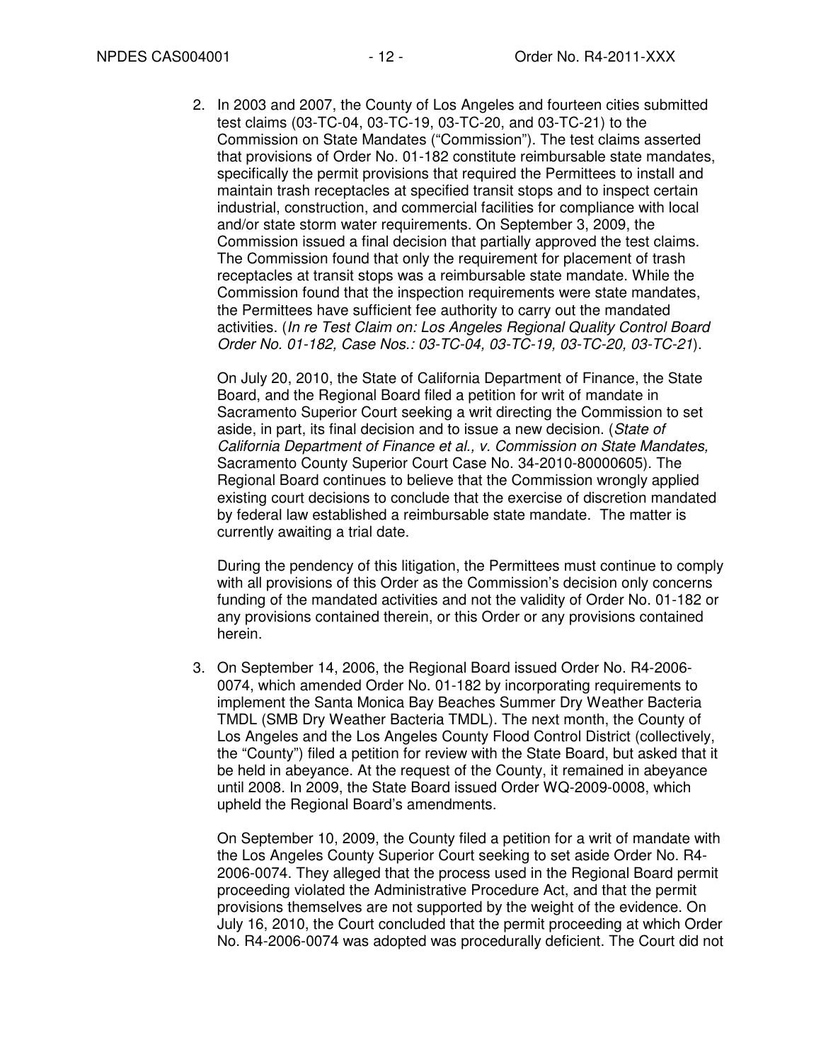2. In 2003 and 2007, the County of Los Angeles and fourteen cities submitted test claims (03-TC-04, 03-TC-19, 03-TC-20, and 03-TC-21) to the Commission on State Mandates ("Commission"). The test claims asserted that provisions of Order No. 01-182 constitute reimbursable state mandates, specifically the permit provisions that required the Permittees to install and maintain trash receptacles at specified transit stops and to inspect certain industrial, construction, and commercial facilities for compliance with local and/or state storm water requirements. On September 3, 2009, the Commission issued a final decision that partially approved the test claims. The Commission found that only the requirement for placement of trash receptacles at transit stops was a reimbursable state mandate. While the Commission found that the inspection requirements were state mandates, the Permittees have sufficient fee authority to carry out the mandated activities. (*In re Test Claim on: Los Angeles Regional Quality Control Board Order No. 01-182, Case Nos.: 03-TC-04, 03-TC-19, 03-TC-20, 03-TC-21*).

   On July 20, 2010, the State of California Department of Finance, the State Board, and the Regional Board filed a petition for writ of mandate in Sacramento Superior Court seeking a writ directing the Commission to set aside, in part, its final decision and to issue a new decision. (*State of California Department of Finance et al., v. Commission on State Mandates,* Sacramento County Superior Court Case No. 34-2010-80000605). The Regional Board continues to believe that the Commission wrongly applied existing court decisions to conclude that the exercise of discretion mandated by federal law established a reimbursable state mandate. The matter is currently awaiting a trial date.

   During the pendency of this litigation, the Permittees must continue to comply with all provisions of this Order as the Commission's decision only concerns funding of the mandated activities and not the validity of Order No. 01-182 or any provisions contained therein, or this Order or any provisions contained herein.

3. On September 14, 2006, the Regional Board issued Order No. R4-2006-0074, which amended Order No. 01-182 by incorporating requirements to implement the Santa Monica Bay Beaches Summer Dry Weather Bacteria TMDL (SMB Dry Weather Bacteria TMDL). The next month, the County of Los Angeles and the Los Angeles County Flood Control District (collectively, the "County") filed a petition for review with the State Board, but asked that it be held in abeyance. At the request of the County, it remained in abeyance until 2008. In 2009, the State Board issued Order WQ-2009-0008, which upheld the Regional Board's amendments.

   On September 10, 2009, the County filed a petition for a writ of mandate with the Los Angeles County Superior Court seeking to set aside Order No. R4-2006-0074. They alleged that the process used in the Regional Board permit proceeding violated the Administrative Procedure Act, and that the permit provisions themselves are not supported by the weight of the evidence. On July 16, 2010, the Court concluded that the permit proceeding at which Order No. R4-2006-0074 was adopted was procedurally deficient. The Court did not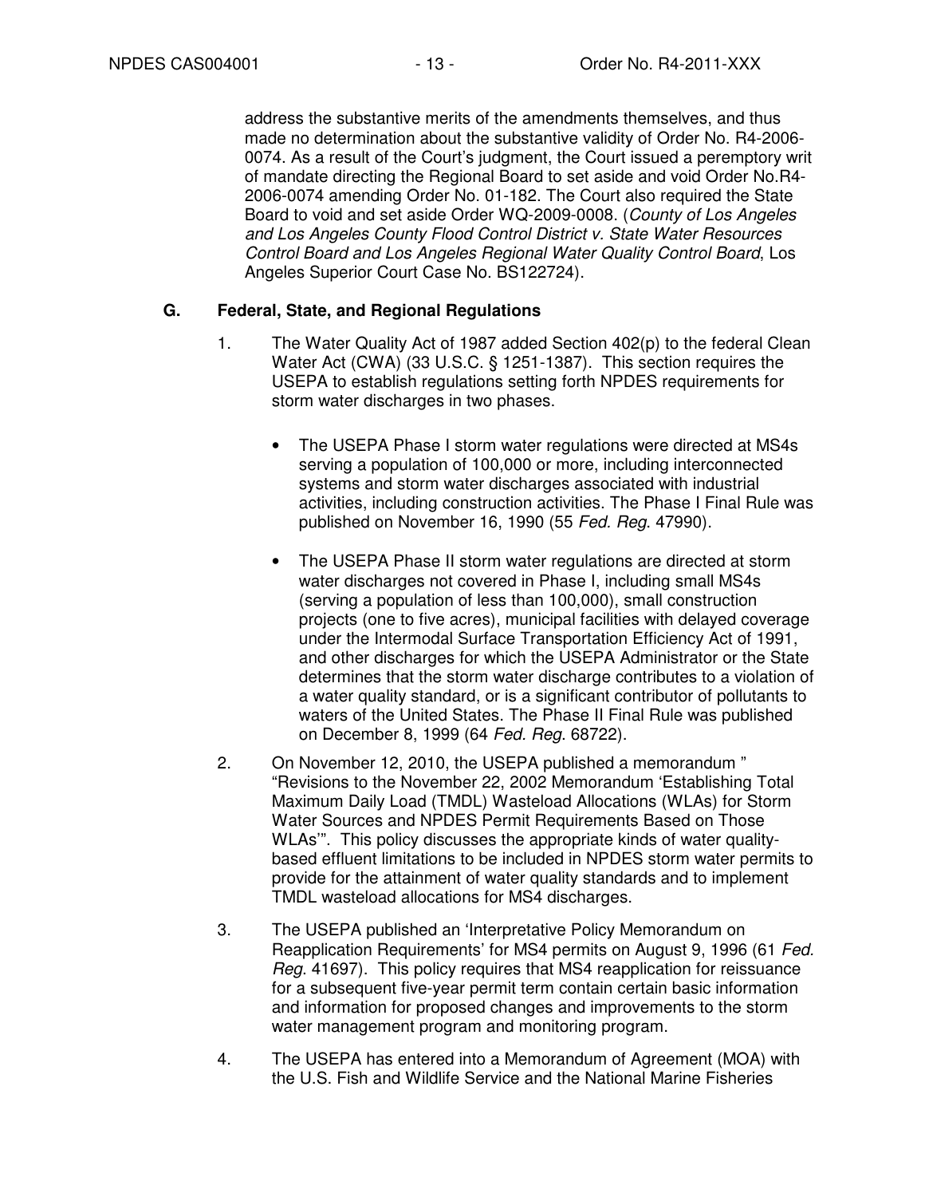address the substantive merits of the amendments themselves, and thus made no determination about the substantive validity of Order No. R4-2006-0074. As a result of the Court's judgment, the Court issued a peremptory writ of mandate directing the Regional Board to set aside and void Order No.R4-2006-0074 amending Order No. 01-182. The Court also required the State Board to void and set aside Order WQ-2009-0008. (*County of Los Angeles and Los Angeles County Flood Control District v. State Water Resources Control Board and Los Angeles Regional Water Quality Control Board*, Los Angeles Superior Court Case No. BS122724).

## G. Federal, State, and Regional Regulations

1. The Water Quality Act of 1987 added Section 402(p) to the federal Clean Water Act (CWA) (33 U.S.C. § 1251-1387). This section requires the USEPA to establish regulations setting forth NPDES requirements for storm water discharges in two phases.

   - The USEPA Phase I storm water regulations were directed at MS4s serving a population of 100,000 or more, including interconnected systems and storm water discharges associated with industrial activities, including construction activities. The Phase I Final Rule was published on November 16, 1990 (55 *Fed. Reg.* 47990).

   - The USEPA Phase II storm water regulations are directed at storm water discharges not covered in Phase I, including small MS4s (serving a population of less than 100,000), small construction projects (one to five acres), municipal facilities with delayed coverage under the Intermodal Surface Transportation Efficiency Act of 1991, and other discharges for which the USEPA Administrator or the State determines that the storm water discharge contributes to a violation of a water quality standard, or is a significant contributor of pollutants to waters of the United States. The Phase II Final Rule was published on December 8, 1999 (64 *Fed. Reg.* 68722).

2. On November 12, 2010, the USEPA published a memorandum " "Revisions to the November 22, 2002 Memorandum 'Establishing Total Maximum Daily Load (TMDL) Wasteload Allocations (WLAs) for Storm Water Sources and NPDES Permit Requirements Based on Those WLAs'". This policy discusses the appropriate kinds of water quality-based effluent limitations to be included in NPDES storm water permits to provide for the attainment of water quality standards and to implement TMDL wasteload allocations for MS4 discharges.

3. The USEPA published an 'Interpretative Policy Memorandum on Reapplication Requirements' for MS4 permits on August 9, 1996 (61 *Fed. Reg.* 41697). This policy requires that MS4 reapplication for reissuance for a subsequent five-year permit term contain certain basic information and information for proposed changes and improvements to the storm water management program and monitoring program.

4. The USEPA has entered into a Memorandum of Agreement (MOA) with the U.S. Fish and Wildlife Service and the National Marine Fisheries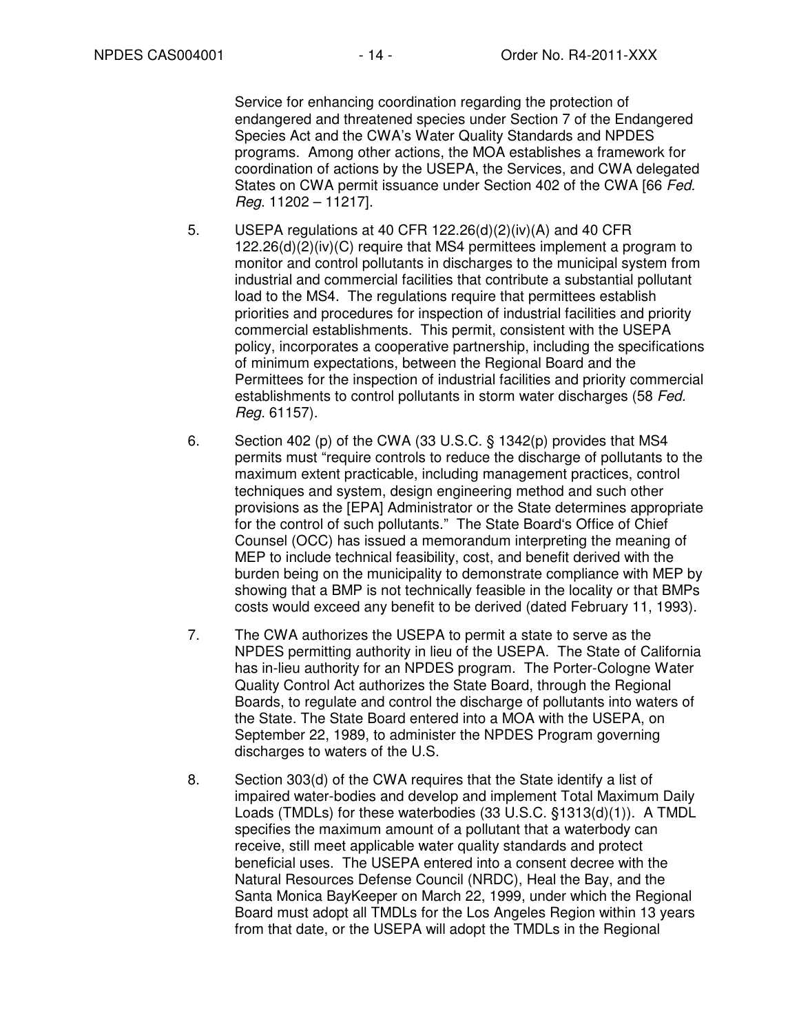Service for enhancing coordination regarding the protection of endangered and threatened species under Section 7 of the Endangered Species Act and the CWA's Water Quality Standards and NPDES programs. Among other actions, the MOA establishes a framework for coordination of actions by the USEPA, the Services, and CWA delegated States on CWA permit issuance under Section 402 of the CWA [66 *Fed. Reg*. 11202 – 11217].

5. USEPA regulations at 40 CFR 122.26(d)(2)(iv)(A) and 40 CFR 122.26(d)(2)(iv)(C) require that MS4 permittees implement a program to monitor and control pollutants in discharges to the municipal system from industrial and commercial facilities that contribute a substantial pollutant load to the MS4. The regulations require that permittees establish priorities and procedures for inspection of industrial facilities and priority commercial establishments. This permit, consistent with the USEPA policy, incorporates a cooperative partnership, including the specifications of minimum expectations, between the Regional Board and the Permittees for the inspection of industrial facilities and priority commercial establishments to control pollutants in storm water discharges (58 *Fed. Reg.* 61157).

6. Section 402 (p) of the CWA (33 U.S.C. § 1342(p) provides that MS4 permits must "require controls to reduce the discharge of pollutants to the maximum extent practicable, including management practices, control techniques and system, design engineering method and such other provisions as the [EPA] Administrator or the State determines appropriate for the control of such pollutants." The State Board's Office of Chief Counsel (OCC) has issued a memorandum interpreting the meaning of MEP to include technical feasibility, cost, and benefit derived with the burden being on the municipality to demonstrate compliance with MEP by showing that a BMP is not technically feasible in the locality or that BMPs costs would exceed any benefit to be derived (dated February 11, 1993).

7. The CWA authorizes the USEPA to permit a state to serve as the NPDES permitting authority in lieu of the USEPA. The State of California has in-lieu authority for an NPDES program. The Porter-Cologne Water Quality Control Act authorizes the State Board, through the Regional Boards, to regulate and control the discharge of pollutants into waters of the State. The State Board entered into a MOA with the USEPA, on September 22, 1989, to administer the NPDES Program governing discharges to waters of the U.S.

8. Section 303(d) of the CWA requires that the State identify a list of impaired water-bodies and develop and implement Total Maximum Daily Loads (TMDLs) for these waterbodies (33 U.S.C. §1313(d)(1)). A TMDL specifies the maximum amount of a pollutant that a waterbody can receive, still meet applicable water quality standards and protect beneficial uses. The USEPA entered into a consent decree with the Natural Resources Defense Council (NRDC), Heal the Bay, and the Santa Monica BayKeeper on March 22, 1999, under which the Regional Board must adopt all TMDLs for the Los Angeles Region within 13 years from that date, or the USEPA will adopt the TMDLs in the Regional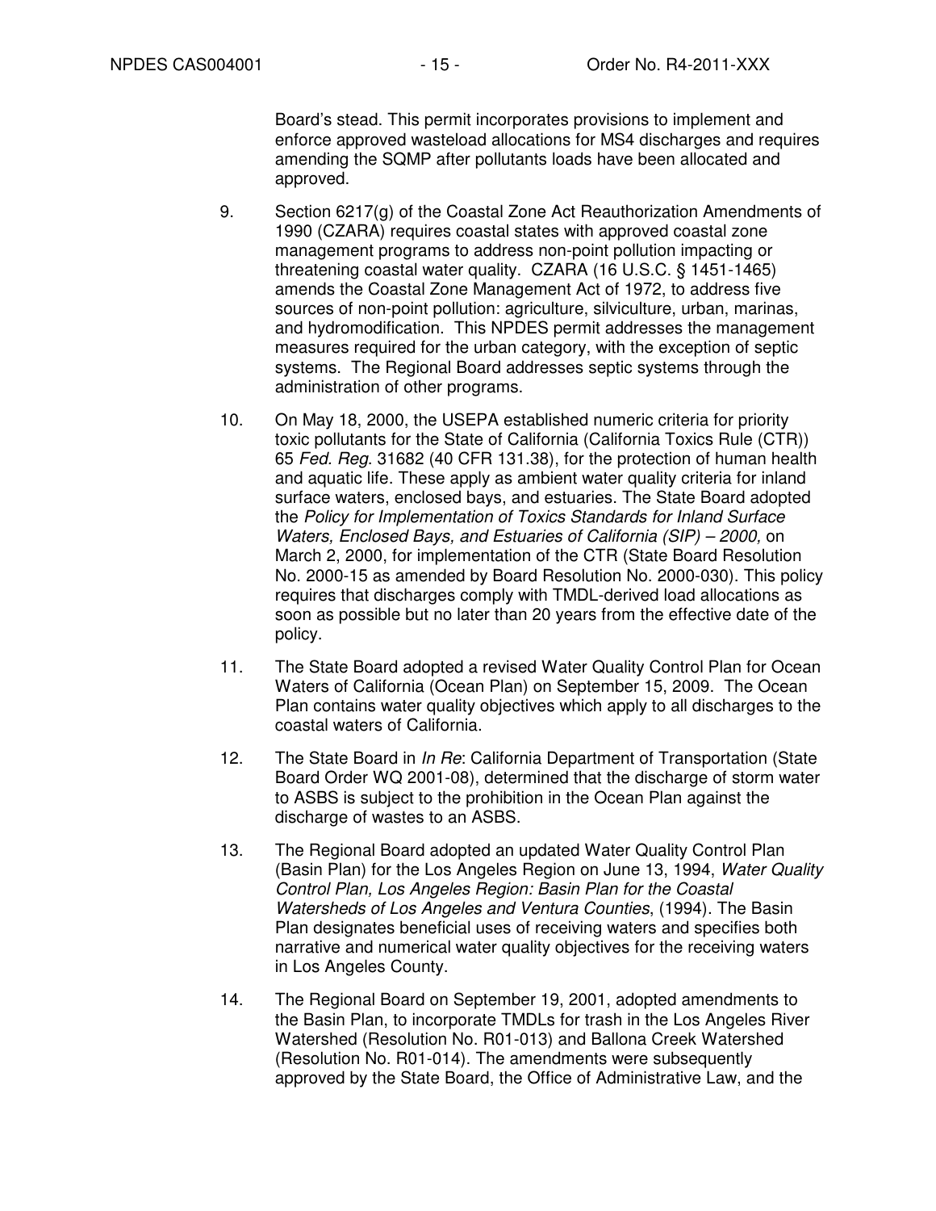Board's stead. This permit incorporates provisions to implement and enforce approved wasteload allocations for MS4 discharges and requires amending the SQMP after pollutants loads have been allocated and approved.

9. Section 6217(g) of the Coastal Zone Act Reauthorization Amendments of 1990 (CZARA) requires coastal states with approved coastal zone management programs to address non-point pollution impacting or threatening coastal water quality. CZARA (16 U.S.C. § 1451-1465) amends the Coastal Zone Management Act of 1972, to address five sources of non-point pollution: agriculture, silviculture, urban, marinas, and hydromodification. This NPDES permit addresses the management measures required for the urban category, with the exception of septic systems. The Regional Board addresses septic systems through the administration of other programs.

10. On May 18, 2000, the USEPA established numeric criteria for priority toxic pollutants for the State of California (California Toxics Rule (CTR)) 65 *Fed. Reg*. 31682 (40 CFR 131.38), for the protection of human health and aquatic life. These apply as ambient water quality criteria for inland surface waters, enclosed bays, and estuaries. The State Board adopted the *Policy for Implementation of Toxics Standards for Inland Surface Waters, Enclosed Bays, and Estuaries of California (SIP) – 2000,* on March 2, 2000, for implementation of the CTR (State Board Resolution No. 2000-15 as amended by Board Resolution No. 2000-030). This policy requires that discharges comply with TMDL-derived load allocations as soon as possible but no later than 20 years from the effective date of the policy.

11. The State Board adopted a revised Water Quality Control Plan for Ocean Waters of California (Ocean Plan) on September 15, 2009. The Ocean Plan contains water quality objectives which apply to all discharges to the coastal waters of California.

12. The State Board in *In Re*: California Department of Transportation (State Board Order WQ 2001-08), determined that the discharge of storm water to ASBS is subject to the prohibition in the Ocean Plan against the discharge of wastes to an ASBS.

13. The Regional Board adopted an updated Water Quality Control Plan (Basin Plan) for the Los Angeles Region on June 13, 1994, *Water Quality Control Plan, Los Angeles Region: Basin Plan for the Coastal Watersheds of Los Angeles and Ventura Counties*, (1994). The Basin Plan designates beneficial uses of receiving waters and specifies both narrative and numerical water quality objectives for the receiving waters in Los Angeles County.

14. The Regional Board on September 19, 2001, adopted amendments to the Basin Plan, to incorporate TMDLs for trash in the Los Angeles River Watershed (Resolution No. R01-013) and Ballona Creek Watershed (Resolution No. R01-014). The amendments were subsequently approved by the State Board, the Office of Administrative Law, and the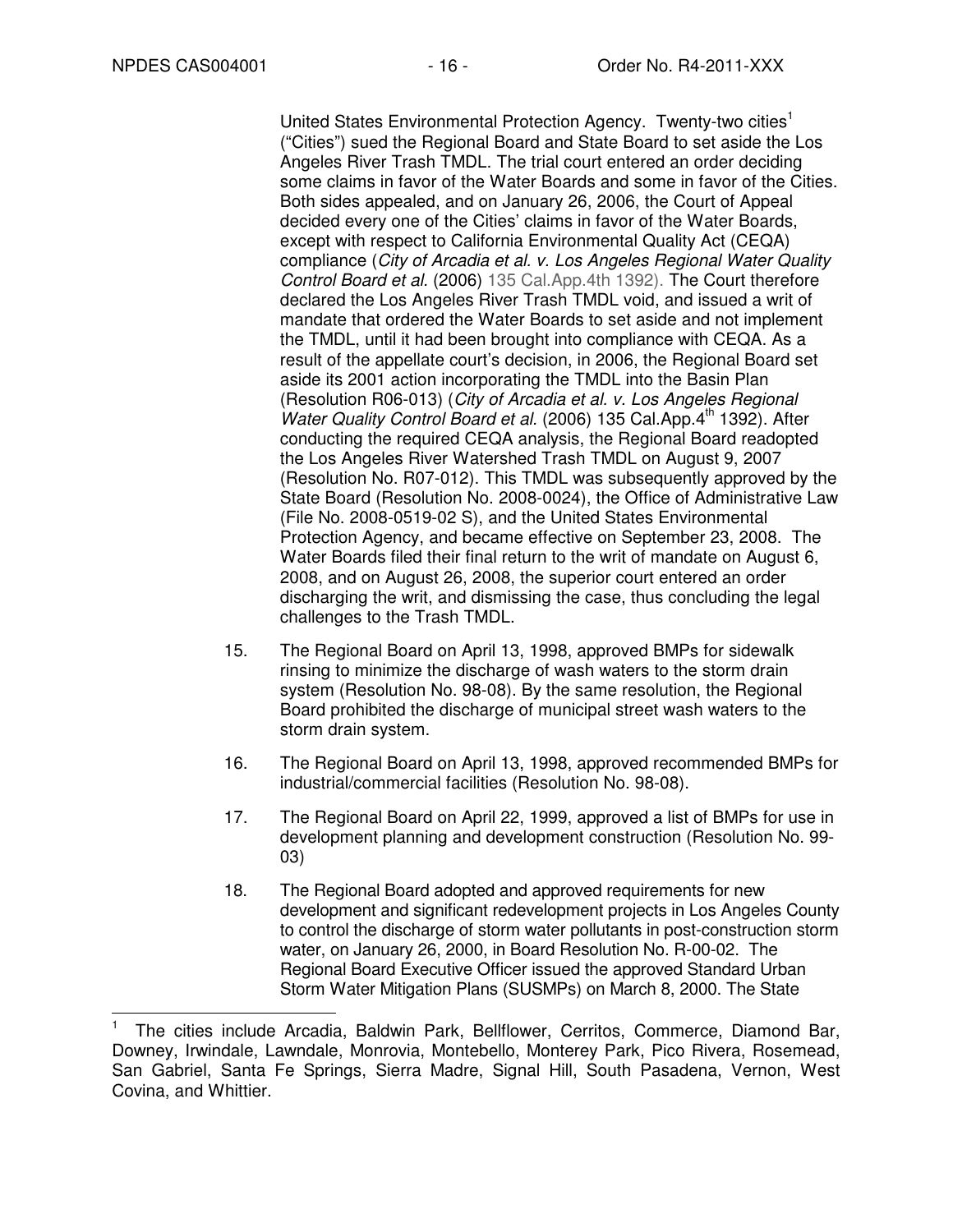United States Environmental Protection Agency. Twenty-two cities[1] ("Cities") sued the Regional Board and State Board to set aside the Los Angeles River Trash TMDL. The trial court entered an order deciding some claims in favor of the Water Boards and some in favor of the Cities. Both sides appealed, and on January 26, 2006, the Court of Appeal decided every one of the Cities' claims in favor of the Water Boards, except with respect to California Environmental Quality Act (CEQA) compliance (*City of Arcadia et al. v. Los Angeles Regional Water Quality Control Board et al.* (2006) 135 Cal.App.4th 1392). The Court therefore declared the Los Angeles River Trash TMDL void, and issued a writ of mandate that ordered the Water Boards to set aside and not implement the TMDL, until it had been brought into compliance with CEQA. As a result of the appellate court's decision, in 2006, the Regional Board set aside its 2001 action incorporating the TMDL into the Basin Plan (Resolution R06-013) (*City of Arcadia et al. v. Los Angeles Regional Water Quality Control Board et al.* (2006) 135 Cal.App.4th 1392). After conducting the required CEQA analysis, the Regional Board readopted the Los Angeles River Watershed Trash TMDL on August 9, 2007 (Resolution No. R07-012). This TMDL was subsequently approved by the State Board (Resolution No. 2008-0024), the Office of Administrative Law (File No. 2008-0519-02 S), and the United States Environmental Protection Agency, and became effective on September 23, 2008. The Water Boards filed their final return to the writ of mandate on August 6, 2008, and on August 26, 2008, the superior court entered an order discharging the writ, and dismissing the case, thus concluding the legal challenges to the Trash TMDL.

15. The Regional Board on April 13, 1998, approved BMPs for sidewalk rinsing to minimize the discharge of wash waters to the storm drain system (Resolution No. 98-08). By the same resolution, the Regional Board prohibited the discharge of municipal street wash waters to the storm drain system.

16. The Regional Board on April 13, 1998, approved recommended BMPs for industrial/commercial facilities (Resolution No. 98-08).

17. The Regional Board on April 22, 1999, approved a list of BMPs for use in development planning and development construction (Resolution No. 99-03)

18. The Regional Board adopted and approved requirements for new development and significant redevelopment projects in Los Angeles County to control the discharge of storm water pollutants in post-construction storm water, on January 26, 2000, in Board Resolution No. R-00-02. The Regional Board Executive Officer issued the approved Standard Urban Storm Water Mitigation Plans (SUSMPs) on March 8, 2000. The State

---

[1] The cities include Arcadia, Baldwin Park, Bellflower, Cerritos, Commerce, Diamond Bar, Downey, Irwindale, Lawndale, Monrovia, Montebello, Monterey Park, Pico Rivera, Rosemead, San Gabriel, Santa Fe Springs, Sierra Madre, Signal Hill, South Pasadena, Vernon, West Covina, and Whittier.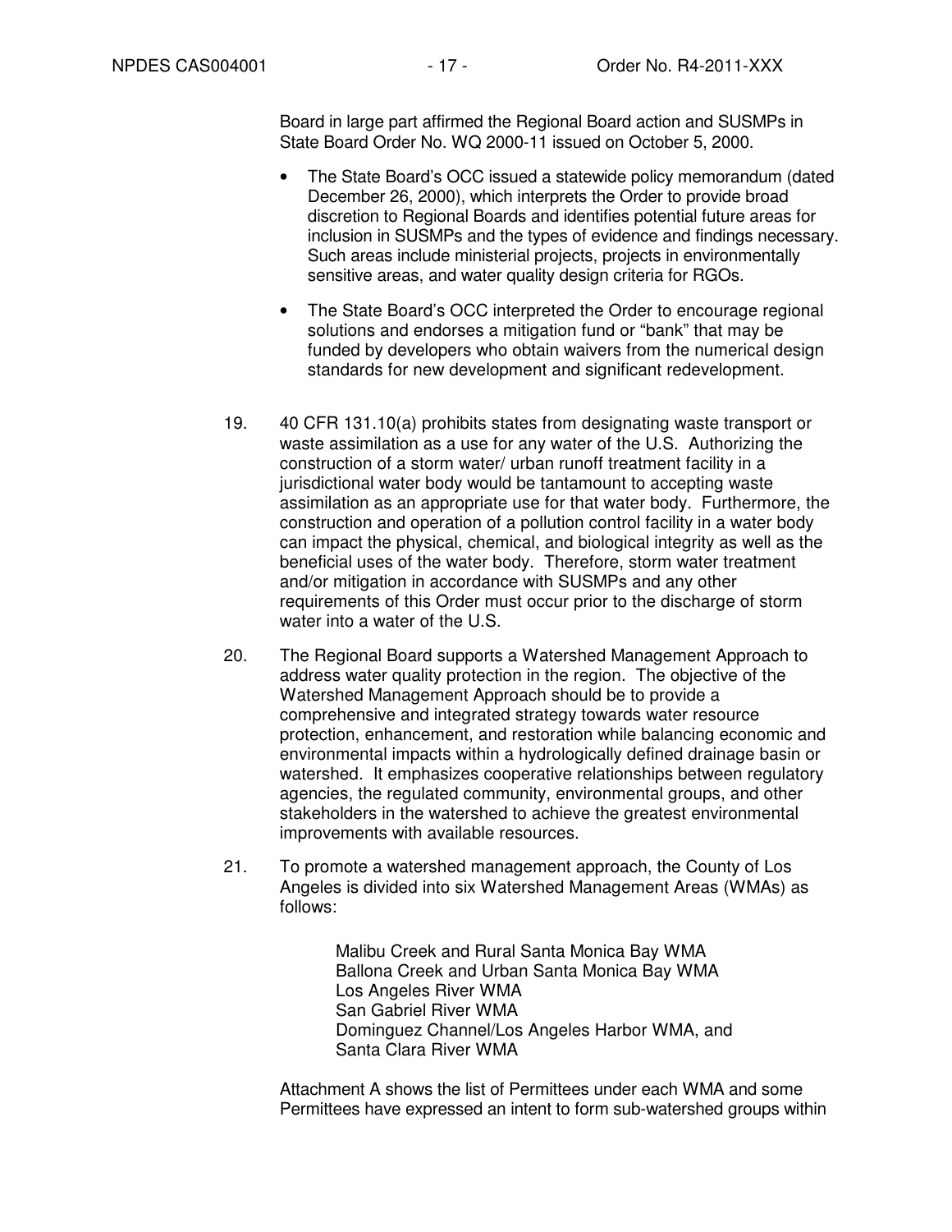Board in large part affirmed the Regional Board action and SUSMPs in State Board Order No. WQ 2000-11 issued on October 5, 2000.

- The State Board's OCC issued a statewide policy memorandum (dated December 26, 2000), which interprets the Order to provide broad discretion to Regional Boards and identifies potential future areas for inclusion in SUSMPs and the types of evidence and findings necessary. Such areas include ministerial projects, projects in environmentally sensitive areas, and water quality design criteria for RGOs.

- The State Board's OCC interpreted the Order to encourage regional solutions and endorses a mitigation fund or "bank" that may be funded by developers who obtain waivers from the numerical design standards for new development and significant redevelopment.

19. 40 CFR 131.10(a) prohibits states from designating waste transport or waste assimilation as a use for any water of the U.S. Authorizing the construction of a storm water/ urban runoff treatment facility in a jurisdictional water body would be tantamount to accepting waste assimilation as an appropriate use for that water body. Furthermore, the construction and operation of a pollution control facility in a water body can impact the physical, chemical, and biological integrity as well as the beneficial uses of the water body. Therefore, storm water treatment and/or mitigation in accordance with SUSMPs and any other requirements of this Order must occur prior to the discharge of storm water into a water of the U.S.

20. The Regional Board supports a Watershed Management Approach to address water quality protection in the region. The objective of the Watershed Management Approach should be to provide a comprehensive and integrated strategy towards water resource protection, enhancement, and restoration while balancing economic and environmental impacts within a hydrologically defined drainage basin or watershed. It emphasizes cooperative relationships between regulatory agencies, the regulated community, environmental groups, and other stakeholders in the watershed to achieve the greatest environmental improvements with available resources.

21. To promote a watershed management approach, the County of Los Angeles is divided into six Watershed Management Areas (WMAs) as follows:

    Malibu Creek and Rural Santa Monica Bay WMA
    Ballona Creek and Urban Santa Monica Bay WMA
    Los Angeles River WMA
    San Gabriel River WMA
    Dominguez Channel/Los Angeles Harbor WMA, and
    Santa Clara River WMA

    Attachment A shows the list of Permittees under each WMA and some Permittees have expressed an intent to form sub-watershed groups within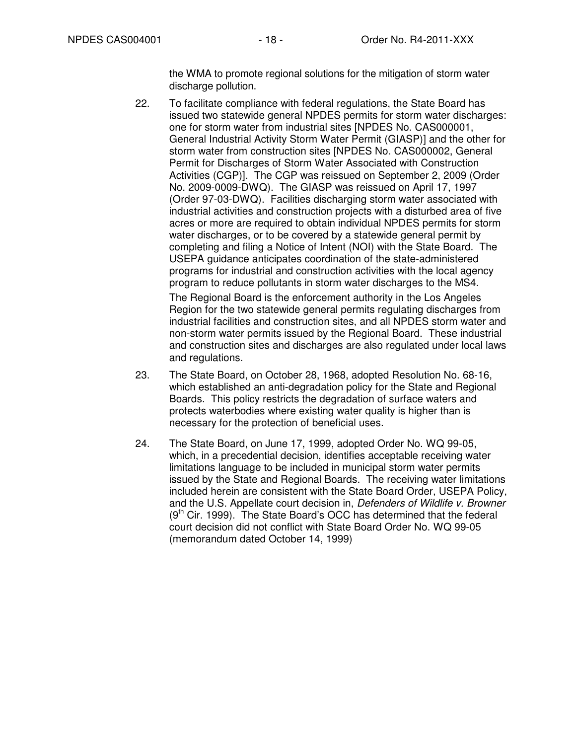the WMA to promote regional solutions for the mitigation of storm water discharge pollution.

22. To facilitate compliance with federal regulations, the State Board has issued two statewide general NPDES permits for storm water discharges: one for storm water from industrial sites [NPDES No. CAS000001, General Industrial Activity Storm Water Permit (GIASP)] and the other for storm water from construction sites [NPDES No. CAS000002, General Permit for Discharges of Storm Water Associated with Construction Activities (CGP)]. The CGP was reissued on September 2, 2009 (Order No. 2009-0009-DWQ). The GIASP was reissued on April 17, 1997 (Order 97-03-DWQ). Facilities discharging storm water associated with industrial activities and construction projects with a disturbed area of five acres or more are required to obtain individual NPDES permits for storm water discharges, or to be covered by a statewide general permit by completing and filing a Notice of Intent (NOI) with the State Board. The USEPA guidance anticipates coordination of the state-administered programs for industrial and construction activities with the local agency program to reduce pollutants in storm water discharges to the MS4.

    The Regional Board is the enforcement authority in the Los Angeles Region for the two statewide general permits regulating discharges from industrial facilities and construction sites, and all NPDES storm water and non-storm water permits issued by the Regional Board. These industrial and construction sites and discharges are also regulated under local laws and regulations.

23. The State Board, on October 28, 1968, adopted Resolution No. 68-16, which established an anti-degradation policy for the State and Regional Boards. This policy restricts the degradation of surface waters and protects waterbodies where existing water quality is higher than is necessary for the protection of beneficial uses.

24. The State Board, on June 17, 1999, adopted Order No. WQ 99-05, which, in a precedential decision, identifies acceptable receiving water limitations language to be included in municipal storm water permits issued by the State and Regional Boards. The receiving water limitations included herein are consistent with the State Board Order, USEPA Policy, and the U.S. Appellate court decision in, *Defenders of Wildlife v. Browner* (9th Cir. 1999). The State Board's OCC has determined that the federal court decision did not conflict with State Board Order No. WQ 99-05 (memorandum dated October 14, 1999)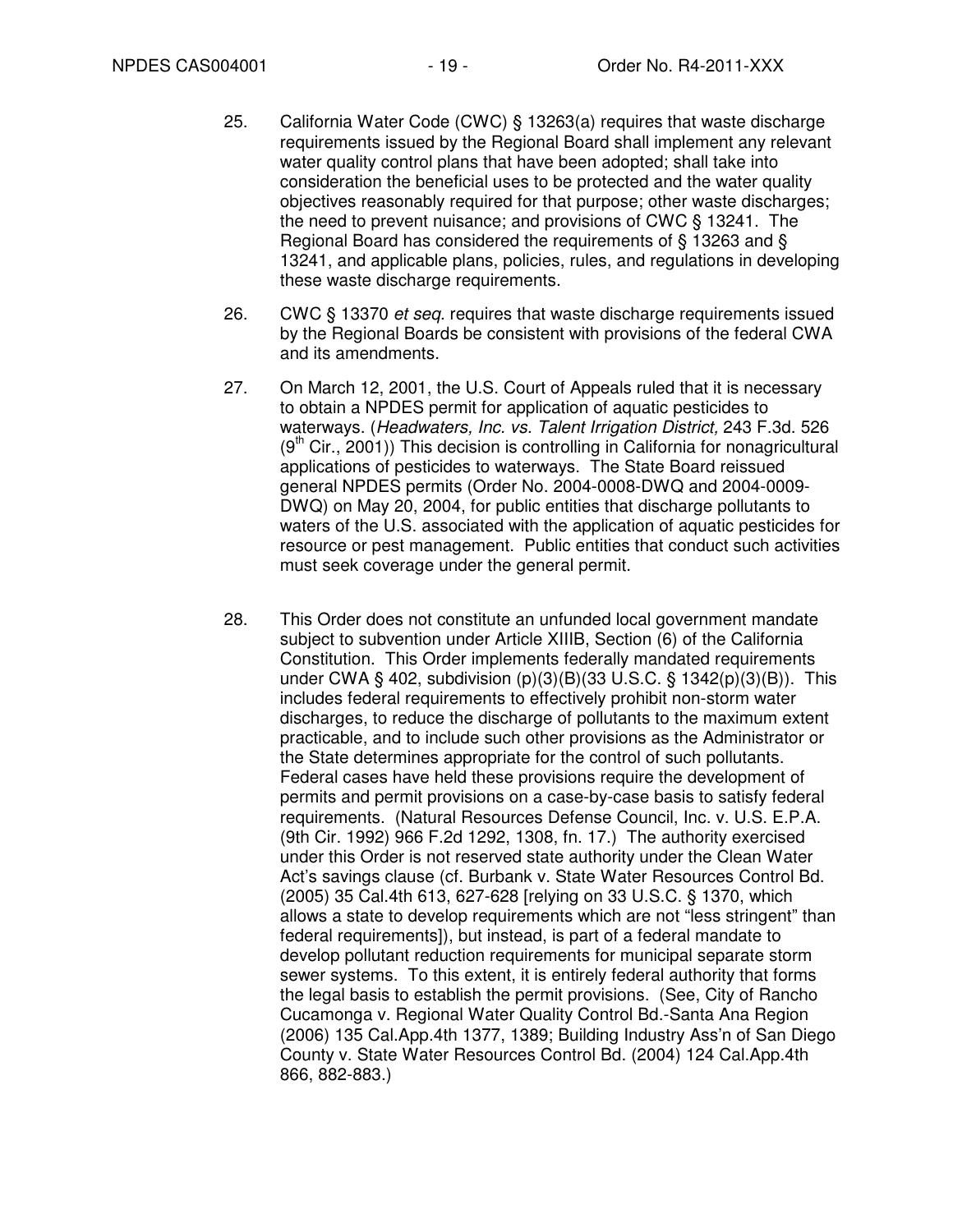25. California Water Code (CWC) § 13263(a) requires that waste discharge requirements issued by the Regional Board shall implement any relevant water quality control plans that have been adopted; shall take into consideration the beneficial uses to be protected and the water quality objectives reasonably required for that purpose; other waste discharges; the need to prevent nuisance; and provisions of CWC § 13241. The Regional Board has considered the requirements of § 13263 and § 13241, and applicable plans, policies, rules, and regulations in developing these waste discharge requirements.

26. CWC § 13370 *et seq*. requires that waste discharge requirements issued by the Regional Boards be consistent with provisions of the federal CWA and its amendments.

27. On March 12, 2001, the U.S. Court of Appeals ruled that it is necessary to obtain a NPDES permit for application of aquatic pesticides to waterways. (*Headwaters, Inc. vs. Talent Irrigation District,* 243 F.3d. 526 (9th Cir., 2001)) This decision is controlling in California for nonagricultural applications of pesticides to waterways. The State Board reissued general NPDES permits (Order No. 2004-0008-DWQ and 2004-0009-DWQ) on May 20, 2004, for public entities that discharge pollutants to waters of the U.S. associated with the application of aquatic pesticides for resource or pest management. Public entities that conduct such activities must seek coverage under the general permit.

28. This Order does not constitute an unfunded local government mandate subject to subvention under Article XIIIB, Section (6) of the California Constitution. This Order implements federally mandated requirements under CWA § 402, subdivision (p)(3)(B)(33 U.S.C. § 1342(p)(3)(B)). This includes federal requirements to effectively prohibit non-storm water discharges, to reduce the discharge of pollutants to the maximum extent practicable, and to include such other provisions as the Administrator or the State determines appropriate for the control of such pollutants. Federal cases have held these provisions require the development of permits and permit provisions on a case-by-case basis to satisfy federal requirements. (Natural Resources Defense Council, Inc. v. U.S. E.P.A. (9th Cir. 1992) 966 F.2d 1292, 1308, fn. 17.) The authority exercised under this Order is not reserved state authority under the Clean Water Act's savings clause (cf. Burbank v. State Water Resources Control Bd. (2005) 35 Cal.4th 613, 627-628 [relying on 33 U.S.C. § 1370, which allows a state to develop requirements which are not "less stringent" than federal requirements]), but instead, is part of a federal mandate to develop pollutant reduction requirements for municipal separate storm sewer systems. To this extent, it is entirely federal authority that forms the legal basis to establish the permit provisions. (See, City of Rancho Cucamonga v. Regional Water Quality Control Bd.-Santa Ana Region (2006) 135 Cal.App.4th 1377, 1389; Building Industry Ass'n of San Diego County v. State Water Resources Control Bd. (2004) 124 Cal.App.4th 866, 882-883.)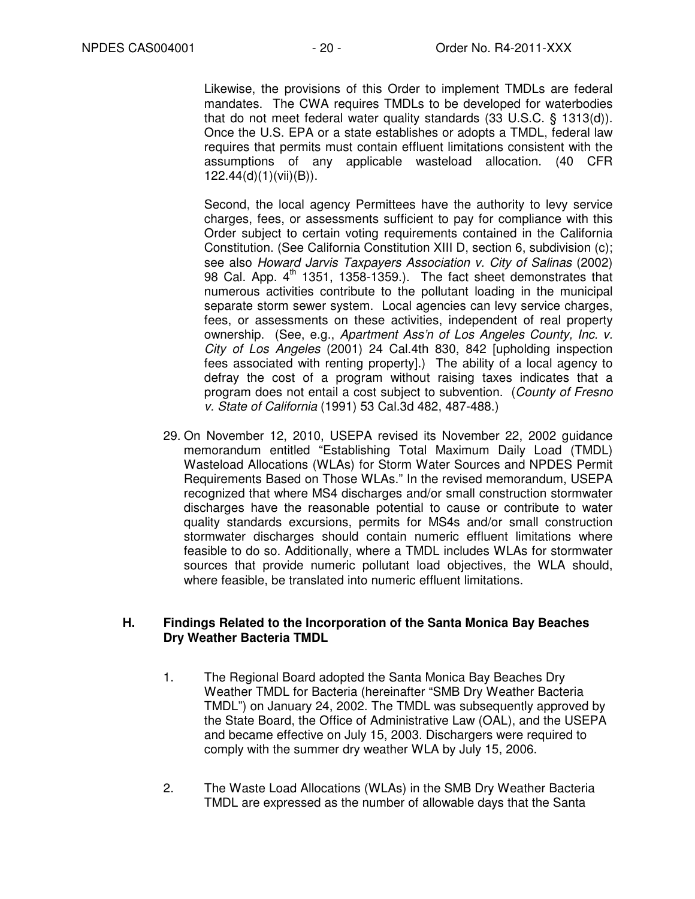Likewise, the provisions of this Order to implement TMDLs are federal mandates. The CWA requires TMDLs to be developed for waterbodies that do not meet federal water quality standards (33 U.S.C. § 1313(d)). Once the U.S. EPA or a state establishes or adopts a TMDL, federal law requires that permits must contain effluent limitations consistent with the assumptions of any applicable wasteload allocation. (40 CFR 122.44(d)(1)(vii)(B)).

Second, the local agency Permittees have the authority to levy service charges, fees, or assessments sufficient to pay for compliance with this Order subject to certain voting requirements contained in the California Constitution. (See California Constitution XIII D, section 6, subdivision (c); see also *Howard Jarvis Taxpayers Association v. City of Salinas* (2002) 98 Cal. App. 4th 1351, 1358-1359.). The fact sheet demonstrates that numerous activities contribute to the pollutant loading in the municipal separate storm sewer system. Local agencies can levy service charges, fees, or assessments on these activities, independent of real property ownership. (See, e.g., *Apartment Ass'n of Los Angeles County, Inc. v. City of Los Angeles* (2001) 24 Cal.4th 830, 842 [upholding inspection fees associated with renting property].) The ability of a local agency to defray the cost of a program without raising taxes indicates that a program does not entail a cost subject to subvention. (*County of Fresno v. State of California* (1991) 53 Cal.3d 482, 487-488.)

29. On November 12, 2010, USEPA revised its November 22, 2002 guidance memorandum entitled "Establishing Total Maximum Daily Load (TMDL) Wasteload Allocations (WLAs) for Storm Water Sources and NPDES Permit Requirements Based on Those WLAs." In the revised memorandum, USEPA recognized that where MS4 discharges and/or small construction stormwater discharges have the reasonable potential to cause or contribute to water quality standards excursions, permits for MS4s and/or small construction stormwater discharges should contain numeric effluent limitations where feasible to do so. Additionally, where a TMDL includes WLAs for stormwater sources that provide numeric pollutant load objectives, the WLA should, where feasible, be translated into numeric effluent limitations.

## H. Findings Related to the Incorporation of the Santa Monica Bay Beaches Dry Weather Bacteria TMDL

1. The Regional Board adopted the Santa Monica Bay Beaches Dry Weather TMDL for Bacteria (hereinafter "SMB Dry Weather Bacteria TMDL") on January 24, 2002. The TMDL was subsequently approved by the State Board, the Office of Administrative Law (OAL), and the USEPA and became effective on July 15, 2003. Dischargers were required to comply with the summer dry weather WLA by July 15, 2006.

2. The Waste Load Allocations (WLAs) in the SMB Dry Weather Bacteria TMDL are expressed as the number of allowable days that the Santa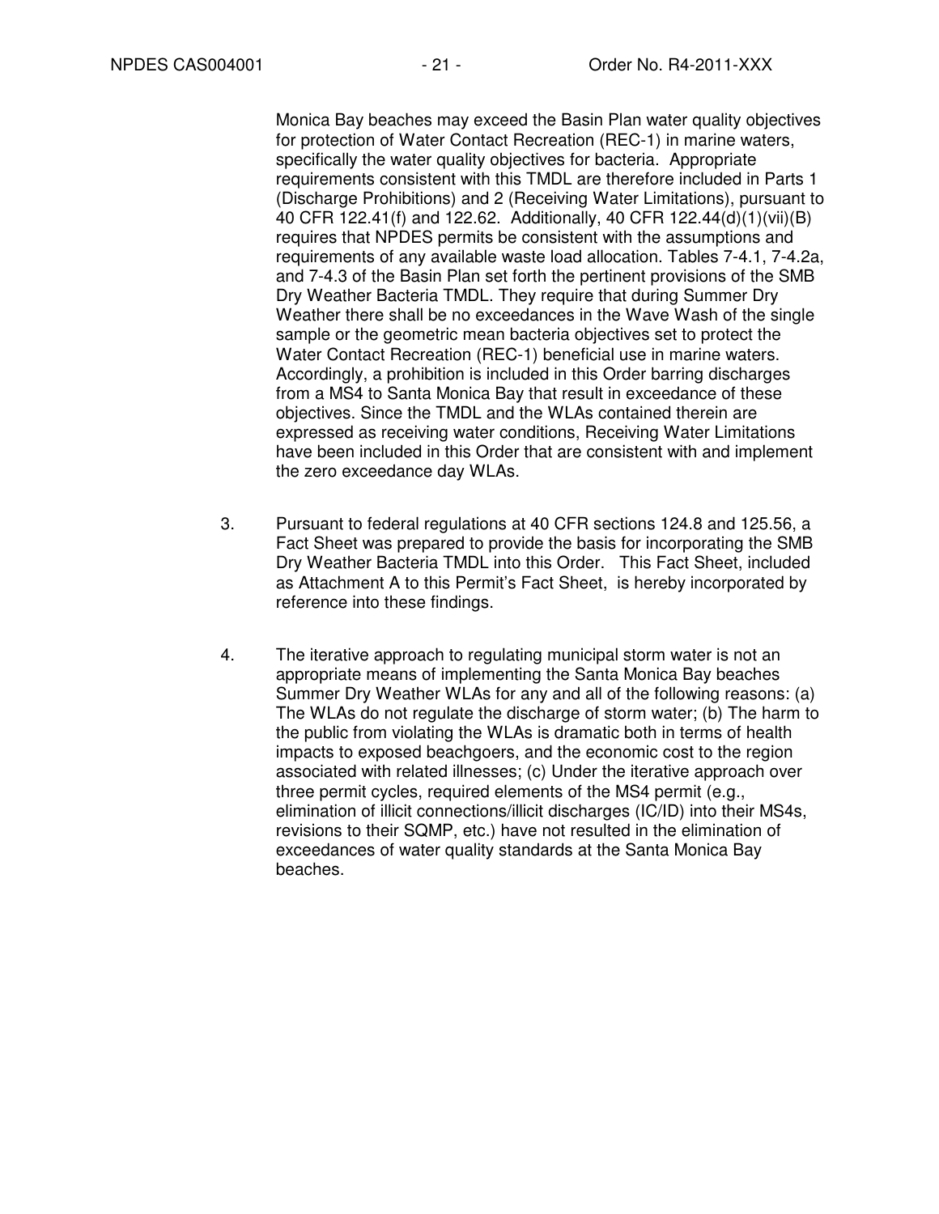Monica Bay beaches may exceed the Basin Plan water quality objectives for protection of Water Contact Recreation (REC-1) in marine waters, specifically the water quality objectives for bacteria. Appropriate requirements consistent with this TMDL are therefore included in Parts 1 (Discharge Prohibitions) and 2 (Receiving Water Limitations), pursuant to 40 CFR 122.41(f) and 122.62. Additionally, 40 CFR 122.44(d)(1)(vii)(B) requires that NPDES permits be consistent with the assumptions and requirements of any available waste load allocation. Tables 7-4.1, 7-4.2a, and 7-4.3 of the Basin Plan set forth the pertinent provisions of the SMB Dry Weather Bacteria TMDL. They require that during Summer Dry Weather there shall be no exceedances in the Wave Wash of the single sample or the geometric mean bacteria objectives set to protect the Water Contact Recreation (REC-1) beneficial use in marine waters. Accordingly, a prohibition is included in this Order barring discharges from a MS4 to Santa Monica Bay that result in exceedance of these objectives. Since the TMDL and the WLAs contained therein are expressed as receiving water conditions, Receiving Water Limitations have been included in this Order that are consistent with and implement the zero exceedance day WLAs.

3. Pursuant to federal regulations at 40 CFR sections 124.8 and 125.56, a Fact Sheet was prepared to provide the basis for incorporating the SMB Dry Weather Bacteria TMDL into this Order. This Fact Sheet, included as Attachment A to this Permit's Fact Sheet, is hereby incorporated by reference into these findings.

4. The iterative approach to regulating municipal storm water is not an appropriate means of implementing the Santa Monica Bay beaches Summer Dry Weather WLAs for any and all of the following reasons: (a) The WLAs do not regulate the discharge of storm water; (b) The harm to the public from violating the WLAs is dramatic both in terms of health impacts to exposed beachgoers, and the economic cost to the region associated with related illnesses; (c) Under the iterative approach over three permit cycles, required elements of the MS4 permit (e.g., elimination of illicit connections/illicit discharges (IC/ID) into their MS4s, revisions to their SQMP, etc.) have not resulted in the elimination of exceedances of water quality standards at the Santa Monica Bay beaches.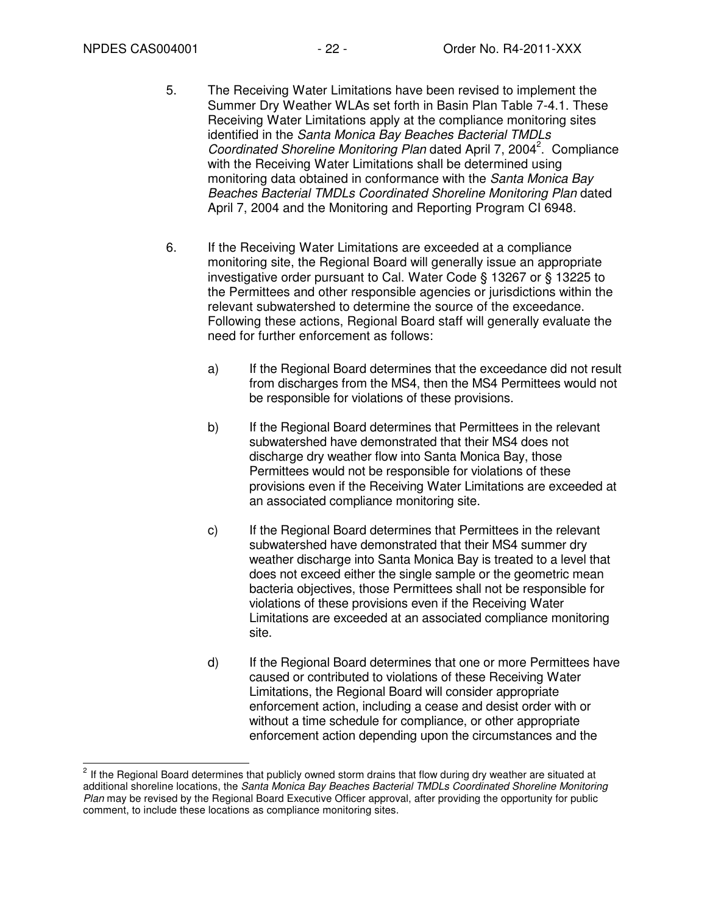5. The Receiving Water Limitations have been revised to implement the Summer Dry Weather WLAs set forth in Basin Plan Table 7-4.1. These Receiving Water Limitations apply at the compliance monitoring sites identified in the *Santa Monica Bay Beaches Bacterial TMDLs Coordinated Shoreline Monitoring Plan* dated April 7, 2004[2]. Compliance with the Receiving Water Limitations shall be determined using monitoring data obtained in conformance with the *Santa Monica Bay Beaches Bacterial TMDLs Coordinated Shoreline Monitoring Plan* dated April 7, 2004 and the Monitoring and Reporting Program CI 6948.

6. If the Receiving Water Limitations are exceeded at a compliance monitoring site, the Regional Board will generally issue an appropriate investigative order pursuant to Cal. Water Code § 13267 or § 13225 to the Permittees and other responsible agencies or jurisdictions within the relevant subwatershed to determine the source of the exceedance. Following these actions, Regional Board staff will generally evaluate the need for further enforcement as follows:

   a) If the Regional Board determines that the exceedance did not result from discharges from the MS4, then the MS4 Permittees would not be responsible for violations of these provisions.

   b) If the Regional Board determines that Permittees in the relevant subwatershed have demonstrated that their MS4 does not discharge dry weather flow into Santa Monica Bay, those Permittees would not be responsible for violations of these provisions even if the Receiving Water Limitations are exceeded at an associated compliance monitoring site.

   c) If the Regional Board determines that Permittees in the relevant subwatershed have demonstrated that their MS4 summer dry weather discharge into Santa Monica Bay is treated to a level that does not exceed either the single sample or the geometric mean bacteria objectives, those Permittees shall not be responsible for violations of these provisions even if the Receiving Water Limitations are exceeded at an associated compliance monitoring site.

   d) If the Regional Board determines that one or more Permittees have caused or contributed to violations of these Receiving Water Limitations, the Regional Board will consider appropriate enforcement action, including a cease and desist order with or without a time schedule for compliance, or other appropriate enforcement action depending upon the circumstances and the

[2] If the Regional Board determines that publicly owned storm drains that flow during dry weather are situated at additional shoreline locations, the *Santa Monica Bay Beaches Bacterial TMDLs Coordinated Shoreline Monitoring Plan* may be revised by the Regional Board Executive Officer approval, after providing the opportunity for public comment, to include these locations as compliance monitoring sites.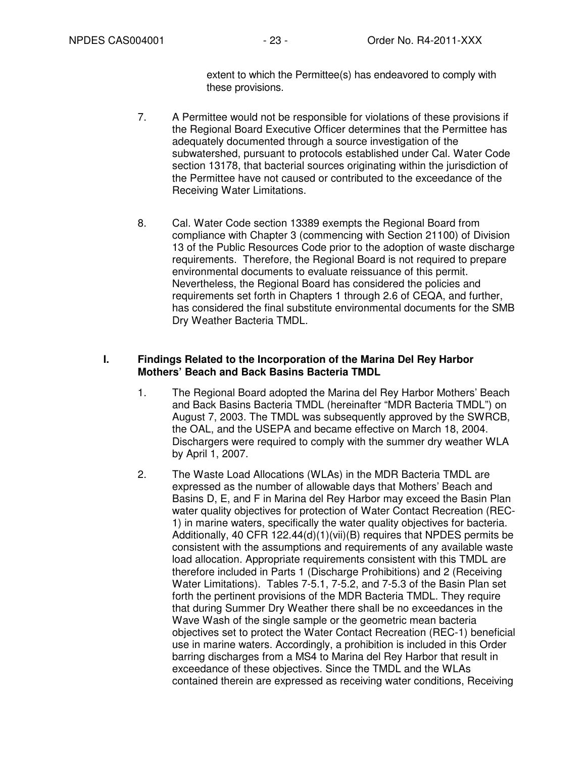extent to which the Permittee(s) has endeavored to comply with these provisions.

7. A Permittee would not be responsible for violations of these provisions if the Regional Board Executive Officer determines that the Permittee has adequately documented through a source investigation of the subwatershed, pursuant to protocols established under Cal. Water Code section 13178, that bacterial sources originating within the jurisdiction of the Permittee have not caused or contributed to the exceedance of the Receiving Water Limitations.

8. Cal. Water Code section 13389 exempts the Regional Board from compliance with Chapter 3 (commencing with Section 21100) of Division 13 of the Public Resources Code prior to the adoption of waste discharge requirements. Therefore, the Regional Board is not required to prepare environmental documents to evaluate reissuance of this permit. Nevertheless, the Regional Board has considered the policies and requirements set forth in Chapters 1 through 2.6 of CEQA, and further, has considered the final substitute environmental documents for the SMB Dry Weather Bacteria TMDL.

## I. Findings Related to the Incorporation of the Marina Del Rey Harbor Mothers' Beach and Back Basins Bacteria TMDL

1. The Regional Board adopted the Marina del Rey Harbor Mothers' Beach and Back Basins Bacteria TMDL (hereinafter "MDR Bacteria TMDL") on August 7, 2003. The TMDL was subsequently approved by the SWRCB, the OAL, and the USEPA and became effective on March 18, 2004. Dischargers were required to comply with the summer dry weather WLA by April 1, 2007.

2. The Waste Load Allocations (WLAs) in the MDR Bacteria TMDL are expressed as the number of allowable days that Mothers' Beach and Basins D, E, and F in Marina del Rey Harbor may exceed the Basin Plan water quality objectives for protection of Water Contact Recreation (REC-1) in marine waters, specifically the water quality objectives for bacteria. Additionally, 40 CFR 122.44(d)(1)(vii)(B) requires that NPDES permits be consistent with the assumptions and requirements of any available waste load allocation. Appropriate requirements consistent with this TMDL are therefore included in Parts 1 (Discharge Prohibitions) and 2 (Receiving Water Limitations). Tables 7-5.1, 7-5.2, and 7-5.3 of the Basin Plan set forth the pertinent provisions of the MDR Bacteria TMDL. They require that during Summer Dry Weather there shall be no exceedances in the Wave Wash of the single sample or the geometric mean bacteria objectives set to protect the Water Contact Recreation (REC-1) beneficial use in marine waters. Accordingly, a prohibition is included in this Order barring discharges from a MS4 to Marina del Rey Harbor that result in exceedance of these objectives. Since the TMDL and the WLAs contained therein are expressed as receiving water conditions, Receiving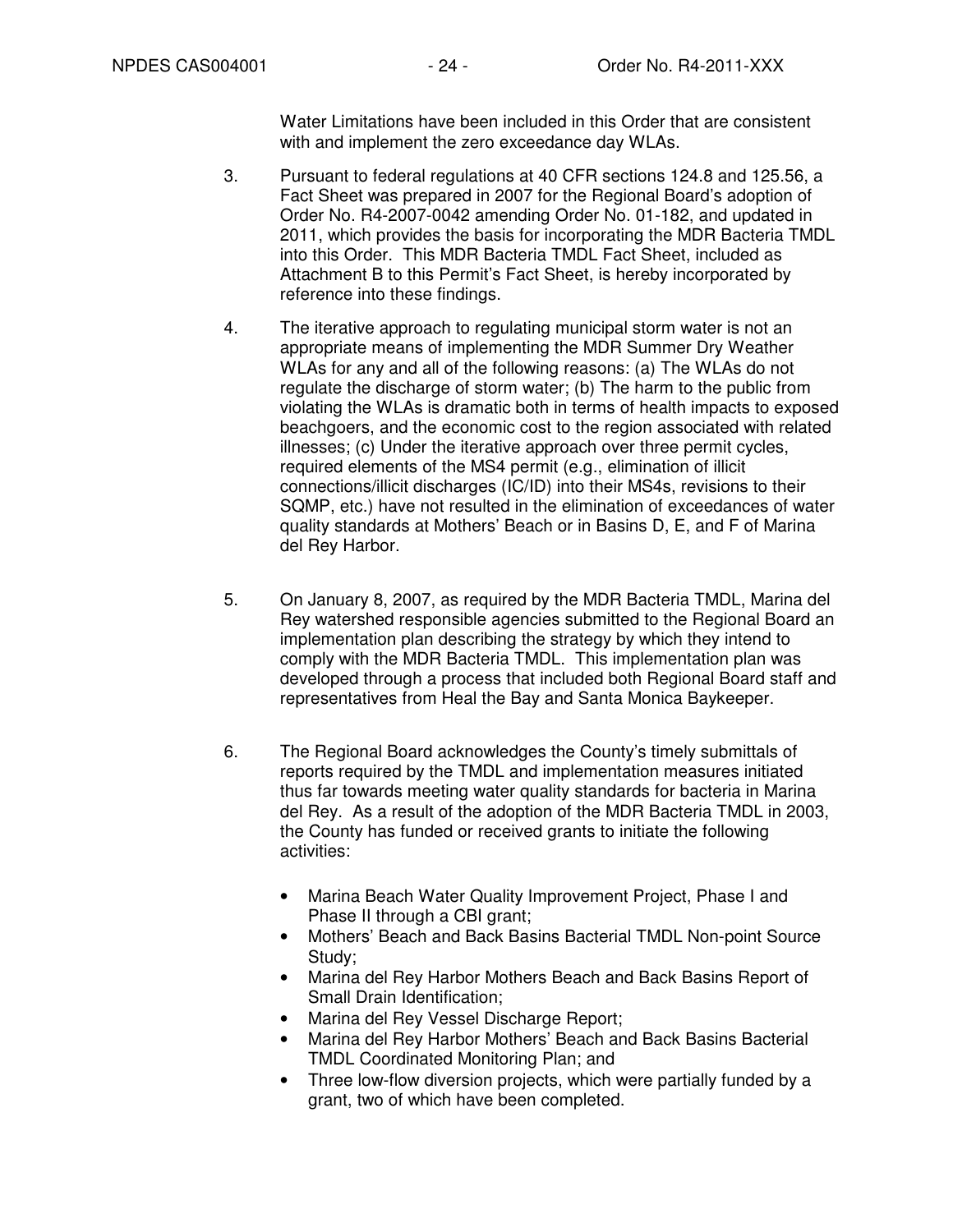Water Limitations have been included in this Order that are consistent with and implement the zero exceedance day WLAs.

3. Pursuant to federal regulations at 40 CFR sections 124.8 and 125.56, a Fact Sheet was prepared in 2007 for the Regional Board's adoption of Order No. R4-2007-0042 amending Order No. 01-182, and updated in 2011, which provides the basis for incorporating the MDR Bacteria TMDL into this Order. This MDR Bacteria TMDL Fact Sheet, included as Attachment B to this Permit's Fact Sheet, is hereby incorporated by reference into these findings.

4. The iterative approach to regulating municipal storm water is not an appropriate means of implementing the MDR Summer Dry Weather WLAs for any and all of the following reasons: (a) The WLAs do not regulate the discharge of storm water; (b) The harm to the public from violating the WLAs is dramatic both in terms of health impacts to exposed beachgoers, and the economic cost to the region associated with related illnesses; (c) Under the iterative approach over three permit cycles, required elements of the MS4 permit (e.g., elimination of illicit connections/illicit discharges (IC/ID) into their MS4s, revisions to their SQMP, etc.) have not resulted in the elimination of exceedances of water quality standards at Mothers' Beach or in Basins D, E, and F of Marina del Rey Harbor.

5. On January 8, 2007, as required by the MDR Bacteria TMDL, Marina del Rey watershed responsible agencies submitted to the Regional Board an implementation plan describing the strategy by which they intend to comply with the MDR Bacteria TMDL. This implementation plan was developed through a process that included both Regional Board staff and representatives from Heal the Bay and Santa Monica Baykeeper.

6. The Regional Board acknowledges the County's timely submittals of reports required by the TMDL and implementation measures initiated thus far towards meeting water quality standards for bacteria in Marina del Rey. As a result of the adoption of the MDR Bacteria TMDL in 2003, the County has funded or received grants to initiate the following activities:

   - Marina Beach Water Quality Improvement Project, Phase I and Phase II through a CBI grant;
   - Mothers' Beach and Back Basins Bacterial TMDL Non-point Source Study;
   - Marina del Rey Harbor Mothers Beach and Back Basins Report of Small Drain Identification;
   - Marina del Rey Vessel Discharge Report;
   - Marina del Rey Harbor Mothers' Beach and Back Basins Bacterial TMDL Coordinated Monitoring Plan; and
   - Three low-flow diversion projects, which were partially funded by a grant, two of which have been completed.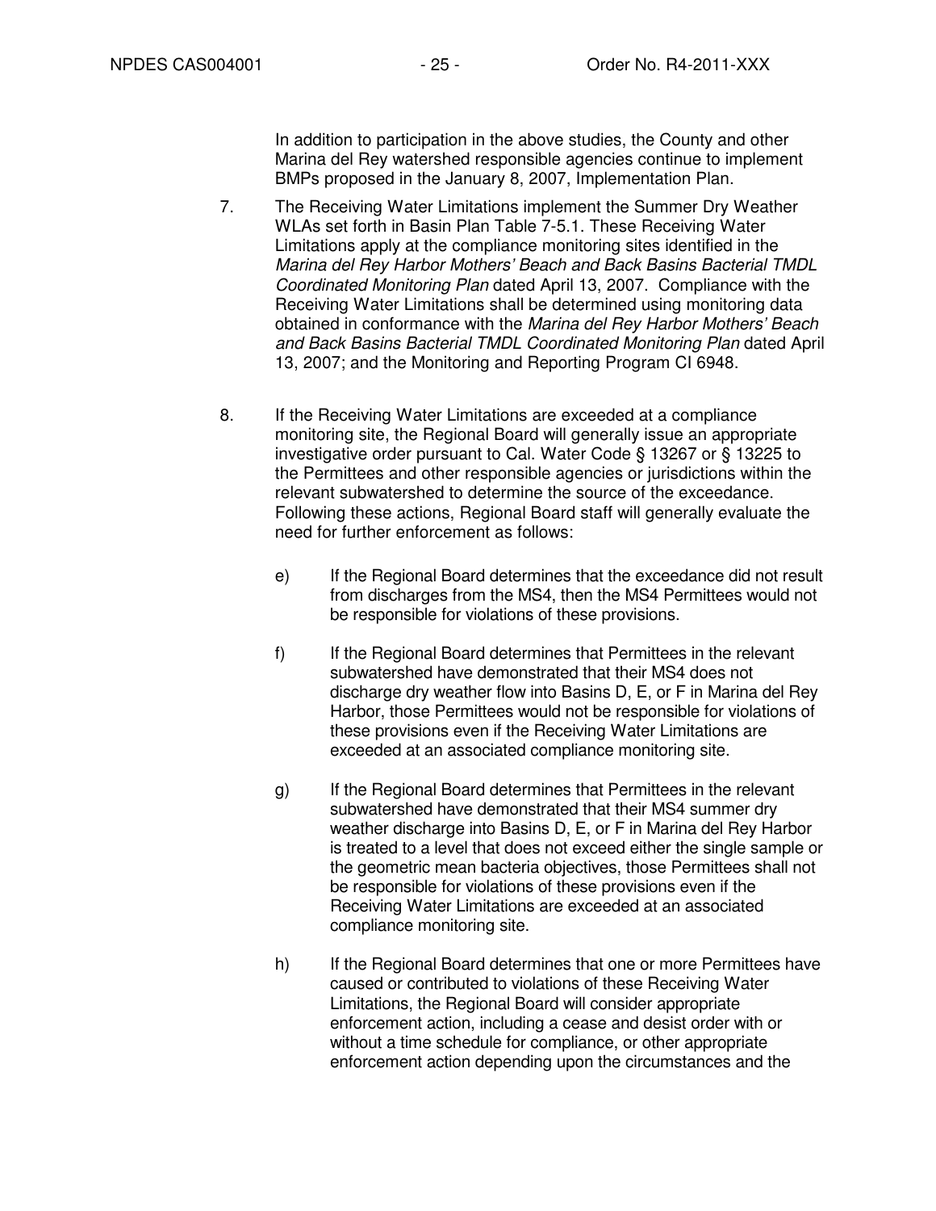In addition to participation in the above studies, the County and other Marina del Rey watershed responsible agencies continue to implement BMPs proposed in the January 8, 2007, Implementation Plan.

7. The Receiving Water Limitations implement the Summer Dry Weather WLAs set forth in Basin Plan Table 7-5.1. These Receiving Water Limitations apply at the compliance monitoring sites identified in the *Marina del Rey Harbor Mothers' Beach and Back Basins Bacterial TMDL Coordinated Monitoring Plan* dated April 13, 2007. Compliance with the Receiving Water Limitations shall be determined using monitoring data obtained in conformance with the *Marina del Rey Harbor Mothers' Beach and Back Basins Bacterial TMDL Coordinated Monitoring Plan* dated April 13, 2007; and the Monitoring and Reporting Program CI 6948.

8. If the Receiving Water Limitations are exceeded at a compliance monitoring site, the Regional Board will generally issue an appropriate investigative order pursuant to Cal. Water Code § 13267 or § 13225 to the Permittees and other responsible agencies or jurisdictions within the relevant subwatershed to determine the source of the exceedance. Following these actions, Regional Board staff will generally evaluate the need for further enforcement as follows:

   e) If the Regional Board determines that the exceedance did not result from discharges from the MS4, then the MS4 Permittees would not be responsible for violations of these provisions.

   f) If the Regional Board determines that Permittees in the relevant subwatershed have demonstrated that their MS4 does not discharge dry weather flow into Basins D, E, or F in Marina del Rey Harbor, those Permittees would not be responsible for violations of these provisions even if the Receiving Water Limitations are exceeded at an associated compliance monitoring site.

   g) If the Regional Board determines that Permittees in the relevant subwatershed have demonstrated that their MS4 summer dry weather discharge into Basins D, E, or F in Marina del Rey Harbor is treated to a level that does not exceed either the single sample or the geometric mean bacteria objectives, those Permittees shall not be responsible for violations of these provisions even if the Receiving Water Limitations are exceeded at an associated compliance monitoring site.

   h) If the Regional Board determines that one or more Permittees have caused or contributed to violations of these Receiving Water Limitations, the Regional Board will consider appropriate enforcement action, including a cease and desist order with or without a time schedule for compliance, or other appropriate enforcement action depending upon the circumstances and the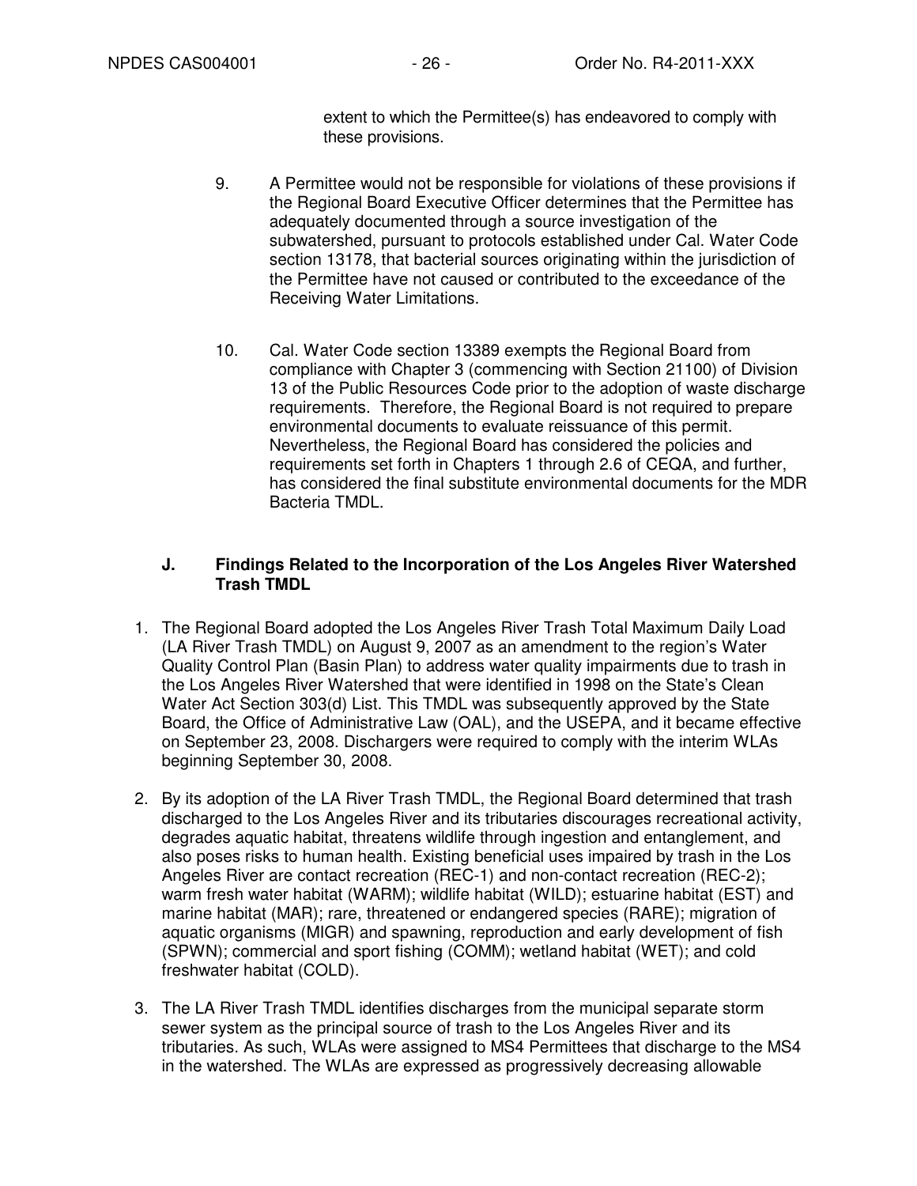extent to which the Permittee(s) has endeavored to comply with these provisions.

9. A Permittee would not be responsible for violations of these provisions if the Regional Board Executive Officer determines that the Permittee has adequately documented through a source investigation of the subwatershed, pursuant to protocols established under Cal. Water Code section 13178, that bacterial sources originating within the jurisdiction of the Permittee have not caused or contributed to the exceedance of the Receiving Water Limitations.

10. Cal. Water Code section 13389 exempts the Regional Board from compliance with Chapter 3 (commencing with Section 21100) of Division 13 of the Public Resources Code prior to the adoption of waste discharge requirements. Therefore, the Regional Board is not required to prepare environmental documents to evaluate reissuance of this permit. Nevertheless, the Regional Board has considered the policies and requirements set forth in Chapters 1 through 2.6 of CEQA, and further, has considered the final substitute environmental documents for the MDR Bacteria TMDL.

### J. Findings Related to the Incorporation of the Los Angeles River Watershed Trash TMDL

1. The Regional Board adopted the Los Angeles River Trash Total Maximum Daily Load (LA River Trash TMDL) on August 9, 2007 as an amendment to the region's Water Quality Control Plan (Basin Plan) to address water quality impairments due to trash in the Los Angeles River Watershed that were identified in 1998 on the State's Clean Water Act Section 303(d) List. This TMDL was subsequently approved by the State Board, the Office of Administrative Law (OAL), and the USEPA, and it became effective on September 23, 2008. Dischargers were required to comply with the interim WLAs beginning September 30, 2008.

2. By its adoption of the LA River Trash TMDL, the Regional Board determined that trash discharged to the Los Angeles River and its tributaries discourages recreational activity, degrades aquatic habitat, threatens wildlife through ingestion and entanglement, and also poses risks to human health. Existing beneficial uses impaired by trash in the Los Angeles River are contact recreation (REC-1) and non-contact recreation (REC-2); warm fresh water habitat (WARM); wildlife habitat (WILD); estuarine habitat (EST) and marine habitat (MAR); rare, threatened or endangered species (RARE); migration of aquatic organisms (MIGR) and spawning, reproduction and early development of fish (SPWN); commercial and sport fishing (COMM); wetland habitat (WET); and cold freshwater habitat (COLD).

3. The LA River Trash TMDL identifies discharges from the municipal separate storm sewer system as the principal source of trash to the Los Angeles River and its tributaries. As such, WLAs were assigned to MS4 Permittees that discharge to the MS4 in the watershed. The WLAs are expressed as progressively decreasing allowable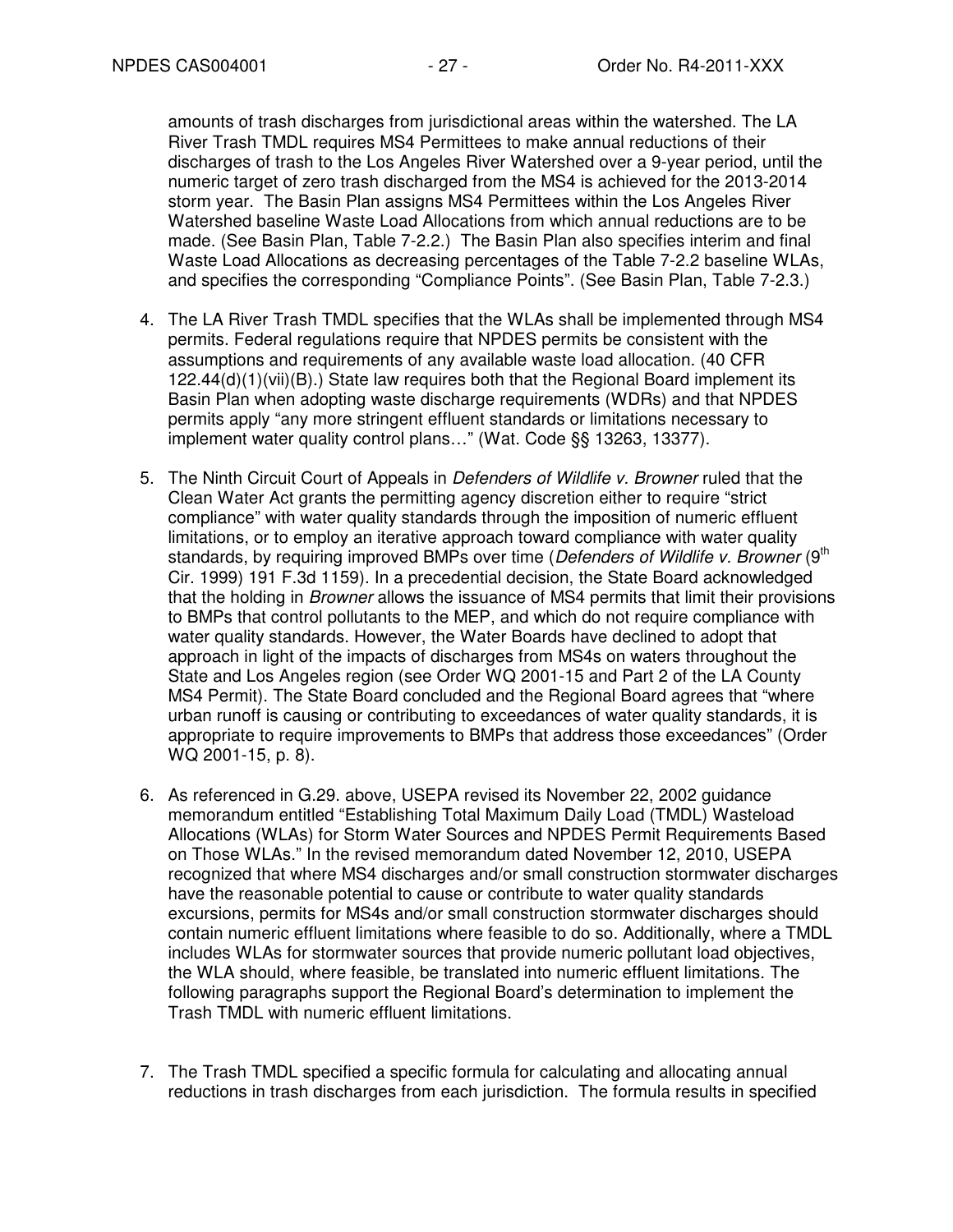amounts of trash discharges from jurisdictional areas within the watershed. The LA River Trash TMDL requires MS4 Permittees to make annual reductions of their discharges of trash to the Los Angeles River Watershed over a 9-year period, until the numeric target of zero trash discharged from the MS4 is achieved for the 2013-2014 storm year. The Basin Plan assigns MS4 Permittees within the Los Angeles River Watershed baseline Waste Load Allocations from which annual reductions are to be made. (See Basin Plan, Table 7-2.2.) The Basin Plan also specifies interim and final Waste Load Allocations as decreasing percentages of the Table 7-2.2 baseline WLAs, and specifies the corresponding "Compliance Points". (See Basin Plan, Table 7-2.3.)

4. The LA River Trash TMDL specifies that the WLAs shall be implemented through MS4 permits. Federal regulations require that NPDES permits be consistent with the assumptions and requirements of any available waste load allocation. (40 CFR 122.44(d)(1)(vii)(B).) State law requires both that the Regional Board implement its Basin Plan when adopting waste discharge requirements (WDRs) and that NPDES permits apply "any more stringent effluent standards or limitations necessary to implement water quality control plans…" (Wat. Code §§ 13263, 13377).

5. The Ninth Circuit Court of Appeals in *Defenders of Wildlife v. Browner* ruled that the Clean Water Act grants the permitting agency discretion either to require "strict compliance" with water quality standards through the imposition of numeric effluent limitations, or to employ an iterative approach toward compliance with water quality standards, by requiring improved BMPs over time (*Defenders of Wildlife v. Browner* (9th Cir. 1999) 191 F.3d 1159). In a precedential decision, the State Board acknowledged that the holding in *Browner* allows the issuance of MS4 permits that limit their provisions to BMPs that control pollutants to the MEP, and which do not require compliance with water quality standards. However, the Water Boards have declined to adopt that approach in light of the impacts of discharges from MS4s on waters throughout the State and Los Angeles region (see Order WQ 2001-15 and Part 2 of the LA County MS4 Permit). The State Board concluded and the Regional Board agrees that "where urban runoff is causing or contributing to exceedances of water quality standards, it is appropriate to require improvements to BMPs that address those exceedances" (Order WQ 2001-15, p. 8).

6. As referenced in G.29. above, USEPA revised its November 22, 2002 guidance memorandum entitled "Establishing Total Maximum Daily Load (TMDL) Wasteload Allocations (WLAs) for Storm Water Sources and NPDES Permit Requirements Based on Those WLAs." In the revised memorandum dated November 12, 2010, USEPA recognized that where MS4 discharges and/or small construction stormwater discharges have the reasonable potential to cause or contribute to water quality standards excursions, permits for MS4s and/or small construction stormwater discharges should contain numeric effluent limitations where feasible to do so. Additionally, where a TMDL includes WLAs for stormwater sources that provide numeric pollutant load objectives, the WLA should, where feasible, be translated into numeric effluent limitations. The following paragraphs support the Regional Board's determination to implement the Trash TMDL with numeric effluent limitations.

7. The Trash TMDL specified a specific formula for calculating and allocating annual reductions in trash discharges from each jurisdiction. The formula results in specified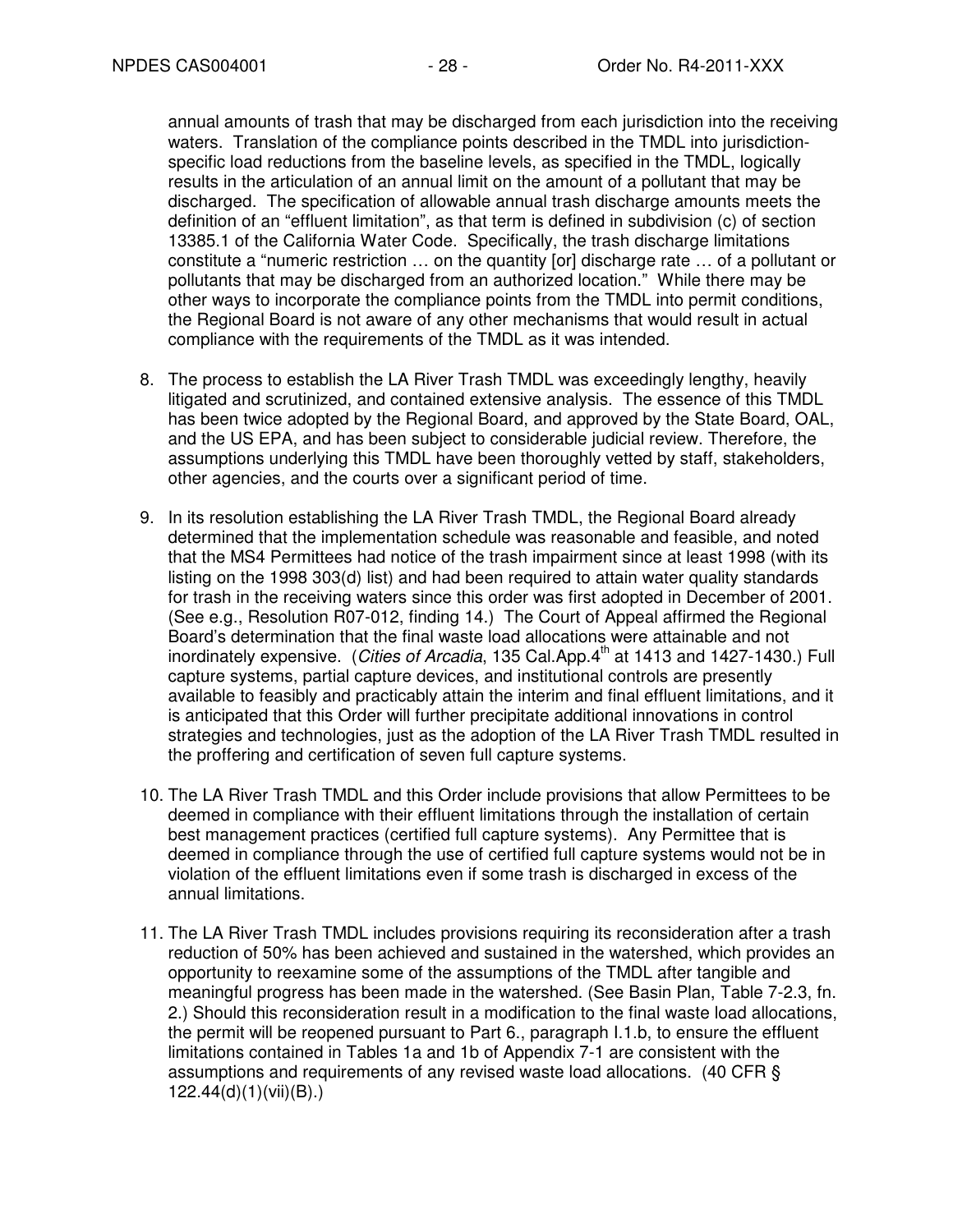annual amounts of trash that may be discharged from each jurisdiction into the receiving waters. Translation of the compliance points described in the TMDL into jurisdiction-specific load reductions from the baseline levels, as specified in the TMDL, logically results in the articulation of an annual limit on the amount of a pollutant that may be discharged. The specification of allowable annual trash discharge amounts meets the definition of an "effluent limitation", as that term is defined in subdivision (c) of section 13385.1 of the California Water Code. Specifically, the trash discharge limitations constitute a "numeric restriction … on the quantity [or] discharge rate … of a pollutant or pollutants that may be discharged from an authorized location." While there may be other ways to incorporate the compliance points from the TMDL into permit conditions, the Regional Board is not aware of any other mechanisms that would result in actual compliance with the requirements of the TMDL as it was intended.

8. The process to establish the LA River Trash TMDL was exceedingly lengthy, heavily litigated and scrutinized, and contained extensive analysis. The essence of this TMDL has been twice adopted by the Regional Board, and approved by the State Board, OAL, and the US EPA, and has been subject to considerable judicial review. Therefore, the assumptions underlying this TMDL have been thoroughly vetted by staff, stakeholders, other agencies, and the courts over a significant period of time.

9. In its resolution establishing the LA River Trash TMDL, the Regional Board already determined that the implementation schedule was reasonable and feasible, and noted that the MS4 Permittees had notice of the trash impairment since at least 1998 (with its listing on the 1998 303(d) list) and had been required to attain water quality standards for trash in the receiving waters since this order was first adopted in December of 2001. (See e.g., Resolution R07-012, finding 14.) The Court of Appeal affirmed the Regional Board's determination that the final waste load allocations were attainable and not inordinately expensive. (*Cities of Arcadia*, 135 Cal.App.4th at 1413 and 1427-1430.) Full capture systems, partial capture devices, and institutional controls are presently available to feasibly and practicably attain the interim and final effluent limitations, and it is anticipated that this Order will further precipitate additional innovations in control strategies and technologies, just as the adoption of the LA River Trash TMDL resulted in the proffering and certification of seven full capture systems.

10. The LA River Trash TMDL and this Order include provisions that allow Permittees to be deemed in compliance with their effluent limitations through the installation of certain best management practices (certified full capture systems). Any Permittee that is deemed in compliance through the use of certified full capture systems would not be in violation of the effluent limitations even if some trash is discharged in excess of the annual limitations.

11. The LA River Trash TMDL includes provisions requiring its reconsideration after a trash reduction of 50% has been achieved and sustained in the watershed, which provides an opportunity to reexamine some of the assumptions of the TMDL after tangible and meaningful progress has been made in the watershed. (See Basin Plan, Table 7-2.3, fn. 2.) Should this reconsideration result in a modification to the final waste load allocations, the permit will be reopened pursuant to Part 6., paragraph I.1.b, to ensure the effluent limitations contained in Tables 1a and 1b of Appendix 7-1 are consistent with the assumptions and requirements of any revised waste load allocations. (40 CFR § 122.44(d)(1)(vii)(B).)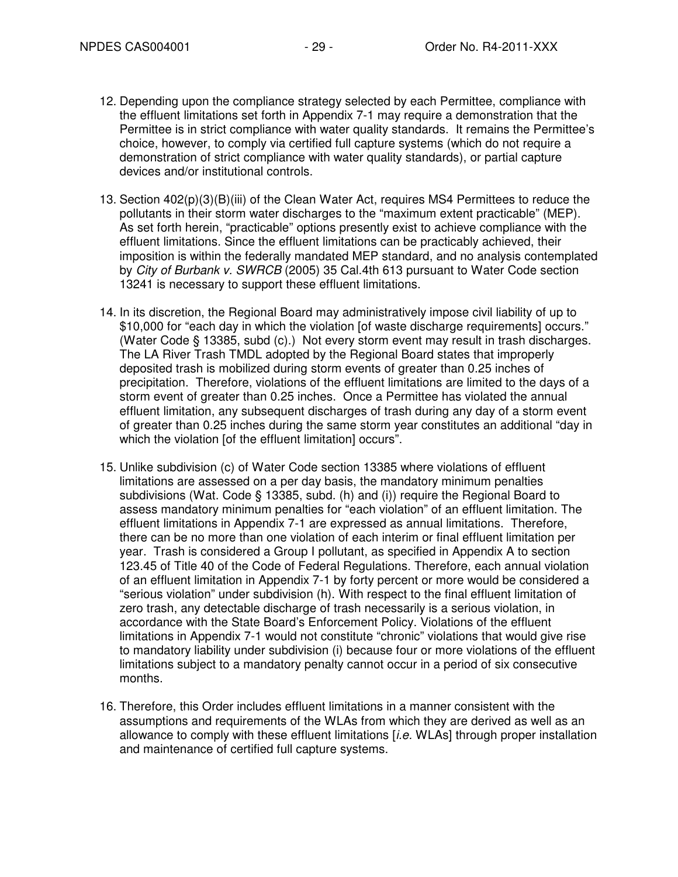12. Depending upon the compliance strategy selected by each Permittee, compliance with the effluent limitations set forth in Appendix 7-1 may require a demonstration that the Permittee is in strict compliance with water quality standards. It remains the Permittee's choice, however, to comply via certified full capture systems (which do not require a demonstration of strict compliance with water quality standards), or partial capture devices and/or institutional controls.

13. Section 402(p)(3)(B)(iii) of the Clean Water Act, requires MS4 Permittees to reduce the pollutants in their storm water discharges to the "maximum extent practicable" (MEP). As set forth herein, "practicable" options presently exist to achieve compliance with the effluent limitations. Since the effluent limitations can be practicably achieved, their imposition is within the federally mandated MEP standard, and no analysis contemplated by *City of Burbank v. SWRCB* (2005) 35 Cal.4th 613 pursuant to Water Code section 13241 is necessary to support these effluent limitations.

14. In its discretion, the Regional Board may administratively impose civil liability of up to $10,000 for "each day in which the violation [of waste discharge requirements] occurs." (Water Code § 13385, subd (c).) Not every storm event may result in trash discharges. The LA River Trash TMDL adopted by the Regional Board states that improperly deposited trash is mobilized during storm events of greater than 0.25 inches of precipitation. Therefore, violations of the effluent limitations are limited to the days of a storm event of greater than 0.25 inches. Once a Permittee has violated the annual effluent limitation, any subsequent discharges of trash during any day of a storm event of greater than 0.25 inches during the same storm year constitutes an additional "day in which the violation [of the effluent limitation] occurs".

15. Unlike subdivision (c) of Water Code section 13385 where violations of effluent limitations are assessed on a per day basis, the mandatory minimum penalties subdivisions (Wat. Code § 13385, subd. (h) and (i)) require the Regional Board to assess mandatory minimum penalties for "each violation" of an effluent limitation. The effluent limitations in Appendix 7-1 are expressed as annual limitations. Therefore, there can be no more than one violation of each interim or final effluent limitation per year. Trash is considered a Group I pollutant, as specified in Appendix A to section 123.45 of Title 40 of the Code of Federal Regulations. Therefore, each annual violation of an effluent limitation in Appendix 7-1 by forty percent or more would be considered a "serious violation" under subdivision (h). With respect to the final effluent limitation of zero trash, any detectable discharge of trash necessarily is a serious violation, in accordance with the State Board's Enforcement Policy. Violations of the effluent limitations in Appendix 7-1 would not constitute "chronic" violations that would give rise to mandatory liability under subdivision (i) because four or more violations of the effluent limitations subject to a mandatory penalty cannot occur in a period of six consecutive months.

16. Therefore, this Order includes effluent limitations in a manner consistent with the assumptions and requirements of the WLAs from which they are derived as well as an allowance to comply with these effluent limitations [*i.e.* WLAs] through proper installation and maintenance of certified full capture systems.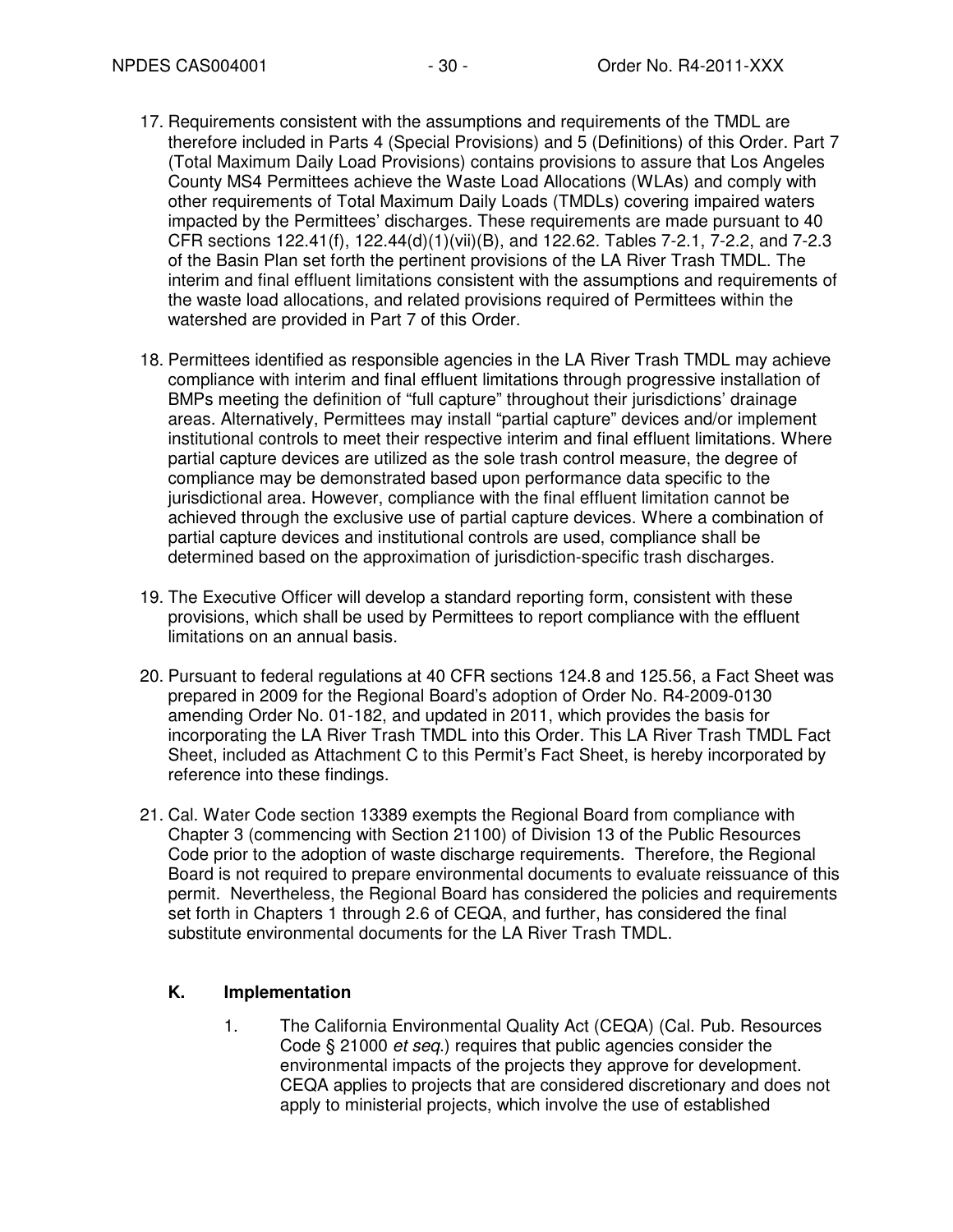17. Requirements consistent with the assumptions and requirements of the TMDL are therefore included in Parts 4 (Special Provisions) and 5 (Definitions) of this Order. Part 7 (Total Maximum Daily Load Provisions) contains provisions to assure that Los Angeles County MS4 Permittees achieve the Waste Load Allocations (WLAs) and comply with other requirements of Total Maximum Daily Loads (TMDLs) covering impaired waters impacted by the Permittees' discharges. These requirements are made pursuant to 40 CFR sections 122.41(f), 122.44(d)(1)(vii)(B), and 122.62. Tables 7-2.1, 7-2.2, and 7-2.3 of the Basin Plan set forth the pertinent provisions of the LA River Trash TMDL. The interim and final effluent limitations consistent with the assumptions and requirements of the waste load allocations, and related provisions required of Permittees within the watershed are provided in Part 7 of this Order.

18. Permittees identified as responsible agencies in the LA River Trash TMDL may achieve compliance with interim and final effluent limitations through progressive installation of BMPs meeting the definition of "full capture" throughout their jurisdictions' drainage areas. Alternatively, Permittees may install "partial capture" devices and/or implement institutional controls to meet their respective interim and final effluent limitations. Where partial capture devices are utilized as the sole trash control measure, the degree of compliance may be demonstrated based upon performance data specific to the jurisdictional area. However, compliance with the final effluent limitation cannot be achieved through the exclusive use of partial capture devices. Where a combination of partial capture devices and institutional controls are used, compliance shall be determined based on the approximation of jurisdiction-specific trash discharges.

19. The Executive Officer will develop a standard reporting form, consistent with these provisions, which shall be used by Permittees to report compliance with the effluent limitations on an annual basis.

20. Pursuant to federal regulations at 40 CFR sections 124.8 and 125.56, a Fact Sheet was prepared in 2009 for the Regional Board's adoption of Order No. R4-2009-0130 amending Order No. 01-182, and updated in 2011, which provides the basis for incorporating the LA River Trash TMDL into this Order. This LA River Trash TMDL Fact Sheet, included as Attachment C to this Permit's Fact Sheet, is hereby incorporated by reference into these findings.

21. Cal. Water Code section 13389 exempts the Regional Board from compliance with Chapter 3 (commencing with Section 21100) of Division 13 of the Public Resources Code prior to the adoption of waste discharge requirements. Therefore, the Regional Board is not required to prepare environmental documents to evaluate reissuance of this permit. Nevertheless, the Regional Board has considered the policies and requirements set forth in Chapters 1 through 2.6 of CEQA, and further, has considered the final substitute environmental documents for the LA River Trash TMDL.

### K. Implementation

1. The California Environmental Quality Act (CEQA) (Cal. Pub. Resources Code § 21000 *et seq.*) requires that public agencies consider the environmental impacts of the projects they approve for development. CEQA applies to projects that are considered discretionary and does not apply to ministerial projects, which involve the use of established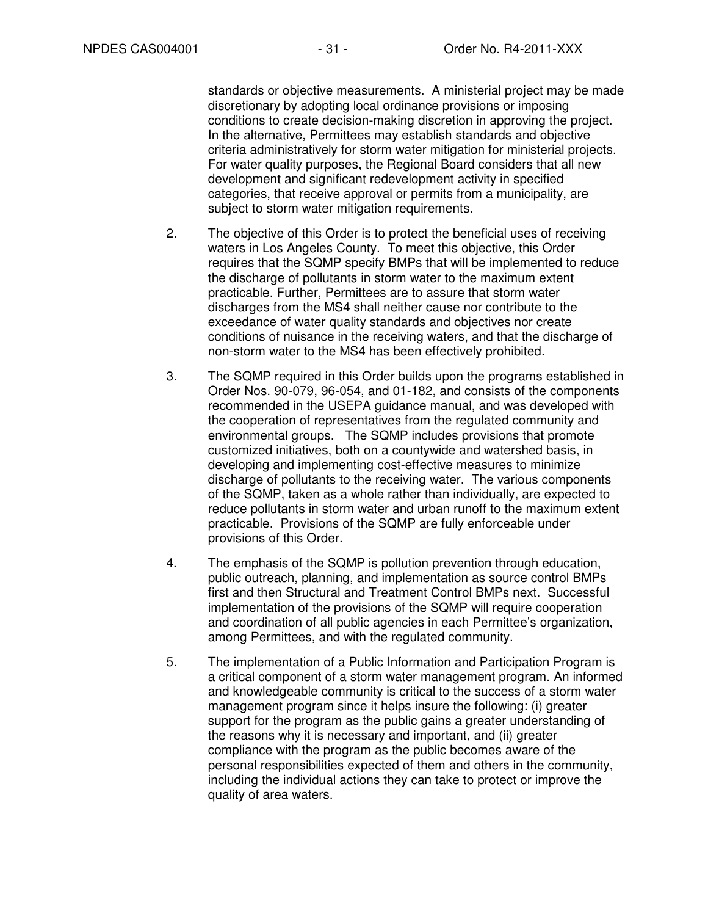standards or objective measurements. A ministerial project may be made discretionary by adopting local ordinance provisions or imposing conditions to create decision-making discretion in approving the project. In the alternative, Permittees may establish standards and objective criteria administratively for storm water mitigation for ministerial projects. For water quality purposes, the Regional Board considers that all new development and significant redevelopment activity in specified categories, that receive approval or permits from a municipality, are subject to storm water mitigation requirements.

2. The objective of this Order is to protect the beneficial uses of receiving waters in Los Angeles County. To meet this objective, this Order requires that the SQMP specify BMPs that will be implemented to reduce the discharge of pollutants in storm water to the maximum extent practicable. Further, Permittees are to assure that storm water discharges from the MS4 shall neither cause nor contribute to the exceedance of water quality standards and objectives nor create conditions of nuisance in the receiving waters, and that the discharge of non-storm water to the MS4 has been effectively prohibited.

3. The SQMP required in this Order builds upon the programs established in Order Nos. 90-079, 96-054, and 01-182, and consists of the components recommended in the USEPA guidance manual, and was developed with the cooperation of representatives from the regulated community and environmental groups. The SQMP includes provisions that promote customized initiatives, both on a countywide and watershed basis, in developing and implementing cost-effective measures to minimize discharge of pollutants to the receiving water. The various components of the SQMP, taken as a whole rather than individually, are expected to reduce pollutants in storm water and urban runoff to the maximum extent practicable. Provisions of the SQMP are fully enforceable under provisions of this Order.

4. The emphasis of the SQMP is pollution prevention through education, public outreach, planning, and implementation as source control BMPs first and then Structural and Treatment Control BMPs next. Successful implementation of the provisions of the SQMP will require cooperation and coordination of all public agencies in each Permittee's organization, among Permittees, and with the regulated community.

5. The implementation of a Public Information and Participation Program is a critical component of a storm water management program. An informed and knowledgeable community is critical to the success of a storm water management program since it helps insure the following: (i) greater support for the program as the public gains a greater understanding of the reasons why it is necessary and important, and (ii) greater compliance with the program as the public becomes aware of the personal responsibilities expected of them and others in the community, including the individual actions they can take to protect or improve the quality of area waters.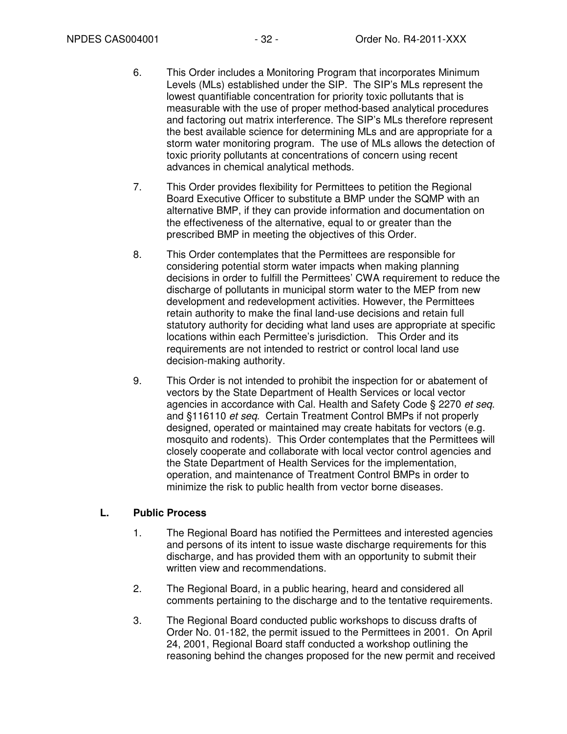6. This Order includes a Monitoring Program that incorporates Minimum Levels (MLs) established under the SIP. The SIP's MLs represent the lowest quantifiable concentration for priority toxic pollutants that is measurable with the use of proper method-based analytical procedures and factoring out matrix interference. The SIP's MLs therefore represent the best available science for determining MLs and are appropriate for a storm water monitoring program. The use of MLs allows the detection of toxic priority pollutants at concentrations of concern using recent advances in chemical analytical methods.

7. This Order provides flexibility for Permittees to petition the Regional Board Executive Officer to substitute a BMP under the SQMP with an alternative BMP, if they can provide information and documentation on the effectiveness of the alternative, equal to or greater than the prescribed BMP in meeting the objectives of this Order.

8. This Order contemplates that the Permittees are responsible for considering potential storm water impacts when making planning decisions in order to fulfill the Permittees' CWA requirement to reduce the discharge of pollutants in municipal storm water to the MEP from new development and redevelopment activities. However, the Permittees retain authority to make the final land-use decisions and retain full statutory authority for deciding what land uses are appropriate at specific locations within each Permittee's jurisdiction. This Order and its requirements are not intended to restrict or control local land use decision-making authority.

9. This Order is not intended to prohibit the inspection for or abatement of vectors by the State Department of Health Services or local vector agencies in accordance with Cal. Health and Safety Code § 2270 *et seq*. and §116110 *et seq*. Certain Treatment Control BMPs if not properly designed, operated or maintained may create habitats for vectors (e.g. mosquito and rodents). This Order contemplates that the Permittees will closely cooperate and collaborate with local vector control agencies and the State Department of Health Services for the implementation, operation, and maintenance of Treatment Control BMPs in order to minimize the risk to public health from vector borne diseases.

## L. Public Process

1. The Regional Board has notified the Permittees and interested agencies and persons of its intent to issue waste discharge requirements for this discharge, and has provided them with an opportunity to submit their written view and recommendations.

2. The Regional Board, in a public hearing, heard and considered all comments pertaining to the discharge and to the tentative requirements.

3. The Regional Board conducted public workshops to discuss drafts of Order No. 01-182, the permit issued to the Permittees in 2001. On April 24, 2001, Regional Board staff conducted a workshop outlining the reasoning behind the changes proposed for the new permit and received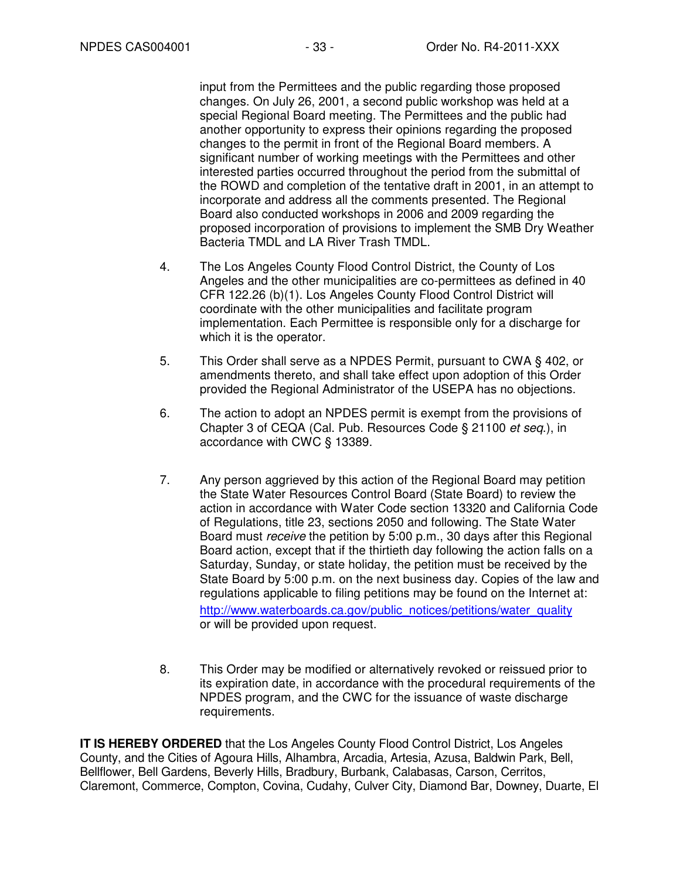input from the Permittees and the public regarding those proposed changes. On July 26, 2001, a second public workshop was held at a special Regional Board meeting. The Permittees and the public had another opportunity to express their opinions regarding the proposed changes to the permit in front of the Regional Board members. A significant number of working meetings with the Permittees and other interested parties occurred throughout the period from the submittal of the ROWD and completion of the tentative draft in 2001, in an attempt to incorporate and address all the comments presented. The Regional Board also conducted workshops in 2006 and 2009 regarding the proposed incorporation of provisions to implement the SMB Dry Weather Bacteria TMDL and LA River Trash TMDL.

4. The Los Angeles County Flood Control District, the County of Los Angeles and the other municipalities are co-permittees as defined in 40 CFR 122.26 (b)(1). Los Angeles County Flood Control District will coordinate with the other municipalities and facilitate program implementation. Each Permittee is responsible only for a discharge for which it is the operator.

5. This Order shall serve as a NPDES Permit, pursuant to CWA § 402, or amendments thereto, and shall take effect upon adoption of this Order provided the Regional Administrator of the USEPA has no objections.

6. The action to adopt an NPDES permit is exempt from the provisions of Chapter 3 of CEQA (Cal. Pub. Resources Code § 21100 *et seq.*), in accordance with CWC § 13389.

7. Any person aggrieved by this action of the Regional Board may petition the State Water Resources Control Board (State Board) to review the action in accordance with Water Code section 13320 and California Code of Regulations, title 23, sections 2050 and following. The State Water Board must *receive* the petition by 5:00 p.m., 30 days after this Regional Board action, except that if the thirtieth day following the action falls on a Saturday, Sunday, or state holiday, the petition must be received by the State Board by 5:00 p.m. on the next business day. Copies of the law and regulations applicable to filing petitions may be found on the Internet at: http://www.waterboards.ca.gov/public_notices/petitions/water_quality or will be provided upon request.

8. This Order may be modified or alternatively revoked or reissued prior to its expiration date, in accordance with the procedural requirements of the NPDES program, and the CWC for the issuance of waste discharge requirements.

**IT IS HEREBY ORDERED** that the Los Angeles County Flood Control District, Los Angeles County, and the Cities of Agoura Hills, Alhambra, Arcadia, Artesia, Azusa, Baldwin Park, Bell, Bellflower, Bell Gardens, Beverly Hills, Bradbury, Burbank, Calabasas, Carson, Cerritos, Claremont, Commerce, Compton, Covina, Cudahy, Culver City, Diamond Bar, Downey, Duarte, El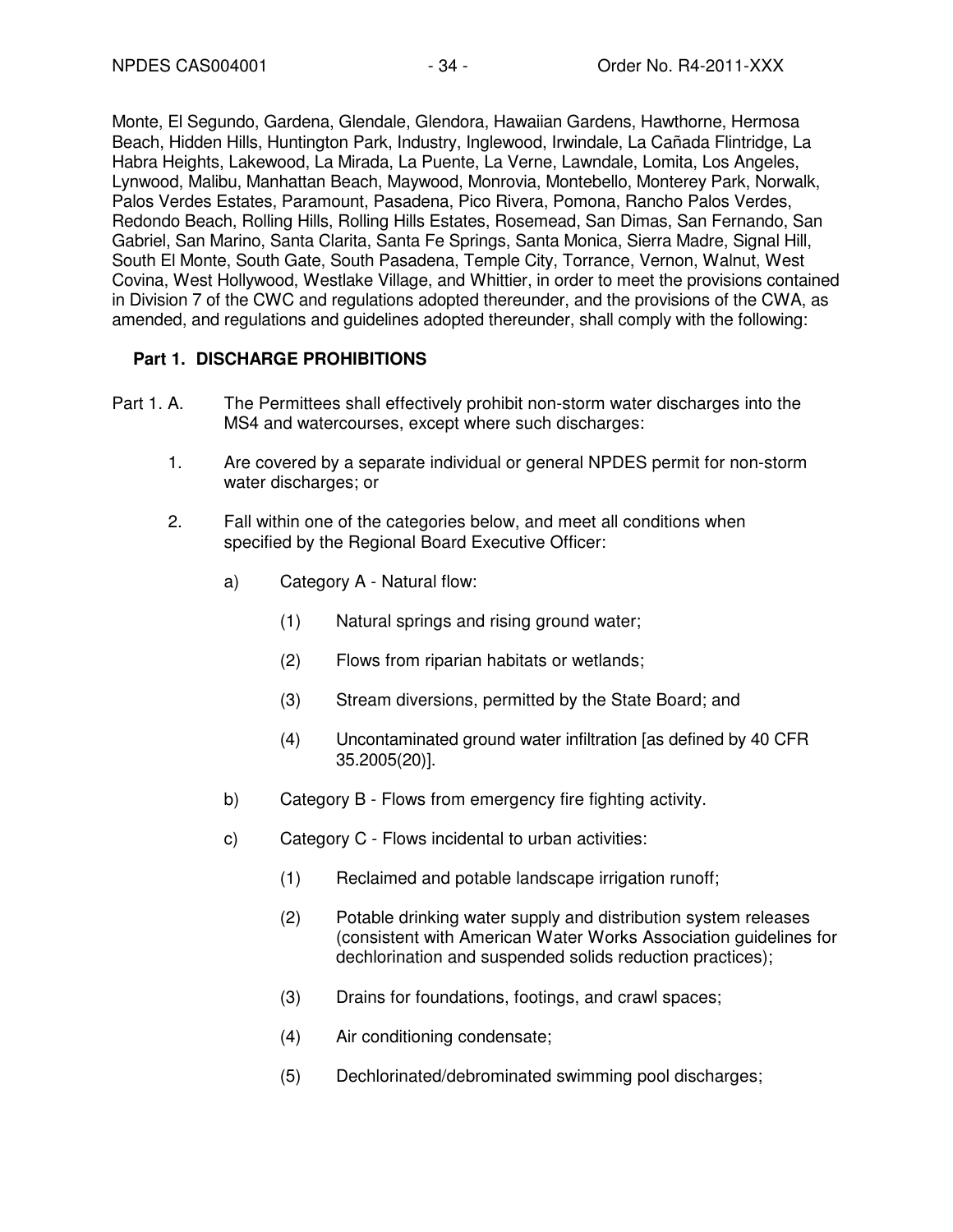Monte, El Segundo, Gardena, Glendale, Glendora, Hawaiian Gardens, Hawthorne, Hermosa Beach, Hidden Hills, Huntington Park, Industry, Inglewood, Irwindale, La Cañada Flintridge, La Habra Heights, Lakewood, La Mirada, La Puente, La Verne, Lawndale, Lomita, Los Angeles, Lynwood, Malibu, Manhattan Beach, Maywood, Monrovia, Montebello, Monterey Park, Norwalk, Palos Verdes Estates, Paramount, Pasadena, Pico Rivera, Pomona, Rancho Palos Verdes, Redondo Beach, Rolling Hills, Rolling Hills Estates, Rosemead, San Dimas, San Fernando, San Gabriel, San Marino, Santa Clarita, Santa Fe Springs, Santa Monica, Sierra Madre, Signal Hill, South El Monte, South Gate, South Pasadena, Temple City, Torrance, Vernon, Walnut, West Covina, West Hollywood, Westlake Village, and Whittier, in order to meet the provisions contained in Division 7 of the CWC and regulations adopted thereunder, and the provisions of the CWA, as amended, and regulations and guidelines adopted thereunder, shall comply with the following:

## Part 1. DISCHARGE PROHIBITIONS

Part 1. A. The Permittees shall effectively prohibit non-storm water discharges into the MS4 and watercourses, except where such discharges:

1. Are covered by a separate individual or general NPDES permit for non-storm water discharges; or

2. Fall within one of the categories below, and meet all conditions when specified by the Regional Board Executive Officer:

   a) Category A - Natural flow:

      (1) Natural springs and rising ground water;

      (2) Flows from riparian habitats or wetlands;

      (3) Stream diversions, permitted by the State Board; and

      (4) Uncontaminated ground water infiltration [as defined by 40 CFR 35.2005(20)].

   b) Category B - Flows from emergency fire fighting activity.

   c) Category C - Flows incidental to urban activities:

      (1) Reclaimed and potable landscape irrigation runoff;

      (2) Potable drinking water supply and distribution system releases (consistent with American Water Works Association guidelines for dechlorination and suspended solids reduction practices);

      (3) Drains for foundations, footings, and crawl spaces;

      (4) Air conditioning condensate;

      (5) Dechlorinated/debrominated swimming pool discharges;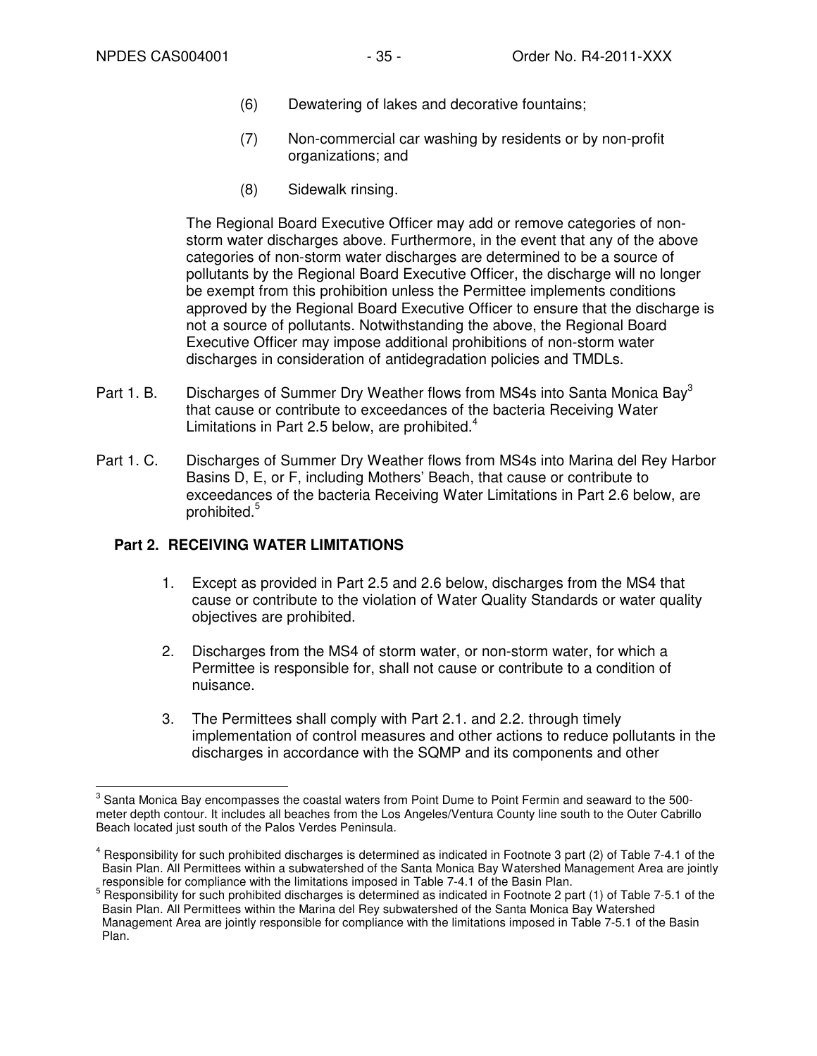(6) Dewatering of lakes and decorative fountains;

(7) Non-commercial car washing by residents or by non-profit organizations; and

(8) Sidewalk rinsing.

The Regional Board Executive Officer may add or remove categories of non-storm water discharges above. Furthermore, in the event that any of the above categories of non-storm water discharges are determined to be a source of pollutants by the Regional Board Executive Officer, the discharge will no longer be exempt from this prohibition unless the Permittee implements conditions approved by the Regional Board Executive Officer to ensure that the discharge is not a source of pollutants. Notwithstanding the above, the Regional Board Executive Officer may impose additional prohibitions of non-storm water discharges in consideration of antidegradation policies and TMDLs.

Part 1. B. Discharges of Summer Dry Weather flows from MS4s into Santa Monica Bay[3] that cause or contribute to exceedances of the bacteria Receiving Water Limitations in Part 2.5 below, are prohibited.[4]

Part 1. C. Discharges of Summer Dry Weather flows from MS4s into Marina del Rey Harbor Basins D, E, or F, including Mothers' Beach, that cause or contribute to exceedances of the bacteria Receiving Water Limitations in Part 2.6 below, are prohibited.[5]

## Part 2. RECEIVING WATER LIMITATIONS

1. Except as provided in Part 2.5 and 2.6 below, discharges from the MS4 that cause or contribute to the violation of Water Quality Standards or water quality objectives are prohibited.

2. Discharges from the MS4 of storm water, or non-storm water, for which a Permittee is responsible for, shall not cause or contribute to a condition of nuisance.

3. The Permittees shall comply with Part 2.1. and 2.2. through timely implementation of control measures and other actions to reduce pollutants in the discharges in accordance with the SQMP and its components and other

---

[3] Santa Monica Bay encompasses the coastal waters from Point Dume to Point Fermin and seaward to the 500-meter depth contour. It includes all beaches from the Los Angeles/Ventura County line south to the Outer Cabrillo Beach located just south of the Palos Verdes Peninsula.

[4] Responsibility for such prohibited discharges is determined as indicated in Footnote 3 part (2) of Table 7-4.1 of the Basin Plan. All Permittees within a subwatershed of the Santa Monica Bay Watershed Management Area are jointly responsible for compliance with the limitations imposed in Table 7-4.1 of the Basin Plan.

[5] Responsibility for such prohibited discharges is determined as indicated in Footnote 2 part (1) of Table 7-5.1 of the Basin Plan. All Permittees within the Marina del Rey subwatershed of the Santa Monica Bay Watershed Management Area are jointly responsible for compliance with the limitations imposed in Table 7-5.1 of the Basin Plan.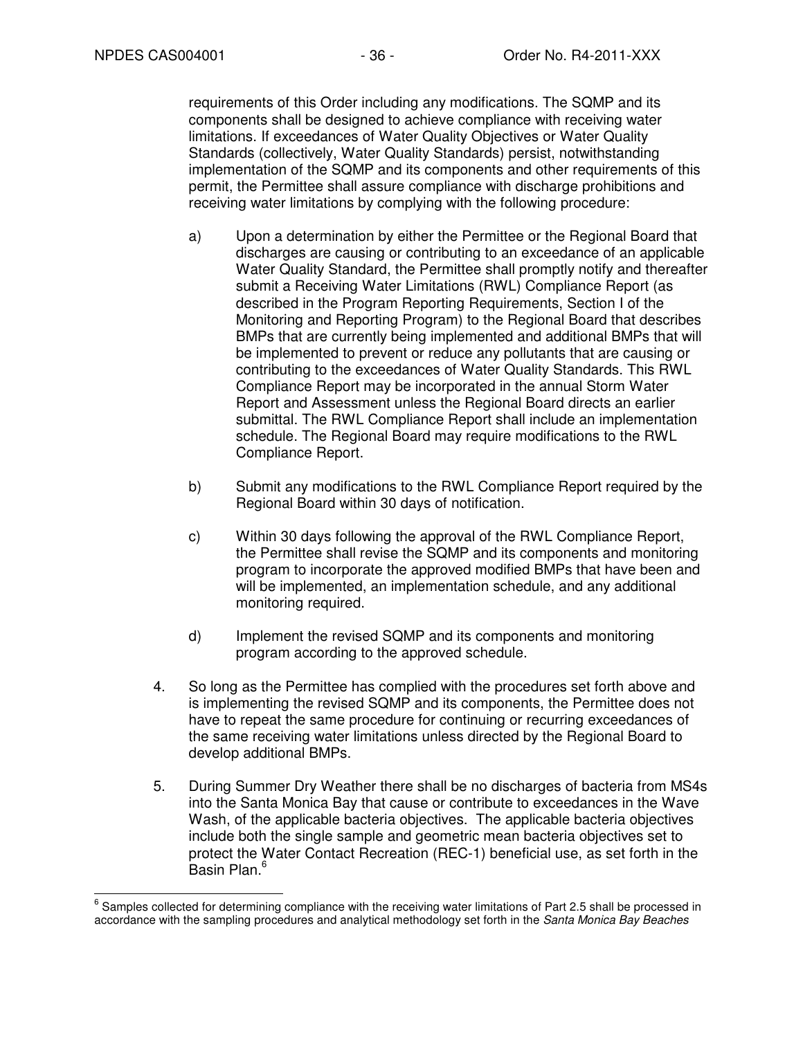requirements of this Order including any modifications. The SQMP and its components shall be designed to achieve compliance with receiving water limitations. If exceedances of Water Quality Objectives or Water Quality Standards (collectively, Water Quality Standards) persist, notwithstanding implementation of the SQMP and its components and other requirements of this permit, the Permittee shall assure compliance with discharge prohibitions and receiving water limitations by complying with the following procedure:

a) Upon a determination by either the Permittee or the Regional Board that discharges are causing or contributing to an exceedance of an applicable Water Quality Standard, the Permittee shall promptly notify and thereafter submit a Receiving Water Limitations (RWL) Compliance Report (as described in the Program Reporting Requirements, Section I of the Monitoring and Reporting Program) to the Regional Board that describes BMPs that are currently being implemented and additional BMPs that will be implemented to prevent or reduce any pollutants that are causing or contributing to the exceedances of Water Quality Standards. This RWL Compliance Report may be incorporated in the annual Storm Water Report and Assessment unless the Regional Board directs an earlier submittal. The RWL Compliance Report shall include an implementation schedule. The Regional Board may require modifications to the RWL Compliance Report.

b) Submit any modifications to the RWL Compliance Report required by the Regional Board within 30 days of notification.

c) Within 30 days following the approval of the RWL Compliance Report, the Permittee shall revise the SQMP and its components and monitoring program to incorporate the approved modified BMPs that have been and will be implemented, an implementation schedule, and any additional monitoring required.

d) Implement the revised SQMP and its components and monitoring program according to the approved schedule.

4. So long as the Permittee has complied with the procedures set forth above and is implementing the revised SQMP and its components, the Permittee does not have to repeat the same procedure for continuing or recurring exceedances of the same receiving water limitations unless directed by the Regional Board to develop additional BMPs.

5. During Summer Dry Weather there shall be no discharges of bacteria from MS4s into the Santa Monica Bay that cause or contribute to exceedances in the Wave Wash, of the applicable bacteria objectives. The applicable bacteria objectives include both the single sample and geometric mean bacteria objectives set to protect the Water Contact Recreation (REC-1) beneficial use, as set forth in the Basin Plan.[6]

[6] Samples collected for determining compliance with the receiving water limitations of Part 2.5 shall be processed in accordance with the sampling procedures and analytical methodology set forth in the *Santa Monica Bay Beaches*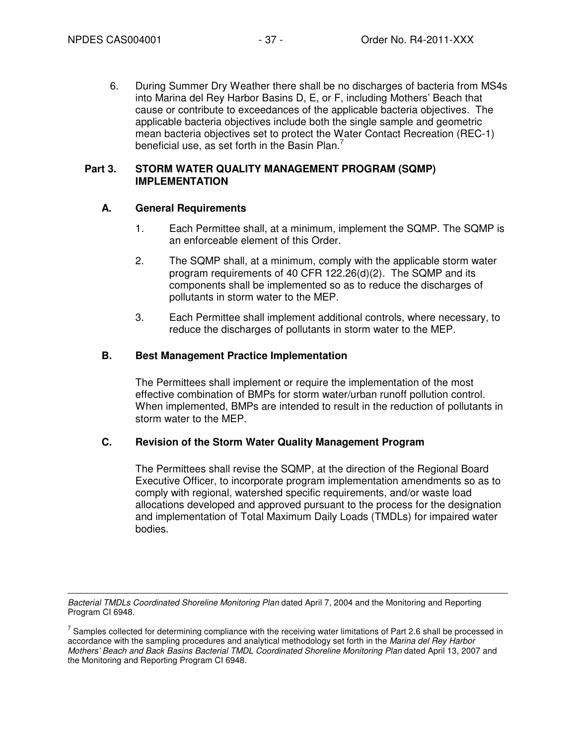6. During Summer Dry Weather there shall be no discharges of bacteria from MS4s into Marina del Rey Harbor Basins D, E, or F, including Mothers' Beach that cause or contribute to exceedances of the applicable bacteria objectives. The applicable bacteria objectives include both the single sample and geometric mean bacteria objectives set to protect the Water Contact Recreation (REC-1) beneficial use, as set forth in the Basin Plan.[7]

## Part 3. STORM WATER QUALITY MANAGEMENT PROGRAM (SQMP) IMPLEMENTATION

### A. General Requirements

1. Each Permittee shall, at a minimum, implement the SQMP. The SQMP is an enforceable element of this Order.
2. The SQMP shall, at a minimum, comply with the applicable storm water program requirements of 40 CFR 122.26(d)(2). The SQMP and its components shall be implemented so as to reduce the discharges of pollutants in storm water to the MEP.
3. Each Permittee shall implement additional controls, where necessary, to reduce the discharges of pollutants in storm water to the MEP.

### B. Best Management Practice Implementation

The Permittees shall implement or require the implementation of the most effective combination of BMPs for storm water/urban runoff pollution control. When implemented, BMPs are intended to result in the reduction of pollutants in storm water to the MEP.

### C. Revision of the Storm Water Quality Management Program

The Permittees shall revise the SQMP, at the direction of the Regional Board Executive Officer, to incorporate program implementation amendments so as to comply with regional, watershed specific requirements, and/or waste load allocations developed and approved pursuant to the process for the designation and implementation of Total Maximum Daily Loads (TMDLs) for impaired water bodies.

---

*Bacterial TMDLs Coordinated Shoreline Monitoring Plan* dated April 7, 2004 and the Monitoring and Reporting Program CI 6948.

[7] Samples collected for determining compliance with the receiving water limitations of Part 2.6 shall be processed in accordance with the sampling procedures and analytical methodology set forth in the *Marina del Rey Harbor Mothers' Beach and Back Basins Bacterial TMDL Coordinated Shoreline Monitoring Plan* dated April 13, 2007 and the Monitoring and Reporting Program CI 6948.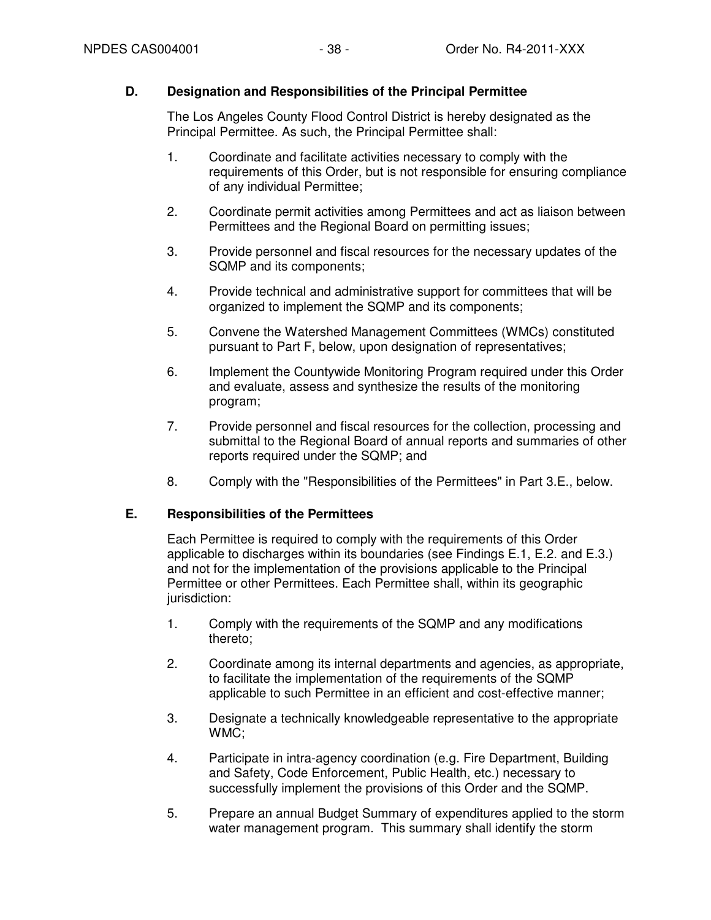### D. Designation and Responsibilities of the Principal Permittee

The Los Angeles County Flood Control District is hereby designated as the Principal Permittee. As such, the Principal Permittee shall:

1. Coordinate and facilitate activities necessary to comply with the requirements of this Order, but is not responsible for ensuring compliance of any individual Permittee;
2. Coordinate permit activities among Permittees and act as liaison between Permittees and the Regional Board on permitting issues;
3. Provide personnel and fiscal resources for the necessary updates of the SQMP and its components;
4. Provide technical and administrative support for committees that will be organized to implement the SQMP and its components;
5. Convene the Watershed Management Committees (WMCs) constituted pursuant to Part F, below, upon designation of representatives;
6. Implement the Countywide Monitoring Program required under this Order and evaluate, assess and synthesize the results of the monitoring program;
7. Provide personnel and fiscal resources for the collection, processing and submittal to the Regional Board of annual reports and summaries of other reports required under the SQMP; and
8. Comply with the "Responsibilities of the Permittees" in Part 3.E., below.

### E. Responsibilities of the Permittees

Each Permittee is required to comply with the requirements of this Order applicable to discharges within its boundaries (see Findings E.1, E.2. and E.3.) and not for the implementation of the provisions applicable to the Principal Permittee or other Permittees. Each Permittee shall, within its geographic jurisdiction:

1. Comply with the requirements of the SQMP and any modifications thereto;
2. Coordinate among its internal departments and agencies, as appropriate, to facilitate the implementation of the requirements of the SQMP applicable to such Permittee in an efficient and cost-effective manner;
3. Designate a technically knowledgeable representative to the appropriate WMC;
4. Participate in intra-agency coordination (e.g. Fire Department, Building and Safety, Code Enforcement, Public Health, etc.) necessary to successfully implement the provisions of this Order and the SQMP.
5. Prepare an annual Budget Summary of expenditures applied to the storm water management program. This summary shall identify the storm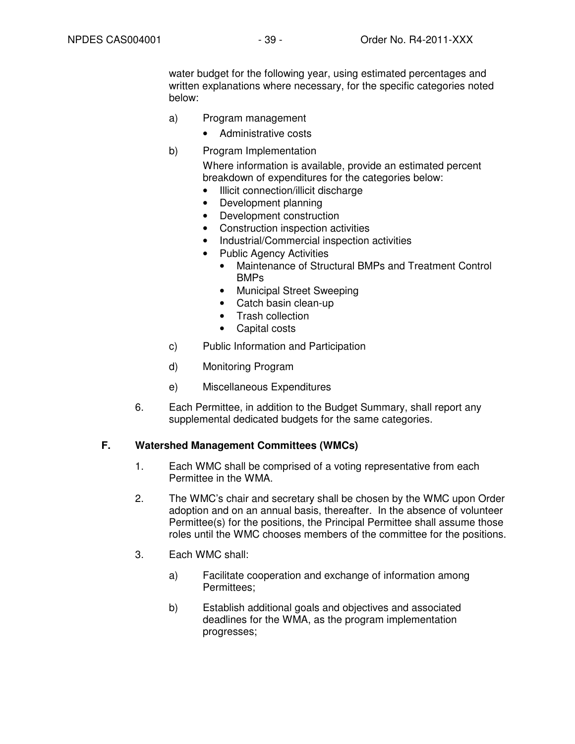water budget for the following year, using estimated percentages and written explanations where necessary, for the specific categories noted below:

a) Program management
   - Administrative costs

b) Program Implementation

   Where information is available, provide an estimated percent breakdown of expenditures for the categories below:
   - Illicit connection/illicit discharge
   - Development planning
   - Development construction
   - Construction inspection activities
   - Industrial/Commercial inspection activities
   - Public Agency Activities
     - Maintenance of Structural BMPs and Treatment Control BMPs
     - Municipal Street Sweeping
     - Catch basin clean-up
     - Trash collection
     - Capital costs

c) Public Information and Participation

d) Monitoring Program

e) Miscellaneous Expenditures

6. Each Permittee, in addition to the Budget Summary, shall report any supplemental dedicated budgets for the same categories.

## F. Watershed Management Committees (WMCs)

1. Each WMC shall be comprised of a voting representative from each Permittee in the WMA.

2. The WMC's chair and secretary shall be chosen by the WMC upon Order adoption and on an annual basis, thereafter. In the absence of volunteer Permittee(s) for the positions, the Principal Permittee shall assume those roles until the WMC chooses members of the committee for the positions.

3. Each WMC shall:

   a) Facilitate cooperation and exchange of information among Permittees;

   b) Establish additional goals and objectives and associated deadlines for the WMA, as the program implementation progresses;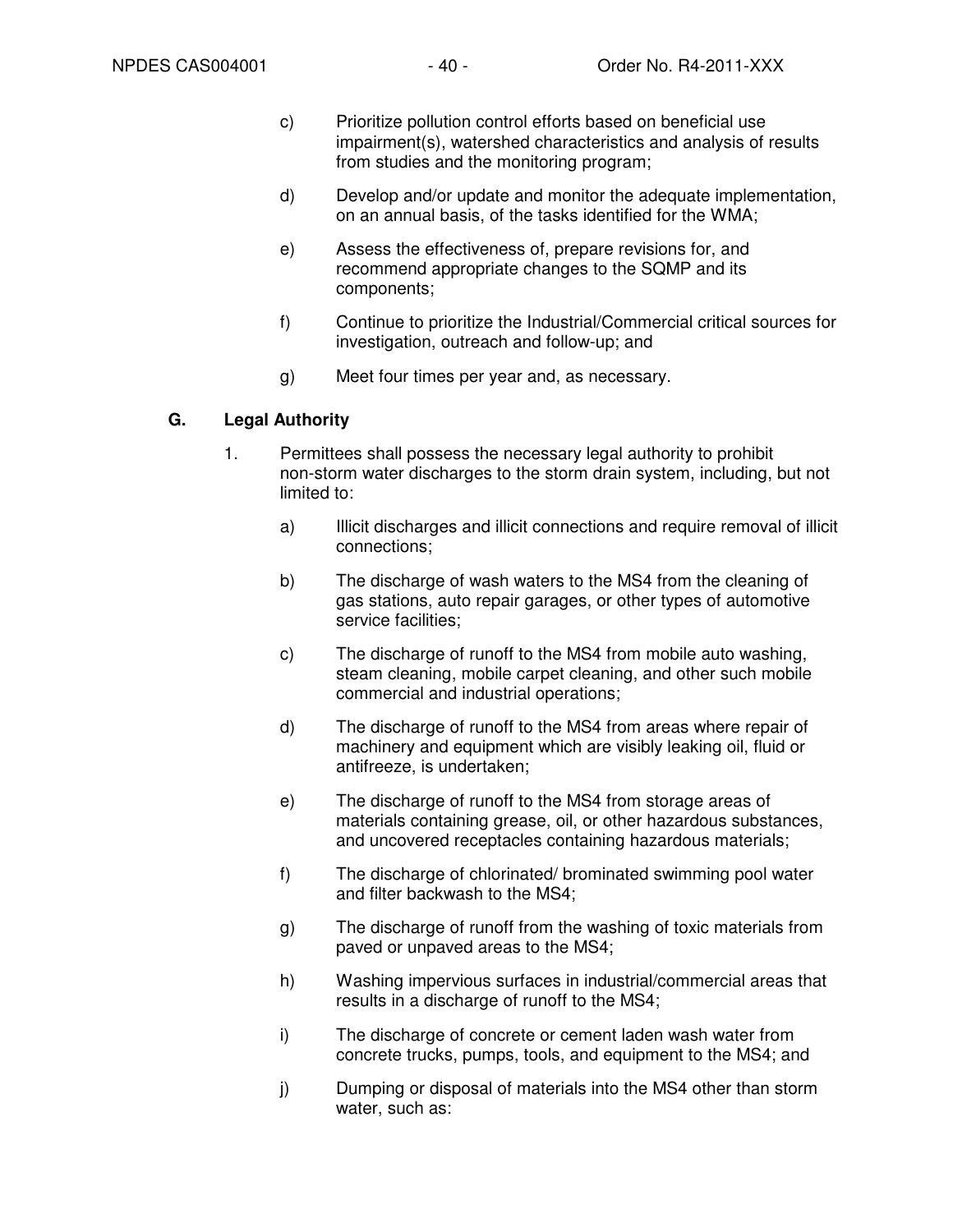c) Prioritize pollution control efforts based on beneficial use impairment(s), watershed characteristics and analysis of results from studies and the monitoring program;

d) Develop and/or update and monitor the adequate implementation, on an annual basis, of the tasks identified for the WMA;

e) Assess the effectiveness of, prepare revisions for, and recommend appropriate changes to the SQMP and its components;

f) Continue to prioritize the Industrial/Commercial critical sources for investigation, outreach and follow-up; and

g) Meet four times per year and, as necessary.

## G. Legal Authority

1. Permittees shall possess the necessary legal authority to prohibit non-storm water discharges to the storm drain system, including, but not limited to:

   a) Illicit discharges and illicit connections and require removal of illicit connections;

   b) The discharge of wash waters to the MS4 from the cleaning of gas stations, auto repair garages, or other types of automotive service facilities;

   c) The discharge of runoff to the MS4 from mobile auto washing, steam cleaning, mobile carpet cleaning, and other such mobile commercial and industrial operations;

   d) The discharge of runoff to the MS4 from areas where repair of machinery and equipment which are visibly leaking oil, fluid or antifreeze, is undertaken;

   e) The discharge of runoff to the MS4 from storage areas of materials containing grease, oil, or other hazardous substances, and uncovered receptacles containing hazardous materials;

   f) The discharge of chlorinated/ brominated swimming pool water and filter backwash to the MS4;

   g) The discharge of runoff from the washing of toxic materials from paved or unpaved areas to the MS4;

   h) Washing impervious surfaces in industrial/commercial areas that results in a discharge of runoff to the MS4;

   i) The discharge of concrete or cement laden wash water from concrete trucks, pumps, tools, and equipment to the MS4; and

   j) Dumping or disposal of materials into the MS4 other than storm water, such as: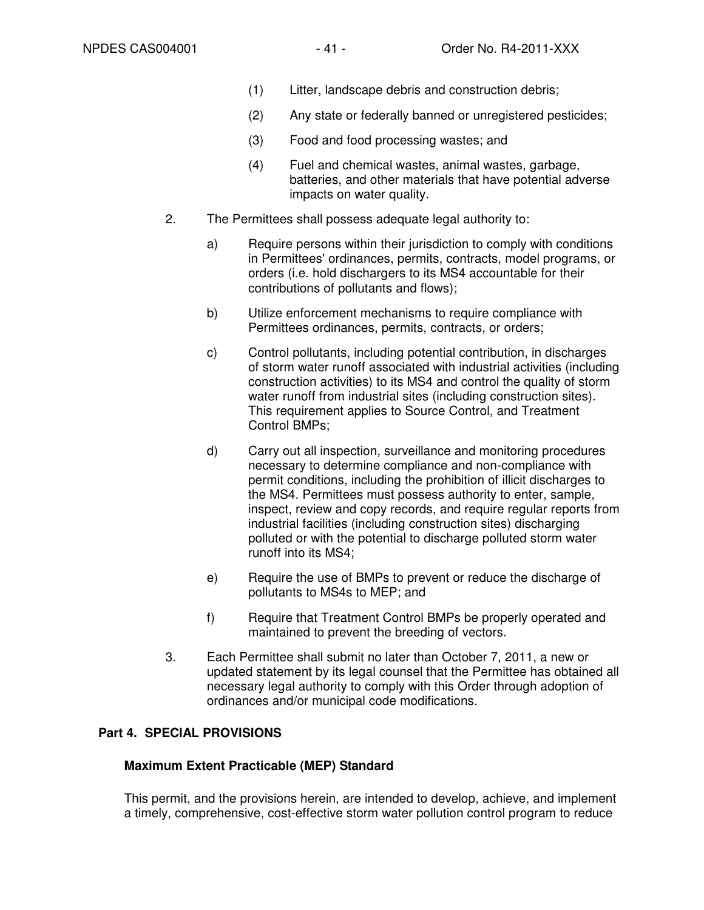(1) Litter, landscape debris and construction debris;

(2) Any state or federally banned or unregistered pesticides;

(3) Food and food processing wastes; and

(4) Fuel and chemical wastes, animal wastes, garbage, batteries, and other materials that have potential adverse impacts on water quality.

2. The Permittees shall possess adequate legal authority to:

   a) Require persons within their jurisdiction to comply with conditions in Permittees' ordinances, permits, contracts, model programs, or orders (i.e. hold dischargers to its MS4 accountable for their contributions of pollutants and flows);

   b) Utilize enforcement mechanisms to require compliance with Permittees ordinances, permits, contracts, or orders;

   c) Control pollutants, including potential contribution, in discharges of storm water runoff associated with industrial activities (including construction activities) to its MS4 and control the quality of storm water runoff from industrial sites (including construction sites). This requirement applies to Source Control, and Treatment Control BMPs;

   d) Carry out all inspection, surveillance and monitoring procedures necessary to determine compliance and non-compliance with permit conditions, including the prohibition of illicit discharges to the MS4. Permittees must possess authority to enter, sample, inspect, review and copy records, and require regular reports from industrial facilities (including construction sites) discharging polluted or with the potential to discharge polluted storm water runoff into its MS4;

   e) Require the use of BMPs to prevent or reduce the discharge of pollutants to MS4s to MEP; and

   f) Require that Treatment Control BMPs be properly operated and maintained to prevent the breeding of vectors.

3. Each Permittee shall submit no later than October 7, 2011, a new or updated statement by its legal counsel that the Permittee has obtained all necessary legal authority to comply with this Order through adoption of ordinances and/or municipal code modifications.

## Part 4. SPECIAL PROVISIONS

### Maximum Extent Practicable (MEP) Standard

This permit, and the provisions herein, are intended to develop, achieve, and implement a timely, comprehensive, cost-effective storm water pollution control program to reduce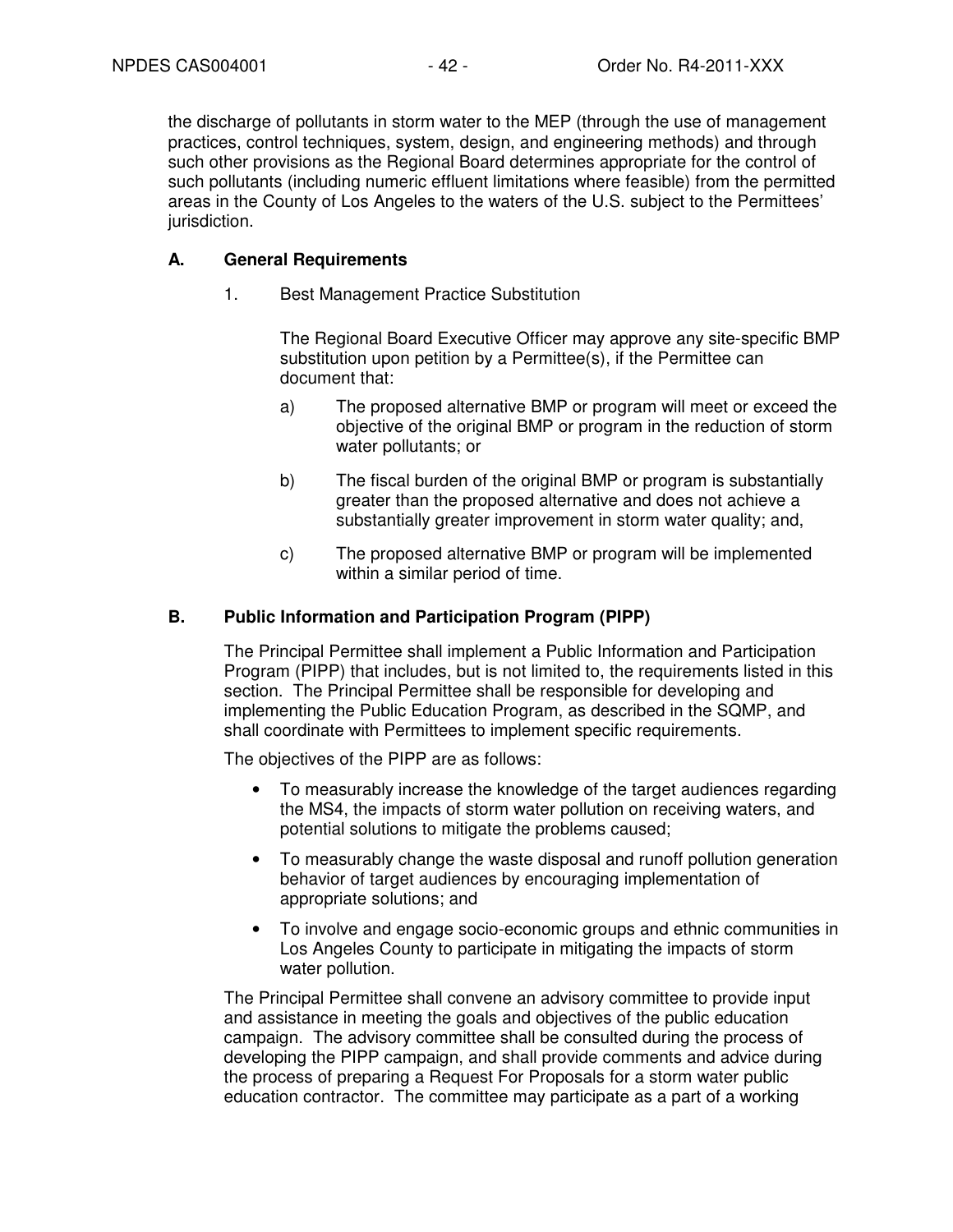the discharge of pollutants in storm water to the MEP (through the use of management practices, control techniques, system, design, and engineering methods) and through such other provisions as the Regional Board determines appropriate for the control of such pollutants (including numeric effluent limitations where feasible) from the permitted areas in the County of Los Angeles to the waters of the U.S. subject to the Permittees' jurisdiction.

### A. General Requirements

1. Best Management Practice Substitution

   The Regional Board Executive Officer may approve any site-specific BMP substitution upon petition by a Permittee(s), if the Permittee can document that:

   a) The proposed alternative BMP or program will meet or exceed the objective of the original BMP or program in the reduction of storm water pollutants; or

   b) The fiscal burden of the original BMP or program is substantially greater than the proposed alternative and does not achieve a substantially greater improvement in storm water quality; and,

   c) The proposed alternative BMP or program will be implemented within a similar period of time.

### B. Public Information and Participation Program (PIPP)

The Principal Permittee shall implement a Public Information and Participation Program (PIPP) that includes, but is not limited to, the requirements listed in this section. The Principal Permittee shall be responsible for developing and implementing the Public Education Program, as described in the SQMP, and shall coordinate with Permittees to implement specific requirements.

The objectives of the PIPP are as follows:

- To measurably increase the knowledge of the target audiences regarding the MS4, the impacts of storm water pollution on receiving waters, and potential solutions to mitigate the problems caused;
- To measurably change the waste disposal and runoff pollution generation behavior of target audiences by encouraging implementation of appropriate solutions; and
- To involve and engage socio-economic groups and ethnic communities in Los Angeles County to participate in mitigating the impacts of storm water pollution.

The Principal Permittee shall convene an advisory committee to provide input and assistance in meeting the goals and objectives of the public education campaign. The advisory committee shall be consulted during the process of developing the PIPP campaign, and shall provide comments and advice during the process of preparing a Request For Proposals for a storm water public education contractor. The committee may participate as a part of a working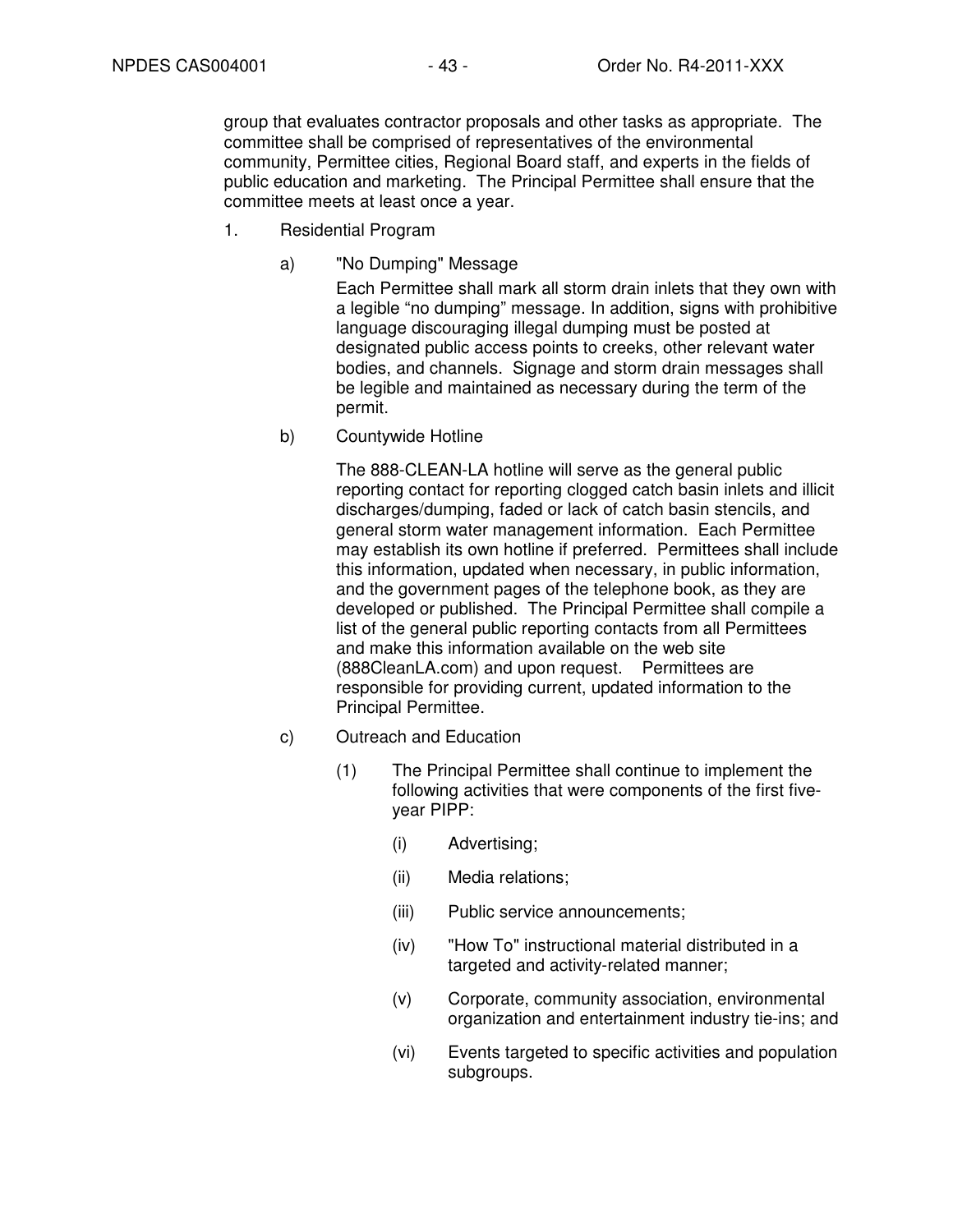group that evaluates contractor proposals and other tasks as appropriate. The committee shall be comprised of representatives of the environmental community, Permittee cities, Regional Board staff, and experts in the fields of public education and marketing. The Principal Permittee shall ensure that the committee meets at least once a year.

1. Residential Program

   a) "No Dumping" Message

      Each Permittee shall mark all storm drain inlets that they own with a legible "no dumping" message. In addition, signs with prohibitive language discouraging illegal dumping must be posted at designated public access points to creeks, other relevant water bodies, and channels. Signage and storm drain messages shall be legible and maintained as necessary during the term of the permit.

   b) Countywide Hotline

      The 888-CLEAN-LA hotline will serve as the general public reporting contact for reporting clogged catch basin inlets and illicit discharges/dumping, faded or lack of catch basin stencils, and general storm water management information. Each Permittee may establish its own hotline if preferred. Permittees shall include this information, updated when necessary, in public information, and the government pages of the telephone book, as they are developed or published. The Principal Permittee shall compile a list of the general public reporting contacts from all Permittees and make this information available on the web site (888CleanLA.com) and upon request. Permittees are responsible for providing current, updated information to the Principal Permittee.

   c) Outreach and Education

      (1) The Principal Permittee shall continue to implement the following activities that were components of the first five-year PIPP:

         (i) Advertising;

         (ii) Media relations;

         (iii) Public service announcements;

         (iv) "How To" instructional material distributed in a targeted and activity-related manner;

         (v) Corporate, community association, environmental organization and entertainment industry tie-ins; and

         (vi) Events targeted to specific activities and population subgroups.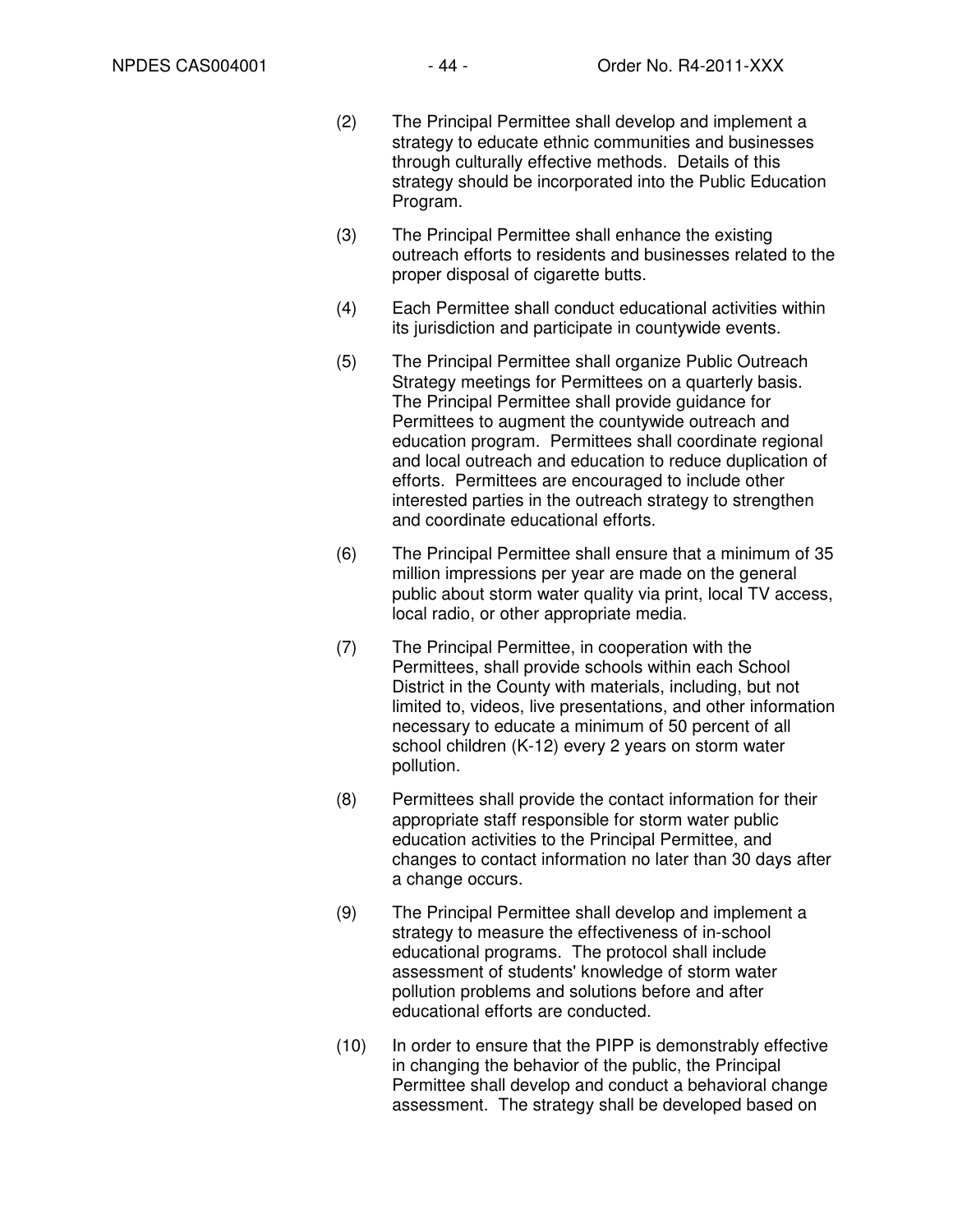(2) The Principal Permittee shall develop and implement a strategy to educate ethnic communities and businesses through culturally effective methods. Details of this strategy should be incorporated into the Public Education Program.

(3) The Principal Permittee shall enhance the existing outreach efforts to residents and businesses related to the proper disposal of cigarette butts.

(4) Each Permittee shall conduct educational activities within its jurisdiction and participate in countywide events.

(5) The Principal Permittee shall organize Public Outreach Strategy meetings for Permittees on a quarterly basis. The Principal Permittee shall provide guidance for Permittees to augment the countywide outreach and education program. Permittees shall coordinate regional and local outreach and education to reduce duplication of efforts. Permittees are encouraged to include other interested parties in the outreach strategy to strengthen and coordinate educational efforts.

(6) The Principal Permittee shall ensure that a minimum of 35 million impressions per year are made on the general public about storm water quality via print, local TV access, local radio, or other appropriate media.

(7) The Principal Permittee, in cooperation with the Permittees, shall provide schools within each School District in the County with materials, including, but not limited to, videos, live presentations, and other information necessary to educate a minimum of 50 percent of all school children (K-12) every 2 years on storm water pollution.

(8) Permittees shall provide the contact information for their appropriate staff responsible for storm water public education activities to the Principal Permittee, and changes to contact information no later than 30 days after a change occurs.

(9) The Principal Permittee shall develop and implement a strategy to measure the effectiveness of in-school educational programs. The protocol shall include assessment of students' knowledge of storm water pollution problems and solutions before and after educational efforts are conducted.

(10) In order to ensure that the PIPP is demonstrably effective in changing the behavior of the public, the Principal Permittee shall develop and conduct a behavioral change assessment. The strategy shall be developed based on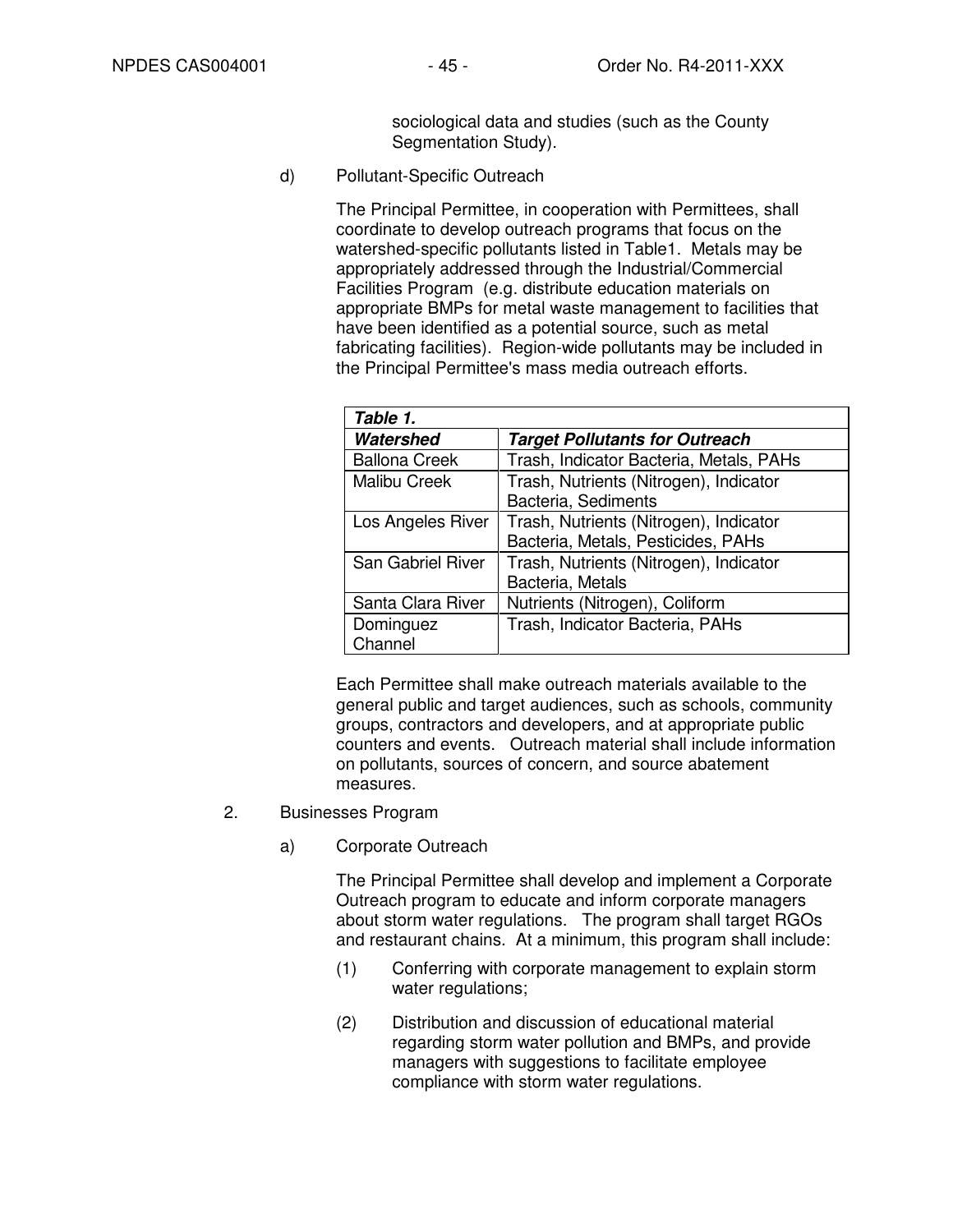sociological data and studies (such as the County Segmentation Study).

d) Pollutant-Specific Outreach

The Principal Permittee, in cooperation with Permittees, shall coordinate to develop outreach programs that focus on the watershed-specific pollutants listed in Table1. Metals may be appropriately addressed through the Industrial/Commercial Facilities Program (e.g. distribute education materials on appropriate BMPs for metal waste management to facilities that have been identified as a potential source, such as metal fabricating facilities). Region-wide pollutants may be included in the Principal Permittee's mass media outreach efforts.

| ***Table 1.*** | |
|---|---|
| ***Watershed*** | ***Target Pollutants for Outreach*** |
| Ballona Creek | Trash, Indicator Bacteria, Metals, PAHs |
| Malibu Creek | Trash, Nutrients (Nitrogen), Indicator Bacteria, Sediments |
| Los Angeles River | Trash, Nutrients (Nitrogen), Indicator Bacteria, Metals, Pesticides, PAHs |
| San Gabriel River | Trash, Nutrients (Nitrogen), Indicator Bacteria, Metals |
| Santa Clara River | Nutrients (Nitrogen), Coliform |
| Dominguez Channel | Trash, Indicator Bacteria, PAHs |

Each Permittee shall make outreach materials available to the general public and target audiences, such as schools, community groups, contractors and developers, and at appropriate public counters and events. Outreach material shall include information on pollutants, sources of concern, and source abatement measures.

2. Businesses Program

a) Corporate Outreach

The Principal Permittee shall develop and implement a Corporate Outreach program to educate and inform corporate managers about storm water regulations. The program shall target RGOs and restaurant chains. At a minimum, this program shall include:

(1) Conferring with corporate management to explain storm water regulations;

(2) Distribution and discussion of educational material regarding storm water pollution and BMPs, and provide managers with suggestions to facilitate employee compliance with storm water regulations.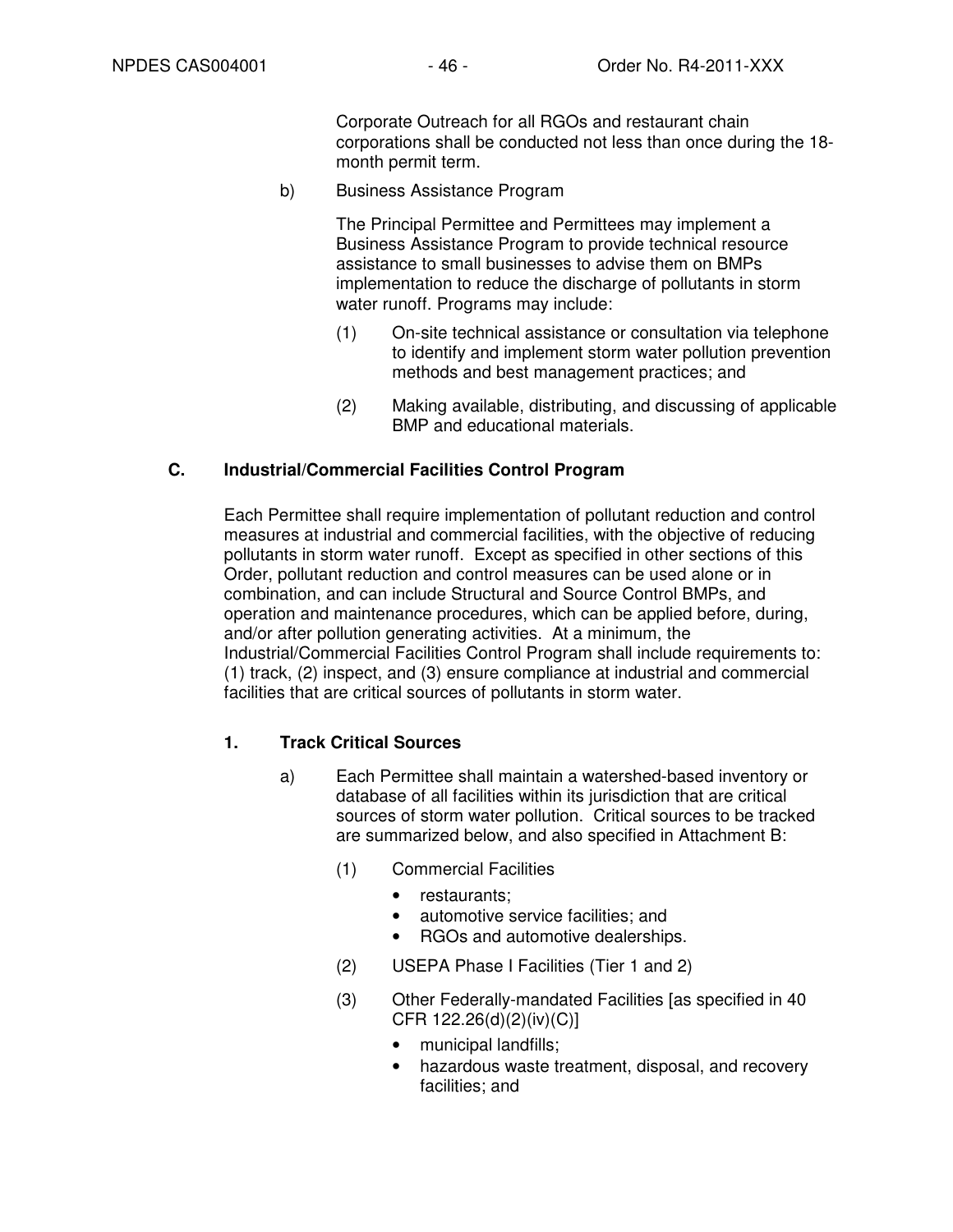Corporate Outreach for all RGOs and restaurant chain corporations shall be conducted not less than once during the 18-month permit term.

b) Business Assistance Program

The Principal Permittee and Permittees may implement a Business Assistance Program to provide technical resource assistance to small businesses to advise them on BMPs implementation to reduce the discharge of pollutants in storm water runoff. Programs may include:

(1) On-site technical assistance or consultation via telephone to identify and implement storm water pollution prevention methods and best management practices; and

(2) Making available, distributing, and discussing of applicable BMP and educational materials.

## C. Industrial/Commercial Facilities Control Program

Each Permittee shall require implementation of pollutant reduction and control measures at industrial and commercial facilities, with the objective of reducing pollutants in storm water runoff. Except as specified in other sections of this Order, pollutant reduction and control measures can be used alone or in combination, and can include Structural and Source Control BMPs, and operation and maintenance procedures, which can be applied before, during, and/or after pollution generating activities. At a minimum, the Industrial/Commercial Facilities Control Program shall include requirements to: (1) track, (2) inspect, and (3) ensure compliance at industrial and commercial facilities that are critical sources of pollutants in storm water.

### 1. Track Critical Sources

a) Each Permittee shall maintain a watershed-based inventory or database of all facilities within its jurisdiction that are critical sources of storm water pollution. Critical sources to be tracked are summarized below, and also specified in Attachment B:

(1) Commercial Facilities

- restaurants;
- automotive service facilities; and
- RGOs and automotive dealerships.

(2) USEPA Phase I Facilities (Tier 1 and 2)

(3) Other Federally-mandated Facilities [as specified in 40 CFR 122.26(d)(2)(iv)(C)]

- municipal landfills;
- hazardous waste treatment, disposal, and recovery facilities; and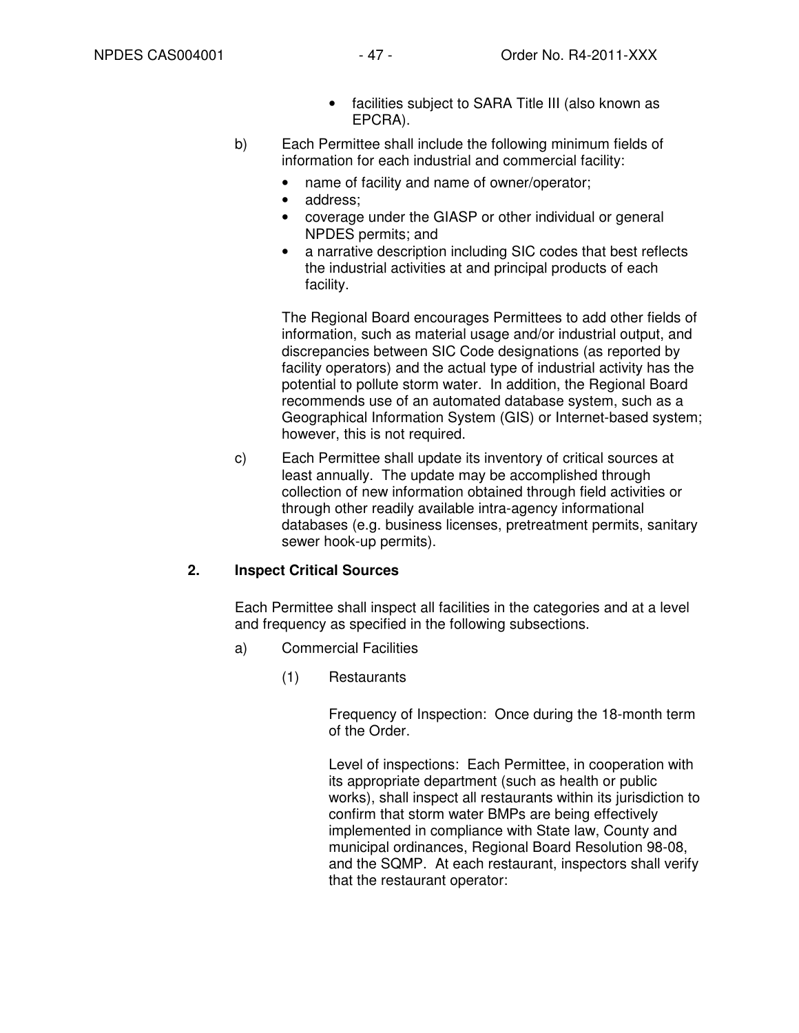- facilities subject to SARA Title III (also known as EPCRA).

b) Each Permittee shall include the following minimum fields of information for each industrial and commercial facility:

- name of facility and name of owner/operator;
- address;
- coverage under the GIASP or other individual or general NPDES permits; and
- a narrative description including SIC codes that best reflects the industrial activities at and principal products of each facility.

The Regional Board encourages Permittees to add other fields of information, such as material usage and/or industrial output, and discrepancies between SIC Code designations (as reported by facility operators) and the actual type of industrial activity has the potential to pollute storm water. In addition, the Regional Board recommends use of an automated database system, such as a Geographical Information System (GIS) or Internet-based system; however, this is not required.

c) Each Permittee shall update its inventory of critical sources at least annually. The update may be accomplished through collection of new information obtained through field activities or through other readily available intra-agency informational databases (e.g. business licenses, pretreatment permits, sanitary sewer hook-up permits).

**2. Inspect Critical Sources**

Each Permittee shall inspect all facilities in the categories and at a level and frequency as specified in the following subsections.

a) Commercial Facilities

(1) Restaurants

Frequency of Inspection: Once during the 18-month term of the Order.

Level of inspections: Each Permittee, in cooperation with its appropriate department (such as health or public works), shall inspect all restaurants within its jurisdiction to confirm that storm water BMPs are being effectively implemented in compliance with State law, County and municipal ordinances, Regional Board Resolution 98-08, and the SQMP. At each restaurant, inspectors shall verify that the restaurant operator: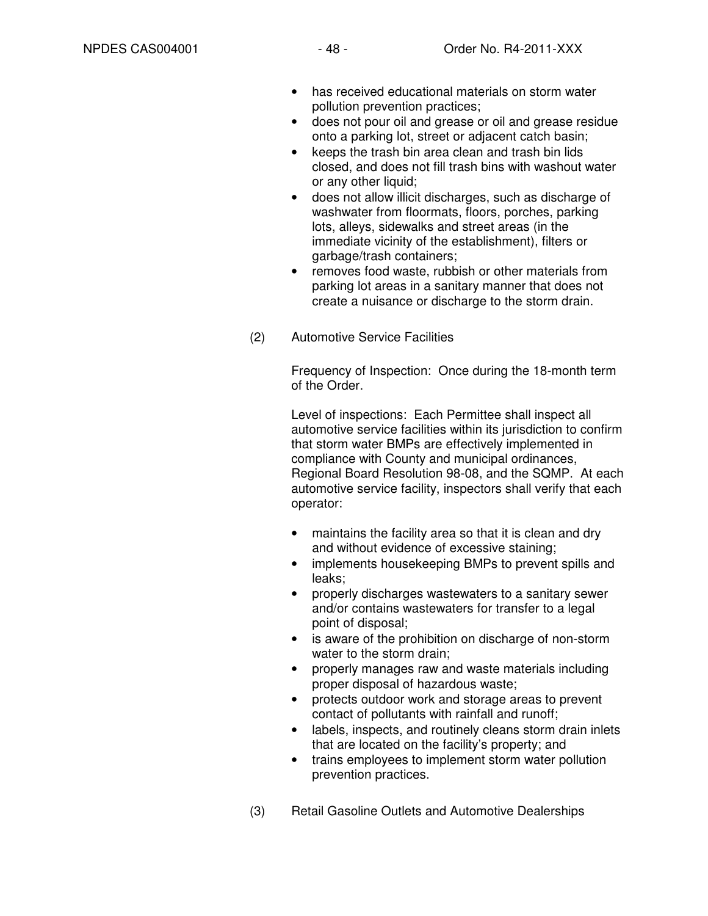- has received educational materials on storm water pollution prevention practices;
- does not pour oil and grease or oil and grease residue onto a parking lot, street or adjacent catch basin;
- keeps the trash bin area clean and trash bin lids closed, and does not fill trash bins with washout water or any other liquid;
- does not allow illicit discharges, such as discharge of washwater from floormats, floors, porches, parking lots, alleys, sidewalks and street areas (in the immediate vicinity of the establishment), filters or garbage/trash containers;
- removes food waste, rubbish or other materials from parking lot areas in a sanitary manner that does not create a nuisance or discharge to the storm drain.

(2) Automotive Service Facilities

Frequency of Inspection: Once during the 18-month term of the Order.

Level of inspections: Each Permittee shall inspect all automotive service facilities within its jurisdiction to confirm that storm water BMPs are effectively implemented in compliance with County and municipal ordinances, Regional Board Resolution 98-08, and the SQMP. At each automotive service facility, inspectors shall verify that each operator:

- maintains the facility area so that it is clean and dry and without evidence of excessive staining;
- implements housekeeping BMPs to prevent spills and leaks;
- properly discharges wastewaters to a sanitary sewer and/or contains wastewaters for transfer to a legal point of disposal;
- is aware of the prohibition on discharge of non-storm water to the storm drain;
- properly manages raw and waste materials including proper disposal of hazardous waste;
- protects outdoor work and storage areas to prevent contact of pollutants with rainfall and runoff;
- labels, inspects, and routinely cleans storm drain inlets that are located on the facility's property; and
- trains employees to implement storm water pollution prevention practices.

(3) Retail Gasoline Outlets and Automotive Dealerships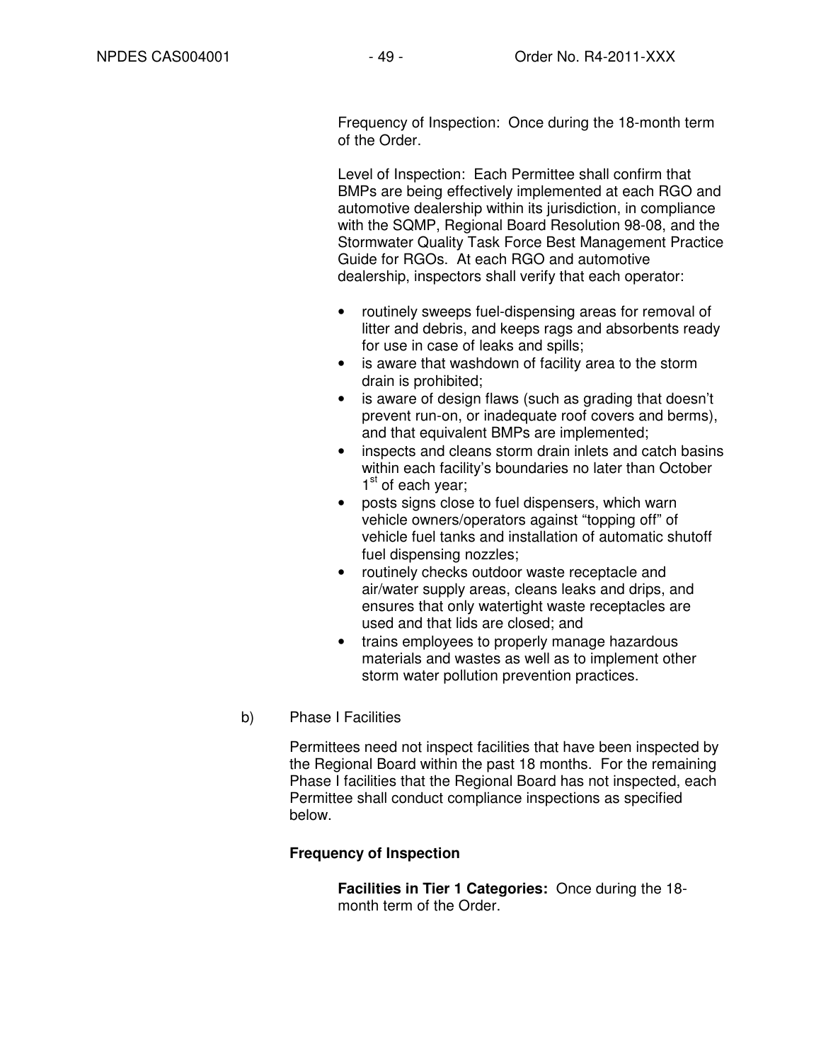Frequency of Inspection: Once during the 18-month term of the Order.

Level of Inspection: Each Permittee shall confirm that BMPs are being effectively implemented at each RGO and automotive dealership within its jurisdiction, in compliance with the SQMP, Regional Board Resolution 98-08, and the Stormwater Quality Task Force Best Management Practice Guide for RGOs. At each RGO and automotive dealership, inspectors shall verify that each operator:

- routinely sweeps fuel-dispensing areas for removal of litter and debris, and keeps rags and absorbents ready for use in case of leaks and spills;
- is aware that washdown of facility area to the storm drain is prohibited;
- is aware of design flaws (such as grading that doesn't prevent run-on, or inadequate roof covers and berms), and that equivalent BMPs are implemented;
- inspects and cleans storm drain inlets and catch basins within each facility's boundaries no later than October 1st of each year;
- posts signs close to fuel dispensers, which warn vehicle owners/operators against "topping off" of vehicle fuel tanks and installation of automatic shutoff fuel dispensing nozzles;
- routinely checks outdoor waste receptacle and air/water supply areas, cleans leaks and drips, and ensures that only watertight waste receptacles are used and that lids are closed; and
- trains employees to properly manage hazardous materials and wastes as well as to implement other storm water pollution prevention practices.

b) Phase I Facilities

Permittees need not inspect facilities that have been inspected by the Regional Board within the past 18 months. For the remaining Phase I facilities that the Regional Board has not inspected, each Permittee shall conduct compliance inspections as specified below.

**Frequency of Inspection**

**Facilities in Tier 1 Categories:** Once during the 18-month term of the Order.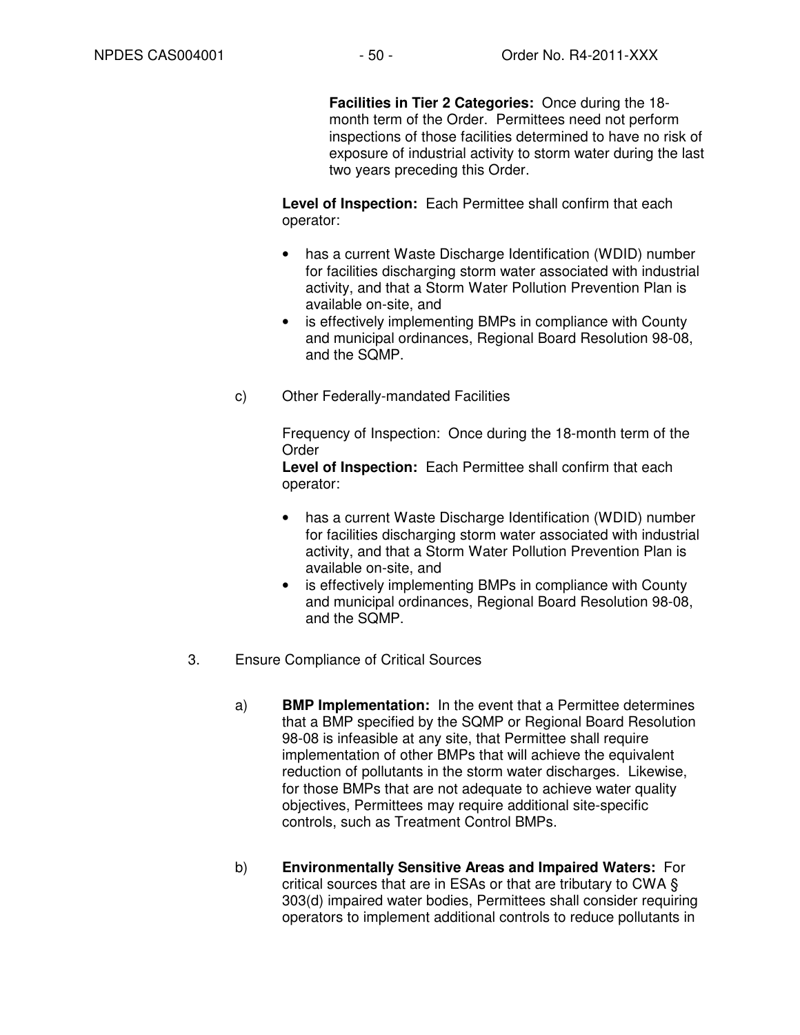**Facilities in Tier 2 Categories:** Once during the 18-month term of the Order. Permittees need not perform inspections of those facilities determined to have no risk of exposure of industrial activity to storm water during the last two years preceding this Order.

**Level of Inspection:** Each Permittee shall confirm that each operator:

- has a current Waste Discharge Identification (WDID) number for facilities discharging storm water associated with industrial activity, and that a Storm Water Pollution Prevention Plan is available on-site, and
- is effectively implementing BMPs in compliance with County and municipal ordinances, Regional Board Resolution 98-08, and the SQMP.

c) Other Federally-mandated Facilities

Frequency of Inspection: Once during the 18-month term of the Order

**Level of Inspection:** Each Permittee shall confirm that each operator:

- has a current Waste Discharge Identification (WDID) number for facilities discharging storm water associated with industrial activity, and that a Storm Water Pollution Prevention Plan is available on-site, and
- is effectively implementing BMPs in compliance with County and municipal ordinances, Regional Board Resolution 98-08, and the SQMP.

3. Ensure Compliance of Critical Sources

a) **BMP Implementation:** In the event that a Permittee determines that a BMP specified by the SQMP or Regional Board Resolution 98-08 is infeasible at any site, that Permittee shall require implementation of other BMPs that will achieve the equivalent reduction of pollutants in the storm water discharges. Likewise, for those BMPs that are not adequate to achieve water quality objectives, Permittees may require additional site-specific controls, such as Treatment Control BMPs.

b) **Environmentally Sensitive Areas and Impaired Waters:** For critical sources that are in ESAs or that are tributary to CWA § 303(d) impaired water bodies, Permittees shall consider requiring operators to implement additional controls to reduce pollutants in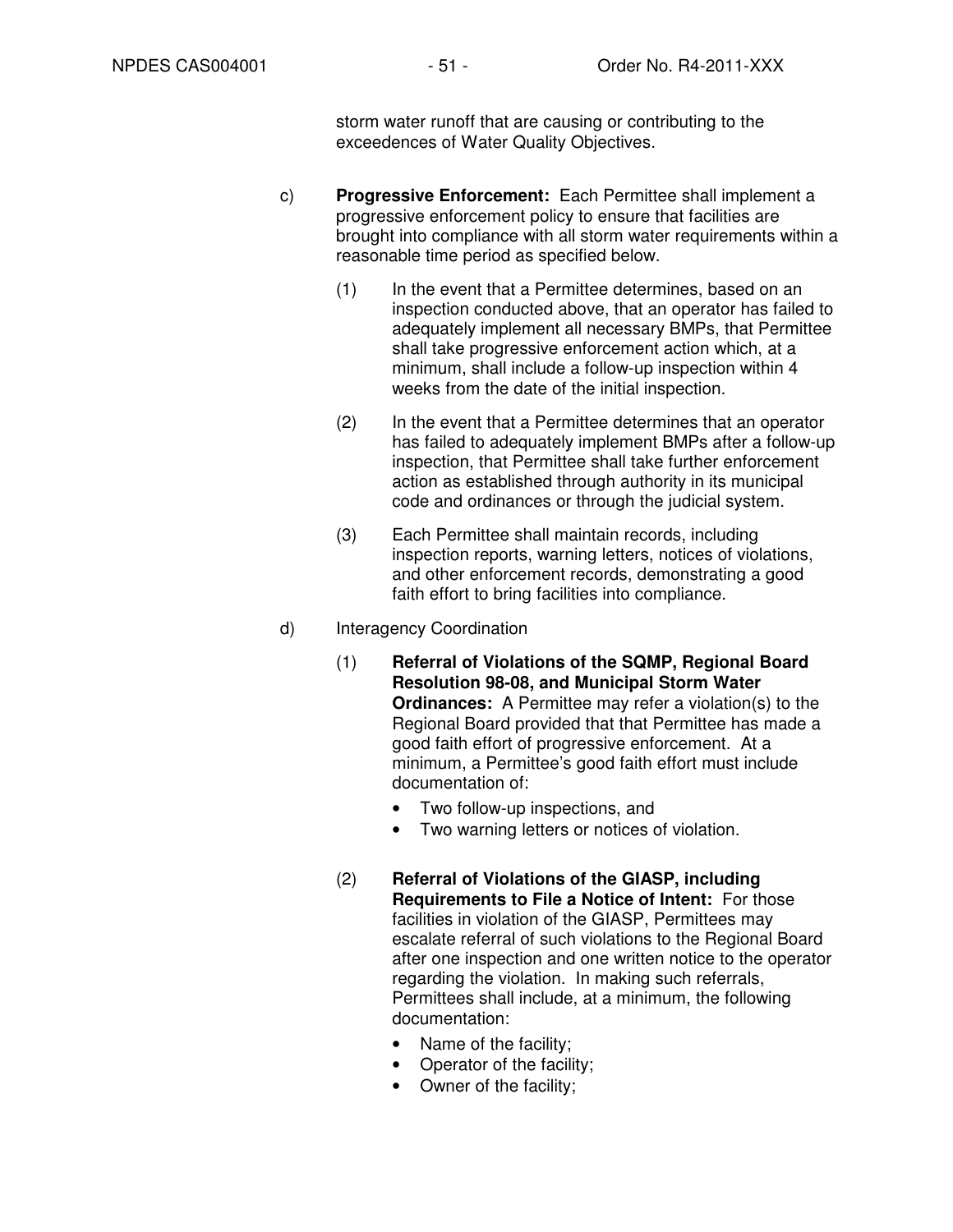storm water runoff that are causing or contributing to the exceedences of Water Quality Objectives.

c) **Progressive Enforcement:** Each Permittee shall implement a progressive enforcement policy to ensure that facilities are brought into compliance with all storm water requirements within a reasonable time period as specified below.

   (1) In the event that a Permittee determines, based on an inspection conducted above, that an operator has failed to adequately implement all necessary BMPs, that Permittee shall take progressive enforcement action which, at a minimum, shall include a follow-up inspection within 4 weeks from the date of the initial inspection.

   (2) In the event that a Permittee determines that an operator has failed to adequately implement BMPs after a follow-up inspection, that Permittee shall take further enforcement action as established through authority in its municipal code and ordinances or through the judicial system.

   (3) Each Permittee shall maintain records, including inspection reports, warning letters, notices of violations, and other enforcement records, demonstrating a good faith effort to bring facilities into compliance.

d) Interagency Coordination

   (1) **Referral of Violations of the SQMP, Regional Board Resolution 98-08, and Municipal Storm Water Ordinances:** A Permittee may refer a violation(s) to the Regional Board provided that that Permittee has made a good faith effort of progressive enforcement. At a minimum, a Permittee's good faith effort must include documentation of:

   - Two follow-up inspections, and
   - Two warning letters or notices of violation.

   (2) **Referral of Violations of the GIASP, including Requirements to File a Notice of Intent:** For those facilities in violation of the GIASP, Permittees may escalate referral of such violations to the Regional Board after one inspection and one written notice to the operator regarding the violation. In making such referrals, Permittees shall include, at a minimum, the following documentation:

   - Name of the facility;
   - Operator of the facility;
   - Owner of the facility;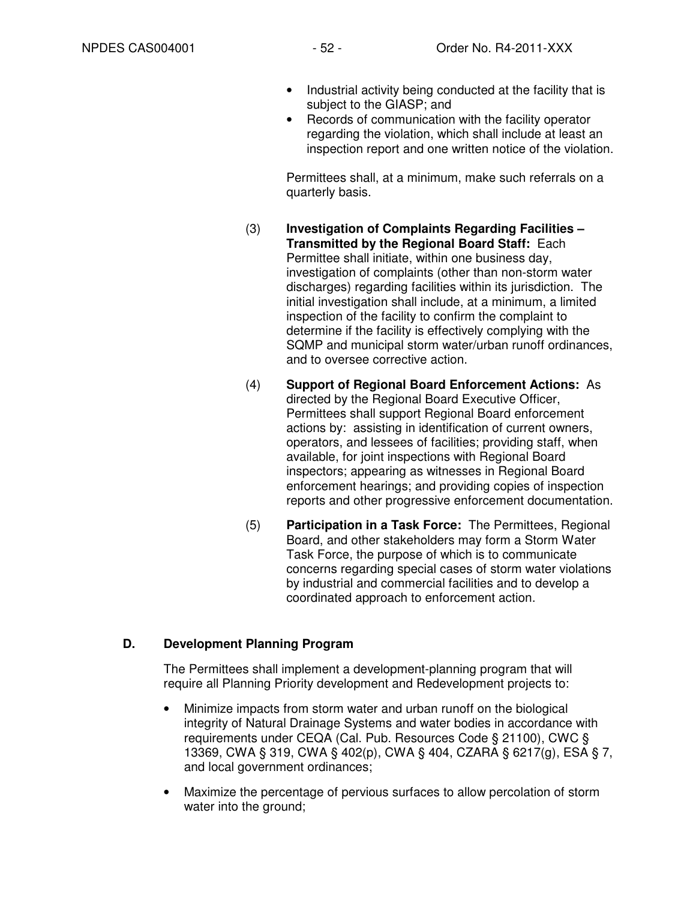- Industrial activity being conducted at the facility that is subject to the GIASP; and
- Records of communication with the facility operator regarding the violation, which shall include at least an inspection report and one written notice of the violation.

Permittees shall, at a minimum, make such referrals on a quarterly basis.

(3) **Investigation of Complaints Regarding Facilities – Transmitted by the Regional Board Staff:** Each Permittee shall initiate, within one business day, investigation of complaints (other than non-storm water discharges) regarding facilities within its jurisdiction. The initial investigation shall include, at a minimum, a limited inspection of the facility to confirm the complaint to determine if the facility is effectively complying with the SQMP and municipal storm water/urban runoff ordinances, and to oversee corrective action.

(4) **Support of Regional Board Enforcement Actions:** As directed by the Regional Board Executive Officer, Permittees shall support Regional Board enforcement actions by: assisting in identification of current owners, operators, and lessees of facilities; providing staff, when available, for joint inspections with Regional Board inspectors; appearing as witnesses in Regional Board enforcement hearings; and providing copies of inspection reports and other progressive enforcement documentation.

(5) **Participation in a Task Force:** The Permittees, Regional Board, and other stakeholders may form a Storm Water Task Force, the purpose of which is to communicate concerns regarding special cases of storm water violations by industrial and commercial facilities and to develop a coordinated approach to enforcement action.

## D. Development Planning Program

The Permittees shall implement a development-planning program that will require all Planning Priority development and Redevelopment projects to:

- Minimize impacts from storm water and urban runoff on the biological integrity of Natural Drainage Systems and water bodies in accordance with requirements under CEQA (Cal. Pub. Resources Code § 21100), CWC § 13369, CWA § 319, CWA § 402(p), CWA § 404, CZARA § 6217(g), ESA § 7, and local government ordinances;
- Maximize the percentage of pervious surfaces to allow percolation of storm water into the ground;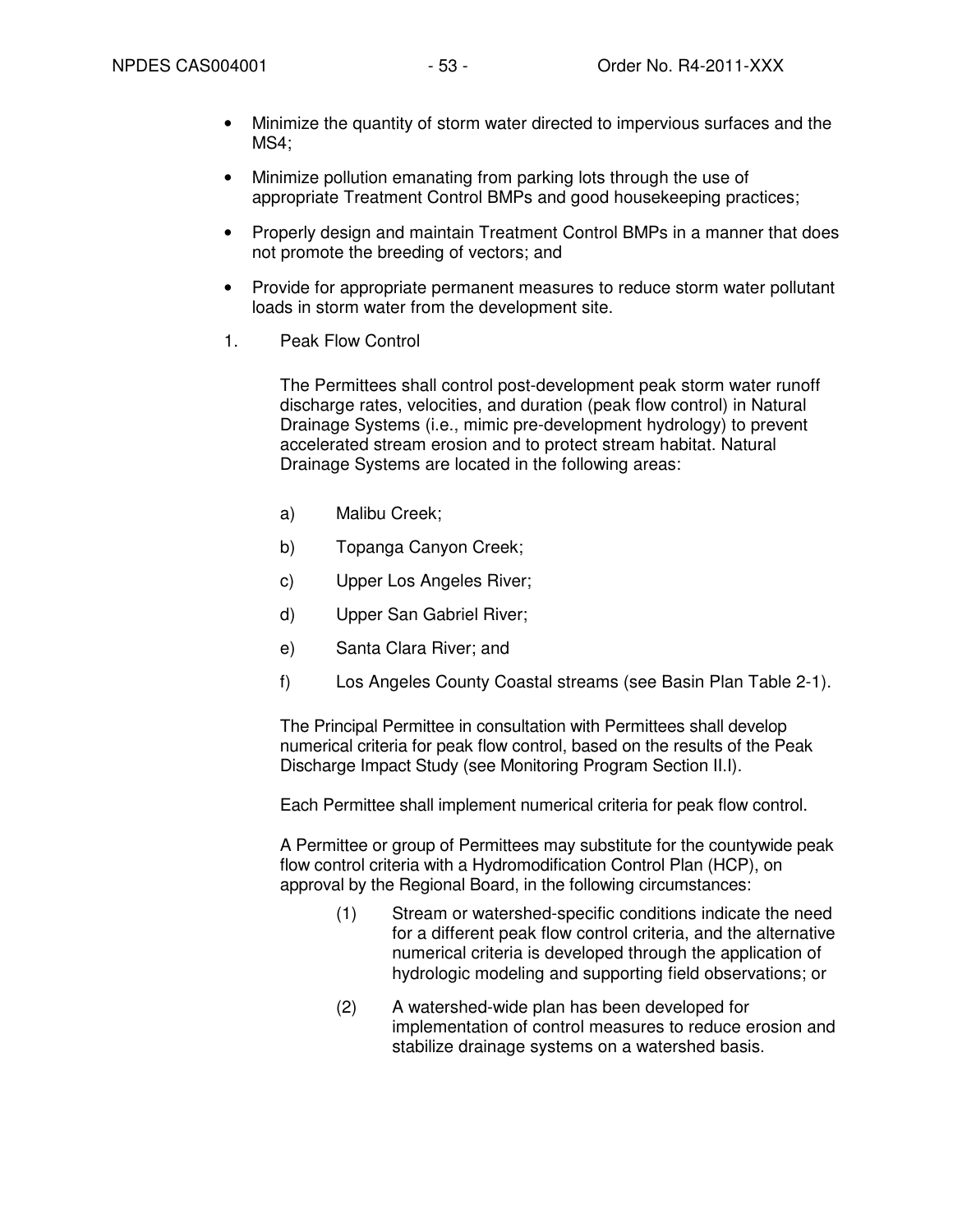- Minimize the quantity of storm water directed to impervious surfaces and the MS4;
- Minimize pollution emanating from parking lots through the use of appropriate Treatment Control BMPs and good housekeeping practices;
- Properly design and maintain Treatment Control BMPs in a manner that does not promote the breeding of vectors; and
- Provide for appropriate permanent measures to reduce storm water pollutant loads in storm water from the development site.

1. Peak Flow Control

The Permittees shall control post-development peak storm water runoff discharge rates, velocities, and duration (peak flow control) in Natural Drainage Systems (i.e., mimic pre-development hydrology) to prevent accelerated stream erosion and to protect stream habitat. Natural Drainage Systems are located in the following areas:

a) Malibu Creek;

b) Topanga Canyon Creek;

c) Upper Los Angeles River;

d) Upper San Gabriel River;

e) Santa Clara River; and

f) Los Angeles County Coastal streams (see Basin Plan Table 2-1).

The Principal Permittee in consultation with Permittees shall develop numerical criteria for peak flow control, based on the results of the Peak Discharge Impact Study (see Monitoring Program Section II.I).

Each Permittee shall implement numerical criteria for peak flow control.

A Permittee or group of Permittees may substitute for the countywide peak flow control criteria with a Hydromodification Control Plan (HCP), on approval by the Regional Board, in the following circumstances:

(1) Stream or watershed-specific conditions indicate the need for a different peak flow control criteria, and the alternative numerical criteria is developed through the application of hydrologic modeling and supporting field observations; or

(2) A watershed-wide plan has been developed for implementation of control measures to reduce erosion and stabilize drainage systems on a watershed basis.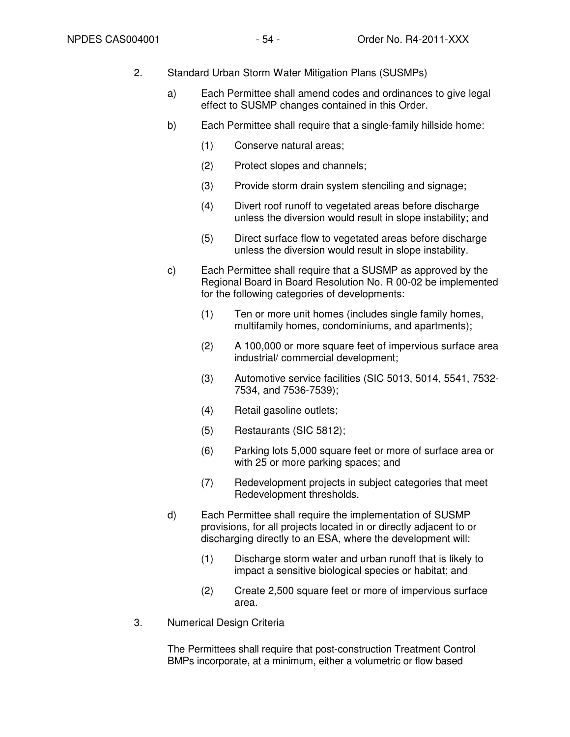2. Standard Urban Storm Water Mitigation Plans (SUSMPs)

   a) Each Permittee shall amend codes and ordinances to give legal effect to SUSMP changes contained in this Order.

   b) Each Permittee shall require that a single-family hillside home:

      (1) Conserve natural areas;

      (2) Protect slopes and channels;

      (3) Provide storm drain system stenciling and signage;

      (4) Divert roof runoff to vegetated areas before discharge unless the diversion would result in slope instability; and

      (5) Direct surface flow to vegetated areas before discharge unless the diversion would result in slope instability.

   c) Each Permittee shall require that a SUSMP as approved by the Regional Board in Board Resolution No. R 00-02 be implemented for the following categories of developments:

      (1) Ten or more unit homes (includes single family homes, multifamily homes, condominiums, and apartments);

      (2) A 100,000 or more square feet of impervious surface area industrial/ commercial development;

      (3) Automotive service facilities (SIC 5013, 5014, 5541, 7532-7534, and 7536-7539);

      (4) Retail gasoline outlets;

      (5) Restaurants (SIC 5812);

      (6) Parking lots 5,000 square feet or more of surface area or with 25 or more parking spaces; and

      (7) Redevelopment projects in subject categories that meet Redevelopment thresholds.

   d) Each Permittee shall require the implementation of SUSMP provisions, for all projects located in or directly adjacent to or discharging directly to an ESA, where the development will:

      (1) Discharge storm water and urban runoff that is likely to impact a sensitive biological species or habitat; and

      (2) Create 2,500 square feet or more of impervious surface area.

3. Numerical Design Criteria

   The Permittees shall require that post-construction Treatment Control BMPs incorporate, at a minimum, either a volumetric or flow based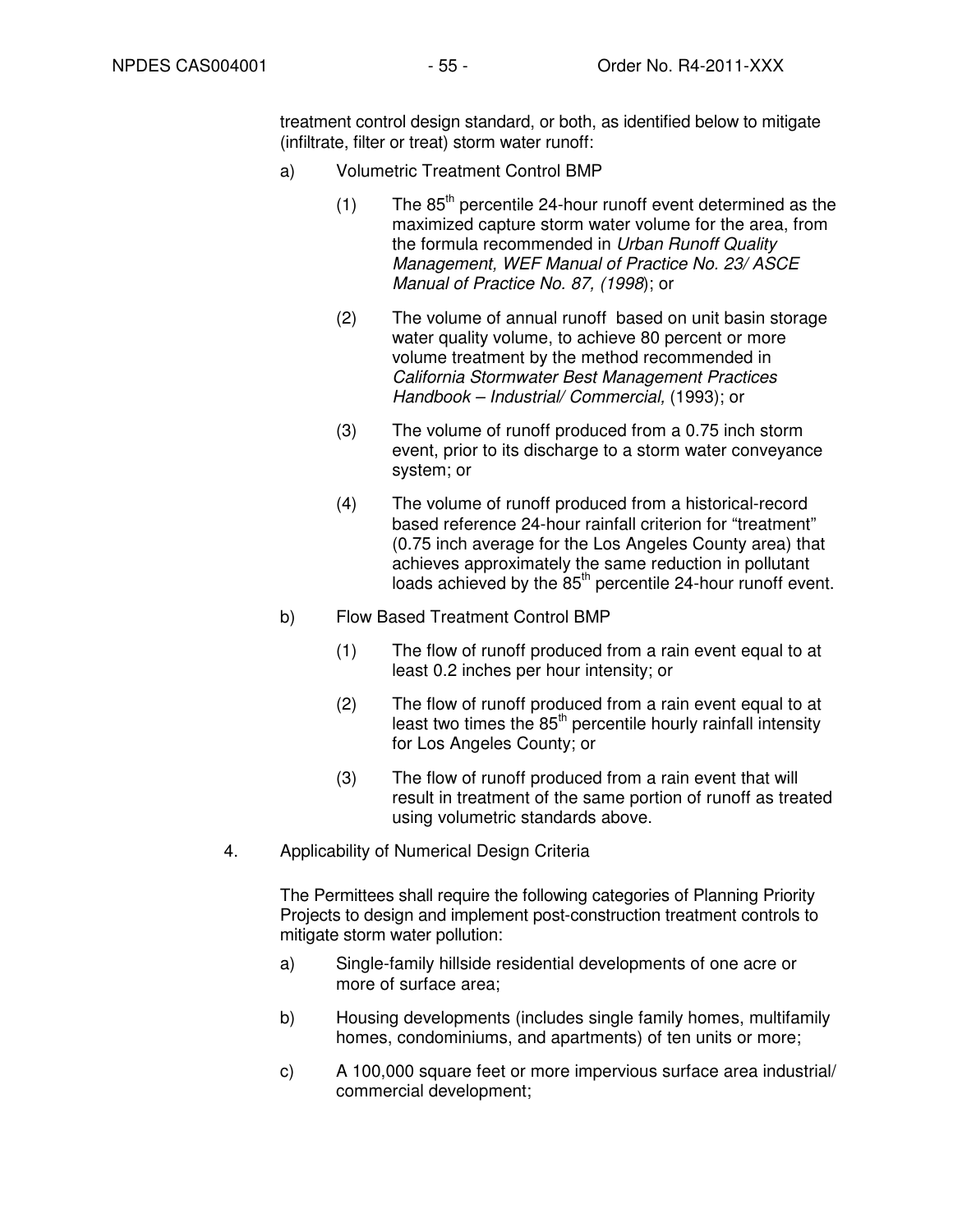treatment control design standard, or both, as identified below to mitigate (infiltrate, filter or treat) storm water runoff:

a) Volumetric Treatment Control BMP

   (1) The 85$^{th}$ percentile 24-hour runoff event determined as the maximized capture storm water volume for the area, from the formula recommended in *Urban Runoff Quality Management, WEF Manual of Practice No. 23/ ASCE Manual of Practice No. 87, (1998*); or

   (2) The volume of annual runoff based on unit basin storage water quality volume, to achieve 80 percent or more volume treatment by the method recommended in *California Stormwater Best Management Practices Handbook – Industrial/ Commercial,* (1993); or

   (3) The volume of runoff produced from a 0.75 inch storm event, prior to its discharge to a storm water conveyance system; or

   (4) The volume of runoff produced from a historical-record based reference 24-hour rainfall criterion for "treatment" (0.75 inch average for the Los Angeles County area) that achieves approximately the same reduction in pollutant loads achieved by the 85$^{th}$ percentile 24-hour runoff event.

b) Flow Based Treatment Control BMP

   (1) The flow of runoff produced from a rain event equal to at least 0.2 inches per hour intensity; or

   (2) The flow of runoff produced from a rain event equal to at least two times the 85$^{th}$ percentile hourly rainfall intensity for Los Angeles County; or

   (3) The flow of runoff produced from a rain event that will result in treatment of the same portion of runoff as treated using volumetric standards above.

4. Applicability of Numerical Design Criteria

   The Permittees shall require the following categories of Planning Priority Projects to design and implement post-construction treatment controls to mitigate storm water pollution:

   a) Single-family hillside residential developments of one acre or more of surface area;

   b) Housing developments (includes single family homes, multifamily homes, condominiums, and apartments) of ten units or more;

   c) A 100,000 square feet or more impervious surface area industrial/ commercial development;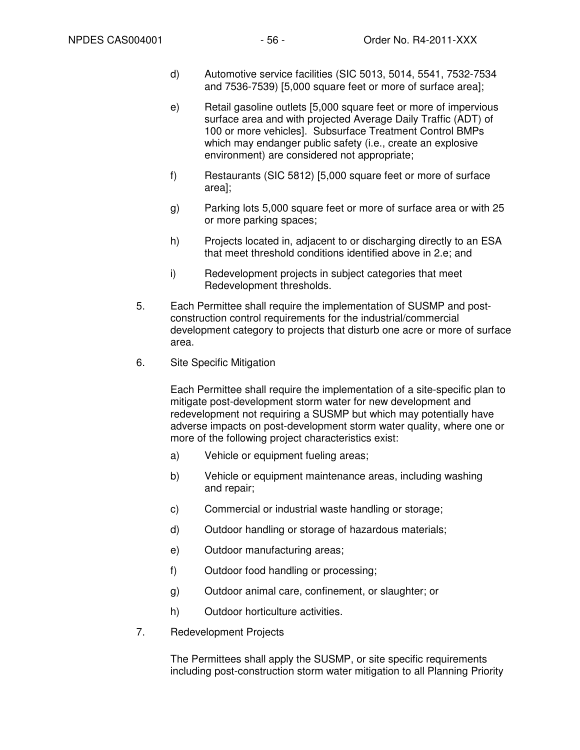d) Automotive service facilities (SIC 5013, 5014, 5541, 7532-7534 and 7536-7539) [5,000 square feet or more of surface area];

e) Retail gasoline outlets [5,000 square feet or more of impervious surface area and with projected Average Daily Traffic (ADT) of 100 or more vehicles]. Subsurface Treatment Control BMPs which may endanger public safety (i.e., create an explosive environment) are considered not appropriate;

f) Restaurants (SIC 5812) [5,000 square feet or more of surface area];

g) Parking lots 5,000 square feet or more of surface area or with 25 or more parking spaces;

h) Projects located in, adjacent to or discharging directly to an ESA that meet threshold conditions identified above in 2.e; and

i) Redevelopment projects in subject categories that meet Redevelopment thresholds.

5. Each Permittee shall require the implementation of SUSMP and post-construction control requirements for the industrial/commercial development category to projects that disturb one acre or more of surface area.

6. Site Specific Mitigation

   Each Permittee shall require the implementation of a site-specific plan to mitigate post-development storm water for new development and redevelopment not requiring a SUSMP but which may potentially have adverse impacts on post-development storm water quality, where one or more of the following project characteristics exist:

   a) Vehicle or equipment fueling areas;

   b) Vehicle or equipment maintenance areas, including washing and repair;

   c) Commercial or industrial waste handling or storage;

   d) Outdoor handling or storage of hazardous materials;

   e) Outdoor manufacturing areas;

   f) Outdoor food handling or processing;

   g) Outdoor animal care, confinement, or slaughter; or

   h) Outdoor horticulture activities.

7. Redevelopment Projects

   The Permittees shall apply the SUSMP, or site specific requirements including post-construction storm water mitigation to all Planning Priority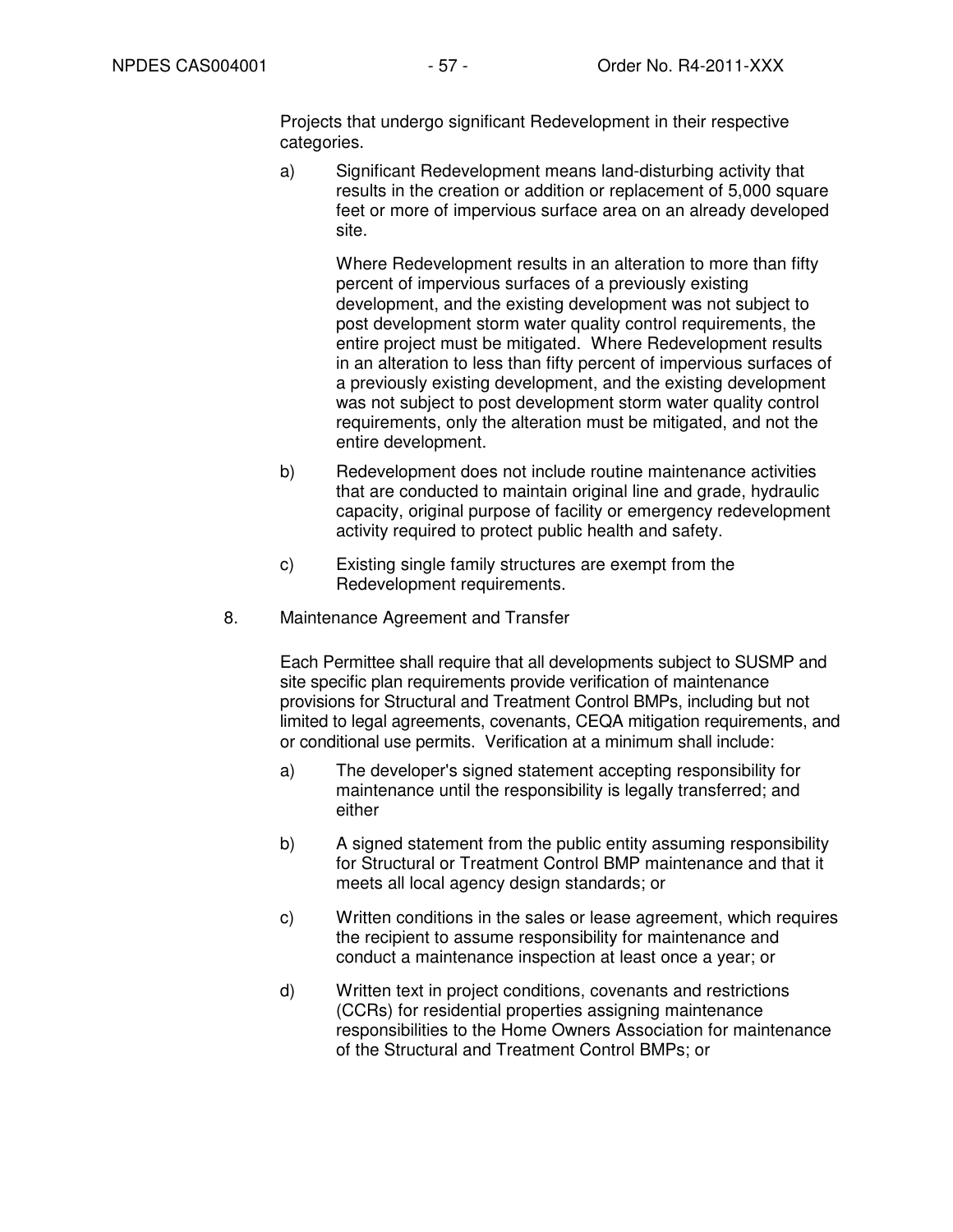Projects that undergo significant Redevelopment in their respective categories.

a) Significant Redevelopment means land-disturbing activity that results in the creation or addition or replacement of 5,000 square feet or more of impervious surface area on an already developed site.

   Where Redevelopment results in an alteration to more than fifty percent of impervious surfaces of a previously existing development, and the existing development was not subject to post development storm water quality control requirements, the entire project must be mitigated. Where Redevelopment results in an alteration to less than fifty percent of impervious surfaces of a previously existing development, and the existing development was not subject to post development storm water quality control requirements, only the alteration must be mitigated, and not the entire development.

b) Redevelopment does not include routine maintenance activities that are conducted to maintain original line and grade, hydraulic capacity, original purpose of facility or emergency redevelopment activity required to protect public health and safety.

c) Existing single family structures are exempt from the Redevelopment requirements.

8. Maintenance Agreement and Transfer

   Each Permittee shall require that all developments subject to SUSMP and site specific plan requirements provide verification of maintenance provisions for Structural and Treatment Control BMPs, including but not limited to legal agreements, covenants, CEQA mitigation requirements, and or conditional use permits. Verification at a minimum shall include:

   a) The developer's signed statement accepting responsibility for maintenance until the responsibility is legally transferred; and either

   b) A signed statement from the public entity assuming responsibility for Structural or Treatment Control BMP maintenance and that it meets all local agency design standards; or

   c) Written conditions in the sales or lease agreement, which requires the recipient to assume responsibility for maintenance and conduct a maintenance inspection at least once a year; or

   d) Written text in project conditions, covenants and restrictions (CCRs) for residential properties assigning maintenance responsibilities to the Home Owners Association for maintenance of the Structural and Treatment Control BMPs; or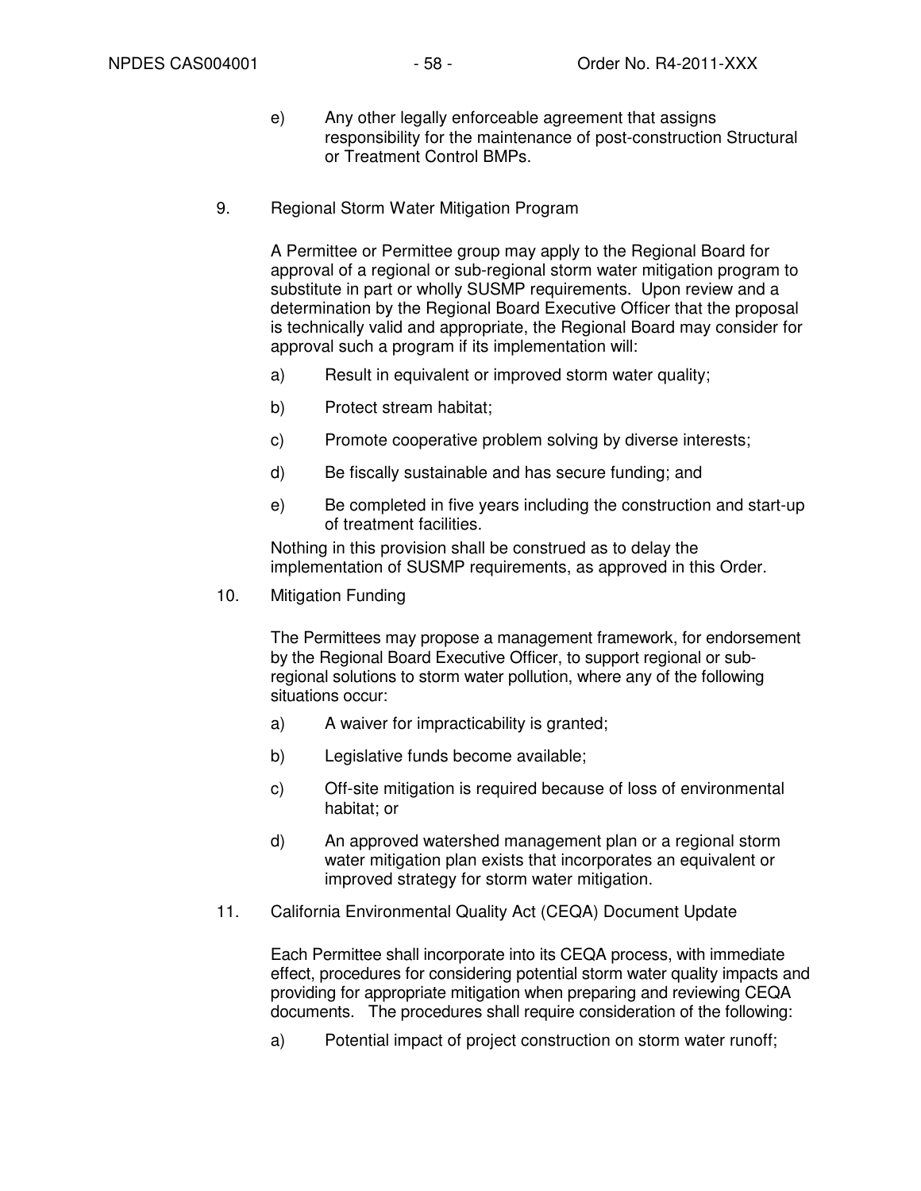e) Any other legally enforceable agreement that assigns responsibility for the maintenance of post-construction Structural or Treatment Control BMPs.

9. Regional Storm Water Mitigation Program

A Permittee or Permittee group may apply to the Regional Board for approval of a regional or sub-regional storm water mitigation program to substitute in part or wholly SUSMP requirements. Upon review and a determination by the Regional Board Executive Officer that the proposal is technically valid and appropriate, the Regional Board may consider for approval such a program if its implementation will:

a) Result in equivalent or improved storm water quality;

b) Protect stream habitat;

c) Promote cooperative problem solving by diverse interests;

d) Be fiscally sustainable and has secure funding; and

e) Be completed in five years including the construction and start-up of treatment facilities.

Nothing in this provision shall be construed as to delay the implementation of SUSMP requirements, as approved in this Order.

10. Mitigation Funding

The Permittees may propose a management framework, for endorsement by the Regional Board Executive Officer, to support regional or sub-regional solutions to storm water pollution, where any of the following situations occur:

a) A waiver for impracticability is granted;

b) Legislative funds become available;

c) Off-site mitigation is required because of loss of environmental habitat; or

d) An approved watershed management plan or a regional storm water mitigation plan exists that incorporates an equivalent or improved strategy for storm water mitigation.

11. California Environmental Quality Act (CEQA) Document Update

Each Permittee shall incorporate into its CEQA process, with immediate effect, procedures for considering potential storm water quality impacts and providing for appropriate mitigation when preparing and reviewing CEQA documents. The procedures shall require consideration of the following:

a) Potential impact of project construction on storm water runoff;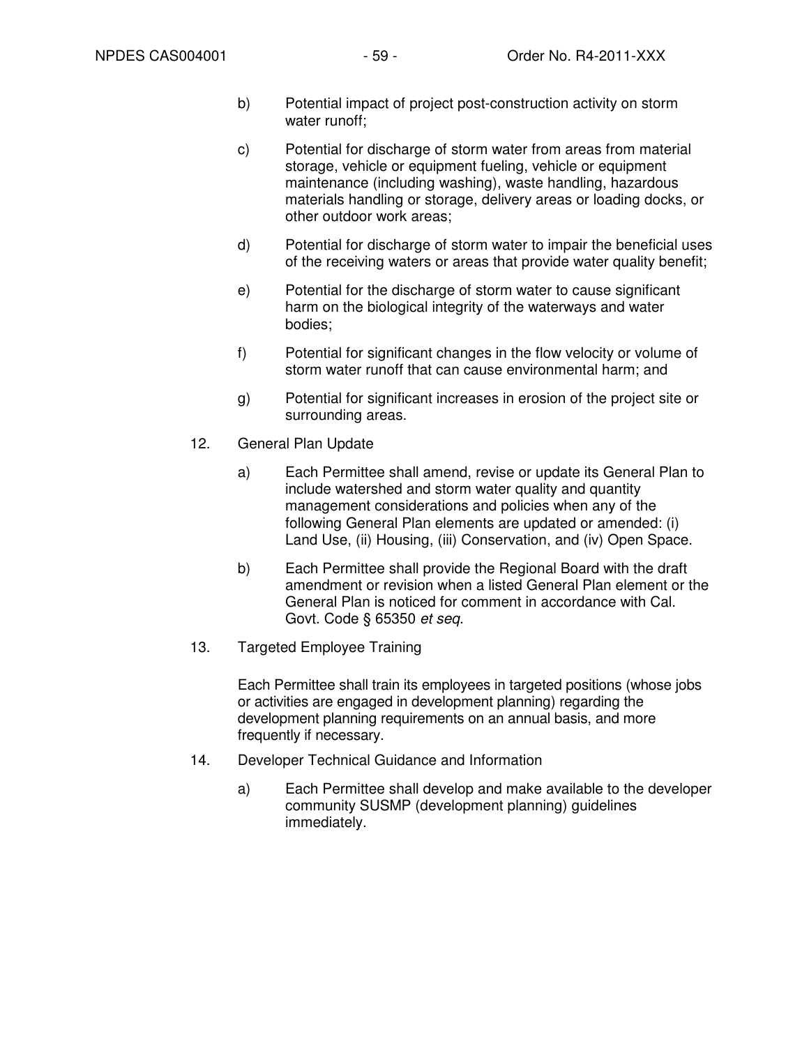b) Potential impact of project post-construction activity on storm water runoff;

c) Potential for discharge of storm water from areas from material storage, vehicle or equipment fueling, vehicle or equipment maintenance (including washing), waste handling, hazardous materials handling or storage, delivery areas or loading docks, or other outdoor work areas;

d) Potential for discharge of storm water to impair the beneficial uses of the receiving waters or areas that provide water quality benefit;

e) Potential for the discharge of storm water to cause significant harm on the biological integrity of the waterways and water bodies;

f) Potential for significant changes in the flow velocity or volume of storm water runoff that can cause environmental harm; and

g) Potential for significant increases in erosion of the project site or surrounding areas.

12. General Plan Update

a) Each Permittee shall amend, revise or update its General Plan to include watershed and storm water quality and quantity management considerations and policies when any of the following General Plan elements are updated or amended: (i) Land Use, (ii) Housing, (iii) Conservation, and (iv) Open Space.

b) Each Permittee shall provide the Regional Board with the draft amendment or revision when a listed General Plan element or the General Plan is noticed for comment in accordance with Cal. Govt. Code § 65350 *et seq*.

13. Targeted Employee Training

Each Permittee shall train its employees in targeted positions (whose jobs or activities are engaged in development planning) regarding the development planning requirements on an annual basis, and more frequently if necessary.

14. Developer Technical Guidance and Information

a) Each Permittee shall develop and make available to the developer community SUSMP (development planning) guidelines immediately.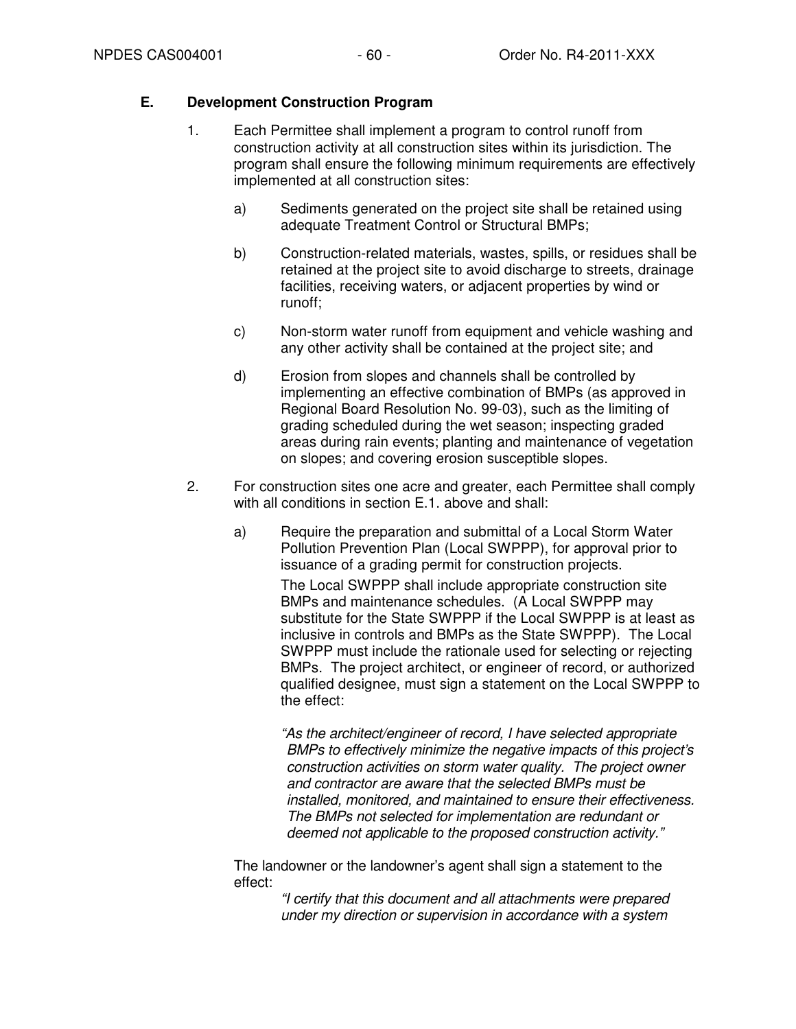## E. Development Construction Program

1. Each Permittee shall implement a program to control runoff from construction activity at all construction sites within its jurisdiction. The program shall ensure the following minimum requirements are effectively implemented at all construction sites:

   a) Sediments generated on the project site shall be retained using adequate Treatment Control or Structural BMPs;

   b) Construction-related materials, wastes, spills, or residues shall be retained at the project site to avoid discharge to streets, drainage facilities, receiving waters, or adjacent properties by wind or runoff;

   c) Non-storm water runoff from equipment and vehicle washing and any other activity shall be contained at the project site; and

   d) Erosion from slopes and channels shall be controlled by implementing an effective combination of BMPs (as approved in Regional Board Resolution No. 99-03), such as the limiting of grading scheduled during the wet season; inspecting graded areas during rain events; planting and maintenance of vegetation on slopes; and covering erosion susceptible slopes.

2. For construction sites one acre and greater, each Permittee shall comply with all conditions in section E.1. above and shall:

   a) Require the preparation and submittal of a Local Storm Water Pollution Prevention Plan (Local SWPPP), for approval prior to issuance of a grading permit for construction projects.

      The Local SWPPP shall include appropriate construction site BMPs and maintenance schedules. (A Local SWPPP may substitute for the State SWPPP if the Local SWPPP is at least as inclusive in controls and BMPs as the State SWPPP). The Local SWPPP must include the rationale used for selecting or rejecting BMPs. The project architect, or engineer of record, or authorized qualified designee, must sign a statement on the Local SWPPP to the effect:

      *"As the architect/engineer of record, I have selected appropriate BMPs to effectively minimize the negative impacts of this project's construction activities on storm water quality. The project owner and contractor are aware that the selected BMPs must be installed, monitored, and maintained to ensure their effectiveness. The BMPs not selected for implementation are redundant or deemed not applicable to the proposed construction activity."*

   The landowner or the landowner's agent shall sign a statement to the effect:

      *"I certify that this document and all attachments were prepared under my direction or supervision in accordance with a system*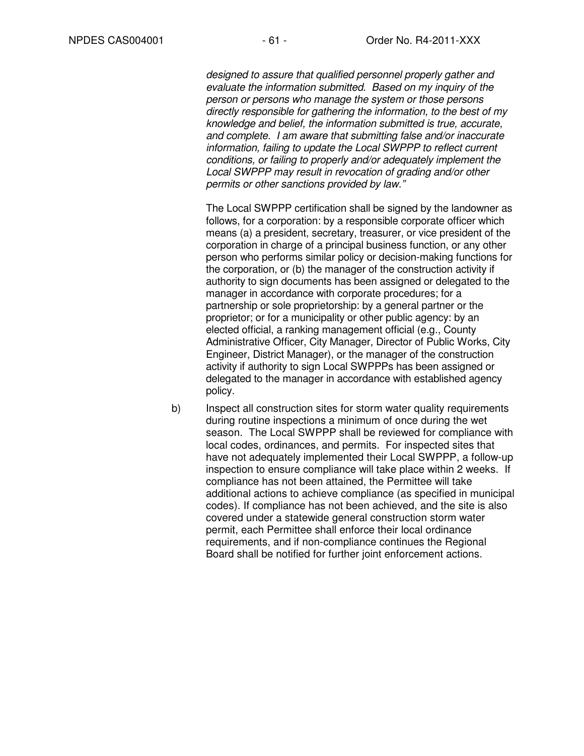*designed to assure that qualified personnel properly gather and evaluate the information submitted. Based on my inquiry of the person or persons who manage the system or those persons directly responsible for gathering the information, to the best of my knowledge and belief, the information submitted is true, accurate, and complete. I am aware that submitting false and/or inaccurate information, failing to update the Local SWPPP to reflect current conditions, or failing to properly and/or adequately implement the Local SWPPP may result in revocation of grading and/or other permits or other sanctions provided by law."*

The Local SWPPP certification shall be signed by the landowner as follows, for a corporation: by a responsible corporate officer which means (a) a president, secretary, treasurer, or vice president of the corporation in charge of a principal business function, or any other person who performs similar policy or decision-making functions for the corporation, or (b) the manager of the construction activity if authority to sign documents has been assigned or delegated to the manager in accordance with corporate procedures; for a partnership or sole proprietorship: by a general partner or the proprietor; or for a municipality or other public agency: by an elected official, a ranking management official (e.g., County Administrative Officer, City Manager, Director of Public Works, City Engineer, District Manager), or the manager of the construction activity if authority to sign Local SWPPPs has been assigned or delegated to the manager in accordance with established agency policy.

b) Inspect all construction sites for storm water quality requirements during routine inspections a minimum of once during the wet season. The Local SWPPP shall be reviewed for compliance with local codes, ordinances, and permits. For inspected sites that have not adequately implemented their Local SWPPP, a follow-up inspection to ensure compliance will take place within 2 weeks. If compliance has not been attained, the Permittee will take additional actions to achieve compliance (as specified in municipal codes). If compliance has not been achieved, and the site is also covered under a statewide general construction storm water permit, each Permittee shall enforce their local ordinance requirements, and if non-compliance continues the Regional Board shall be notified for further joint enforcement actions.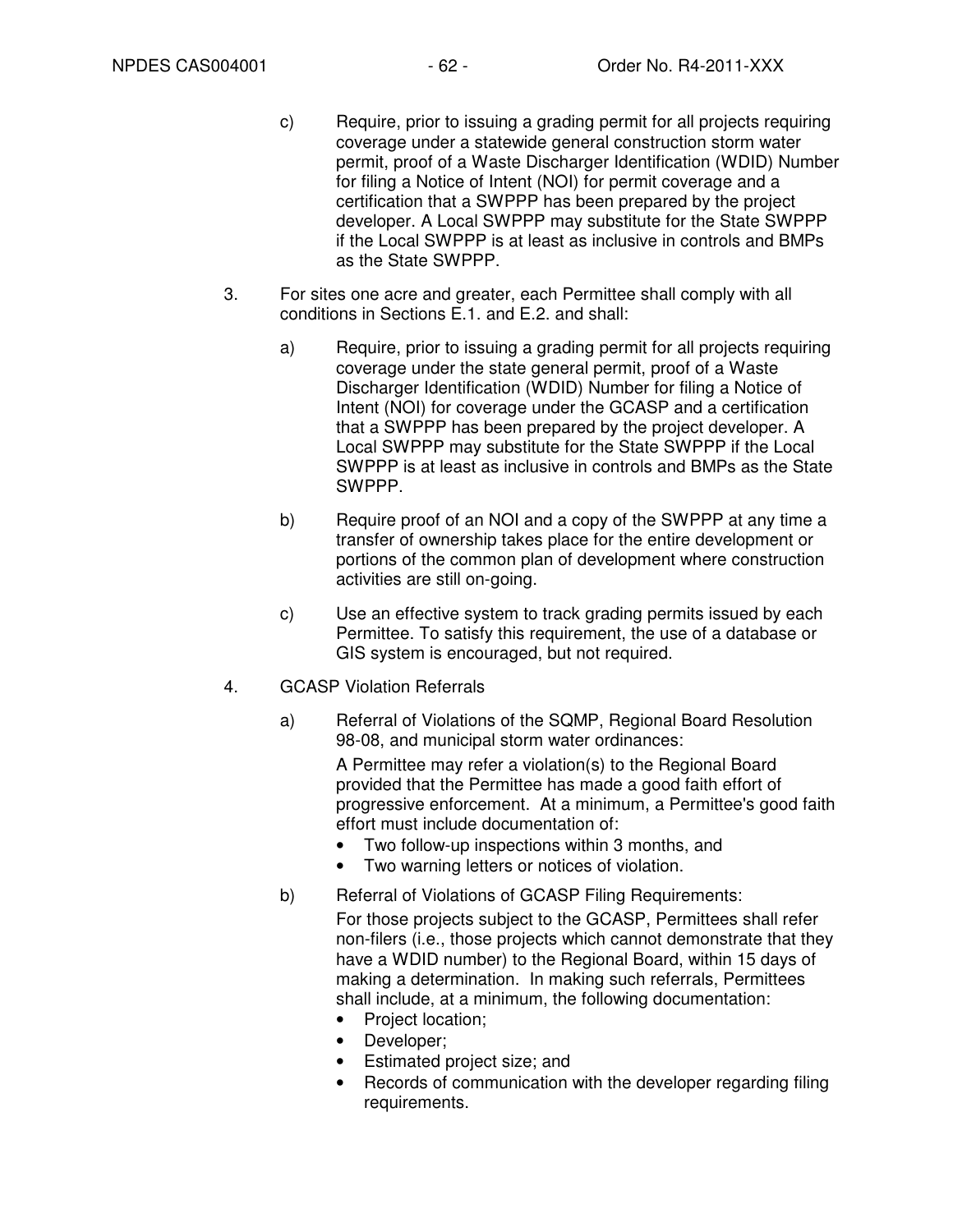c) Require, prior to issuing a grading permit for all projects requiring coverage under a statewide general construction storm water permit, proof of a Waste Discharger Identification (WDID) Number for filing a Notice of Intent (NOI) for permit coverage and a certification that a SWPPP has been prepared by the project developer. A Local SWPPP may substitute for the State SWPPP if the Local SWPPP is at least as inclusive in controls and BMPs as the State SWPPP.

3. For sites one acre and greater, each Permittee shall comply with all conditions in Sections E.1. and E.2. and shall:

   a) Require, prior to issuing a grading permit for all projects requiring coverage under the state general permit, proof of a Waste Discharger Identification (WDID) Number for filing a Notice of Intent (NOI) for coverage under the GCASP and a certification that a SWPPP has been prepared by the project developer. A Local SWPPP may substitute for the State SWPPP if the Local SWPPP is at least as inclusive in controls and BMPs as the State SWPPP.

   b) Require proof of an NOI and a copy of the SWPPP at any time a transfer of ownership takes place for the entire development or portions of the common plan of development where construction activities are still on-going.

   c) Use an effective system to track grading permits issued by each Permittee. To satisfy this requirement, the use of a database or GIS system is encouraged, but not required.

4. GCASP Violation Referrals

   a) Referral of Violations of the SQMP, Regional Board Resolution 98-08, and municipal storm water ordinances:

      A Permittee may refer a violation(s) to the Regional Board provided that the Permittee has made a good faith effort of progressive enforcement. At a minimum, a Permittee's good faith effort must include documentation of:

      - Two follow-up inspections within 3 months, and
      - Two warning letters or notices of violation.

   b) Referral of Violations of GCASP Filing Requirements:

      For those projects subject to the GCASP, Permittees shall refer non-filers (i.e., those projects which cannot demonstrate that they have a WDID number) to the Regional Board, within 15 days of making a determination. In making such referrals, Permittees shall include, at a minimum, the following documentation:

      - Project location;
      - Developer;
      - Estimated project size; and
      - Records of communication with the developer regarding filing requirements.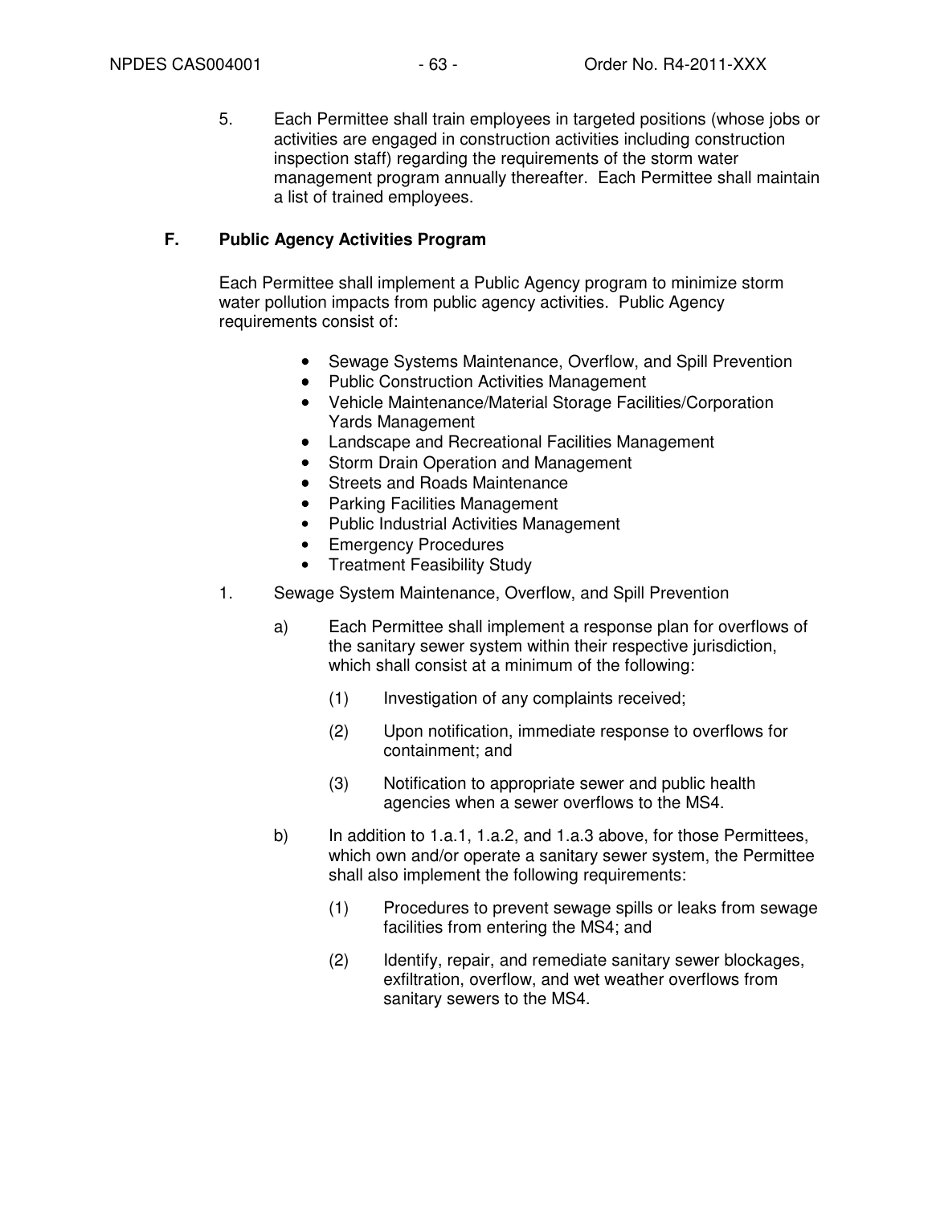5. Each Permittee shall train employees in targeted positions (whose jobs or activities are engaged in construction activities including construction inspection staff) regarding the requirements of the storm water management program annually thereafter. Each Permittee shall maintain a list of trained employees.

## F. Public Agency Activities Program

Each Permittee shall implement a Public Agency program to minimize storm water pollution impacts from public agency activities. Public Agency requirements consist of:

- Sewage Systems Maintenance, Overflow, and Spill Prevention
- Public Construction Activities Management
- Vehicle Maintenance/Material Storage Facilities/Corporation Yards Management
- Landscape and Recreational Facilities Management
- Storm Drain Operation and Management
- Streets and Roads Maintenance
- Parking Facilities Management
- Public Industrial Activities Management
- Emergency Procedures
- Treatment Feasibility Study

1. Sewage System Maintenance, Overflow, and Spill Prevention

   a) Each Permittee shall implement a response plan for overflows of the sanitary sewer system within their respective jurisdiction, which shall consist at a minimum of the following:

      (1) Investigation of any complaints received;

      (2) Upon notification, immediate response to overflows for containment; and

      (3) Notification to appropriate sewer and public health agencies when a sewer overflows to the MS4.

   b) In addition to 1.a.1, 1.a.2, and 1.a.3 above, for those Permittees, which own and/or operate a sanitary sewer system, the Permittee shall also implement the following requirements:

      (1) Procedures to prevent sewage spills or leaks from sewage facilities from entering the MS4; and

      (2) Identify, repair, and remediate sanitary sewer blockages, exfiltration, overflow, and wet weather overflows from sanitary sewers to the MS4.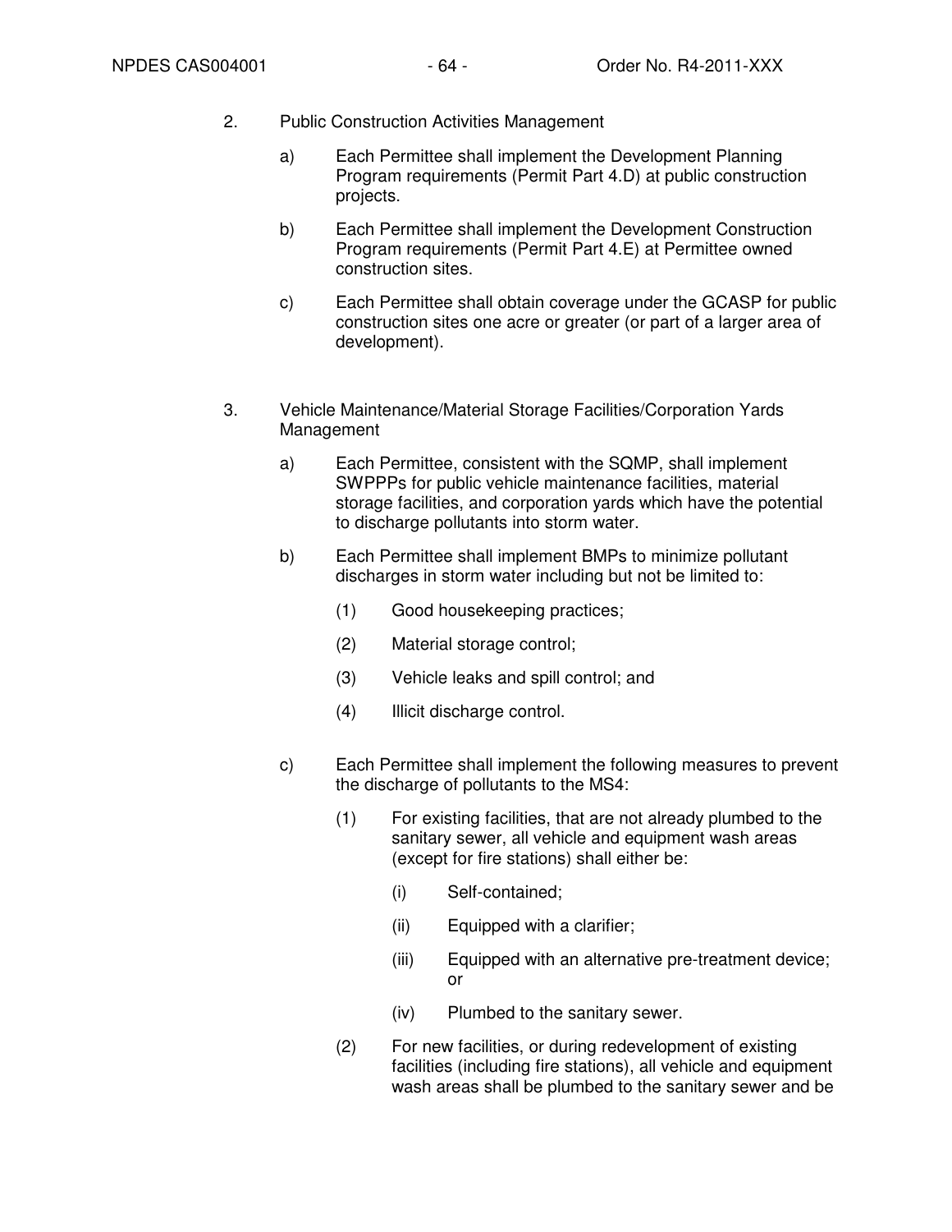2. Public Construction Activities Management

   a) Each Permittee shall implement the Development Planning Program requirements (Permit Part 4.D) at public construction projects.

   b) Each Permittee shall implement the Development Construction Program requirements (Permit Part 4.E) at Permittee owned construction sites.

   c) Each Permittee shall obtain coverage under the GCASP for public construction sites one acre or greater (or part of a larger area of development).

3. Vehicle Maintenance/Material Storage Facilities/Corporation Yards Management

   a) Each Permittee, consistent with the SQMP, shall implement SWPPPs for public vehicle maintenance facilities, material storage facilities, and corporation yards which have the potential to discharge pollutants into storm water.

   b) Each Permittee shall implement BMPs to minimize pollutant discharges in storm water including but not be limited to:

      (1) Good housekeeping practices;

      (2) Material storage control;

      (3) Vehicle leaks and spill control; and

      (4) Illicit discharge control.

   c) Each Permittee shall implement the following measures to prevent the discharge of pollutants to the MS4:

      (1) For existing facilities, that are not already plumbed to the sanitary sewer, all vehicle and equipment wash areas (except for fire stations) shall either be:

         (i) Self-contained;

         (ii) Equipped with a clarifier;

         (iii) Equipped with an alternative pre-treatment device; or

         (iv) Plumbed to the sanitary sewer.

      (2) For new facilities, or during redevelopment of existing facilities (including fire stations), all vehicle and equipment wash areas shall be plumbed to the sanitary sewer and be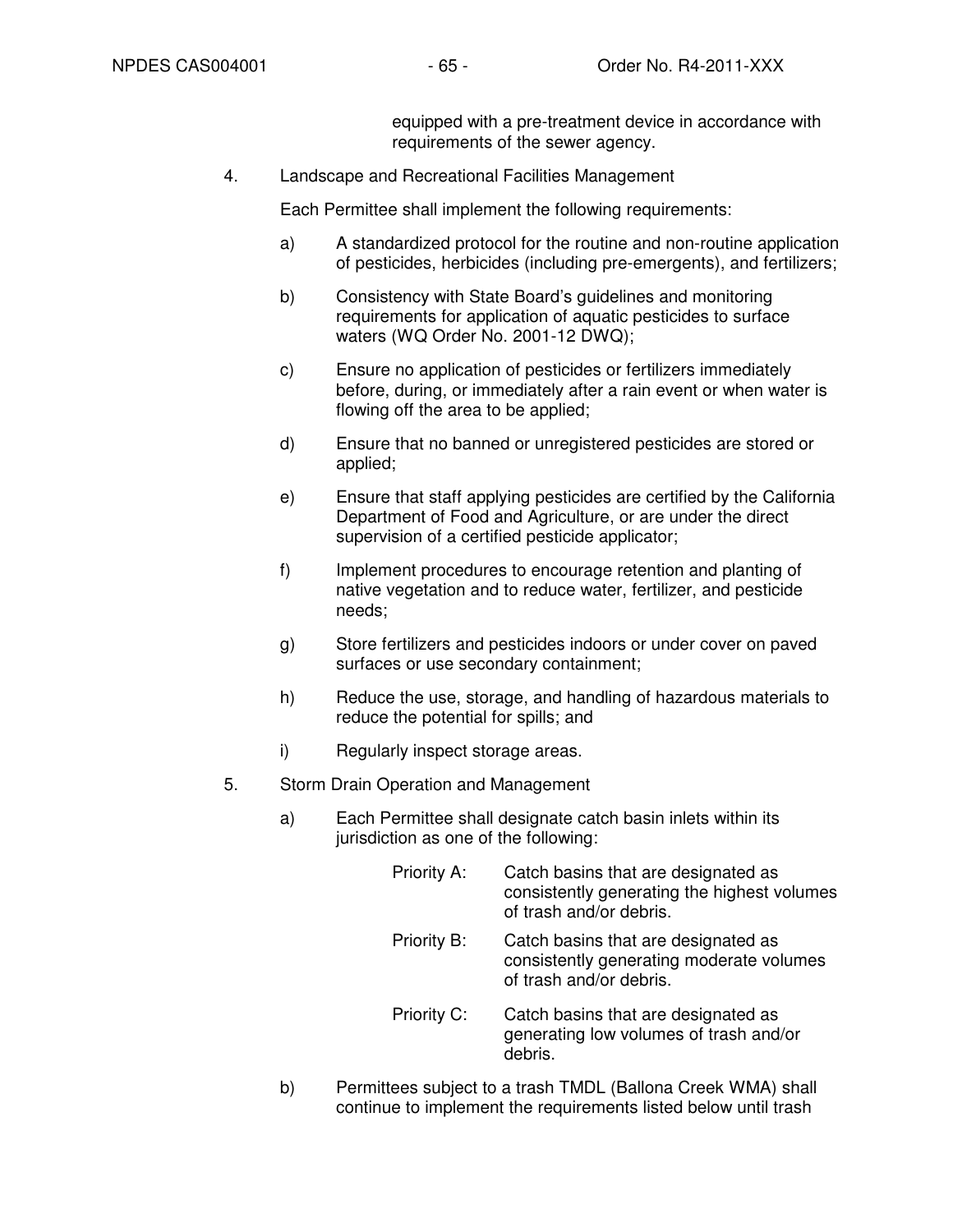equipped with a pre-treatment device in accordance with requirements of the sewer agency.

4. Landscape and Recreational Facilities Management

   Each Permittee shall implement the following requirements:

   a) A standardized protocol for the routine and non-routine application of pesticides, herbicides (including pre-emergents), and fertilizers;

   b) Consistency with State Board's guidelines and monitoring requirements for application of aquatic pesticides to surface waters (WQ Order No. 2001-12 DWQ);

   c) Ensure no application of pesticides or fertilizers immediately before, during, or immediately after a rain event or when water is flowing off the area to be applied;

   d) Ensure that no banned or unregistered pesticides are stored or applied;

   e) Ensure that staff applying pesticides are certified by the California Department of Food and Agriculture, or are under the direct supervision of a certified pesticide applicator;

   f) Implement procedures to encourage retention and planting of native vegetation and to reduce water, fertilizer, and pesticide needs;

   g) Store fertilizers and pesticides indoors or under cover on paved surfaces or use secondary containment;

   h) Reduce the use, storage, and handling of hazardous materials to reduce the potential for spills; and

   i) Regularly inspect storage areas.

5. Storm Drain Operation and Management

   a) Each Permittee shall designate catch basin inlets within its jurisdiction as one of the following:

      Priority A: Catch basins that are designated as consistently generating the highest volumes of trash and/or debris.

      Priority B: Catch basins that are designated as consistently generating moderate volumes of trash and/or debris.

      Priority C: Catch basins that are designated as generating low volumes of trash and/or debris.

   b) Permittees subject to a trash TMDL (Ballona Creek WMA) shall continue to implement the requirements listed below until trash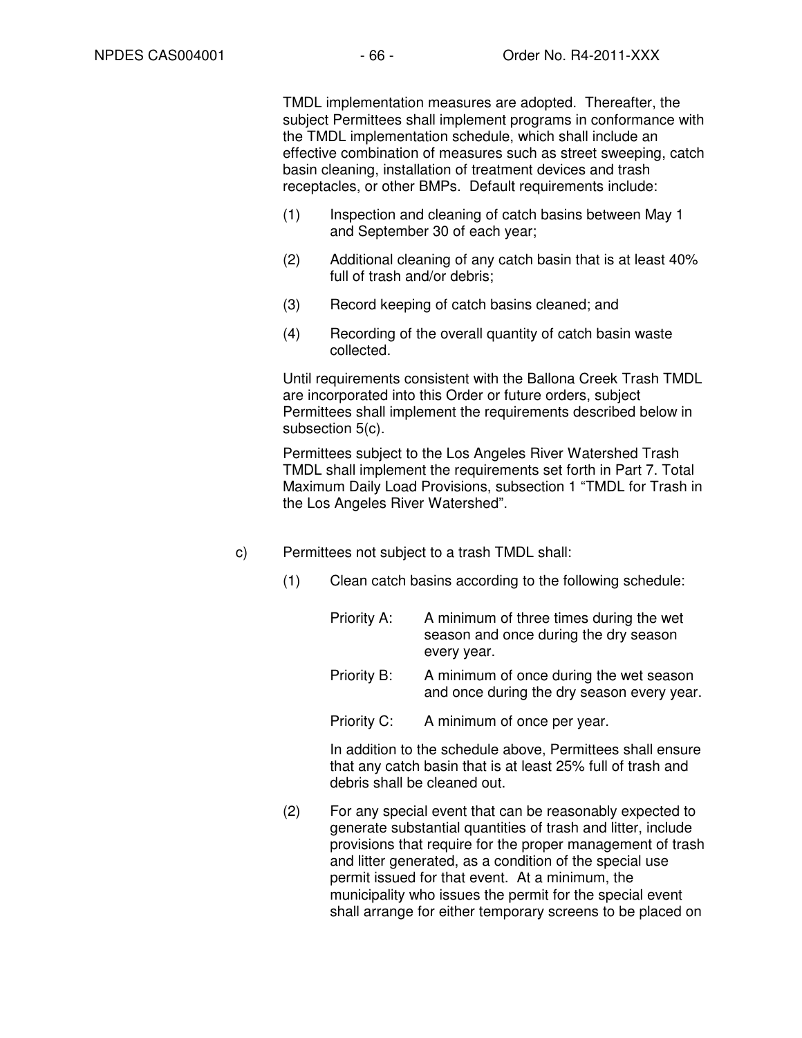TMDL implementation measures are adopted. Thereafter, the subject Permittees shall implement programs in conformance with the TMDL implementation schedule, which shall include an effective combination of measures such as street sweeping, catch basin cleaning, installation of treatment devices and trash receptacles, or other BMPs. Default requirements include:

(1) Inspection and cleaning of catch basins between May 1 and September 30 of each year;

(2) Additional cleaning of any catch basin that is at least 40% full of trash and/or debris;

(3) Record keeping of catch basins cleaned; and

(4) Recording of the overall quantity of catch basin waste collected.

Until requirements consistent with the Ballona Creek Trash TMDL are incorporated into this Order or future orders, subject Permittees shall implement the requirements described below in subsection 5(c).

Permittees subject to the Los Angeles River Watershed Trash TMDL shall implement the requirements set forth in Part 7. Total Maximum Daily Load Provisions, subsection 1 "TMDL for Trash in the Los Angeles River Watershed".

c) Permittees not subject to a trash TMDL shall:

(1) Clean catch basins according to the following schedule:

Priority A: A minimum of three times during the wet season and once during the dry season every year.

Priority B: A minimum of once during the wet season and once during the dry season every year.

Priority C: A minimum of once per year.

In addition to the schedule above, Permittees shall ensure that any catch basin that is at least 25% full of trash and debris shall be cleaned out.

(2) For any special event that can be reasonably expected to generate substantial quantities of trash and litter, include provisions that require for the proper management of trash and litter generated, as a condition of the special use permit issued for that event. At a minimum, the municipality who issues the permit for the special event shall arrange for either temporary screens to be placed on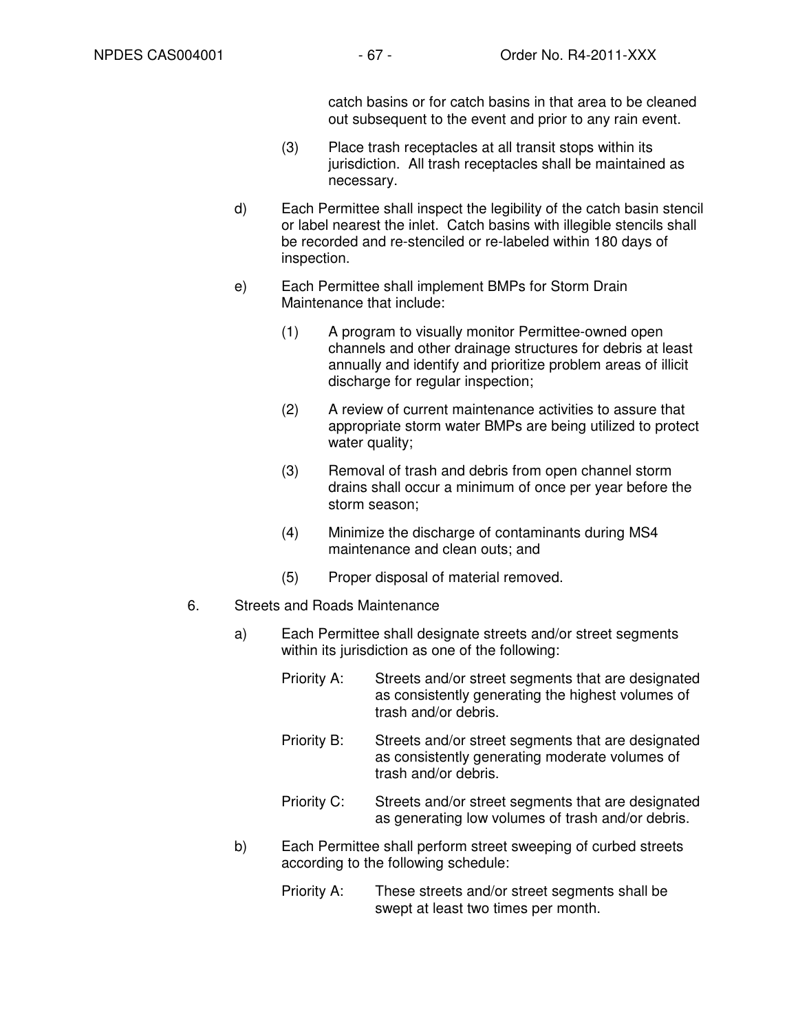catch basins or for catch basins in that area to be cleaned out subsequent to the event and prior to any rain event.

(3) Place trash receptacles at all transit stops within its jurisdiction. All trash receptacles shall be maintained as necessary.

d) Each Permittee shall inspect the legibility of the catch basin stencil or label nearest the inlet. Catch basins with illegible stencils shall be recorded and re-stenciled or re-labeled within 180 days of inspection.

e) Each Permittee shall implement BMPs for Storm Drain Maintenance that include:

(1) A program to visually monitor Permittee-owned open channels and other drainage structures for debris at least annually and identify and prioritize problem areas of illicit discharge for regular inspection;

(2) A review of current maintenance activities to assure that appropriate storm water BMPs are being utilized to protect water quality;

(3) Removal of trash and debris from open channel storm drains shall occur a minimum of once per year before the storm season;

(4) Minimize the discharge of contaminants during MS4 maintenance and clean outs; and

(5) Proper disposal of material removed.

6. Streets and Roads Maintenance

a) Each Permittee shall designate streets and/or street segments within its jurisdiction as one of the following:

Priority A: Streets and/or street segments that are designated as consistently generating the highest volumes of trash and/or debris.

Priority B: Streets and/or street segments that are designated as consistently generating moderate volumes of trash and/or debris.

Priority C: Streets and/or street segments that are designated as generating low volumes of trash and/or debris.

b) Each Permittee shall perform street sweeping of curbed streets according to the following schedule:

Priority A: These streets and/or street segments shall be swept at least two times per month.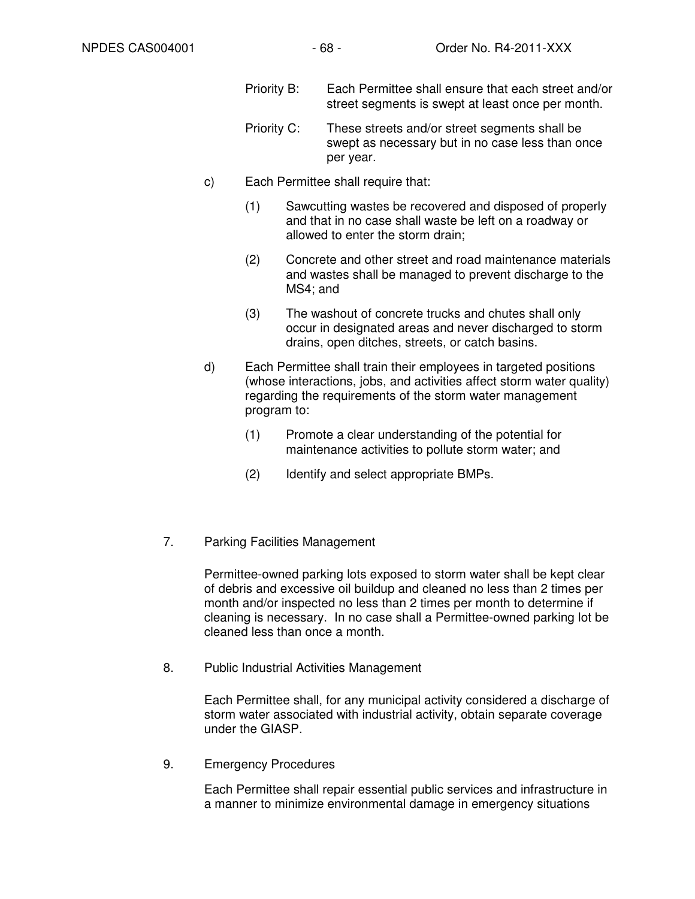Priority B: Each Permittee shall ensure that each street and/or street segments is swept at least once per month.

Priority C: These streets and/or street segments shall be swept as necessary but in no case less than once per year.

c) Each Permittee shall require that:

   (1) Sawcutting wastes be recovered and disposed of properly and that in no case shall waste be left on a roadway or allowed to enter the storm drain;

   (2) Concrete and other street and road maintenance materials and wastes shall be managed to prevent discharge to the MS4; and

   (3) The washout of concrete trucks and chutes shall only occur in designated areas and never discharged to storm drains, open ditches, streets, or catch basins.

d) Each Permittee shall train their employees in targeted positions (whose interactions, jobs, and activities affect storm water quality) regarding the requirements of the storm water management program to:

   (1) Promote a clear understanding of the potential for maintenance activities to pollute storm water; and

   (2) Identify and select appropriate BMPs.

7. Parking Facilities Management

Permittee-owned parking lots exposed to storm water shall be kept clear of debris and excessive oil buildup and cleaned no less than 2 times per month and/or inspected no less than 2 times per month to determine if cleaning is necessary. In no case shall a Permittee-owned parking lot be cleaned less than once a month.

8. Public Industrial Activities Management

Each Permittee shall, for any municipal activity considered a discharge of storm water associated with industrial activity, obtain separate coverage under the GIASP.

9. Emergency Procedures

Each Permittee shall repair essential public services and infrastructure in a manner to minimize environmental damage in emergency situations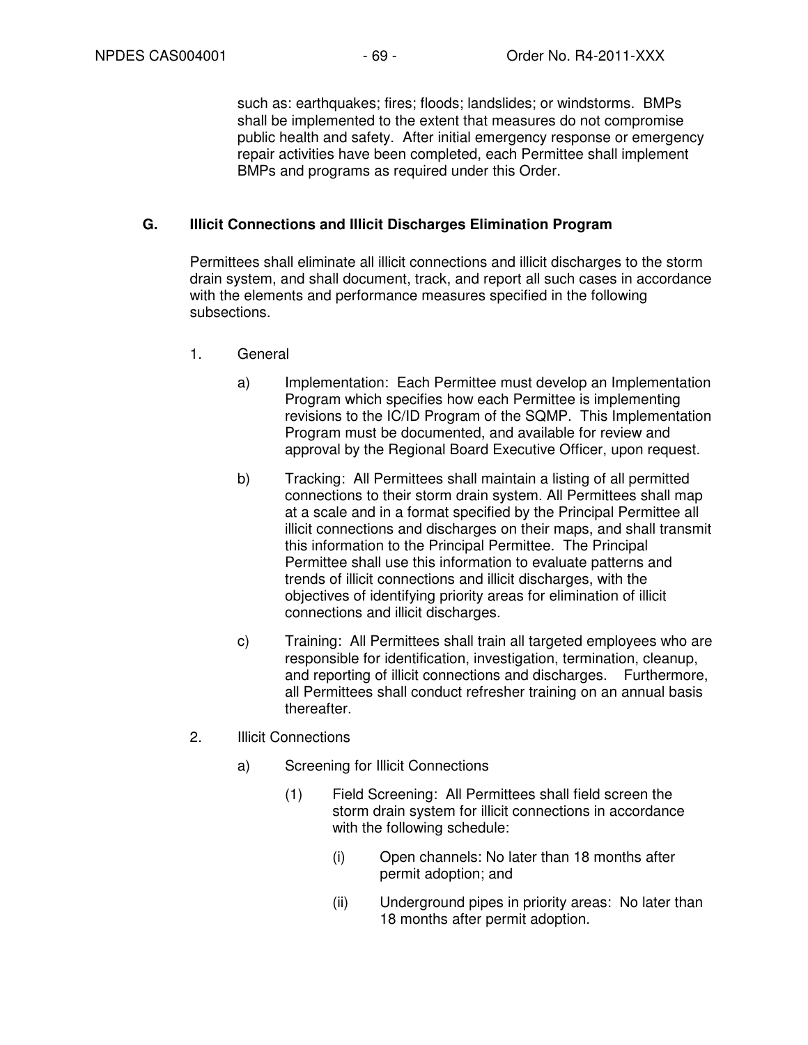such as: earthquakes; fires; floods; landslides; or windstorms. BMPs shall be implemented to the extent that measures do not compromise public health and safety. After initial emergency response or emergency repair activities have been completed, each Permittee shall implement BMPs and programs as required under this Order.

## G. Illicit Connections and Illicit Discharges Elimination Program

Permittees shall eliminate all illicit connections and illicit discharges to the storm drain system, and shall document, track, and report all such cases in accordance with the elements and performance measures specified in the following subsections.

1. General

   a) Implementation: Each Permittee must develop an Implementation Program which specifies how each Permittee is implementing revisions to the IC/ID Program of the SQMP. This Implementation Program must be documented, and available for review and approval by the Regional Board Executive Officer, upon request.

   b) Tracking: All Permittees shall maintain a listing of all permitted connections to their storm drain system. All Permittees shall map at a scale and in a format specified by the Principal Permittee all illicit connections and discharges on their maps, and shall transmit this information to the Principal Permittee. The Principal Permittee shall use this information to evaluate patterns and trends of illicit connections and illicit discharges, with the objectives of identifying priority areas for elimination of illicit connections and illicit discharges.

   c) Training: All Permittees shall train all targeted employees who are responsible for identification, investigation, termination, cleanup, and reporting of illicit connections and discharges. Furthermore, all Permittees shall conduct refresher training on an annual basis thereafter.

2. Illicit Connections

   a) Screening for Illicit Connections

      (1) Field Screening: All Permittees shall field screen the storm drain system for illicit connections in accordance with the following schedule:

         (i) Open channels: No later than 18 months after permit adoption; and

         (ii) Underground pipes in priority areas: No later than 18 months after permit adoption.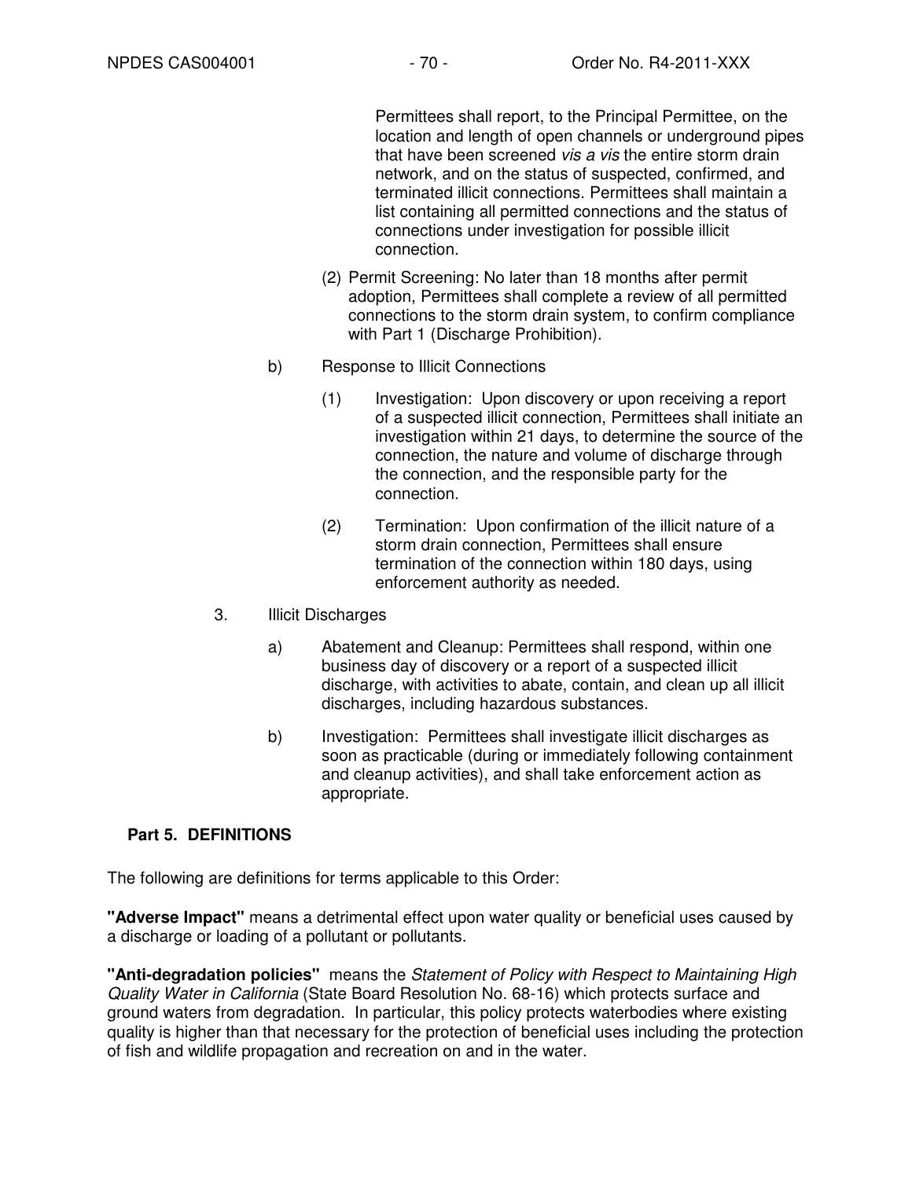Permittees shall report, to the Principal Permittee, on the location and length of open channels or underground pipes that have been screened *vis a vis* the entire storm drain network, and on the status of suspected, confirmed, and terminated illicit connections. Permittees shall maintain a list containing all permitted connections and the status of connections under investigation for possible illicit connection.

(2) Permit Screening: No later than 18 months after permit adoption, Permittees shall complete a review of all permitted connections to the storm drain system, to confirm compliance with Part 1 (Discharge Prohibition).

b) Response to Illicit Connections

(1) Investigation: Upon discovery or upon receiving a report of a suspected illicit connection, Permittees shall initiate an investigation within 21 days, to determine the source of the connection, the nature and volume of discharge through the connection, and the responsible party for the connection.

(2) Termination: Upon confirmation of the illicit nature of a storm drain connection, Permittees shall ensure termination of the connection within 180 days, using enforcement authority as needed.

3. Illicit Discharges

a) Abatement and Cleanup: Permittees shall respond, within one business day of discovery or a report of a suspected illicit discharge, with activities to abate, contain, and clean up all illicit discharges, including hazardous substances.

b) Investigation: Permittees shall investigate illicit discharges as soon as practicable (during or immediately following containment and cleanup activities), and shall take enforcement action as appropriate.

## Part 5. DEFINITIONS

The following are definitions for terms applicable to this Order:

**"Adverse Impact"** means a detrimental effect upon water quality or beneficial uses caused by a discharge or loading of a pollutant or pollutants.

**"Anti-degradation policies"** means the *Statement of Policy with Respect to Maintaining High Quality Water in California* (State Board Resolution No. 68-16) which protects surface and ground waters from degradation. In particular, this policy protects waterbodies where existing quality is higher than that necessary for the protection of beneficial uses including the protection of fish and wildlife propagation and recreation on and in the water.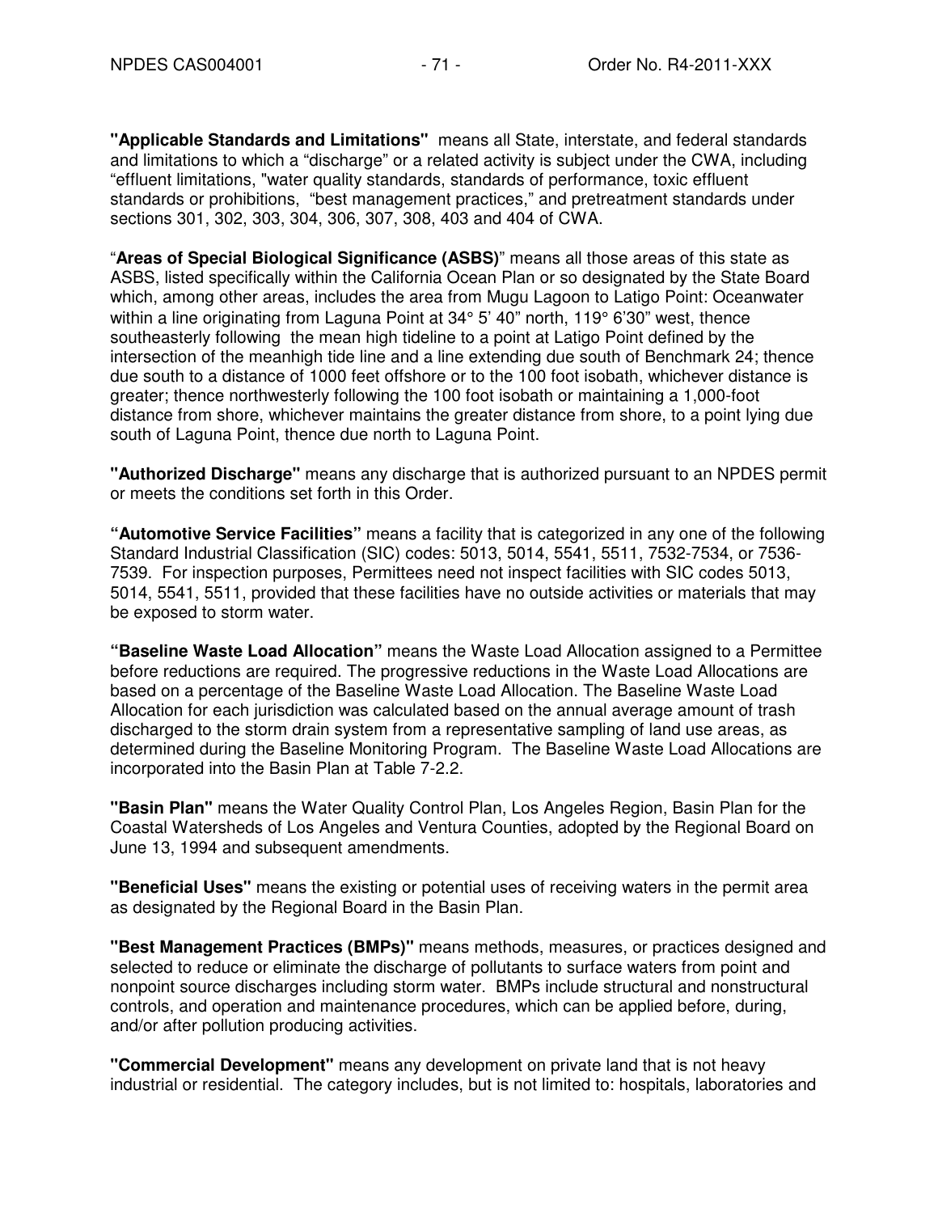**"Applicable Standards and Limitations"** means all State, interstate, and federal standards and limitations to which a "discharge" or a related activity is subject under the CWA, including "effluent limitations, "water quality standards, standards of performance, toxic effluent standards or prohibitions, "best management practices," and pretreatment standards under sections 301, 302, 303, 304, 306, 307, 308, 403 and 404 of CWA.

"**Areas of Special Biological Significance (ASBS)**" means all those areas of this state as ASBS, listed specifically within the California Ocean Plan or so designated by the State Board which, among other areas, includes the area from Mugu Lagoon to Latigo Point: Oceanwater within a line originating from Laguna Point at 34° 5' 40" north, 119° 6'30" west, thence southeasterly following the mean high tideline to a point at Latigo Point defined by the intersection of the meanhigh tide line and a line extending due south of Benchmark 24; thence due south to a distance of 1000 feet offshore or to the 100 foot isobath, whichever distance is greater; thence northwesterly following the 100 foot isobath or maintaining a 1,000-foot distance from shore, whichever maintains the greater distance from shore, to a point lying due south of Laguna Point, thence due north to Laguna Point.

**"Authorized Discharge"** means any discharge that is authorized pursuant to an NPDES permit or meets the conditions set forth in this Order.

**"Automotive Service Facilities"** means a facility that is categorized in any one of the following Standard Industrial Classification (SIC) codes: 5013, 5014, 5541, 5511, 7532-7534, or 7536-7539. For inspection purposes, Permittees need not inspect facilities with SIC codes 5013, 5014, 5541, 5511, provided that these facilities have no outside activities or materials that may be exposed to storm water.

**"Baseline Waste Load Allocation"** means the Waste Load Allocation assigned to a Permittee before reductions are required. The progressive reductions in the Waste Load Allocations are based on a percentage of the Baseline Waste Load Allocation. The Baseline Waste Load Allocation for each jurisdiction was calculated based on the annual average amount of trash discharged to the storm drain system from a representative sampling of land use areas, as determined during the Baseline Monitoring Program. The Baseline Waste Load Allocations are incorporated into the Basin Plan at Table 7-2.2.

**"Basin Plan"** means the Water Quality Control Plan, Los Angeles Region, Basin Plan for the Coastal Watersheds of Los Angeles and Ventura Counties, adopted by the Regional Board on June 13, 1994 and subsequent amendments.

**"Beneficial Uses"** means the existing or potential uses of receiving waters in the permit area as designated by the Regional Board in the Basin Plan.

**"Best Management Practices (BMPs)"** means methods, measures, or practices designed and selected to reduce or eliminate the discharge of pollutants to surface waters from point and nonpoint source discharges including storm water. BMPs include structural and nonstructural controls, and operation and maintenance procedures, which can be applied before, during, and/or after pollution producing activities.

**"Commercial Development"** means any development on private land that is not heavy industrial or residential. The category includes, but is not limited to: hospitals, laboratories and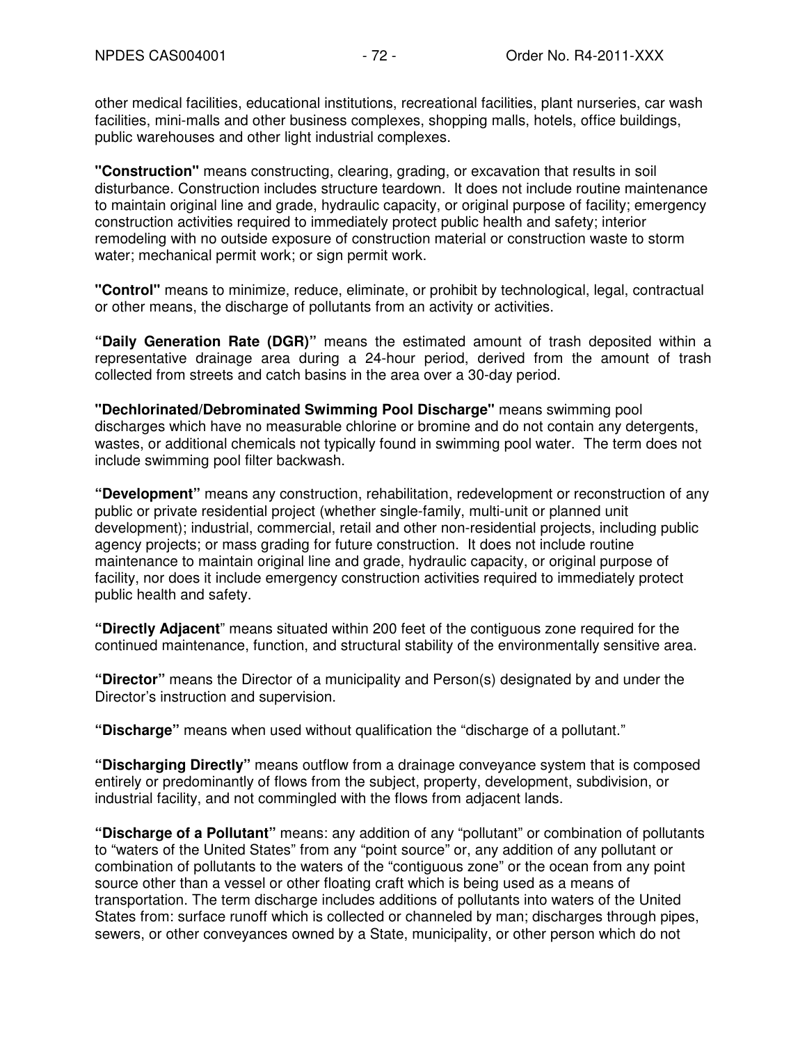other medical facilities, educational institutions, recreational facilities, plant nurseries, car wash facilities, mini-malls and other business complexes, shopping malls, hotels, office buildings, public warehouses and other light industrial complexes.

**"Construction"** means constructing, clearing, grading, or excavation that results in soil disturbance. Construction includes structure teardown. It does not include routine maintenance to maintain original line and grade, hydraulic capacity, or original purpose of facility; emergency construction activities required to immediately protect public health and safety; interior remodeling with no outside exposure of construction material or construction waste to storm water; mechanical permit work; or sign permit work.

**"Control"** means to minimize, reduce, eliminate, or prohibit by technological, legal, contractual or other means, the discharge of pollutants from an activity or activities.

**"Daily Generation Rate (DGR)"** means the estimated amount of trash deposited within a representative drainage area during a 24-hour period, derived from the amount of trash collected from streets and catch basins in the area over a 30-day period.

**"Dechlorinated/Debrominated Swimming Pool Discharge"** means swimming pool discharges which have no measurable chlorine or bromine and do not contain any detergents, wastes, or additional chemicals not typically found in swimming pool water. The term does not include swimming pool filter backwash.

**"Development"** means any construction, rehabilitation, redevelopment or reconstruction of any public or private residential project (whether single-family, multi-unit or planned unit development); industrial, commercial, retail and other non-residential projects, including public agency projects; or mass grading for future construction. It does not include routine maintenance to maintain original line and grade, hydraulic capacity, or original purpose of facility, nor does it include emergency construction activities required to immediately protect public health and safety.

**"Directly Adjacent"** means situated within 200 feet of the contiguous zone required for the continued maintenance, function, and structural stability of the environmentally sensitive area.

**"Director"** means the Director of a municipality and Person(s) designated by and under the Director's instruction and supervision.

**"Discharge"** means when used without qualification the "discharge of a pollutant."

**"Discharging Directly"** means outflow from a drainage conveyance system that is composed entirely or predominantly of flows from the subject, property, development, subdivision, or industrial facility, and not commingled with the flows from adjacent lands.

**"Discharge of a Pollutant"** means: any addition of any "pollutant" or combination of pollutants to "waters of the United States" from any "point source" or, any addition of any pollutant or combination of pollutants to the waters of the "contiguous zone" or the ocean from any point source other than a vessel or other floating craft which is being used as a means of transportation. The term discharge includes additions of pollutants into waters of the United States from: surface runoff which is collected or channeled by man; discharges through pipes, sewers, or other conveyances owned by a State, municipality, or other person which do not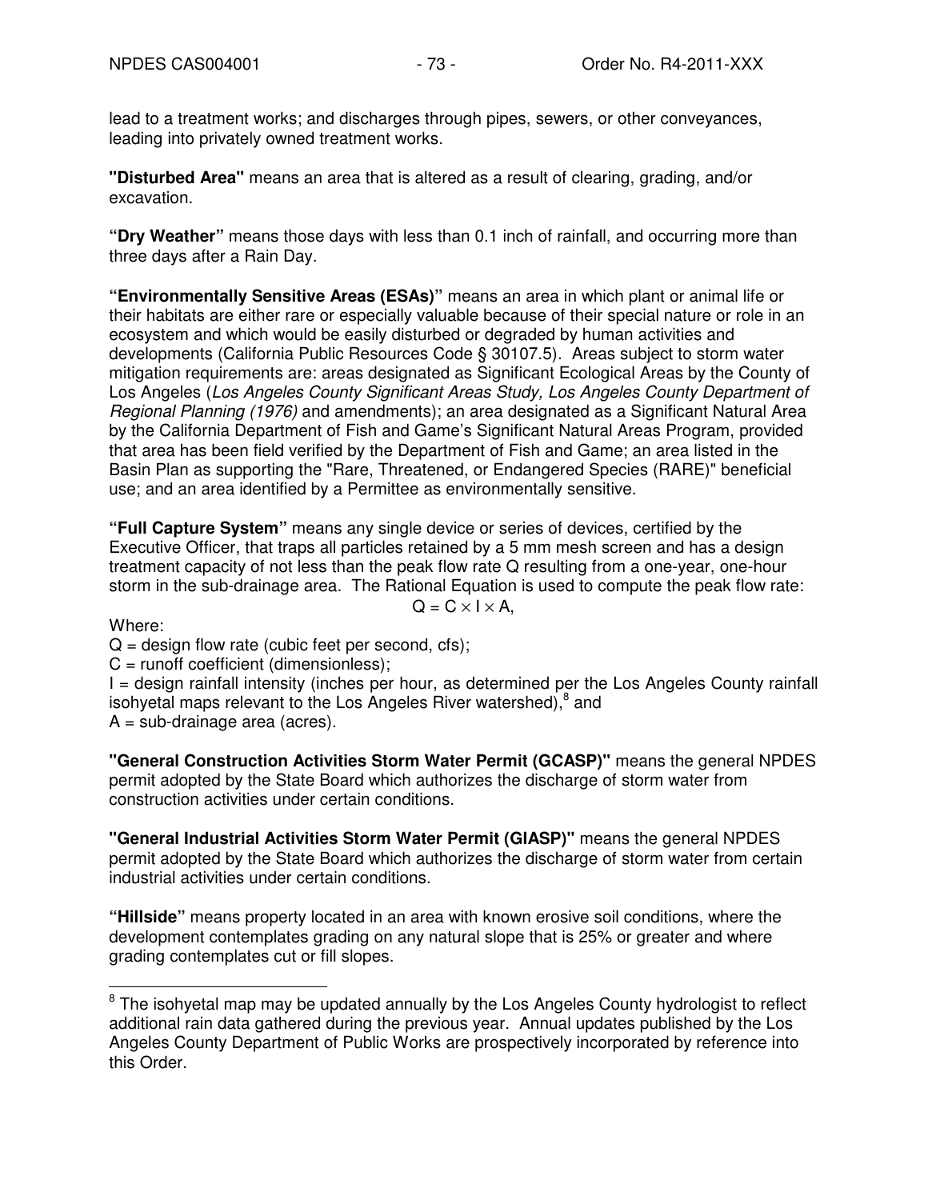lead to a treatment works; and discharges through pipes, sewers, or other conveyances, leading into privately owned treatment works.

**"Disturbed Area"** means an area that is altered as a result of clearing, grading, and/or excavation.

**"Dry Weather"** means those days with less than 0.1 inch of rainfall, and occurring more than three days after a Rain Day.

**"Environmentally Sensitive Areas (ESAs)"** means an area in which plant or animal life or their habitats are either rare or especially valuable because of their special nature or role in an ecosystem and which would be easily disturbed or degraded by human activities and developments (California Public Resources Code § 30107.5). Areas subject to storm water mitigation requirements are: areas designated as Significant Ecological Areas by the County of Los Angeles (*Los Angeles County Significant Areas Study, Los Angeles County Department of Regional Planning (1976)* and amendments); an area designated as a Significant Natural Area by the California Department of Fish and Game's Significant Natural Areas Program, provided that area has been field verified by the Department of Fish and Game; an area listed in the Basin Plan as supporting the "Rare, Threatened, or Endangered Species (RARE)" beneficial use; and an area identified by a Permittee as environmentally sensitive.

**"Full Capture System"** means any single device or series of devices, certified by the Executive Officer, that traps all particles retained by a 5 mm mesh screen and has a design treatment capacity of not less than the peak flow rate Q resulting from a one-year, one-hour storm in the sub-drainage area. The Rational Equation is used to compute the peak flow rate:

$$Q = C \times I \times A,$$

Where:

$Q$ = design flow rate (cubic feet per second, cfs);
$C$ = runoff coefficient (dimensionless);
$I$ = design rainfall intensity (inches per hour, as determined per the Los Angeles County rainfall isohyetal maps relevant to the Los Angeles River watershed),[8] and
$A$ = sub-drainage area (acres).

**"General Construction Activities Storm Water Permit (GCASP)"** means the general NPDES permit adopted by the State Board which authorizes the discharge of storm water from construction activities under certain conditions.

**"General Industrial Activities Storm Water Permit (GIASP)"** means the general NPDES permit adopted by the State Board which authorizes the discharge of storm water from certain industrial activities under certain conditions.

**"Hillside"** means property located in an area with known erosive soil conditions, where the development contemplates grading on any natural slope that is 25% or greater and where grading contemplates cut or fill slopes.

---

[8] The isohyetal map may be updated annually by the Los Angeles County hydrologist to reflect additional rain data gathered during the previous year. Annual updates published by the Los Angeles County Department of Public Works are prospectively incorporated by reference into this Order.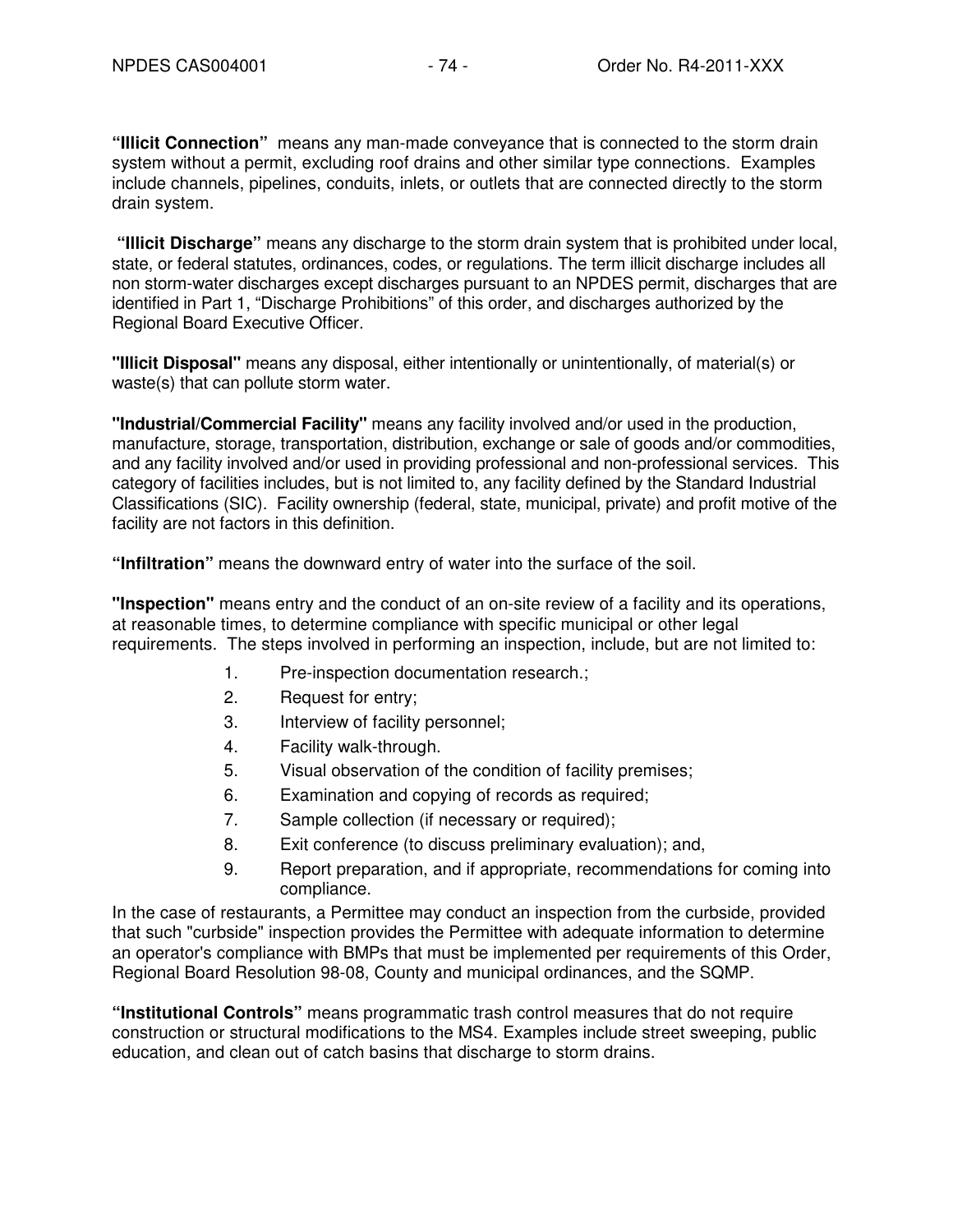**"Illicit Connection"** means any man-made conveyance that is connected to the storm drain system without a permit, excluding roof drains and other similar type connections. Examples include channels, pipelines, conduits, inlets, or outlets that are connected directly to the storm drain system.

**"Illicit Discharge"** means any discharge to the storm drain system that is prohibited under local, state, or federal statutes, ordinances, codes, or regulations. The term illicit discharge includes all non storm-water discharges except discharges pursuant to an NPDES permit, discharges that are identified in Part 1, "Discharge Prohibitions" of this order, and discharges authorized by the Regional Board Executive Officer.

**"Illicit Disposal"** means any disposal, either intentionally or unintentionally, of material(s) or waste(s) that can pollute storm water.

**"Industrial/Commercial Facility"** means any facility involved and/or used in the production, manufacture, storage, transportation, distribution, exchange or sale of goods and/or commodities, and any facility involved and/or used in providing professional and non-professional services. This category of facilities includes, but is not limited to, any facility defined by the Standard Industrial Classifications (SIC). Facility ownership (federal, state, municipal, private) and profit motive of the facility are not factors in this definition.

**"Infiltration"** means the downward entry of water into the surface of the soil.

**"Inspection"** means entry and the conduct of an on-site review of a facility and its operations, at reasonable times, to determine compliance with specific municipal or other legal requirements. The steps involved in performing an inspection, include, but are not limited to:

1. Pre-inspection documentation research.;
2. Request for entry;
3. Interview of facility personnel;
4. Facility walk-through.
5. Visual observation of the condition of facility premises;
6. Examination and copying of records as required;
7. Sample collection (if necessary or required);
8. Exit conference (to discuss preliminary evaluation); and,
9. Report preparation, and if appropriate, recommendations for coming into compliance.

In the case of restaurants, a Permittee may conduct an inspection from the curbside, provided that such "curbside" inspection provides the Permittee with adequate information to determine an operator's compliance with BMPs that must be implemented per requirements of this Order, Regional Board Resolution 98-08, County and municipal ordinances, and the SQMP.

**"Institutional Controls"** means programmatic trash control measures that do not require construction or structural modifications to the MS4. Examples include street sweeping, public education, and clean out of catch basins that discharge to storm drains.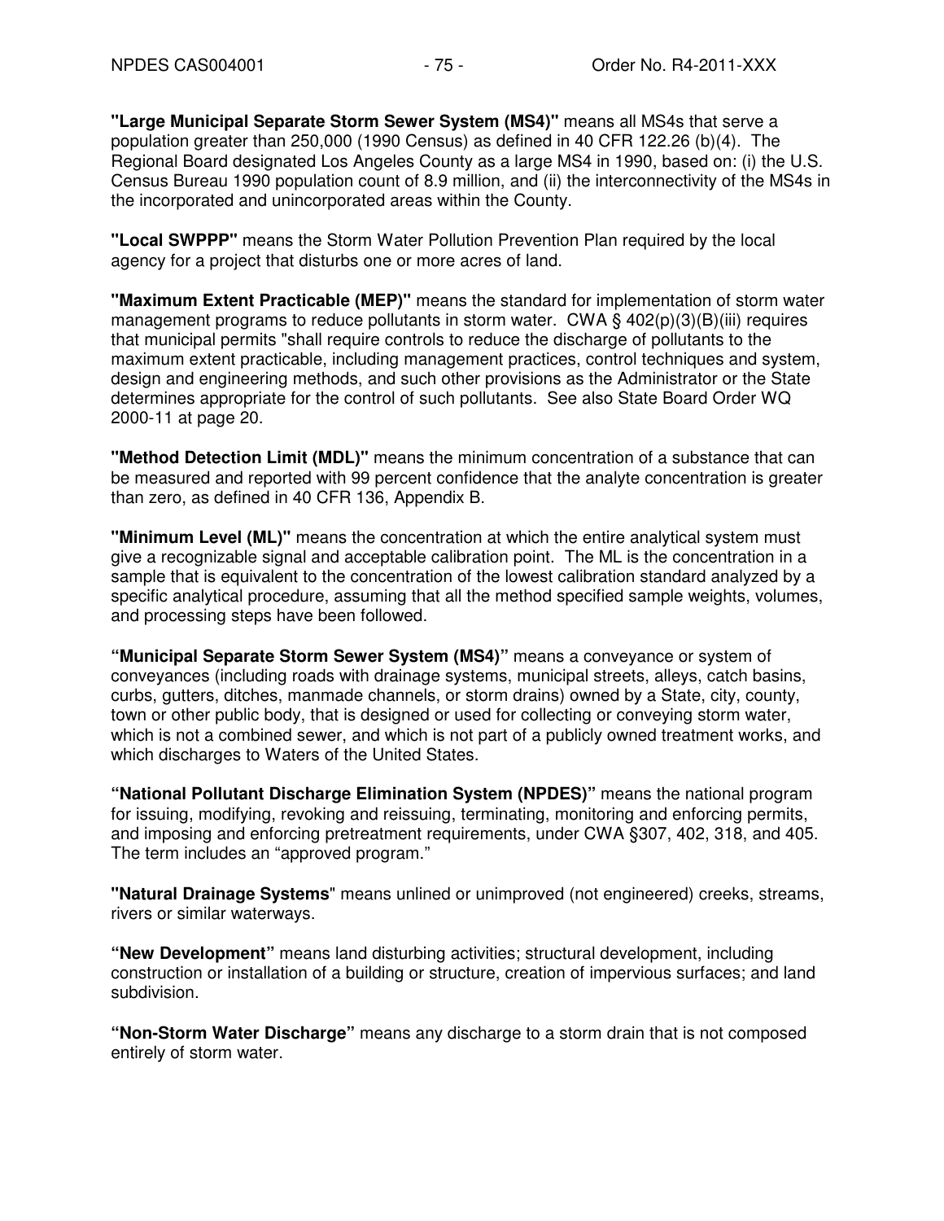**"Large Municipal Separate Storm Sewer System (MS4)"** means all MS4s that serve a population greater than 250,000 (1990 Census) as defined in 40 CFR 122.26 (b)(4). The Regional Board designated Los Angeles County as a large MS4 in 1990, based on: (i) the U.S. Census Bureau 1990 population count of 8.9 million, and (ii) the interconnectivity of the MS4s in the incorporated and unincorporated areas within the County.

**"Local SWPPP"** means the Storm Water Pollution Prevention Plan required by the local agency for a project that disturbs one or more acres of land.

**"Maximum Extent Practicable (MEP)"** means the standard for implementation of storm water management programs to reduce pollutants in storm water. CWA § 402(p)(3)(B)(iii) requires that municipal permits "shall require controls to reduce the discharge of pollutants to the maximum extent practicable, including management practices, control techniques and system, design and engineering methods, and such other provisions as the Administrator or the State determines appropriate for the control of such pollutants. See also State Board Order WQ 2000-11 at page 20.

**"Method Detection Limit (MDL)"** means the minimum concentration of a substance that can be measured and reported with 99 percent confidence that the analyte concentration is greater than zero, as defined in 40 CFR 136, Appendix B.

**"Minimum Level (ML)"** means the concentration at which the entire analytical system must give a recognizable signal and acceptable calibration point. The ML is the concentration in a sample that is equivalent to the concentration of the lowest calibration standard analyzed by a specific analytical procedure, assuming that all the method specified sample weights, volumes, and processing steps have been followed.

**"Municipal Separate Storm Sewer System (MS4)"** means a conveyance or system of conveyances (including roads with drainage systems, municipal streets, alleys, catch basins, curbs, gutters, ditches, manmade channels, or storm drains) owned by a State, city, county, town or other public body, that is designed or used for collecting or conveying storm water, which is not a combined sewer, and which is not part of a publicly owned treatment works, and which discharges to Waters of the United States.

**"National Pollutant Discharge Elimination System (NPDES)"** means the national program for issuing, modifying, revoking and reissuing, terminating, monitoring and enforcing permits, and imposing and enforcing pretreatment requirements, under CWA §307, 402, 318, and 405. The term includes an "approved program."

**"Natural Drainage Systems"** means unlined or unimproved (not engineered) creeks, streams, rivers or similar waterways.

**"New Development"** means land disturbing activities; structural development, including construction or installation of a building or structure, creation of impervious surfaces; and land subdivision.

**"Non-Storm Water Discharge"** means any discharge to a storm drain that is not composed entirely of storm water.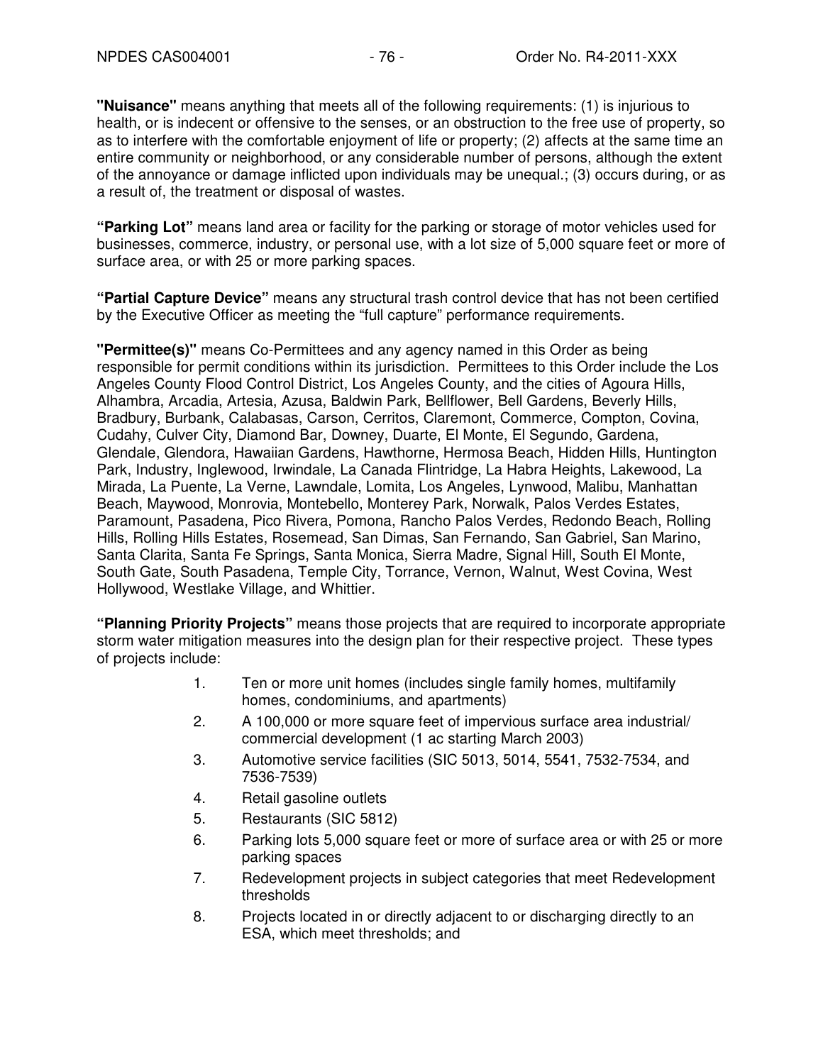**"Nuisance"** means anything that meets all of the following requirements: (1) is injurious to health, or is indecent or offensive to the senses, or an obstruction to the free use of property, so as to interfere with the comfortable enjoyment of life or property; (2) affects at the same time an entire community or neighborhood, or any considerable number of persons, although the extent of the annoyance or damage inflicted upon individuals may be unequal.; (3) occurs during, or as a result of, the treatment or disposal of wastes.

**"Parking Lot"** means land area or facility for the parking or storage of motor vehicles used for businesses, commerce, industry, or personal use, with a lot size of 5,000 square feet or more of surface area, or with 25 or more parking spaces.

**"Partial Capture Device"** means any structural trash control device that has not been certified by the Executive Officer as meeting the "full capture" performance requirements.

**"Permittee(s)"** means Co-Permittees and any agency named in this Order as being responsible for permit conditions within its jurisdiction. Permittees to this Order include the Los Angeles County Flood Control District, Los Angeles County, and the cities of Agoura Hills, Alhambra, Arcadia, Artesia, Azusa, Baldwin Park, Bellflower, Bell Gardens, Beverly Hills, Bradbury, Burbank, Calabasas, Carson, Cerritos, Claremont, Commerce, Compton, Covina, Cudahy, Culver City, Diamond Bar, Downey, Duarte, El Monte, El Segundo, Gardena, Glendale, Glendora, Hawaiian Gardens, Hawthorne, Hermosa Beach, Hidden Hills, Huntington Park, Industry, Inglewood, Irwindale, La Canada Flintridge, La Habra Heights, Lakewood, La Mirada, La Puente, La Verne, Lawndale, Lomita, Los Angeles, Lynwood, Malibu, Manhattan Beach, Maywood, Monrovia, Montebello, Monterey Park, Norwalk, Palos Verdes Estates, Paramount, Pasadena, Pico Rivera, Pomona, Rancho Palos Verdes, Redondo Beach, Rolling Hills, Rolling Hills Estates, Rosemead, San Dimas, San Fernando, San Gabriel, San Marino, Santa Clarita, Santa Fe Springs, Santa Monica, Sierra Madre, Signal Hill, South El Monte, South Gate, South Pasadena, Temple City, Torrance, Vernon, Walnut, West Covina, West Hollywood, Westlake Village, and Whittier.

**"Planning Priority Projects"** means those projects that are required to incorporate appropriate storm water mitigation measures into the design plan for their respective project. These types of projects include:

1. Ten or more unit homes (includes single family homes, multifamily homes, condominiums, and apartments)
2. A 100,000 or more square feet of impervious surface area industrial/ commercial development (1 ac starting March 2003)
3. Automotive service facilities (SIC 5013, 5014, 5541, 7532-7534, and 7536-7539)
4. Retail gasoline outlets
5. Restaurants (SIC 5812)
6. Parking lots 5,000 square feet or more of surface area or with 25 or more parking spaces
7. Redevelopment projects in subject categories that meet Redevelopment thresholds
8. Projects located in or directly adjacent to or discharging directly to an ESA, which meet thresholds; and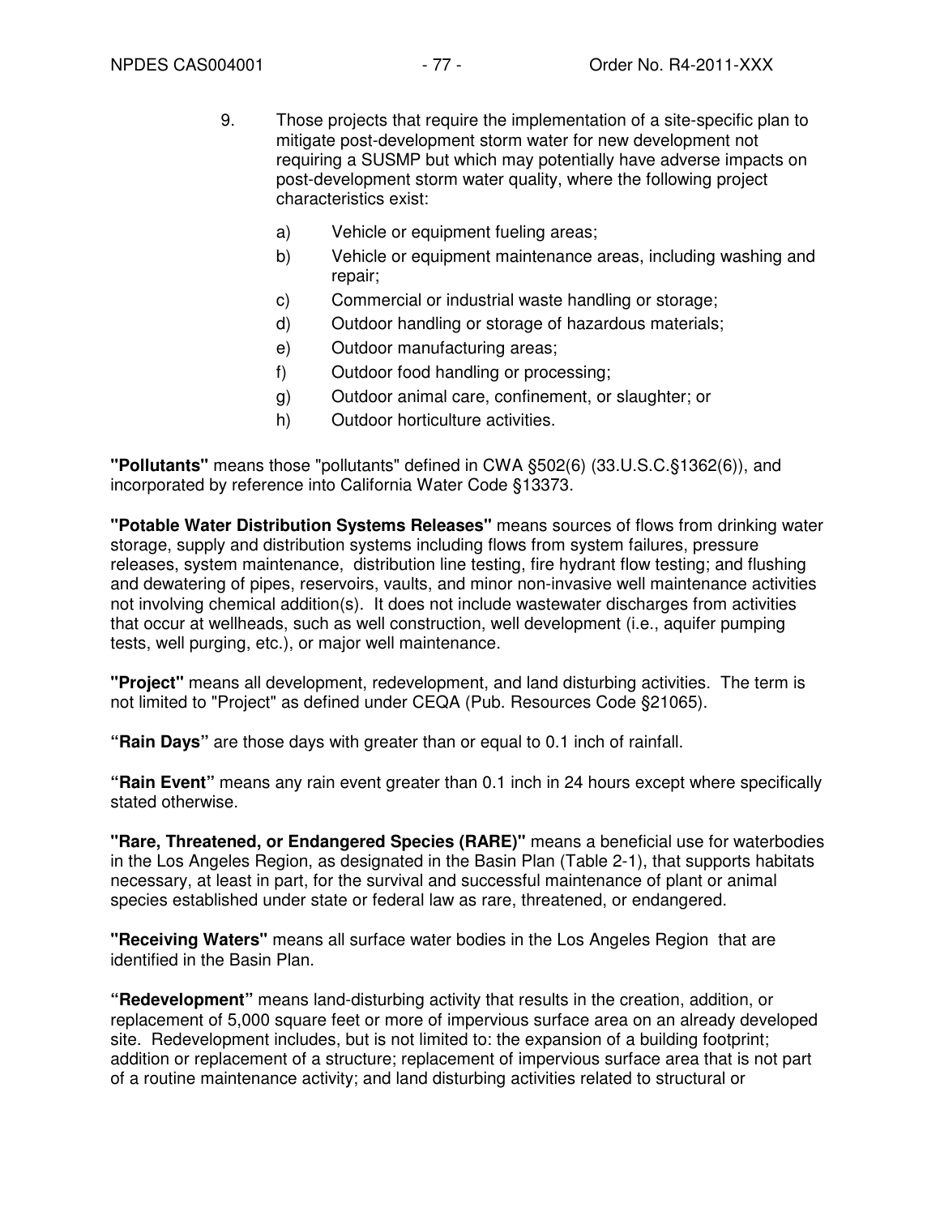9. Those projects that require the implementation of a site-specific plan to mitigate post-development storm water for new development not requiring a SUSMP but which may potentially have adverse impacts on post-development storm water quality, where the following project characteristics exist:

   a) Vehicle or equipment fueling areas;
   b) Vehicle or equipment maintenance areas, including washing and repair;
   c) Commercial or industrial waste handling or storage;
   d) Outdoor handling or storage of hazardous materials;
   e) Outdoor manufacturing areas;
   f) Outdoor food handling or processing;
   g) Outdoor animal care, confinement, or slaughter; or
   h) Outdoor horticulture activities.

**"Pollutants"** means those "pollutants" defined in CWA §502(6) (33.U.S.C.§1362(6)), and incorporated by reference into California Water Code §13373.

**"Potable Water Distribution Systems Releases"** means sources of flows from drinking water storage, supply and distribution systems including flows from system failures, pressure releases, system maintenance, distribution line testing, fire hydrant flow testing; and flushing and dewatering of pipes, reservoirs, vaults, and minor non-invasive well maintenance activities not involving chemical addition(s). It does not include wastewater discharges from activities that occur at wellheads, such as well construction, well development (i.e., aquifer pumping tests, well purging, etc.), or major well maintenance.

**"Project"** means all development, redevelopment, and land disturbing activities. The term is not limited to "Project" as defined under CEQA (Pub. Resources Code §21065).

**"Rain Days"** are those days with greater than or equal to 0.1 inch of rainfall.

**"Rain Event"** means any rain event greater than 0.1 inch in 24 hours except where specifically stated otherwise.

**"Rare, Threatened, or Endangered Species (RARE)"** means a beneficial use for waterbodies in the Los Angeles Region, as designated in the Basin Plan (Table 2-1), that supports habitats necessary, at least in part, for the survival and successful maintenance of plant or animal species established under state or federal law as rare, threatened, or endangered.

**"Receiving Waters"** means all surface water bodies in the Los Angeles Region that are identified in the Basin Plan.

**"Redevelopment"** means land-disturbing activity that results in the creation, addition, or replacement of 5,000 square feet or more of impervious surface area on an already developed site. Redevelopment includes, but is not limited to: the expansion of a building footprint; addition or replacement of a structure; replacement of impervious surface area that is not part of a routine maintenance activity; and land disturbing activities related to structural or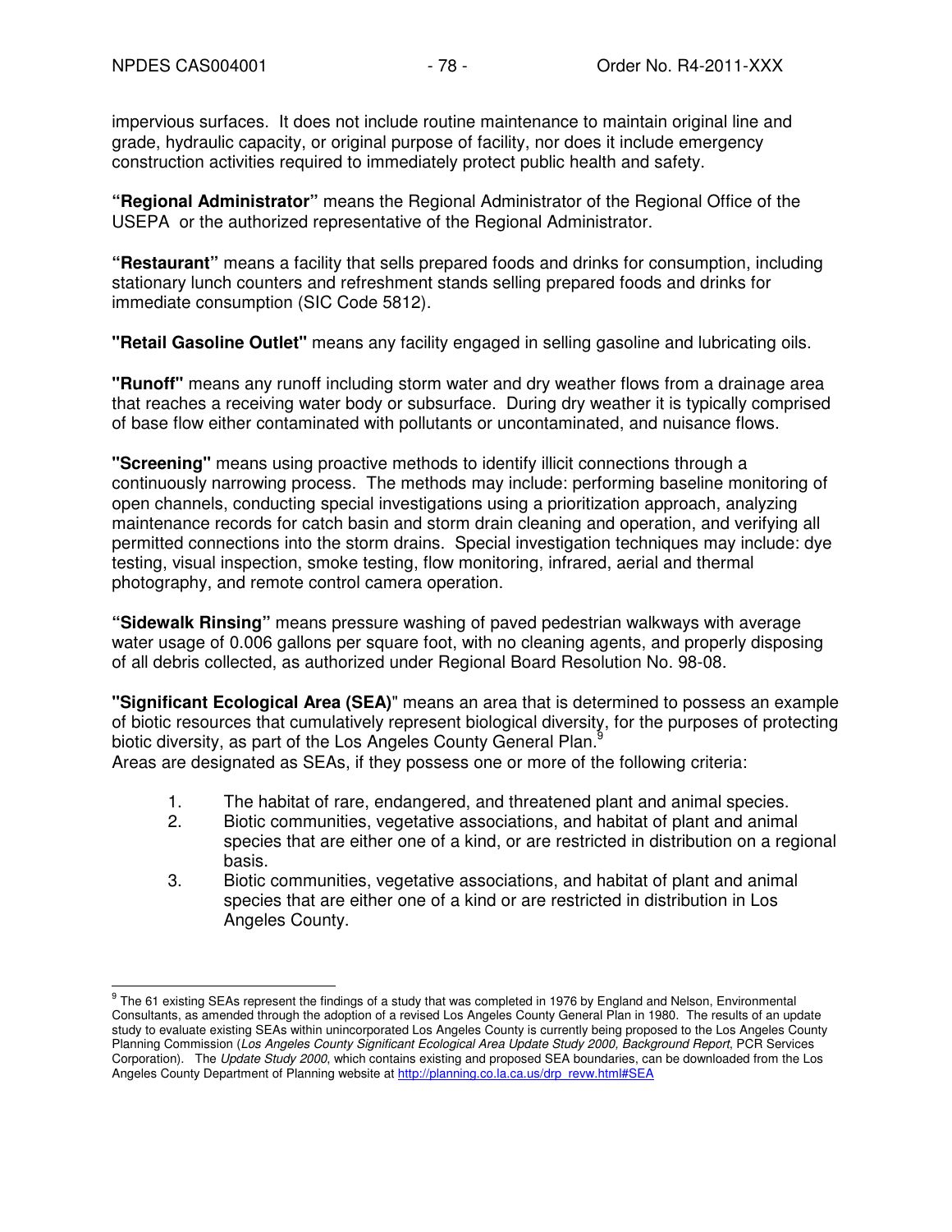impervious surfaces. It does not include routine maintenance to maintain original line and grade, hydraulic capacity, or original purpose of facility, nor does it include emergency construction activities required to immediately protect public health and safety.

**"Regional Administrator"** means the Regional Administrator of the Regional Office of the USEPA or the authorized representative of the Regional Administrator.

**"Restaurant"** means a facility that sells prepared foods and drinks for consumption, including stationary lunch counters and refreshment stands selling prepared foods and drinks for immediate consumption (SIC Code 5812).

**"Retail Gasoline Outlet"** means any facility engaged in selling gasoline and lubricating oils.

**"Runoff"** means any runoff including storm water and dry weather flows from a drainage area that reaches a receiving water body or subsurface. During dry weather it is typically comprised of base flow either contaminated with pollutants or uncontaminated, and nuisance flows.

**"Screening"** means using proactive methods to identify illicit connections through a continuously narrowing process. The methods may include: performing baseline monitoring of open channels, conducting special investigations using a prioritization approach, analyzing maintenance records for catch basin and storm drain cleaning and operation, and verifying all permitted connections into the storm drains. Special investigation techniques may include: dye testing, visual inspection, smoke testing, flow monitoring, infrared, aerial and thermal photography, and remote control camera operation.

**"Sidewalk Rinsing"** means pressure washing of paved pedestrian walkways with average water usage of 0.006 gallons per square foot, with no cleaning agents, and properly disposing of all debris collected, as authorized under Regional Board Resolution No. 98-08.

**"Significant Ecological Area (SEA)"** means an area that is determined to possess an example of biotic resources that cumulatively represent biological diversity, for the purposes of protecting biotic diversity, as part of the Los Angeles County General Plan.[9]
Areas are designated as SEAs, if they possess one or more of the following criteria:

1. The habitat of rare, endangered, and threatened plant and animal species.
2. Biotic communities, vegetative associations, and habitat of plant and animal species that are either one of a kind, or are restricted in distribution on a regional basis.
3. Biotic communities, vegetative associations, and habitat of plant and animal species that are either one of a kind or are restricted in distribution in Los Angeles County.

---

[9] The 61 existing SEAs represent the findings of a study that was completed in 1976 by England and Nelson, Environmental Consultants, as amended through the adoption of a revised Los Angeles County General Plan in 1980. The results of an update study to evaluate existing SEAs within unincorporated Los Angeles County is currently being proposed to the Los Angeles County Planning Commission (*Los Angeles County Significant Ecological Area Update Study 2000, Background Report*, PCR Services Corporation). The *Update Study 2000*, which contains existing and proposed SEA boundaries, can be downloaded from the Los Angeles County Department of Planning website at http://planning.co.la.ca.us/drp_revw.html#SEA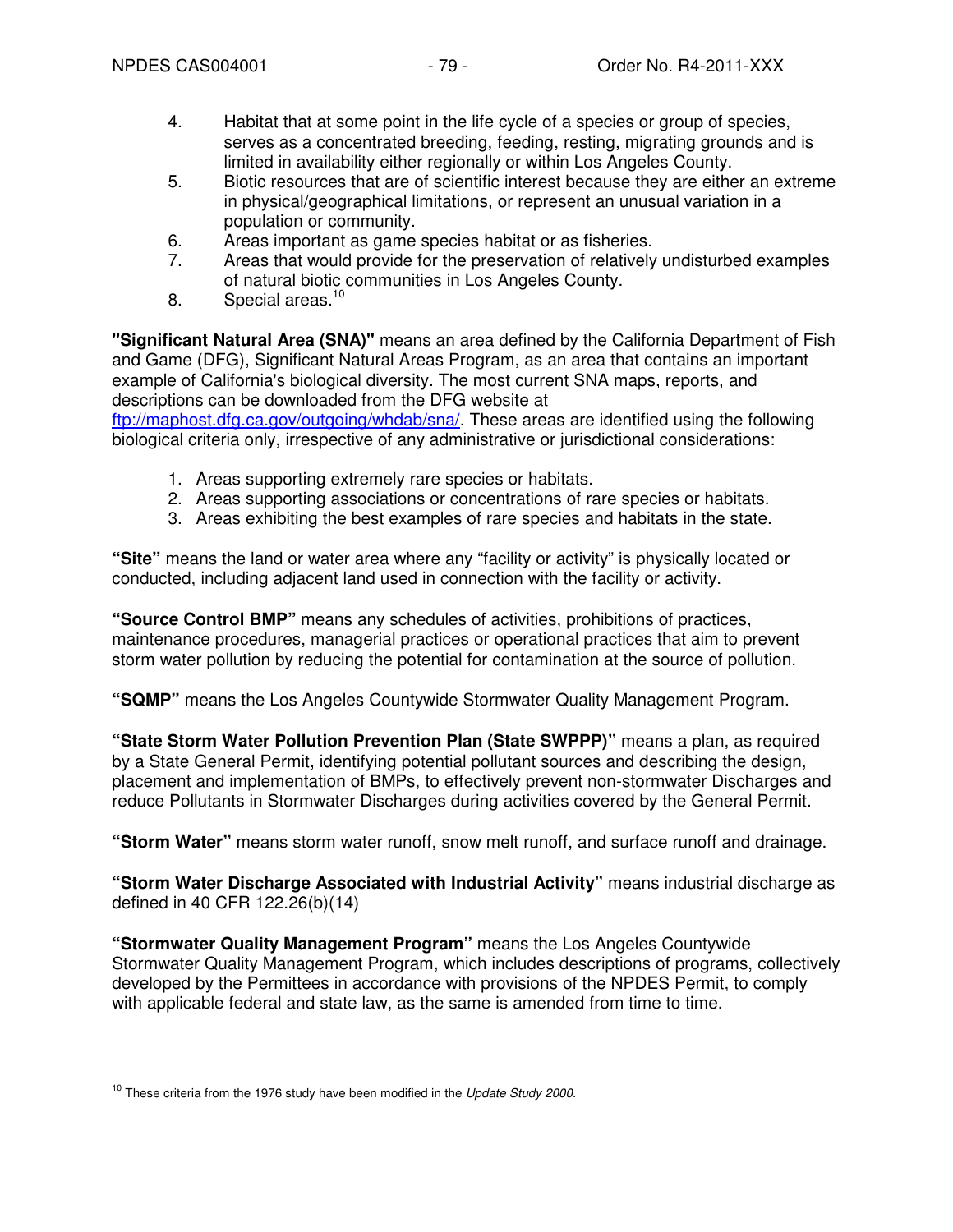4. Habitat that at some point in the life cycle of a species or group of species, serves as a concentrated breeding, feeding, resting, migrating grounds and is limited in availability either regionally or within Los Angeles County.
5. Biotic resources that are of scientific interest because they are either an extreme in physical/geographical limitations, or represent an unusual variation in a population or community.
6. Areas important as game species habitat or as fisheries.
7. Areas that would provide for the preservation of relatively undisturbed examples of natural biotic communities in Los Angeles County.
8. Special areas.[10]

**"Significant Natural Area (SNA)"** means an area defined by the California Department of Fish and Game (DFG), Significant Natural Areas Program, as an area that contains an important example of California's biological diversity. The most current SNA maps, reports, and descriptions can be downloaded from the DFG website at [ftp://maphost.dfg.ca.gov/outgoing/whdab/sna/](ftp://maphost.dfg.ca.gov/outgoing/whdab/sna/). These areas are identified using the following biological criteria only, irrespective of any administrative or jurisdictional considerations:

1. Areas supporting extremely rare species or habitats.
2. Areas supporting associations or concentrations of rare species or habitats.
3. Areas exhibiting the best examples of rare species and habitats in the state.

**"Site"** means the land or water area where any "facility or activity" is physically located or conducted, including adjacent land used in connection with the facility or activity.

**"Source Control BMP"** means any schedules of activities, prohibitions of practices, maintenance procedures, managerial practices or operational practices that aim to prevent storm water pollution by reducing the potential for contamination at the source of pollution.

**"SQMP"** means the Los Angeles Countywide Stormwater Quality Management Program.

**"State Storm Water Pollution Prevention Plan (State SWPPP)"** means a plan, as required by a State General Permit, identifying potential pollutant sources and describing the design, placement and implementation of BMPs, to effectively prevent non-stormwater Discharges and reduce Pollutants in Stormwater Discharges during activities covered by the General Permit.

**"Storm Water"** means storm water runoff, snow melt runoff, and surface runoff and drainage.

**"Storm Water Discharge Associated with Industrial Activity"** means industrial discharge as defined in 40 CFR 122.26(b)(14)

**"Stormwater Quality Management Program"** means the Los Angeles Countywide Stormwater Quality Management Program, which includes descriptions of programs, collectively developed by the Permittees in accordance with provisions of the NPDES Permit, to comply with applicable federal and state law, as the same is amended from time to time.

---

[10] These criteria from the 1976 study have been modified in the *Update Study 2000.*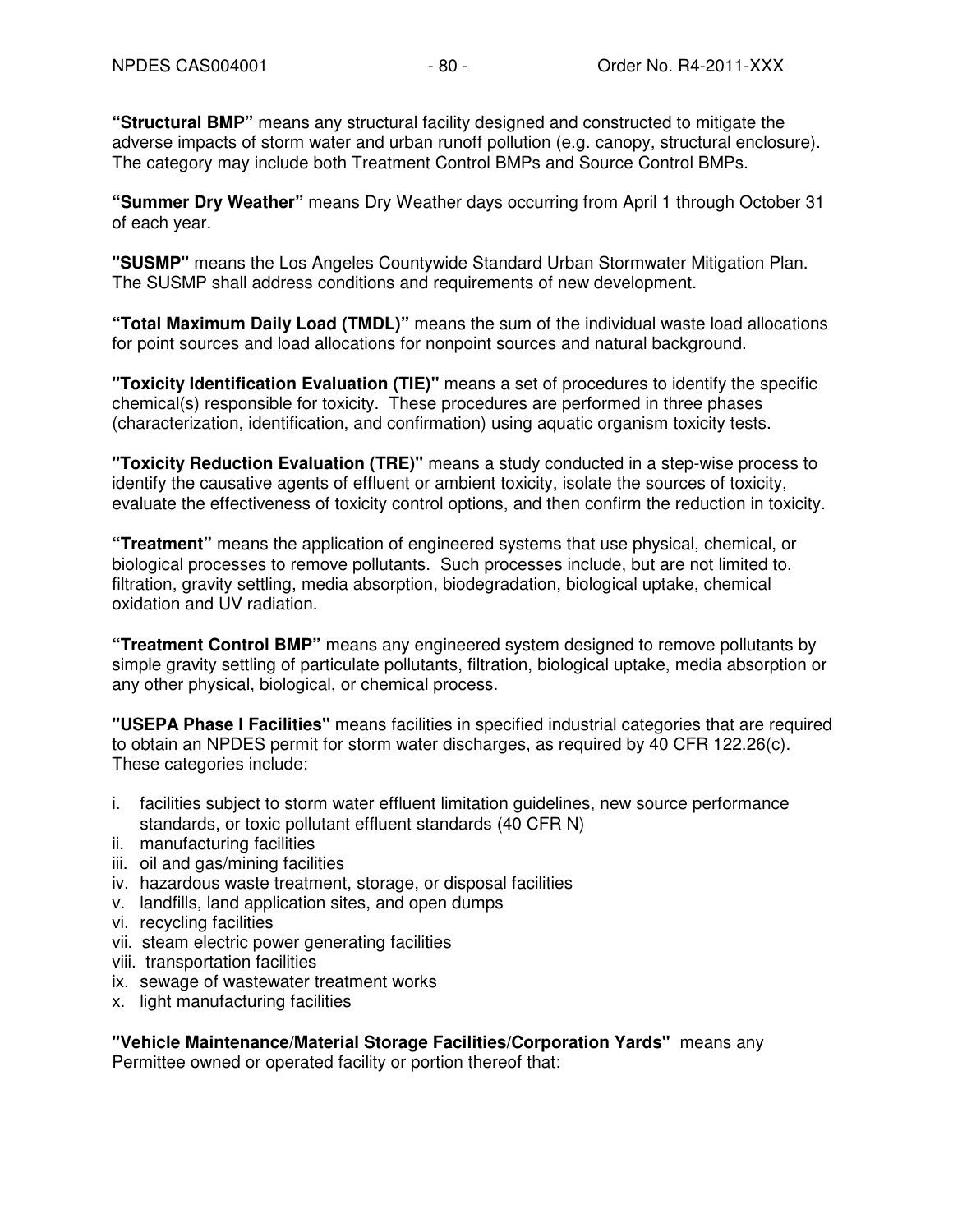**"Structural BMP"** means any structural facility designed and constructed to mitigate the adverse impacts of storm water and urban runoff pollution (e.g. canopy, structural enclosure). The category may include both Treatment Control BMPs and Source Control BMPs.

**"Summer Dry Weather"** means Dry Weather days occurring from April 1 through October 31 of each year.

**"SUSMP"** means the Los Angeles Countywide Standard Urban Stormwater Mitigation Plan. The SUSMP shall address conditions and requirements of new development.

**"Total Maximum Daily Load (TMDL)"** means the sum of the individual waste load allocations for point sources and load allocations for nonpoint sources and natural background.

**"Toxicity Identification Evaluation (TIE)"** means a set of procedures to identify the specific chemical(s) responsible for toxicity. These procedures are performed in three phases (characterization, identification, and confirmation) using aquatic organism toxicity tests.

**"Toxicity Reduction Evaluation (TRE)"** means a study conducted in a step-wise process to identify the causative agents of effluent or ambient toxicity, isolate the sources of toxicity, evaluate the effectiveness of toxicity control options, and then confirm the reduction in toxicity.

**"Treatment"** means the application of engineered systems that use physical, chemical, or biological processes to remove pollutants. Such processes include, but are not limited to, filtration, gravity settling, media absorption, biodegradation, biological uptake, chemical oxidation and UV radiation.

**"Treatment Control BMP"** means any engineered system designed to remove pollutants by simple gravity settling of particulate pollutants, filtration, biological uptake, media absorption or any other physical, biological, or chemical process.

**"USEPA Phase I Facilities"** means facilities in specified industrial categories that are required to obtain an NPDES permit for storm water discharges, as required by 40 CFR 122.26(c). These categories include:

i. facilities subject to storm water effluent limitation guidelines, new source performance standards, or toxic pollutant effluent standards (40 CFR N)
ii. manufacturing facilities
iii. oil and gas/mining facilities
iv. hazardous waste treatment, storage, or disposal facilities
v. landfills, land application sites, and open dumps
vi. recycling facilities
vii. steam electric power generating facilities
viii. transportation facilities
ix. sewage of wastewater treatment works
x. light manufacturing facilities

**"Vehicle Maintenance/Material Storage Facilities/Corporation Yards"** means any Permittee owned or operated facility or portion thereof that: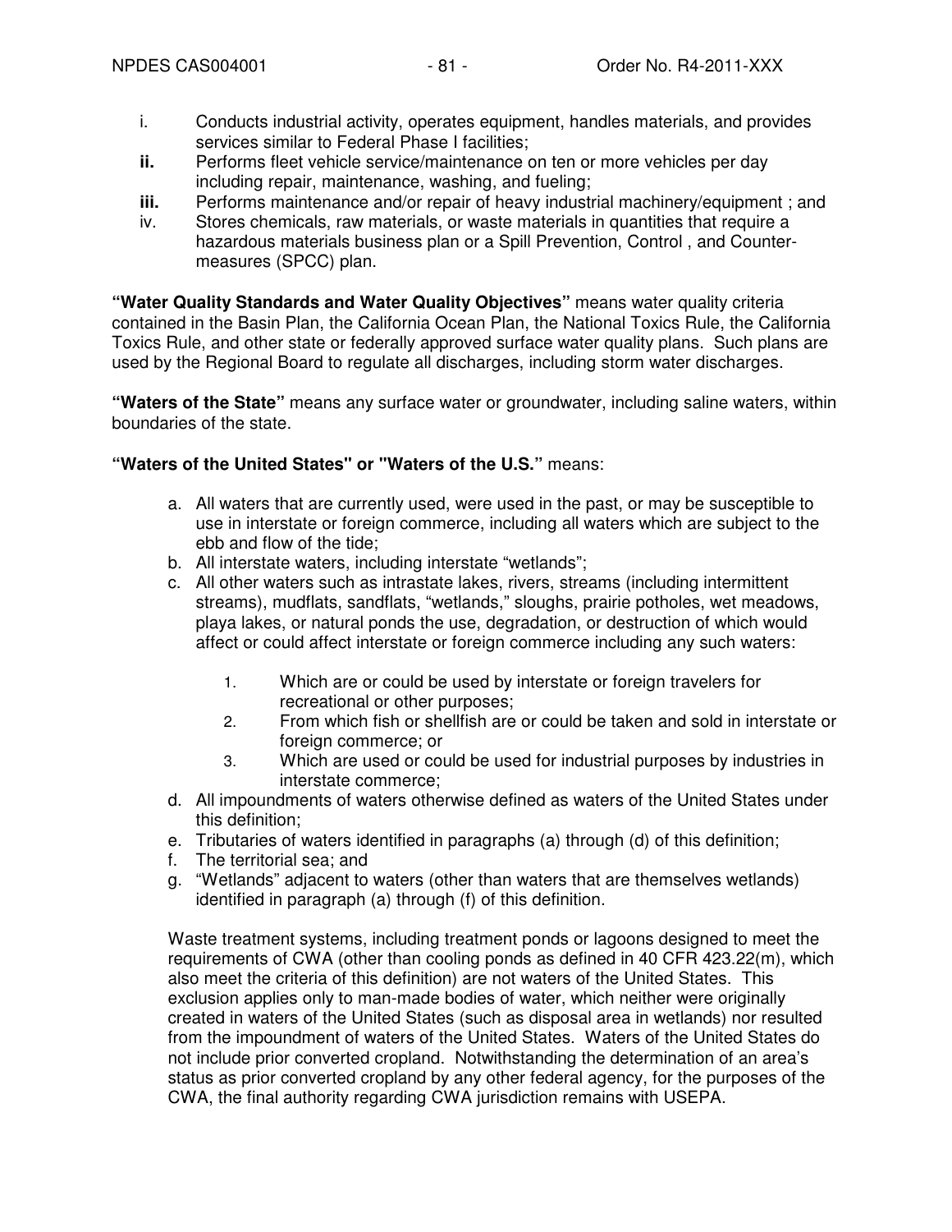i. Conducts industrial activity, operates equipment, handles materials, and provides services similar to Federal Phase I facilities;
**ii.** Performs fleet vehicle service/maintenance on ten or more vehicles per day including repair, maintenance, washing, and fueling;
**iii.** Performs maintenance and/or repair of heavy industrial machinery/equipment ; and
iv. Stores chemicals, raw materials, or waste materials in quantities that require a hazardous materials business plan or a Spill Prevention, Control , and Counter-measures (SPCC) plan.

**"Water Quality Standards and Water Quality Objectives"** means water quality criteria contained in the Basin Plan, the California Ocean Plan, the National Toxics Rule, the California Toxics Rule, and other state or federally approved surface water quality plans. Such plans are used by the Regional Board to regulate all discharges, including storm water discharges.

**"Waters of the State"** means any surface water or groundwater, including saline waters, within boundaries of the state.

**"Waters of the United States" or "Waters of the U.S."** means:

a. All waters that are currently used, were used in the past, or may be susceptible to use in interstate or foreign commerce, including all waters which are subject to the ebb and flow of the tide;
b. All interstate waters, including interstate "wetlands";
c. All other waters such as intrastate lakes, rivers, streams (including intermittent streams), mudflats, sandflats, "wetlands," sloughs, prairie potholes, wet meadows, playa lakes, or natural ponds the use, degradation, or destruction of which would affect or could affect interstate or foreign commerce including any such waters:
    1. Which are or could be used by interstate or foreign travelers for recreational or other purposes;
    2. From which fish or shellfish are or could be taken and sold in interstate or foreign commerce; or
    3. Which are used or could be used for industrial purposes by industries in interstate commerce;
d. All impoundments of waters otherwise defined as waters of the United States under this definition;
e. Tributaries of waters identified in paragraphs (a) through (d) of this definition;
f. The territorial sea; and
g. "Wetlands" adjacent to waters (other than waters that are themselves wetlands) identified in paragraph (a) through (f) of this definition.

Waste treatment systems, including treatment ponds or lagoons designed to meet the requirements of CWA (other than cooling ponds as defined in 40 CFR 423.22(m), which also meet the criteria of this definition) are not waters of the United States. This exclusion applies only to man-made bodies of water, which neither were originally created in waters of the United States (such as disposal area in wetlands) nor resulted from the impoundment of waters of the United States. Waters of the United States do not include prior converted cropland. Notwithstanding the determination of an area's status as prior converted cropland by any other federal agency, for the purposes of the CWA, the final authority regarding CWA jurisdiction remains with USEPA.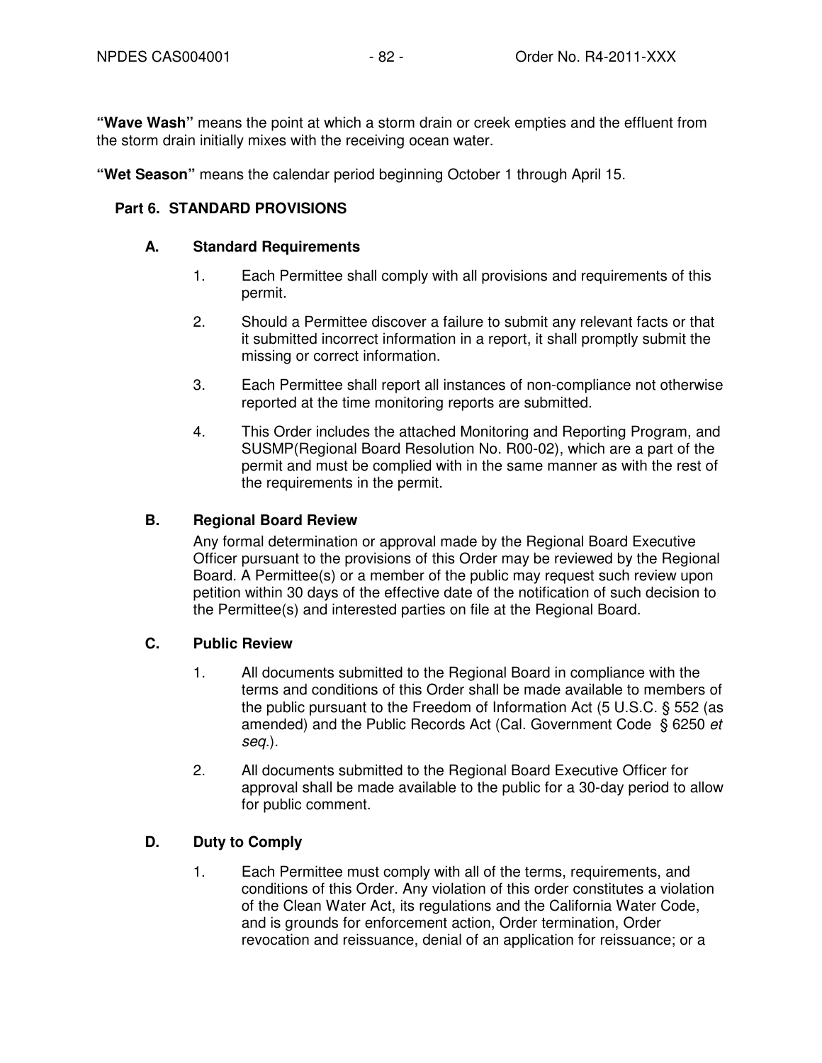**"Wave Wash"** means the point at which a storm drain or creek empties and the effluent from the storm drain initially mixes with the receiving ocean water.

**"Wet Season"** means the calendar period beginning October 1 through April 15.

## Part 6. STANDARD PROVISIONS

### A. Standard Requirements

1. Each Permittee shall comply with all provisions and requirements of this permit.

2. Should a Permittee discover a failure to submit any relevant facts or that it submitted incorrect information in a report, it shall promptly submit the missing or correct information.

3. Each Permittee shall report all instances of non-compliance not otherwise reported at the time monitoring reports are submitted.

4. This Order includes the attached Monitoring and Reporting Program, and SUSMP(Regional Board Resolution No. R00-02), which are a part of the permit and must be complied with in the same manner as with the rest of the requirements in the permit.

### B. Regional Board Review

Any formal determination or approval made by the Regional Board Executive Officer pursuant to the provisions of this Order may be reviewed by the Regional Board. A Permittee(s) or a member of the public may request such review upon petition within 30 days of the effective date of the notification of such decision to the Permittee(s) and interested parties on file at the Regional Board.

### C. Public Review

1. All documents submitted to the Regional Board in compliance with the terms and conditions of this Order shall be made available to members of the public pursuant to the Freedom of Information Act (5 U.S.C. § 552 (as amended) and the Public Records Act (Cal. Government Code § 6250 *et seq.*).

2. All documents submitted to the Regional Board Executive Officer for approval shall be made available to the public for a 30-day period to allow for public comment.

### D. Duty to Comply

1. Each Permittee must comply with all of the terms, requirements, and conditions of this Order. Any violation of this order constitutes a violation of the Clean Water Act, its regulations and the California Water Code, and is grounds for enforcement action, Order termination, Order revocation and reissuance, denial of an application for reissuance; or a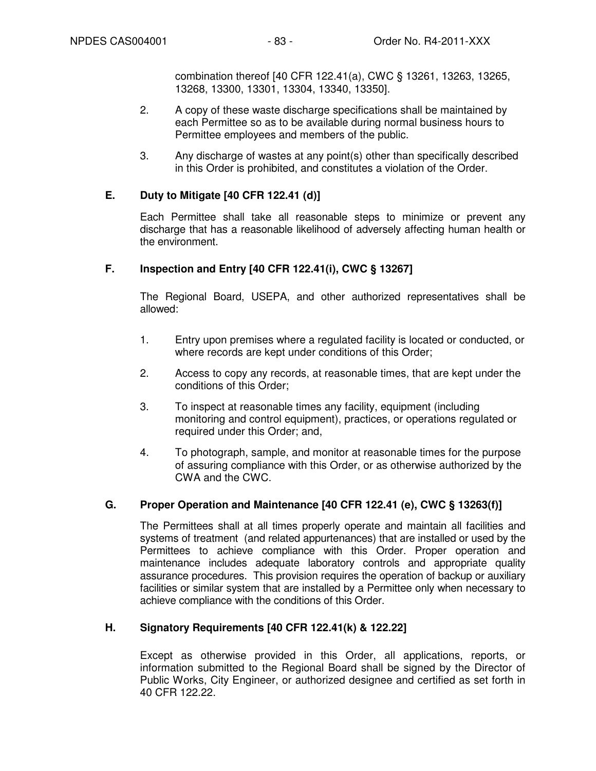combination thereof [40 CFR 122.41(a), CWC § 13261, 13263, 13265, 13268, 13300, 13301, 13304, 13340, 13350].

2. A copy of these waste discharge specifications shall be maintained by each Permittee so as to be available during normal business hours to Permittee employees and members of the public.

3. Any discharge of wastes at any point(s) other than specifically described in this Order is prohibited, and constitutes a violation of the Order.

### E. Duty to Mitigate [40 CFR 122.41 (d)]

Each Permittee shall take all reasonable steps to minimize or prevent any discharge that has a reasonable likelihood of adversely affecting human health or the environment.

### F. Inspection and Entry [40 CFR 122.41(i), CWC § 13267]

The Regional Board, USEPA, and other authorized representatives shall be allowed:

1. Entry upon premises where a regulated facility is located or conducted, or where records are kept under conditions of this Order;

2. Access to copy any records, at reasonable times, that are kept under the conditions of this Order;

3. To inspect at reasonable times any facility, equipment (including monitoring and control equipment), practices, or operations regulated or required under this Order; and,

4. To photograph, sample, and monitor at reasonable times for the purpose of assuring compliance with this Order, or as otherwise authorized by the CWA and the CWC.

### G. Proper Operation and Maintenance [40 CFR 122.41 (e), CWC § 13263(f)]

The Permittees shall at all times properly operate and maintain all facilities and systems of treatment (and related appurtenances) that are installed or used by the Permittees to achieve compliance with this Order. Proper operation and maintenance includes adequate laboratory controls and appropriate quality assurance procedures. This provision requires the operation of backup or auxiliary facilities or similar system that are installed by a Permittee only when necessary to achieve compliance with the conditions of this Order.

### H. Signatory Requirements [40 CFR 122.41(k) & 122.22]

Except as otherwise provided in this Order, all applications, reports, or information submitted to the Regional Board shall be signed by the Director of Public Works, City Engineer, or authorized designee and certified as set forth in 40 CFR 122.22.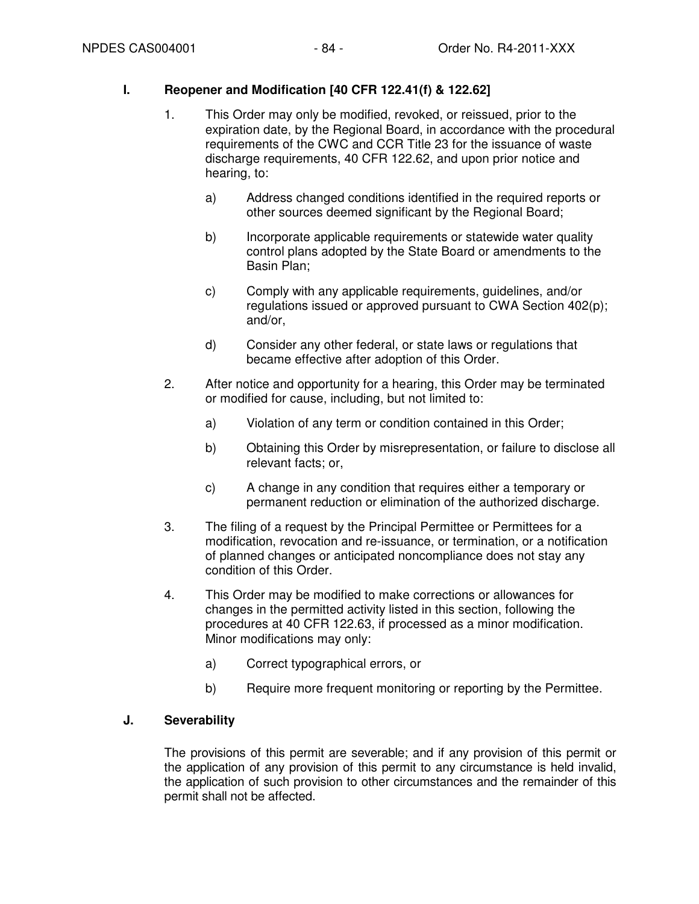## I. Reopener and Modification [40 CFR 122.41(f) & 122.62]

1. This Order may only be modified, revoked, or reissued, prior to the expiration date, by the Regional Board, in accordance with the procedural requirements of the CWC and CCR Title 23 for the issuance of waste discharge requirements, 40 CFR 122.62, and upon prior notice and hearing, to:

   a) Address changed conditions identified in the required reports or other sources deemed significant by the Regional Board;

   b) Incorporate applicable requirements or statewide water quality control plans adopted by the State Board or amendments to the Basin Plan;

   c) Comply with any applicable requirements, guidelines, and/or regulations issued or approved pursuant to CWA Section 402(p); and/or,

   d) Consider any other federal, or state laws or regulations that became effective after adoption of this Order.

2. After notice and opportunity for a hearing, this Order may be terminated or modified for cause, including, but not limited to:

   a) Violation of any term or condition contained in this Order;

   b) Obtaining this Order by misrepresentation, or failure to disclose all relevant facts; or,

   c) A change in any condition that requires either a temporary or permanent reduction or elimination of the authorized discharge.

3. The filing of a request by the Principal Permittee or Permittees for a modification, revocation and re-issuance, or termination, or a notification of planned changes or anticipated noncompliance does not stay any condition of this Order.

4. This Order may be modified to make corrections or allowances for changes in the permitted activity listed in this section, following the procedures at 40 CFR 122.63, if processed as a minor modification. Minor modifications may only:

   a) Correct typographical errors, or

   b) Require more frequent monitoring or reporting by the Permittee.

## J. Severability

The provisions of this permit are severable; and if any provision of this permit or the application of any provision of this permit to any circumstance is held invalid, the application of such provision to other circumstances and the remainder of this permit shall not be affected.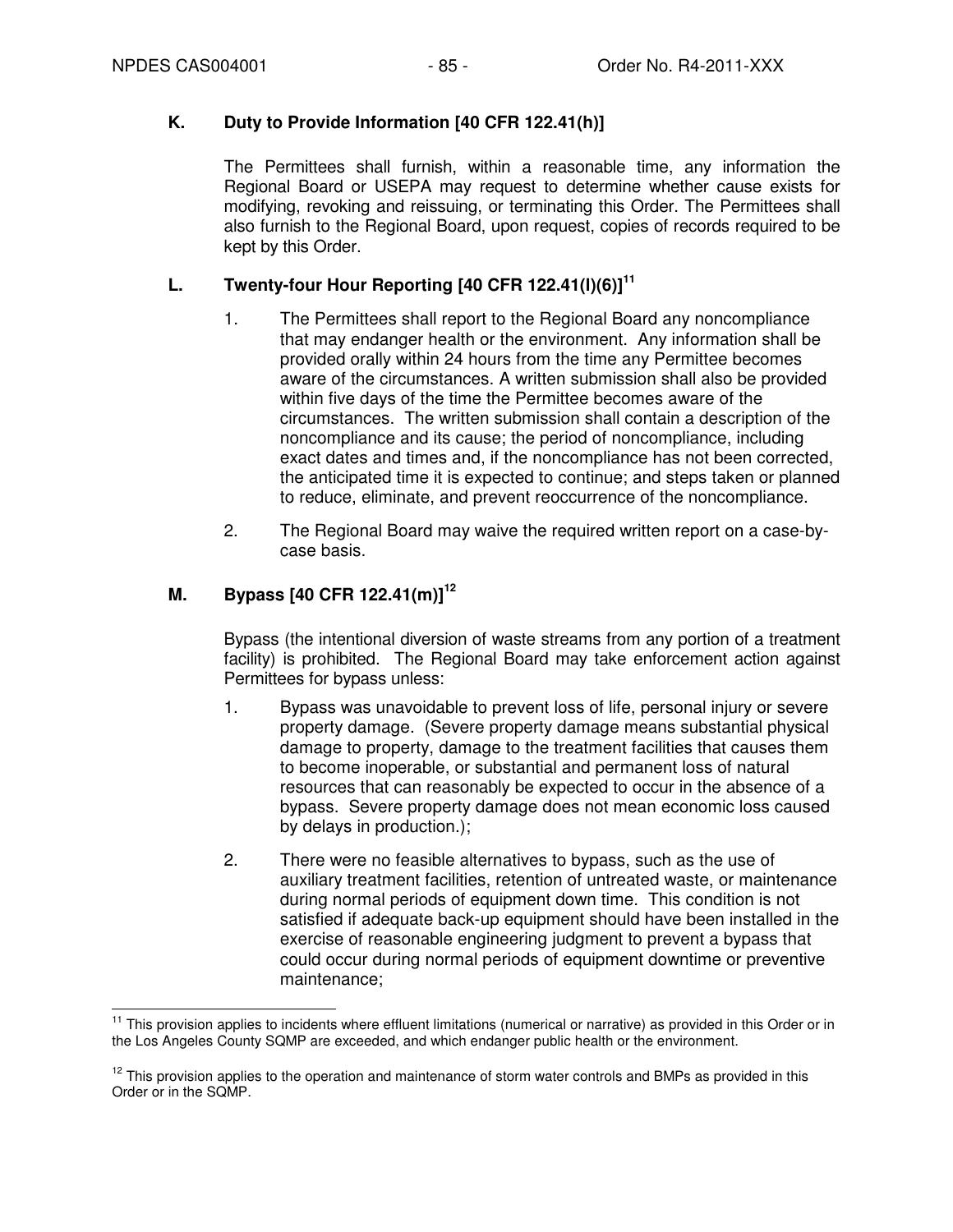### K. Duty to Provide Information [40 CFR 122.41(h)]

The Permittees shall furnish, within a reasonable time, any information the Regional Board or USEPA may request to determine whether cause exists for modifying, revoking and reissuing, or terminating this Order. The Permittees shall also furnish to the Regional Board, upon request, copies of records required to be kept by this Order.

### L. Twenty-four Hour Reporting [40 CFR 122.41(l)(6)][11]

1. The Permittees shall report to the Regional Board any noncompliance that may endanger health or the environment. Any information shall be provided orally within 24 hours from the time any Permittee becomes aware of the circumstances. A written submission shall also be provided within five days of the time the Permittee becomes aware of the circumstances. The written submission shall contain a description of the noncompliance and its cause; the period of noncompliance, including exact dates and times and, if the noncompliance has not been corrected, the anticipated time it is expected to continue; and steps taken or planned to reduce, eliminate, and prevent reoccurrence of the noncompliance.

2. The Regional Board may waive the required written report on a case-by-case basis.

### M. Bypass [40 CFR 122.41(m)][12]

Bypass (the intentional diversion of waste streams from any portion of a treatment facility) is prohibited. The Regional Board may take enforcement action against Permittees for bypass unless:

1. Bypass was unavoidable to prevent loss of life, personal injury or severe property damage. (Severe property damage means substantial physical damage to property, damage to the treatment facilities that causes them to become inoperable, or substantial and permanent loss of natural resources that can reasonably be expected to occur in the absence of a bypass. Severe property damage does not mean economic loss caused by delays in production.);

2. There were no feasible alternatives to bypass, such as the use of auxiliary treatment facilities, retention of untreated waste, or maintenance during normal periods of equipment down time. This condition is not satisfied if adequate back-up equipment should have been installed in the exercise of reasonable engineering judgment to prevent a bypass that could occur during normal periods of equipment downtime or preventive maintenance;

---

[11] This provision applies to incidents where effluent limitations (numerical or narrative) as provided in this Order or in the Los Angeles County SQMP are exceeded, and which endanger public health or the environment.

[12] This provision applies to the operation and maintenance of storm water controls and BMPs as provided in this Order or in the SQMP.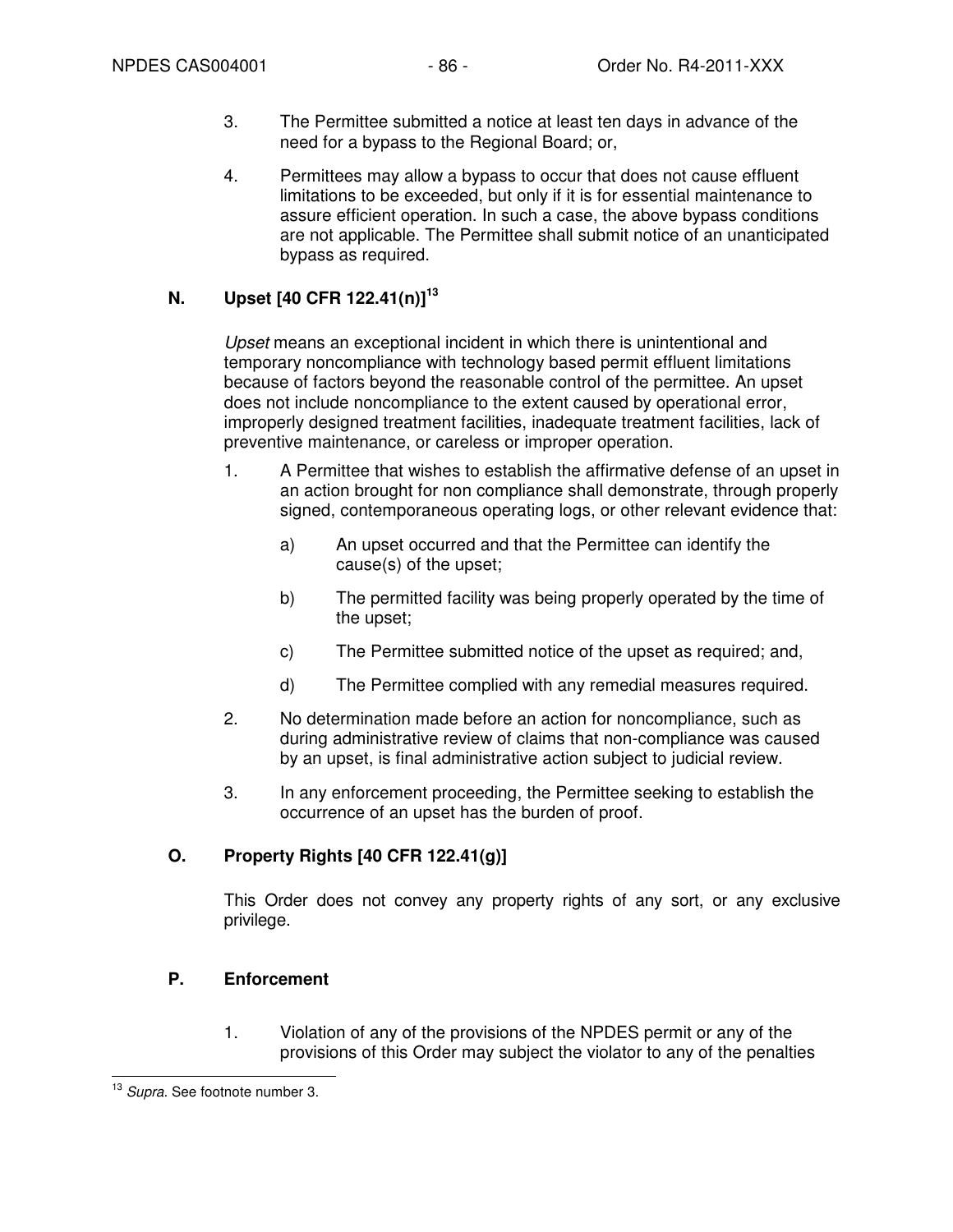3. The Permittee submitted a notice at least ten days in advance of the need for a bypass to the Regional Board; or,

4. Permittees may allow a bypass to occur that does not cause effluent limitations to be exceeded, but only if it is for essential maintenance to assure efficient operation. In such a case, the above bypass conditions are not applicable. The Permittee shall submit notice of an unanticipated bypass as required.

## N. Upset [40 CFR 122.41(n)][13]

*Upset* means an exceptional incident in which there is unintentional and temporary noncompliance with technology based permit effluent limitations because of factors beyond the reasonable control of the permittee. An upset does not include noncompliance to the extent caused by operational error, improperly designed treatment facilities, inadequate treatment facilities, lack of preventive maintenance, or careless or improper operation.

1. A Permittee that wishes to establish the affirmative defense of an upset in an action brought for non compliance shall demonstrate, through properly signed, contemporaneous operating logs, or other relevant evidence that:

   a) An upset occurred and that the Permittee can identify the cause(s) of the upset;

   b) The permitted facility was being properly operated by the time of the upset;

   c) The Permittee submitted notice of the upset as required; and,

   d) The Permittee complied with any remedial measures required.

2. No determination made before an action for noncompliance, such as during administrative review of claims that non-compliance was caused by an upset, is final administrative action subject to judicial review.

3. In any enforcement proceeding, the Permittee seeking to establish the occurrence of an upset has the burden of proof.

## O. Property Rights [40 CFR 122.41(g)]

This Order does not convey any property rights of any sort, or any exclusive privilege.

## P. Enforcement

1. Violation of any of the provisions of the NPDES permit or any of the provisions of this Order may subject the violator to any of the penalties

[13] *Supra*. See footnote number 3.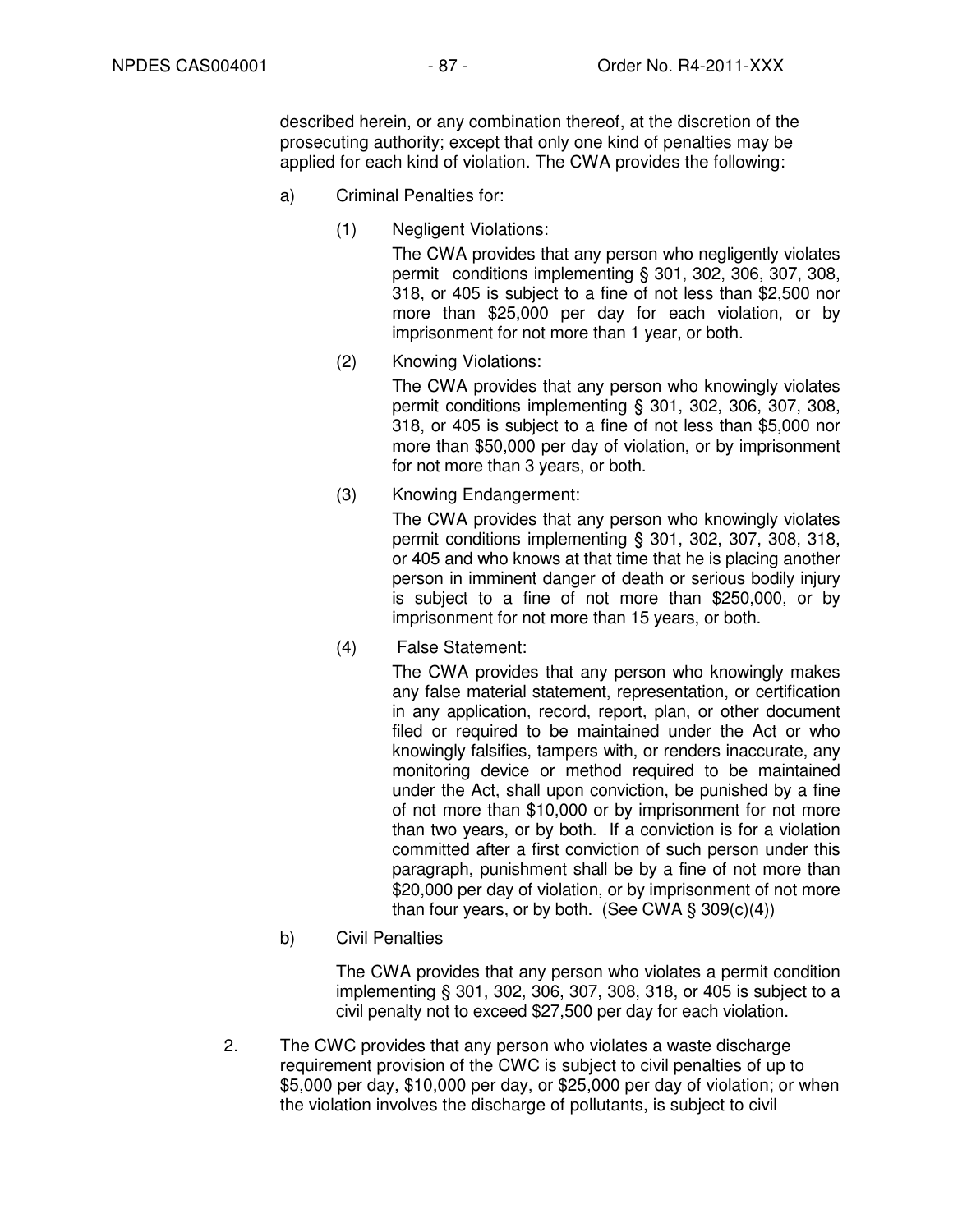described herein, or any combination thereof, at the discretion of the prosecuting authority; except that only one kind of penalties may be applied for each kind of violation. The CWA provides the following:

a) Criminal Penalties for:

(1) Negligent Violations:

The CWA provides that any person who negligently violates permit conditions implementing § 301, 302, 306, 307, 308, 318, or 405 is subject to a fine of not less than $2,500 nor more than $25,000 per day for each violation, or by imprisonment for not more than 1 year, or both.

(2) Knowing Violations:

The CWA provides that any person who knowingly violates permit conditions implementing § 301, 302, 306, 307, 308, 318, or 405 is subject to a fine of not less than $5,000 nor more than $50,000 per day of violation, or by imprisonment for not more than 3 years, or both.

(3) Knowing Endangerment:

The CWA provides that any person who knowingly violates permit conditions implementing § 301, 302, 307, 308, 318, or 405 and who knows at that time that he is placing another person in imminent danger of death or serious bodily injury is subject to a fine of not more than $250,000, or by imprisonment for not more than 15 years, or both.

(4) False Statement:

The CWA provides that any person who knowingly makes any false material statement, representation, or certification in any application, record, report, plan, or other document filed or required to be maintained under the Act or who knowingly falsifies, tampers with, or renders inaccurate, any monitoring device or method required to be maintained under the Act, shall upon conviction, be punished by a fine of not more than $10,000 or by imprisonment for not more than two years, or by both. If a conviction is for a violation committed after a first conviction of such person under this paragraph, punishment shall be by a fine of not more than $20,000 per day of violation, or by imprisonment of not more than four years, or by both. (See CWA § 309(c)(4))

b) Civil Penalties

The CWA provides that any person who violates a permit condition implementing § 301, 302, 306, 307, 308, 318, or 405 is subject to a civil penalty not to exceed $27,500 per day for each violation.

2. The CWC provides that any person who violates a waste discharge requirement provision of the CWC is subject to civil penalties of up to $5,000 per day, $10,000 per day, or $25,000 per day of violation; or when the violation involves the discharge of pollutants, is subject to civil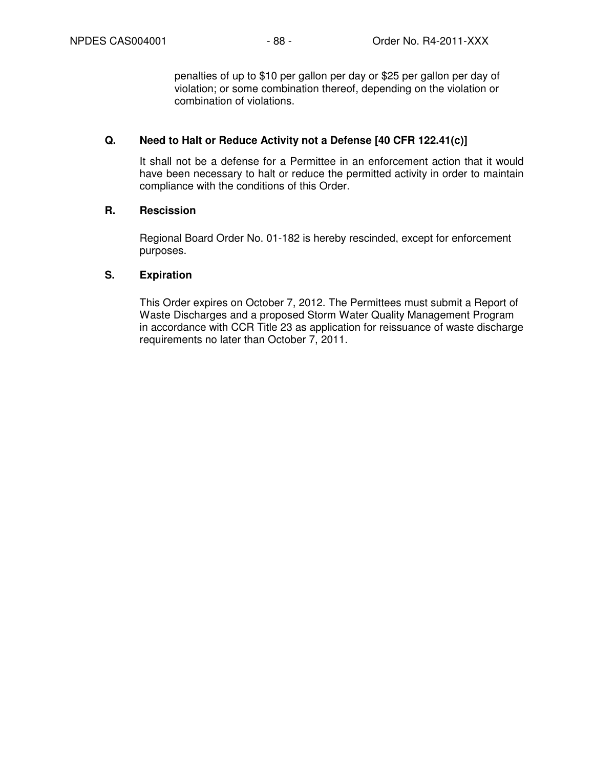penalties of up to $10 per gallon per day or $25 per gallon per day of violation; or some combination thereof, depending on the violation or combination of violations.

### Q. Need to Halt or Reduce Activity not a Defense [40 CFR 122.41(c)]

It shall not be a defense for a Permittee in an enforcement action that it would have been necessary to halt or reduce the permitted activity in order to maintain compliance with the conditions of this Order.

### R. Rescission

Regional Board Order No. 01-182 is hereby rescinded, except for enforcement purposes.

### S. Expiration

This Order expires on October 7, 2012. The Permittees must submit a Report of Waste Discharges and a proposed Storm Water Quality Management Program in accordance with CCR Title 23 as application for reissuance of waste discharge requirements no later than October 7, 2011.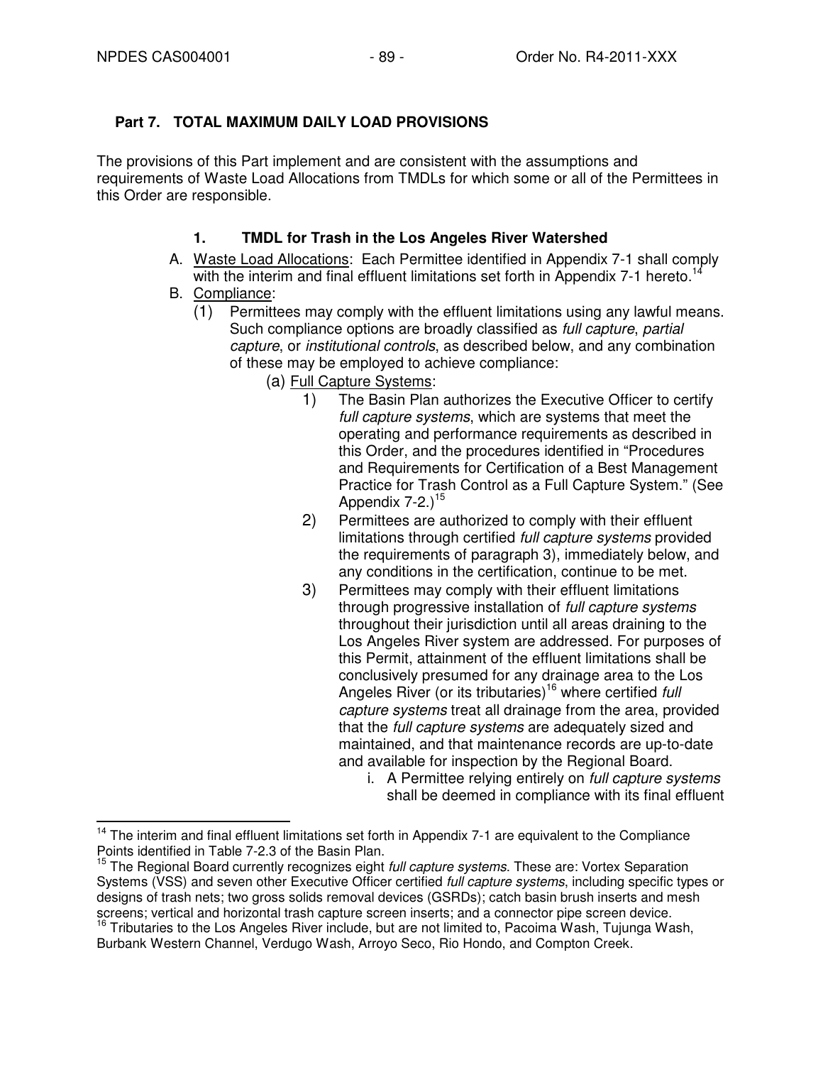## Part 7. TOTAL MAXIMUM DAILY LOAD PROVISIONS

The provisions of this Part implement and are consistent with the assumptions and requirements of Waste Load Allocations from TMDLs for which some or all of the Permittees in this Order are responsible.

### 1. TMDL for Trash in the Los Angeles River Watershed

A. Waste Load Allocations: Each Permittee identified in Appendix 7-1 shall comply with the interim and final effluent limitations set forth in Appendix 7-1 hereto.[14]

B. Compliance:

(1) Permittees may comply with the effluent limitations using any lawful means. Such compliance options are broadly classified as *full capture*, *partial capture*, or *institutional controls*, as described below, and any combination of these may be employed to achieve compliance:

(a) Full Capture Systems:

1) The Basin Plan authorizes the Executive Officer to certify *full capture systems*, which are systems that meet the operating and performance requirements as described in this Order, and the procedures identified in "Procedures and Requirements for Certification of a Best Management Practice for Trash Control as a Full Capture System." (See Appendix 7-2.)[15]

2) Permittees are authorized to comply with their effluent limitations through certified *full capture systems* provided the requirements of paragraph 3), immediately below, and any conditions in the certification, continue to be met.

3) Permittees may comply with their effluent limitations through progressive installation of *full capture systems* throughout their jurisdiction until all areas draining to the Los Angeles River system are addressed. For purposes of this Permit, attainment of the effluent limitations shall be conclusively presumed for any drainage area to the Los Angeles River (or its tributaries)[16] where certified *full capture systems* treat all drainage from the area, provided that the *full capture systems* are adequately sized and maintained, and that maintenance records are up-to-date and available for inspection by the Regional Board.

i. A Permittee relying entirely on *full capture systems* shall be deemed in compliance with its final effluent

---

[14] The interim and final effluent limitations set forth in Appendix 7-1 are equivalent to the Compliance Points identified in Table 7-2.3 of the Basin Plan.

[15] The Regional Board currently recognizes eight *full capture systems*. These are: Vortex Separation Systems (VSS) and seven other Executive Officer certified *full capture systems*, including specific types or designs of trash nets; two gross solids removal devices (GSRDs); catch basin brush inserts and mesh screens; vertical and horizontal trash capture screen inserts; and a connector pipe screen device.

[16] Tributaries to the Los Angeles River include, but are not limited to, Pacoima Wash, Tujunga Wash, Burbank Western Channel, Verdugo Wash, Arroyo Seco, Rio Hondo, and Compton Creek.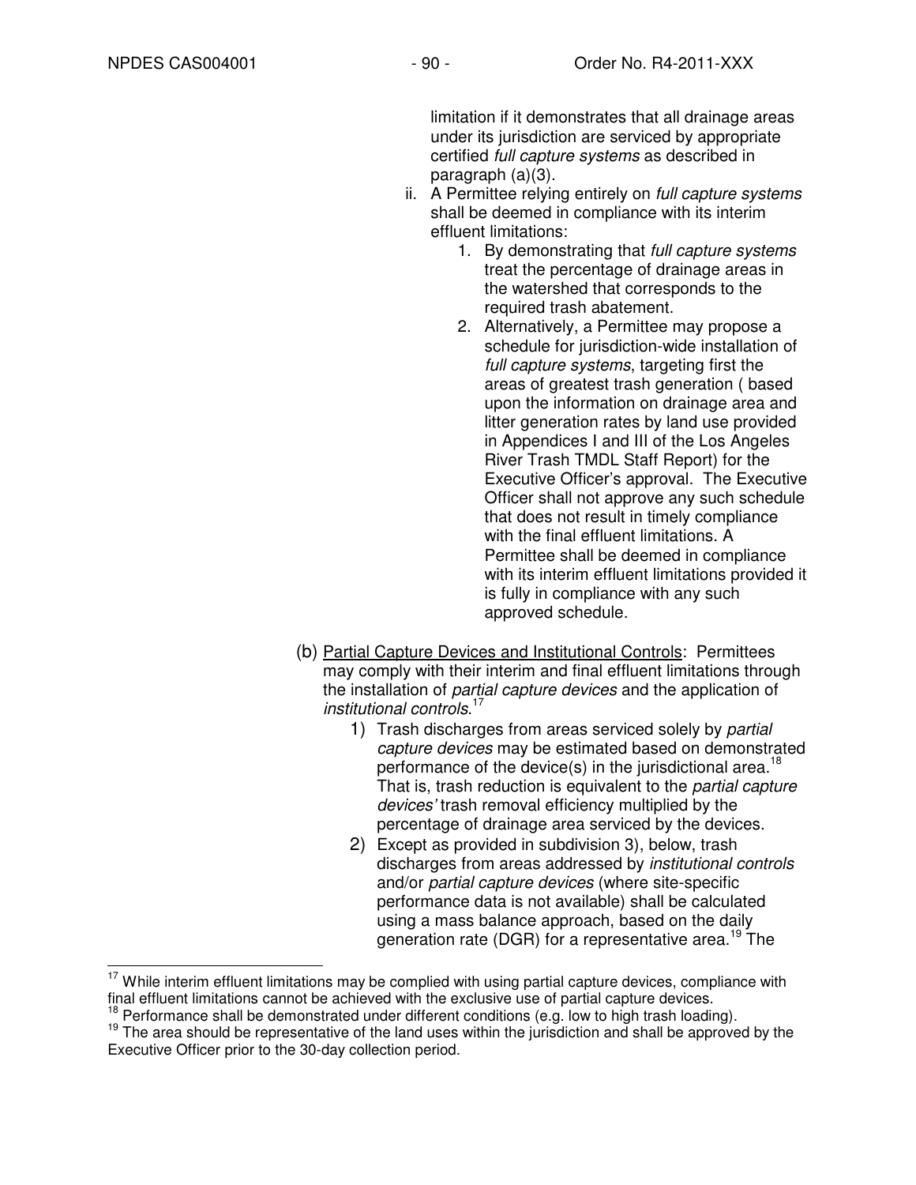limitation if it demonstrates that all drainage areas under its jurisdiction are serviced by appropriate certified *full capture systems* as described in paragraph (a)(3).

ii. A Permittee relying entirely on *full capture systems* shall be deemed in compliance with its interim effluent limitations:

1. By demonstrating that *full capture systems* treat the percentage of drainage areas in the watershed that corresponds to the required trash abatement.
2. Alternatively, a Permittee may propose a schedule for jurisdiction-wide installation of *full capture systems*, targeting first the areas of greatest trash generation ( based upon the information on drainage area and litter generation rates by land use provided in Appendices I and III of the Los Angeles River Trash TMDL Staff Report) for the Executive Officer's approval. The Executive Officer shall not approve any such schedule that does not result in timely compliance with the final effluent limitations. A Permittee shall be deemed in compliance with its interim effluent limitations provided it is fully in compliance with any such approved schedule.

(b) <u>Partial Capture Devices and Institutional Controls</u>: Permittees may comply with their interim and final effluent limitations through the installation of *partial capture devices* and the application of *institutional controls*.[17]

1) Trash discharges from areas serviced solely by *partial capture devices* may be estimated based on demonstrated performance of the device(s) in the jurisdictional area.[18] That is, trash reduction is equivalent to the *partial capture devices'* trash removal efficiency multiplied by the percentage of drainage area serviced by the devices.

2) Except as provided in subdivision 3), below, trash discharges from areas addressed by *institutional controls* and/or *partial capture devices* (where site-specific performance data is not available) shall be calculated using a mass balance approach, based on the daily generation rate (DGR) for a representative area.[19] The

---

[17] While interim effluent limitations may be complied with using partial capture devices, compliance with final effluent limitations cannot be achieved with the exclusive use of partial capture devices.

[18] Performance shall be demonstrated under different conditions (e.g. low to high trash loading).

[19] The area should be representative of the land uses within the jurisdiction and shall be approved by the Executive Officer prior to the 30-day collection period.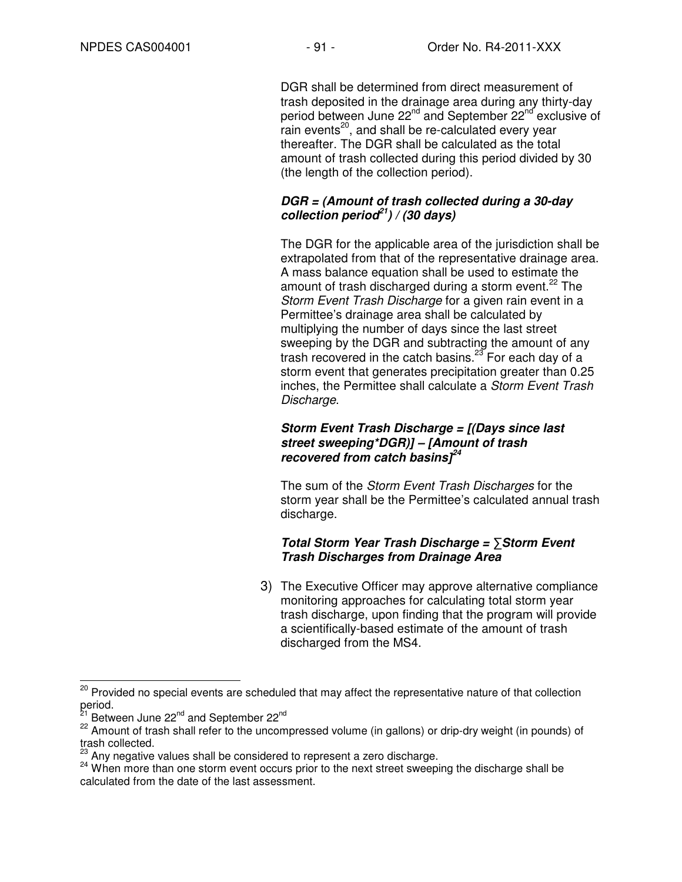DGR shall be determined from direct measurement of trash deposited in the drainage area during any thirty-day period between June 22nd and September 22nd exclusive of rain events[20], and shall be re-calculated every year thereafter. The DGR shall be calculated as the total amount of trash collected during this period divided by 30 (the length of the collection period).

***DGR = (Amount of trash collected during a 30-day collection period[21]) / (30 days)***

The DGR for the applicable area of the jurisdiction shall be extrapolated from that of the representative drainage area. A mass balance equation shall be used to estimate the amount of trash discharged during a storm event.[22] The *Storm Event Trash Discharge* for a given rain event in a Permittee's drainage area shall be calculated by multiplying the number of days since the last street sweeping by the DGR and subtracting the amount of any trash recovered in the catch basins.[23] For each day of a storm event that generates precipitation greater than 0.25 inches, the Permittee shall calculate a *Storm Event Trash Discharge*.

***Storm Event Trash Discharge = [(Days since last street sweeping*DGR)] – [Amount of trash recovered from catch basins][24]***

The sum of the *Storm Event Trash Discharges* for the storm year shall be the Permittee's calculated annual trash discharge.

***Total Storm Year Trash Discharge = ∑Storm Event Trash Discharges from Drainage Area***

3) The Executive Officer may approve alternative compliance monitoring approaches for calculating total storm year trash discharge, upon finding that the program will provide a scientifically-based estimate of the amount of trash discharged from the MS4.

---

[20] Provided no special events are scheduled that may affect the representative nature of that collection period.

[21] Between June 22nd and September 22nd

[22] Amount of trash shall refer to the uncompressed volume (in gallons) or drip-dry weight (in pounds) of trash collected.

[23] Any negative values shall be considered to represent a zero discharge.

[24] When more than one storm event occurs prior to the next street sweeping the discharge shall be calculated from the date of the last assessment.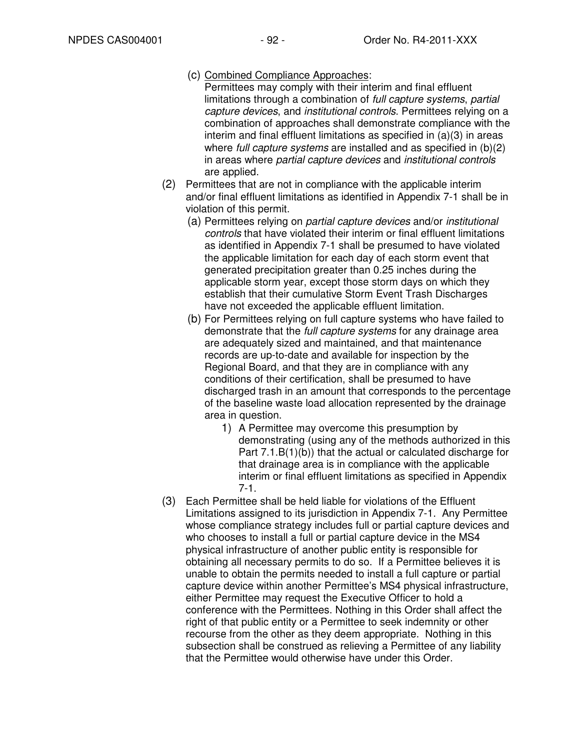(c) <u>Combined Compliance Approaches</u>:
   Permittees may comply with their interim and final effluent limitations through a combination of *full capture systems*, *partial capture devices*, and *institutional controls*. Permittees relying on a combination of approaches shall demonstrate compliance with the interim and final effluent limitations as specified in (a)(3) in areas where *full capture systems* are installed and as specified in (b)(2) in areas where *partial capture devices* and *institutional controls* are applied.

(2) Permittees that are not in compliance with the applicable interim and/or final effluent limitations as identified in Appendix 7-1 shall be in violation of this permit.

   (a) Permittees relying on *partial capture devices* and/or *institutional controls* that have violated their interim or final effluent limitations as identified in Appendix 7-1 shall be presumed to have violated the applicable limitation for each day of each storm event that generated precipitation greater than 0.25 inches during the applicable storm year, except those storm days on which they establish that their cumulative Storm Event Trash Discharges have not exceeded the applicable effluent limitation.

   (b) For Permittees relying on full capture systems who have failed to demonstrate that the *full capture systems* for any drainage area are adequately sized and maintained, and that maintenance records are up-to-date and available for inspection by the Regional Board, and that they are in compliance with any conditions of their certification, shall be presumed to have discharged trash in an amount that corresponds to the percentage of the baseline waste load allocation represented by the drainage area in question.

      1) A Permittee may overcome this presumption by demonstrating (using any of the methods authorized in this Part 7.1.B(1)(b)) that the actual or calculated discharge for that drainage area is in compliance with the applicable interim or final effluent limitations as specified in Appendix 7-1.

(3) Each Permittee shall be held liable for violations of the Effluent Limitations assigned to its jurisdiction in Appendix 7-1. Any Permittee whose compliance strategy includes full or partial capture devices and who chooses to install a full or partial capture device in the MS4 physical infrastructure of another public entity is responsible for obtaining all necessary permits to do so. If a Permittee believes it is unable to obtain the permits needed to install a full capture or partial capture device within another Permittee's MS4 physical infrastructure, either Permittee may request the Executive Officer to hold a conference with the Permittees. Nothing in this Order shall affect the right of that public entity or a Permittee to seek indemnity or other recourse from the other as they deem appropriate. Nothing in this subsection shall be construed as relieving a Permittee of any liability that the Permittee would otherwise have under this Order.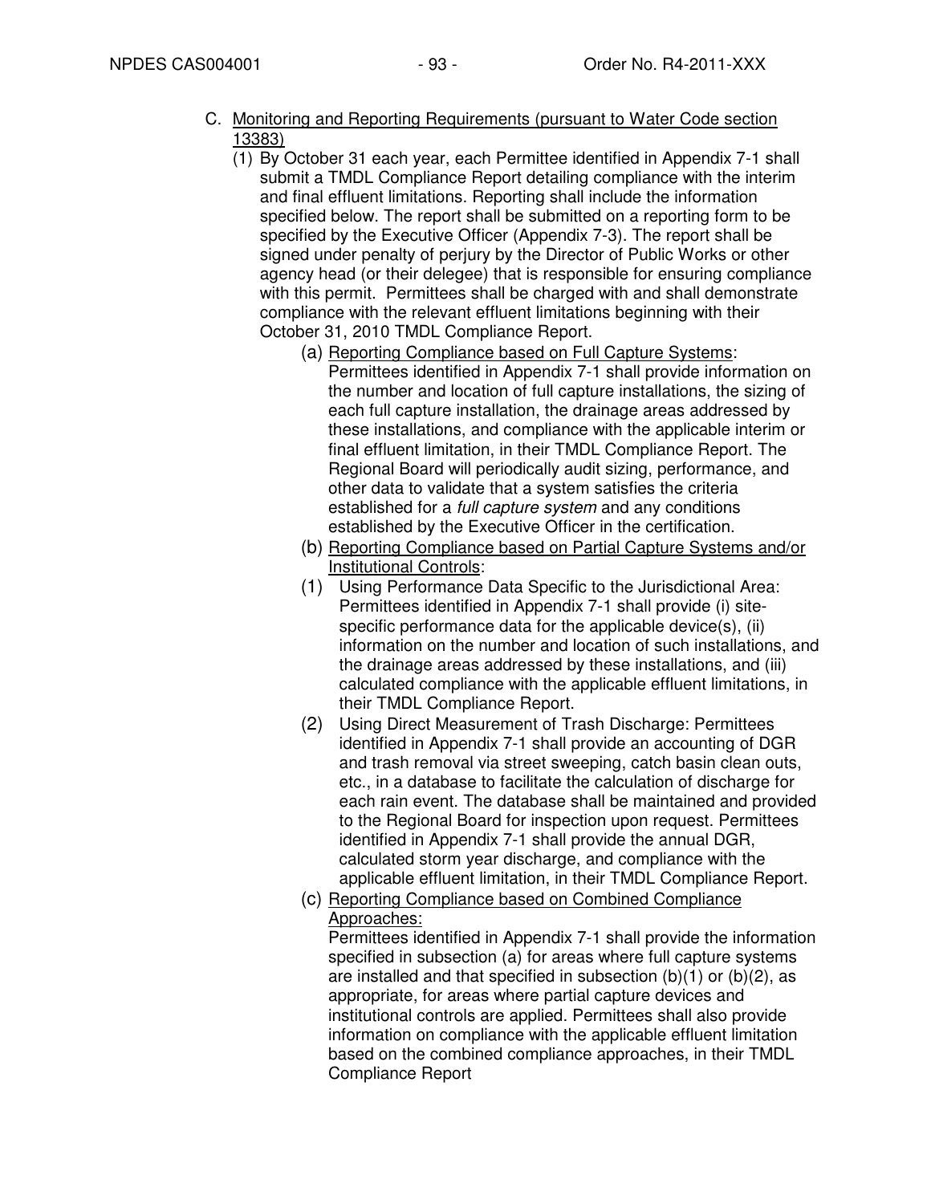C. Monitoring and Reporting Requirements (pursuant to Water Code section 13383)

(1) By October 31 each year, each Permittee identified in Appendix 7-1 shall submit a TMDL Compliance Report detailing compliance with the interim and final effluent limitations. Reporting shall include the information specified below. The report shall be submitted on a reporting form to be specified by the Executive Officer (Appendix 7-3). The report shall be signed under penalty of perjury by the Director of Public Works or other agency head (or their delegee) that is responsible for ensuring compliance with this permit. Permittees shall be charged with and shall demonstrate compliance with the relevant effluent limitations beginning with their October 31, 2010 TMDL Compliance Report.

(a) Reporting Compliance based on Full Capture Systems: Permittees identified in Appendix 7-1 shall provide information on the number and location of full capture installations, the sizing of each full capture installation, the drainage areas addressed by these installations, and compliance with the applicable interim or final effluent limitation, in their TMDL Compliance Report. The Regional Board will periodically audit sizing, performance, and other data to validate that a system satisfies the criteria established for a *full capture system* and any conditions established by the Executive Officer in the certification.

(b) Reporting Compliance based on Partial Capture Systems and/or Institutional Controls:

(1) Using Performance Data Specific to the Jurisdictional Area: Permittees identified in Appendix 7-1 shall provide (i) site-specific performance data for the applicable device(s), (ii) information on the number and location of such installations, and the drainage areas addressed by these installations, and (iii) calculated compliance with the applicable effluent limitations, in their TMDL Compliance Report.

(2) Using Direct Measurement of Trash Discharge: Permittees identified in Appendix 7-1 shall provide an accounting of DGR and trash removal via street sweeping, catch basin clean outs, etc., in a database to facilitate the calculation of discharge for each rain event. The database shall be maintained and provided to the Regional Board for inspection upon request. Permittees identified in Appendix 7-1 shall provide the annual DGR, calculated storm year discharge, and compliance with the applicable effluent limitation, in their TMDL Compliance Report.

(c) Reporting Compliance based on Combined Compliance Approaches:

Permittees identified in Appendix 7-1 shall provide the information specified in subsection (a) for areas where full capture systems are installed and that specified in subsection (b)(1) or (b)(2), as appropriate, for areas where partial capture devices and institutional controls are applied. Permittees shall also provide information on compliance with the applicable effluent limitation based on the combined compliance approaches, in their TMDL Compliance Report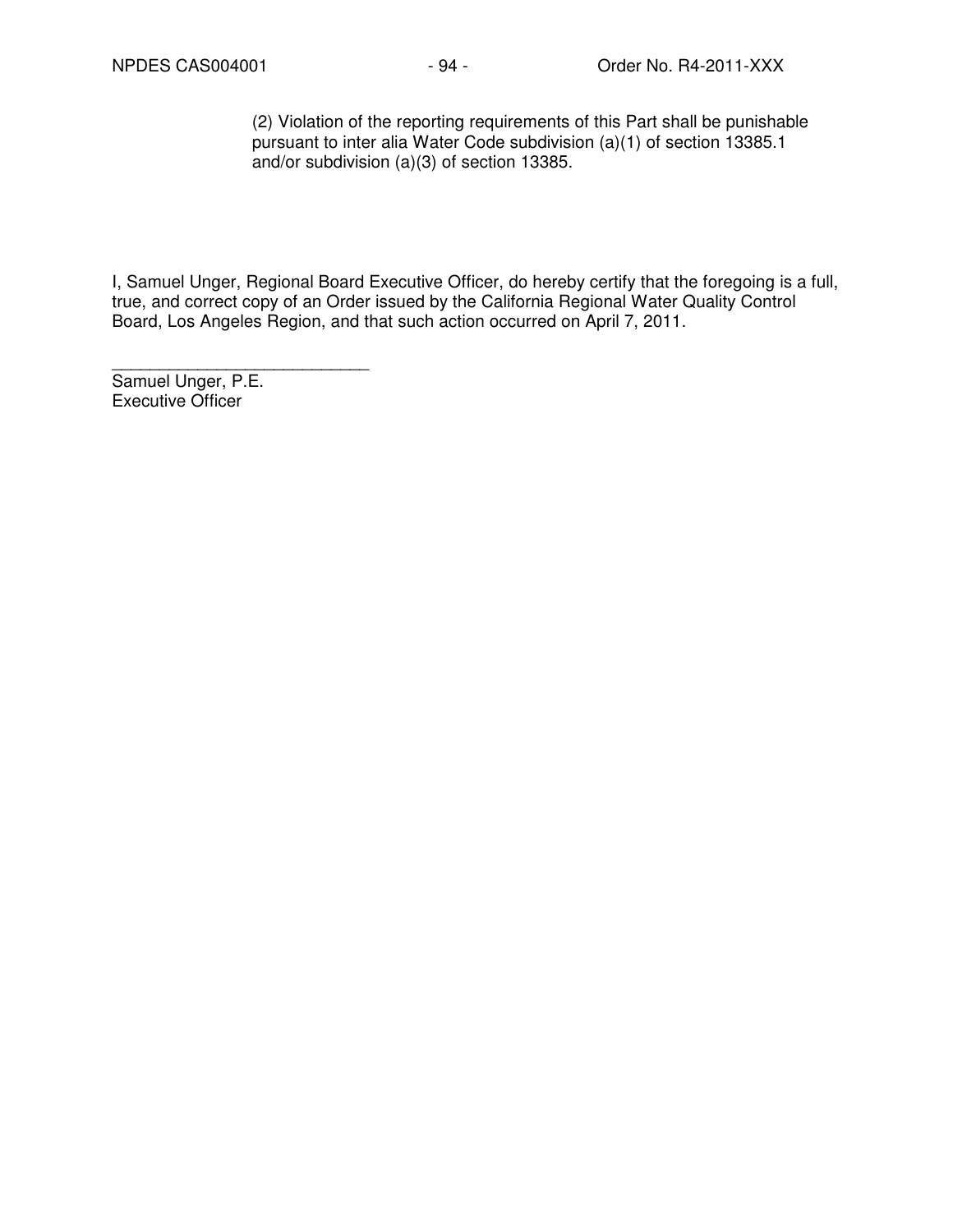(2) Violation of the reporting requirements of this Part shall be punishable pursuant to inter alia Water Code subdivision (a)(1) of section 13385.1 and/or subdivision (a)(3) of section 13385.

I, Samuel Unger, Regional Board Executive Officer, do hereby certify that the foregoing is a full, true, and correct copy of an Order issued by the California Regional Water Quality Control Board, Los Angeles Region, and that such action occurred on April 7, 2011.

___________________________

Samuel Unger, P.E.  
Executive Officer